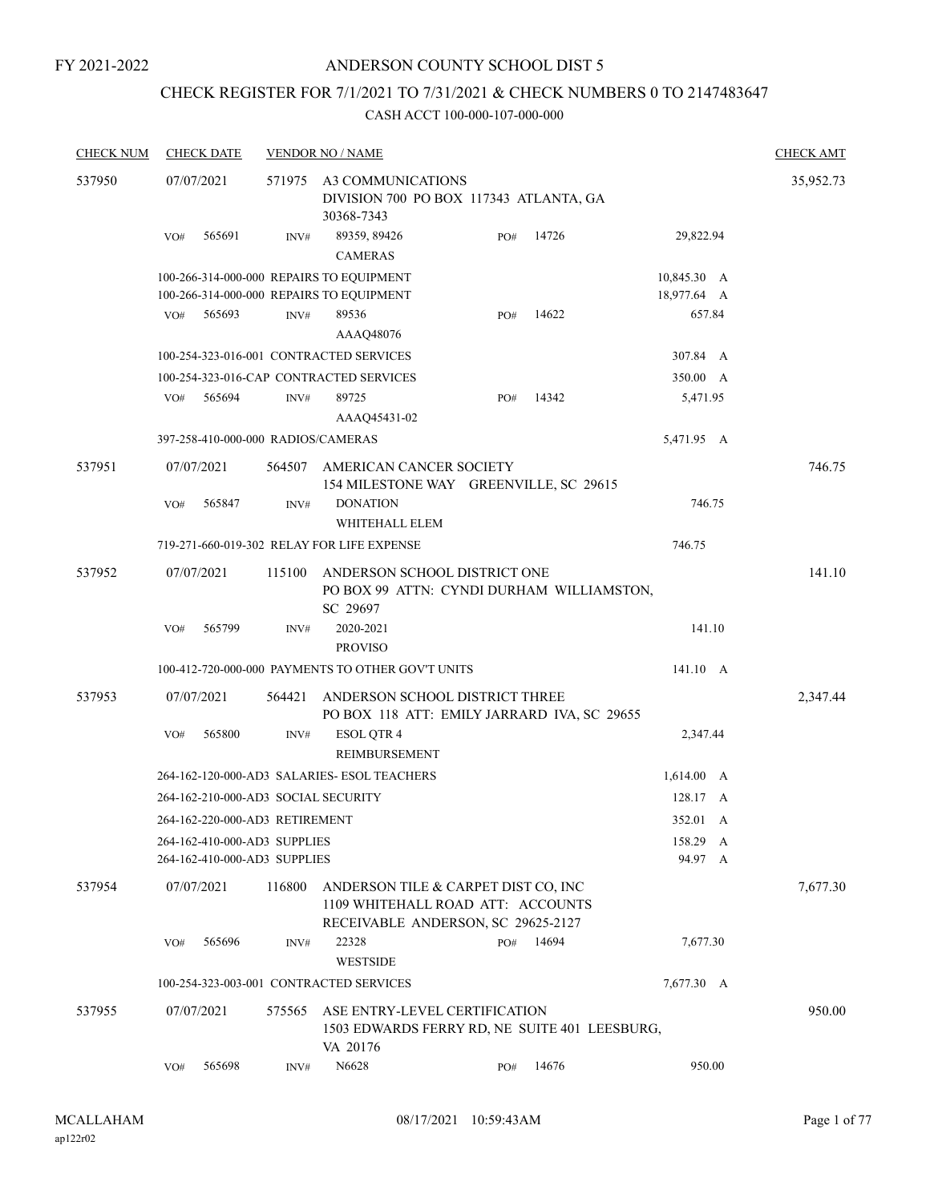FY 2021-2022

# ANDERSON COUNTY SCHOOL DIST 5

## CHECK REGISTER FOR 7/1/2021 TO 7/31/2021 & CHECK NUMBERS 0 TO 2147483647

### CASH ACCT 100-000-107-000-000

| CHECK NUM | CHECK DATE | VENDOR NO / NAME | | | | CHECK AMT |
|---|---|---|---|---|---|---|
| 537950 | 07/07/2021 | 571975 A3 COMMUNICATIONS<br>DIVISION 700 PO BOX 117343 ATLANTA, GA 30368-7343 | | | | 35,952.73 |
| | VO# 565691 | INV# 89359, 89426<br>CAMERAS | PO# 14726 | 29,822.94 | | |
| | 100-266-314-000-000 REPAIRS TO EQUIPMENT | | | 10,845.30 A | | |
| | 100-266-314-000-000 REPAIRS TO EQUIPMENT | | | 18,977.64 A | | |
| | VO# 565693 | INV# 89536<br>AAAQ48076 | PO# 14622 | 657.84 | | |
| | 100-254-323-016-001 CONTRACTED SERVICES | | | 307.84 A | | |
| | 100-254-323-016-CAP CONTRACTED SERVICES | | | 350.00 A | | |
| | VO# 565694 | INV# 89725<br>AAAQ45431-02 | PO# 14342 | 5,471.95 | | |
| | 397-258-410-000-000 RADIOS/CAMERAS | | | 5,471.95 A | | |
| 537951 | 07/07/2021 | 564507 AMERICAN CANCER SOCIETY<br>154 MILESTONE WAY GREENVILLE, SC 29615 | | | | 746.75 |
| | VO# 565847 | INV# DONATION<br>WHITEHALL ELEM | | 746.75 | | |
| | 719-271-660-019-302 RELAY FOR LIFE EXPENSE | | | 746.75 | | |
| 537952 | 07/07/2021 | 115100 ANDERSON SCHOOL DISTRICT ONE<br>PO BOX 99 ATTN: CYNDI DURHAM WILLIAMSTON, SC 29697 | | | | 141.10 |
| | VO# 565799 | INV# 2020-2021<br>PROVISO | | 141.10 | | |
| | 100-412-720-000-000 PAYMENTS TO OTHER GOV'T UNITS | | | 141.10 A | | |
| 537953 | 07/07/2021 | 564421 ANDERSON SCHOOL DISTRICT THREE<br>PO BOX 118 ATT: EMILY JARRARD IVA, SC 29655 | | | | 2,347.44 |
| | VO# 565800 | INV# ESOL QTR 4<br>REIMBURSEMENT | | 2,347.44 | | |
| | 264-162-120-000-AD3 SALARIES- ESOL TEACHERS | | | 1,614.00 A | | |
| | 264-162-210-000-AD3 SOCIAL SECURITY | | | 128.17 A | | |
| | 264-162-220-000-AD3 RETIREMENT | | | 352.01 A | | |
| | 264-162-410-000-AD3 SUPPLIES | | | 158.29 A | | |
| | 264-162-410-000-AD3 SUPPLIES | | | 94.97 A | | |
| 537954 | 07/07/2021 | 116800 ANDERSON TILE & CARPET DIST CO, INC<br>1109 WHITEHALL ROAD ATT: ACCOUNTS RECEIVABLE ANDERSON, SC 29625-2127 | | | | 7,677.30 |
| | VO# 565696 | INV# 22328<br>WESTSIDE | PO# 14694 | 7,677.30 | | |
| | 100-254-323-003-001 CONTRACTED SERVICES | | | 7,677.30 A | | |
| 537955 | 07/07/2021 | 575565 ASE ENTRY-LEVEL CERTIFICATION<br>1503 EDWARDS FERRY RD, NE SUITE 401 LEESBURG, VA 20176 | | | | 950.00 |
| | VO# 565698 | INV# N6628 | PO# 14676 | 950.00 | | |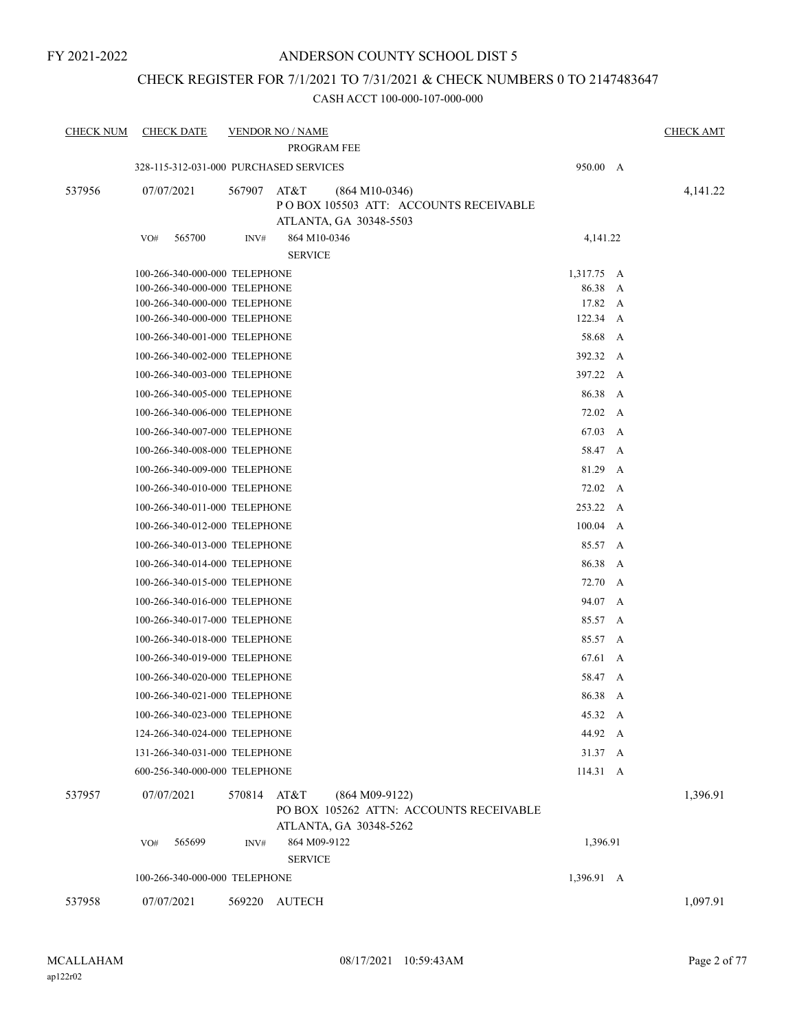FY 2021-2022

# ANDERSON COUNTY SCHOOL DIST 5

## CHECK REGISTER FOR 7/1/2021 TO 7/31/2021 & CHECK NUMBERS 0 TO 2147483647

CASH ACCT 100-000-107-000-000

| CHECK NUM | CHECK DATE | VENDOR NO / NAME | | CHECK AMT |
|---|---|---|---|---|
| | | PROGRAM FEE | | |
| | 328-115-312-031-000 PURCHASED SERVICES | | 950.00 A | |
| 537956 | 07/07/2021 | 567907 AT&T (864 M10-0346)<br>P O BOX 105503 ATT: ACCOUNTS RECEIVABLE<br>ATLANTA, GA 30348-5503 | | 4,141.22 |
| | VO# 565700 | INV# 864 M10-0346<br>SERVICE | 4,141.22 | |
| | 100-266-340-000-000 TELEPHONE | | 1,317.75 A | |
| | 100-266-340-000-000 TELEPHONE | | 86.38 A | |
| | 100-266-340-000-000 TELEPHONE | | 17.82 A | |
| | 100-266-340-000-000 TELEPHONE | | 122.34 A | |
| | 100-266-340-001-000 TELEPHONE | | 58.68 A | |
| | 100-266-340-002-000 TELEPHONE | | 392.32 A | |
| | 100-266-340-003-000 TELEPHONE | | 397.22 A | |
| | 100-266-340-005-000 TELEPHONE | | 86.38 A | |
| | 100-266-340-006-000 TELEPHONE | | 72.02 A | |
| | 100-266-340-007-000 TELEPHONE | | 67.03 A | |
| | 100-266-340-008-000 TELEPHONE | | 58.47 A | |
| | 100-266-340-009-000 TELEPHONE | | 81.29 A | |
| | 100-266-340-010-000 TELEPHONE | | 72.02 A | |
| | 100-266-340-011-000 TELEPHONE | | 253.22 A | |
| | 100-266-340-012-000 TELEPHONE | | 100.04 A | |
| | 100-266-340-013-000 TELEPHONE | | 85.57 A | |
| | 100-266-340-014-000 TELEPHONE | | 86.38 A | |
| | 100-266-340-015-000 TELEPHONE | | 72.70 A | |
| | 100-266-340-016-000 TELEPHONE | | 94.07 A | |
| | 100-266-340-017-000 TELEPHONE | | 85.57 A | |
| | 100-266-340-018-000 TELEPHONE | | 85.57 A | |
| | 100-266-340-019-000 TELEPHONE | | 67.61 A | |
| | 100-266-340-020-000 TELEPHONE | | 58.47 A | |
| | 100-266-340-021-000 TELEPHONE | | 86.38 A | |
| | 100-266-340-023-000 TELEPHONE | | 45.32 A | |
| | 124-266-340-024-000 TELEPHONE | | 44.92 A | |
| | 131-266-340-031-000 TELEPHONE | | 31.37 A | |
| | 600-256-340-000-000 TELEPHONE | | 114.31 A | |
| 537957 | 07/07/2021 | 570814 AT&T (864 M09-9122)<br>PO BOX 105262 ATTN: ACCOUNTS RECEIVABLE<br>ATLANTA, GA 30348-5262 | | 1,396.91 |
| | VO# 565699 | INV# 864 M09-9122<br>SERVICE | 1,396.91 | |
| | 100-266-340-000-000 TELEPHONE | | 1,396.91 A | |
| 537958 | 07/07/2021 | 569220 AUTECH | | 1,097.91 |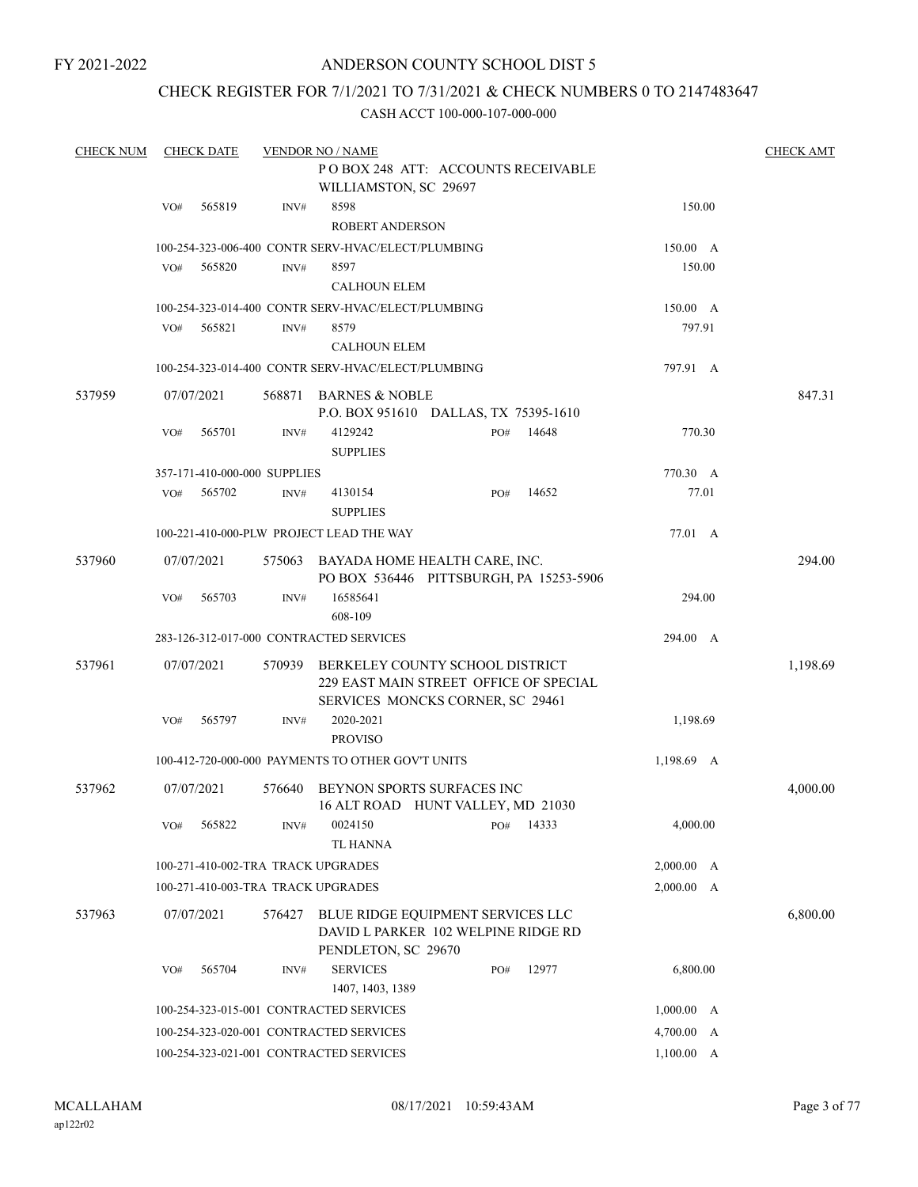FY 2021-2022

# ANDERSON COUNTY SCHOOL DIST 5

## CHECK REGISTER FOR 7/1/2021 TO 7/31/2021 & CHECK NUMBERS 0 TO 2147483647

CASH ACCT 100-000-107-000-000

| CHECK NUM | CHECK DATE | VENDOR NO / NAME | | | CHECK AMT |
|---|---|---|---|---|---|
| | | P O BOX 248 ATT: ACCOUNTS RECEIVABLE WILLIAMSTON, SC 29697 | | | |
| | VO# 565819 | INV# 8598 ROBERT ANDERSON | | 150.00 | |
| | | 100-254-323-006-400 CONTR SERV-HVAC/ELECT/PLUMBING | | 150.00 A | |
| | VO# 565820 | INV# 8597 CALHOUN ELEM | | 150.00 | |
| | | 100-254-323-014-400 CONTR SERV-HVAC/ELECT/PLUMBING | | 150.00 A | |
| | VO# 565821 | INV# 8579 CALHOUN ELEM | | 797.91 | |
| | | 100-254-323-014-400 CONTR SERV-HVAC/ELECT/PLUMBING | | 797.91 A | |
| 537959 | 07/07/2021 | 568871 BARNES & NOBLE P.O. BOX 951610 DALLAS, TX 75395-1610 | | | 847.31 |
| | VO# 565701 | INV# 4129242 SUPPLIES | PO# 14648 | 770.30 | |
| | | 357-171-410-000-000 SUPPLIES | | 770.30 A | |
| | VO# 565702 | INV# 4130154 SUPPLIES | PO# 14652 | 77.01 | |
| | | 100-221-410-000-PLW PROJECT LEAD THE WAY | | 77.01 A | |
| 537960 | 07/07/2021 | 575063 BAYADA HOME HEALTH CARE, INC. PO BOX 536446 PITTSBURGH, PA 15253-5906 | | | 294.00 |
| | VO# 565703 | INV# 16585641 608-109 | | 294.00 | |
| | | 283-126-312-017-000 CONTRACTED SERVICES | | 294.00 A | |
| 537961 | 07/07/2021 | 570939 BERKELEY COUNTY SCHOOL DISTRICT 229 EAST MAIN STREET OFFICE OF SPECIAL SERVICES MONCKS CORNER, SC 29461 | | | 1,198.69 |
| | VO# 565797 | INV# 2020-2021 PROVISO | | 1,198.69 | |
| | | 100-412-720-000-000 PAYMENTS TO OTHER GOV'T UNITS | | 1,198.69 A | |
| 537962 | 07/07/2021 | 576640 BEYNON SPORTS SURFACES INC 16 ALT ROAD HUNT VALLEY, MD 21030 | | | 4,000.00 |
| | VO# 565822 | INV# 0024150 TL HANNA | PO# 14333 | 4,000.00 | |
| | | 100-271-410-002-TRA TRACK UPGRADES | | 2,000.00 A | |
| | | 100-271-410-003-TRA TRACK UPGRADES | | 2,000.00 A | |
| 537963 | 07/07/2021 | 576427 BLUE RIDGE EQUIPMENT SERVICES LLC DAVID L PARKER 102 WELPINE RIDGE RD PENDLETON, SC 29670 | | | 6,800.00 |
| | VO# 565704 | INV# SERVICES 1407, 1403, 1389 | PO# 12977 | 6,800.00 | |
| | | 100-254-323-015-001 CONTRACTED SERVICES | | 1,000.00 A | |
| | | 100-254-323-020-001 CONTRACTED SERVICES | | 4,700.00 A | |
| | | 100-254-323-021-001 CONTRACTED SERVICES | | 1,100.00 A | |

MCALLAHAM ap122r02 08/17/2021 10:59:43AM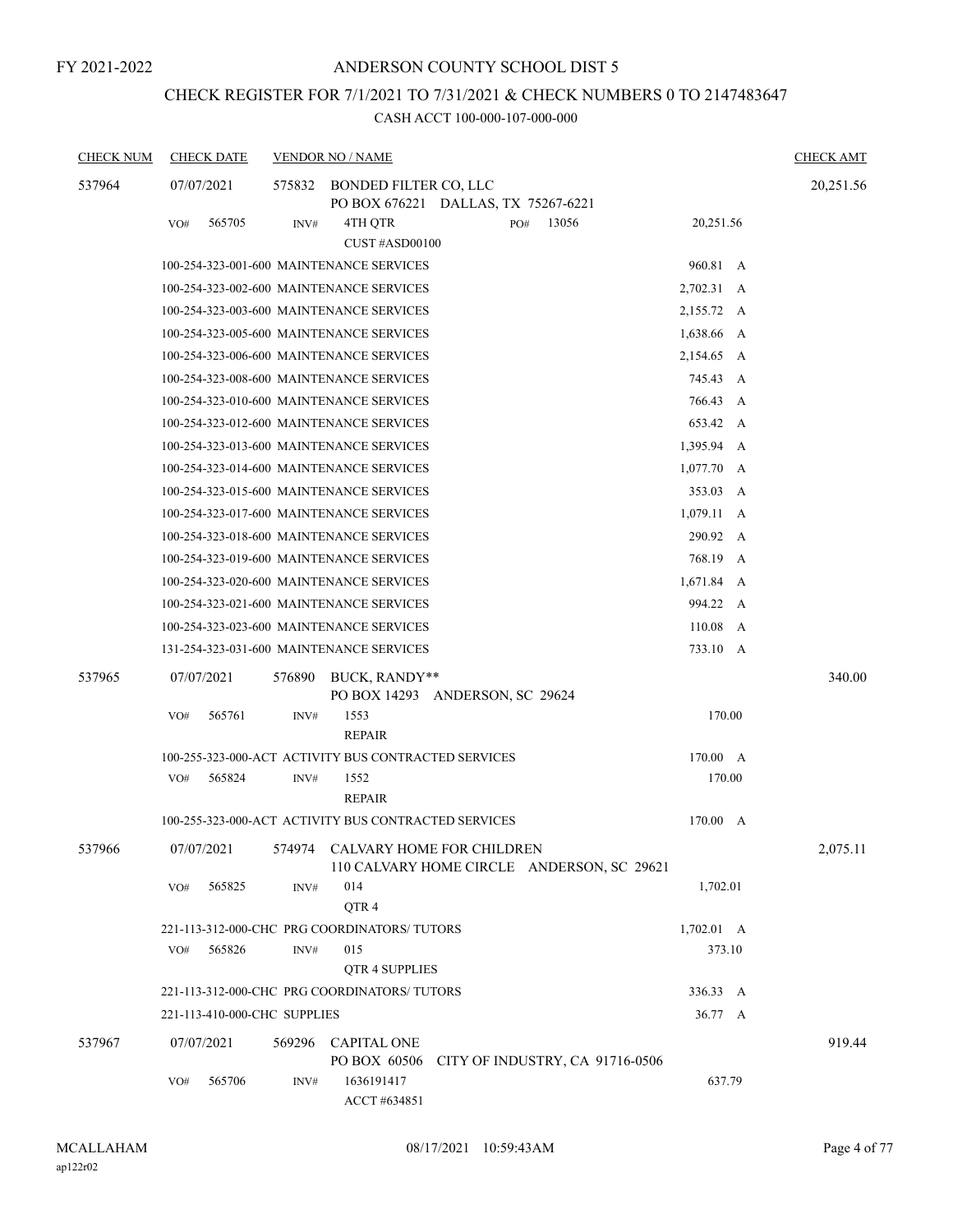FY 2021-2022

# ANDERSON COUNTY SCHOOL DIST 5

## CHECK REGISTER FOR 7/1/2021 TO 7/31/2021 & CHECK NUMBERS 0 TO 2147483647

### CASH ACCT 100-000-107-000-000

| CHECK NUM | CHECK DATE | VENDOR NO / NAME | | CHECK AMT |
|---|---|---|---|---|
| 537964 | 07/07/2021 | 575832 BONDED FILTER CO, LLC<br>PO BOX 676221 DALLAS, TX 75267-6221 | | 20,251.56 |
| | VO# 565705 | INV# 4TH QTR PO# 13056<br>CUST #ASD00100 | 20,251.56 | |
| | | 100-254-323-001-600 MAINTENANCE SERVICES | 960.81 A | |
| | | 100-254-323-002-600 MAINTENANCE SERVICES | 2,702.31 A | |
| | | 100-254-323-003-600 MAINTENANCE SERVICES | 2,155.72 A | |
| | | 100-254-323-005-600 MAINTENANCE SERVICES | 1,638.66 A | |
| | | 100-254-323-006-600 MAINTENANCE SERVICES | 2,154.65 A | |
| | | 100-254-323-008-600 MAINTENANCE SERVICES | 745.43 A | |
| | | 100-254-323-010-600 MAINTENANCE SERVICES | 766.43 A | |
| | | 100-254-323-012-600 MAINTENANCE SERVICES | 653.42 A | |
| | | 100-254-323-013-600 MAINTENANCE SERVICES | 1,395.94 A | |
| | | 100-254-323-014-600 MAINTENANCE SERVICES | 1,077.70 A | |
| | | 100-254-323-015-600 MAINTENANCE SERVICES | 353.03 A | |
| | | 100-254-323-017-600 MAINTENANCE SERVICES | 1,079.11 A | |
| | | 100-254-323-018-600 MAINTENANCE SERVICES | 290.92 A | |
| | | 100-254-323-019-600 MAINTENANCE SERVICES | 768.19 A | |
| | | 100-254-323-020-600 MAINTENANCE SERVICES | 1,671.84 A | |
| | | 100-254-323-021-600 MAINTENANCE SERVICES | 994.22 A | |
| | | 100-254-323-023-600 MAINTENANCE SERVICES | 110.08 A | |
| | | 131-254-323-031-600 MAINTENANCE SERVICES | 733.10 A | |
| 537965 | 07/07/2021 | 576890 BUCK, RANDY**<br>PO BOX 14293 ANDERSON, SC 29624 | | 340.00 |
| | VO# 565761 | INV# 1553<br>REPAIR | 170.00 | |
| | | 100-255-323-000-ACT ACTIVITY BUS CONTRACTED SERVICES | 170.00 A | |
| | VO# 565824 | INV# 1552<br>REPAIR | 170.00 | |
| | | 100-255-323-000-ACT ACTIVITY BUS CONTRACTED SERVICES | 170.00 A | |
| 537966 | 07/07/2021 | 574974 CALVARY HOME FOR CHILDREN<br>110 CALVARY HOME CIRCLE ANDERSON, SC 29621 | | 2,075.11 |
| | VO# 565825 | INV# 014<br>QTR 4 | 1,702.01 | |
| | | 221-113-312-000-CHC PRG COORDINATORS/ TUTORS | 1,702.01 A | |
| | VO# 565826 | INV# 015<br>QTR 4 SUPPLIES | 373.10 | |
| | | 221-113-312-000-CHC PRG COORDINATORS/ TUTORS | 336.33 A | |
| | | 221-113-410-000-CHC SUPPLIES | 36.77 A | |
| 537967 | 07/07/2021 | 569296 CAPITAL ONE<br>PO BOX 60506 CITY OF INDUSTRY, CA 91716-0506 | | 919.44 |
| | VO# 565706 | INV# 1636191417<br>ACCT #634851 | 637.79 | |

MCALLAHAM
ap122r02

08/17/2021 10:59:43AM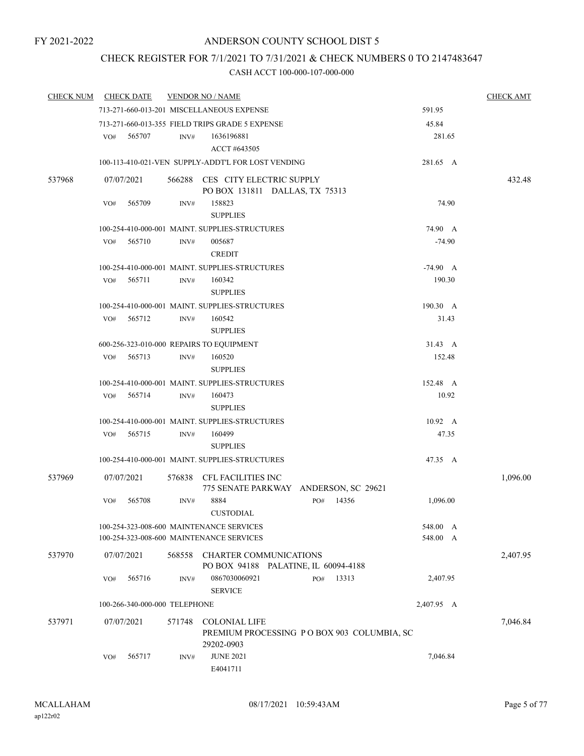FY 2021-2022

# ANDERSON COUNTY SCHOOL DIST 5

## CHECK REGISTER FOR 7/1/2021 TO 7/31/2021 & CHECK NUMBERS 0 TO 2147483647

### CASH ACCT 100-000-107-000-000

| CHECK NUM | CHECK DATE | VENDOR NO / NAME | | CHECK AMT |
|---|---|---|---|---|
| | | 713-271-660-013-201 MISCELLANEOUS EXPENSE | 591.95 | |
| | | 713-271-660-013-355 FIELD TRIPS GRADE 5 EXPENSE | 45.84 | |
| | VO# 565707 | INV# 1636196881<br>ACCT #643505 | 281.65 | |
| | | 100-113-410-021-VEN SUPPLY-ADDT'L FOR LOST VENDING | 281.65 A | |
| 537968 | 07/07/2021 | 566288 CES CITY ELECTRIC SUPPLY<br>PO BOX 131811 DALLAS, TX 75313 | | 432.48 |
| | VO# 565709 | INV# 158823<br>SUPPLIES | 74.90 | |
| | | 100-254-410-000-001 MAINT. SUPPLIES-STRUCTURES | 74.90 A | |
| | VO# 565710 | INV# 005687<br>CREDIT | -74.90 | |
| | | 100-254-410-000-001 MAINT. SUPPLIES-STRUCTURES | -74.90 A | |
| | VO# 565711 | INV# 160342<br>SUPPLIES | 190.30 | |
| | | 100-254-410-000-001 MAINT. SUPPLIES-STRUCTURES | 190.30 A | |
| | VO# 565712 | INV# 160542<br>SUPPLIES | 31.43 | |
| | | 600-256-323-010-000 REPAIRS TO EQUIPMENT | 31.43 A | |
| | VO# 565713 | INV# 160520<br>SUPPLIES | 152.48 | |
| | | 100-254-410-000-001 MAINT. SUPPLIES-STRUCTURES | 152.48 A | |
| | VO# 565714 | INV# 160473<br>SUPPLIES | 10.92 | |
| | | 100-254-410-000-001 MAINT. SUPPLIES-STRUCTURES | 10.92 A | |
| | VO# 565715 | INV# 160499<br>SUPPLIES | 47.35 | |
| | | 100-254-410-000-001 MAINT. SUPPLIES-STRUCTURES | 47.35 A | |
| 537969 | 07/07/2021 | 576838 CFL FACILITIES INC<br>775 SENATE PARKWAY ANDERSON, SC 29621 | | 1,096.00 |
| | VO# 565708 | INV# 8884 PO# 14356<br>CUSTODIAL | 1,096.00 | |
| | | 100-254-323-008-600 MAINTENANCE SERVICES | 548.00 A | |
| | | 100-254-323-008-600 MAINTENANCE SERVICES | 548.00 A | |
| 537970 | 07/07/2021 | 568558 CHARTER COMMUNICATIONS<br>PO BOX 94188 PALATINE, IL 60094-4188 | | 2,407.95 |
| | VO# 565716 | INV# 0867030060921 PO# 13313<br>SERVICE | 2,407.95 | |
| | | 100-266-340-000-000 TELEPHONE | 2,407.95 A | |
| 537971 | 07/07/2021 | 571748 COLONIAL LIFE<br>PREMIUM PROCESSING P O BOX 903 COLUMBIA, SC 29202-0903 | | 7,046.84 |
| | VO# 565717 | INV# JUNE 2021<br>E4041711 | 7,046.84 | |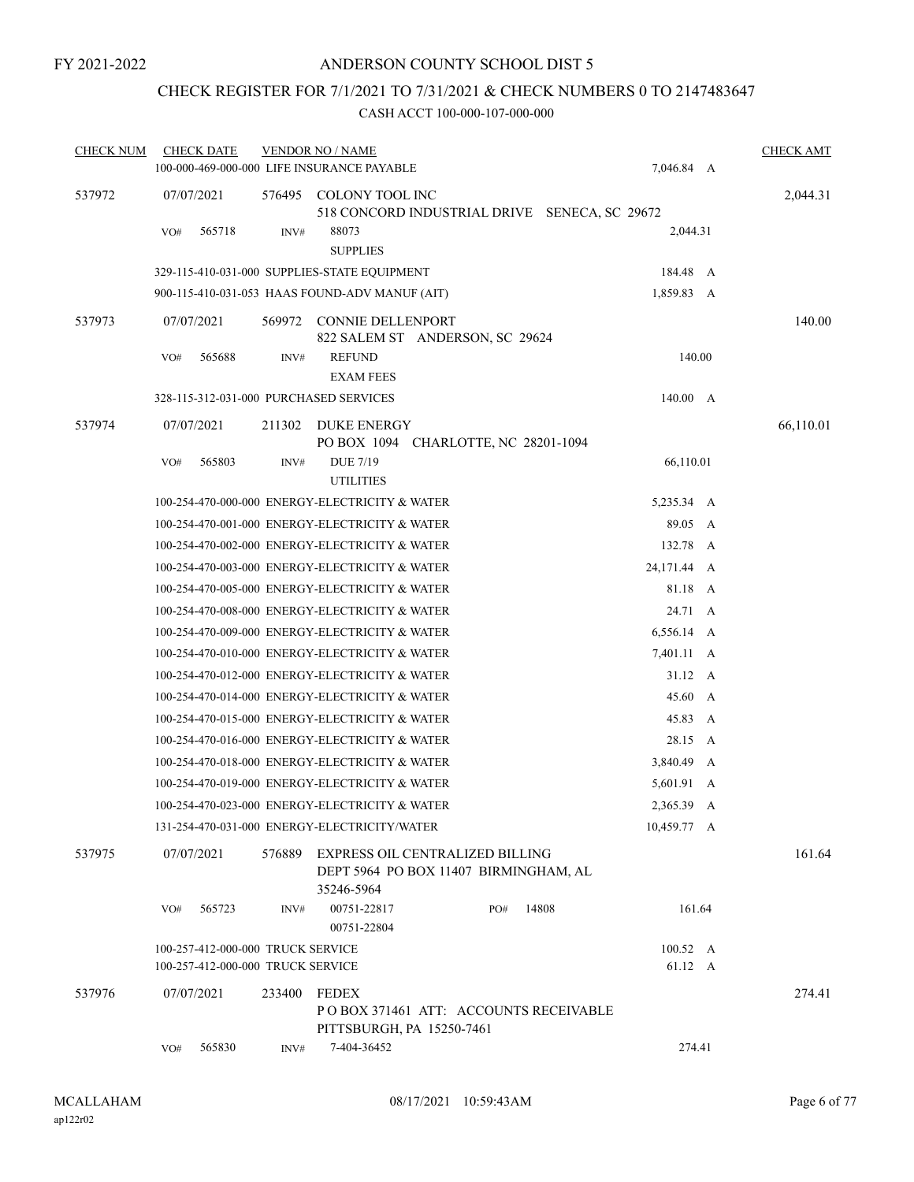FY 2021-2022

ANDERSON COUNTY SCHOOL DIST 5

CHECK REGISTER FOR 7/1/2021 TO 7/31/2021 & CHECK NUMBERS 0 TO 2147483647

CASH ACCT 100-000-107-000-000

| CHECK NUM | CHECK DATE | VENDOR NO / NAME | | CHECK AMT |
|---|---|---|---|---|
| | | 100-000-469-000-000 LIFE INSURANCE PAYABLE | 7,046.84 A | |
| 537972 | 07/07/2021 | 576495 COLONY TOOL INC<br>518 CONCORD INDUSTRIAL DRIVE SENECA, SC 29672 | | 2,044.31 |
| | VO# 565718 | INV# 88073<br>SUPPLIES | 2,044.31 | |
| | | 329-115-410-031-000 SUPPLIES-STATE EQUIPMENT | 184.48 A | |
| | | 900-115-410-031-053 HAAS FOUND-ADV MANUF (AIT) | 1,859.83 A | |
| 537973 | 07/07/2021 | 569972 CONNIE DELLENPORT<br>822 SALEM ST ANDERSON, SC 29624 | | 140.00 |
| | VO# 565688 | INV# REFUND<br>EXAM FEES | 140.00 | |
| | | 328-115-312-031-000 PURCHASED SERVICES | 140.00 A | |
| 537974 | 07/07/2021 | 211302 DUKE ENERGY<br>PO BOX 1094 CHARLOTTE, NC 28201-1094 | | 66,110.01 |
| | VO# 565803 | INV# DUE 7/19<br>UTILITIES | 66,110.01 | |
| | | 100-254-470-000-000 ENERGY-ELECTRICITY & WATER | 5,235.34 A | |
| | | 100-254-470-001-000 ENERGY-ELECTRICITY & WATER | 89.05 A | |
| | | 100-254-470-002-000 ENERGY-ELECTRICITY & WATER | 132.78 A | |
| | | 100-254-470-003-000 ENERGY-ELECTRICITY & WATER | 24,171.44 A | |
| | | 100-254-470-005-000 ENERGY-ELECTRICITY & WATER | 81.18 A | |
| | | 100-254-470-008-000 ENERGY-ELECTRICITY & WATER | 24.71 A | |
| | | 100-254-470-009-000 ENERGY-ELECTRICITY & WATER | 6,556.14 A | |
| | | 100-254-470-010-000 ENERGY-ELECTRICITY & WATER | 7,401.11 A | |
| | | 100-254-470-012-000 ENERGY-ELECTRICITY & WATER | 31.12 A | |
| | | 100-254-470-014-000 ENERGY-ELECTRICITY & WATER | 45.60 A | |
| | | 100-254-470-015-000 ENERGY-ELECTRICITY & WATER | 45.83 A | |
| | | 100-254-470-016-000 ENERGY-ELECTRICITY & WATER | 28.15 A | |
| | | 100-254-470-018-000 ENERGY-ELECTRICITY & WATER | 3,840.49 A | |
| | | 100-254-470-019-000 ENERGY-ELECTRICITY & WATER | 5,601.91 A | |
| | | 100-254-470-023-000 ENERGY-ELECTRICITY & WATER | 2,365.39 A | |
| | | 131-254-470-031-000 ENERGY-ELECTRICITY/WATER | 10,459.77 A | |
| 537975 | 07/07/2021 | 576889 EXPRESS OIL CENTRALIZED BILLING<br>DEPT 5964 PO BOX 11407 BIRMINGHAM, AL 35246-5964 | | 161.64 |
| | VO# 565723 | INV# 00751-22817 PO# 14808<br>00751-22804 | 161.64 | |
| | | 100-257-412-000-000 TRUCK SERVICE | 100.52 A | |
| | | 100-257-412-000-000 TRUCK SERVICE | 61.12 A | |
| 537976 | 07/07/2021 | 233400 FEDEX<br>P O BOX 371461 ATT: ACCOUNTS RECEIVABLE<br>PITTSBURGH, PA 15250-7461 | | 274.41 |
| | VO# 565830 | INV# 7-404-36452 | 274.41 | |

MCALLAHAM
ap122r02

08/17/2021 10:59:43AM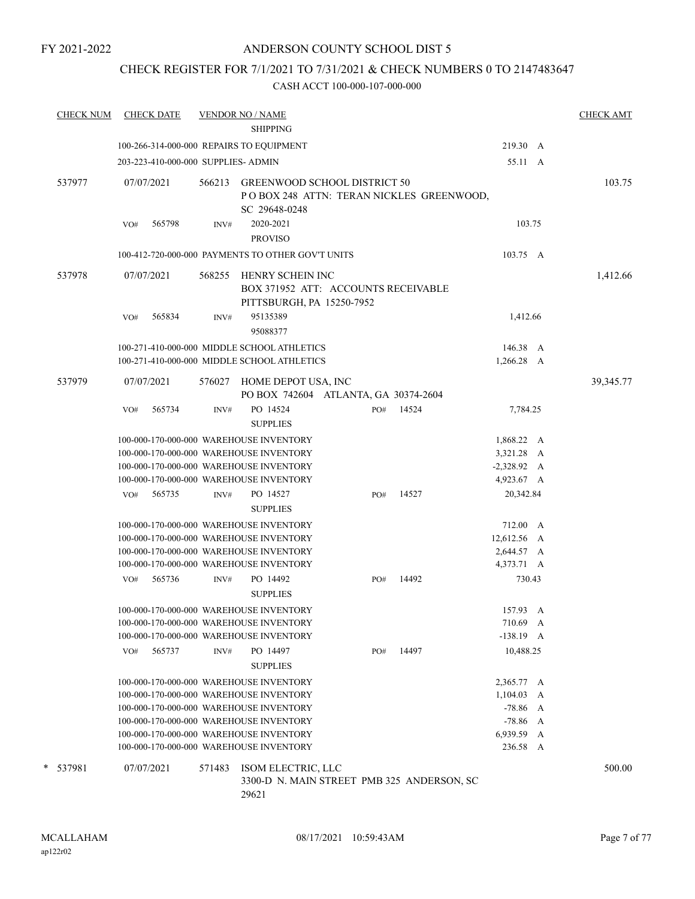FY 2021-2022

# ANDERSON COUNTY SCHOOL DIST 5

## CHECK REGISTER FOR 7/1/2021 TO 7/31/2021 & CHECK NUMBERS 0 TO 2147483647

### CASH ACCT 100-000-107-000-000

| CHECK NUM | CHECK DATE | VENDOR NO / NAME | | CHECK AMT |
|---|---|---|---|---|
| | | SHIPPING | | |
| | 100-266-314-000-000 REPAIRS TO EQUIPMENT | | 219.30 A | |
| | 203-223-410-000-000 SUPPLIES- ADMIN | | 55.11 A | |
| 537977 | 07/07/2021 | 566213 GREENWOOD SCHOOL DISTRICT 50<br>P O BOX 248 ATTN: TERAN NICKLES GREENWOOD, SC 29648-0248 | | 103.75 |
| | VO# 565798 | INV# 2020-2021<br>PROVISO | 103.75 | |
| | 100-412-720-000-000 PAYMENTS TO OTHER GOV'T UNITS | | 103.75 A | |
| 537978 | 07/07/2021 | 568255 HENRY SCHEIN INC<br>BOX 371952 ATT: ACCOUNTS RECEIVABLE<br>PITTSBURGH, PA 15250-7952 | | 1,412.66 |
| | VO# 565834 | INV# 95135389<br>95088377 | 1,412.66 | |
| | 100-271-410-000-000 MIDDLE SCHOOL ATHLETICS | | 146.38 A | |
| | 100-271-410-000-000 MIDDLE SCHOOL ATHLETICS | | 1,266.28 A | |
| 537979 | 07/07/2021 | 576027 HOME DEPOT USA, INC<br>PO BOX 742604 ATLANTA, GA 30374-2604 | | 39,345.77 |
| | VO# 565734 | INV# PO 14524 PO# 14524<br>SUPPLIES | 7,784.25 | |
| | 100-000-170-000-000 WAREHOUSE INVENTORY | | 1,868.22 A | |
| | 100-000-170-000-000 WAREHOUSE INVENTORY | | 3,321.28 A | |
| | 100-000-170-000-000 WAREHOUSE INVENTORY | | -2,328.92 A | |
| | 100-000-170-000-000 WAREHOUSE INVENTORY | | 4,923.67 A | |
| | VO# 565735 | INV# PO 14527 PO# 14527<br>SUPPLIES | 20,342.84 | |
| | 100-000-170-000-000 WAREHOUSE INVENTORY | | 712.00 A | |
| | 100-000-170-000-000 WAREHOUSE INVENTORY | | 12,612.56 A | |
| | 100-000-170-000-000 WAREHOUSE INVENTORY | | 2,644.57 A | |
| | 100-000-170-000-000 WAREHOUSE INVENTORY | | 4,373.71 A | |
| | VO# 565736 | INV# PO 14492 PO# 14492<br>SUPPLIES | 730.43 | |
| | 100-000-170-000-000 WAREHOUSE INVENTORY | | 157.93 A | |
| | 100-000-170-000-000 WAREHOUSE INVENTORY | | 710.69 A | |
| | 100-000-170-000-000 WAREHOUSE INVENTORY | | -138.19 A | |
| | VO# 565737 | INV# PO 14497 PO# 14497<br>SUPPLIES | 10,488.25 | |
| | 100-000-170-000-000 WAREHOUSE INVENTORY | | 2,365.77 A | |
| | 100-000-170-000-000 WAREHOUSE INVENTORY | | 1,104.03 A | |
| | 100-000-170-000-000 WAREHOUSE INVENTORY | | -78.86 A | |
| | 100-000-170-000-000 WAREHOUSE INVENTORY | | -78.86 A | |
| | 100-000-170-000-000 WAREHOUSE INVENTORY | | 6,939.59 A | |
| | 100-000-170-000-000 WAREHOUSE INVENTORY | | 236.58 A | |
| * 537981 | 07/07/2021 | 571483 ISOM ELECTRIC, LLC<br>3300-D N. MAIN STREET PMB 325 ANDERSON, SC 29621 | | 500.00 |

MCALLAHAM
ap122r02

08/17/2021 10:59:43AM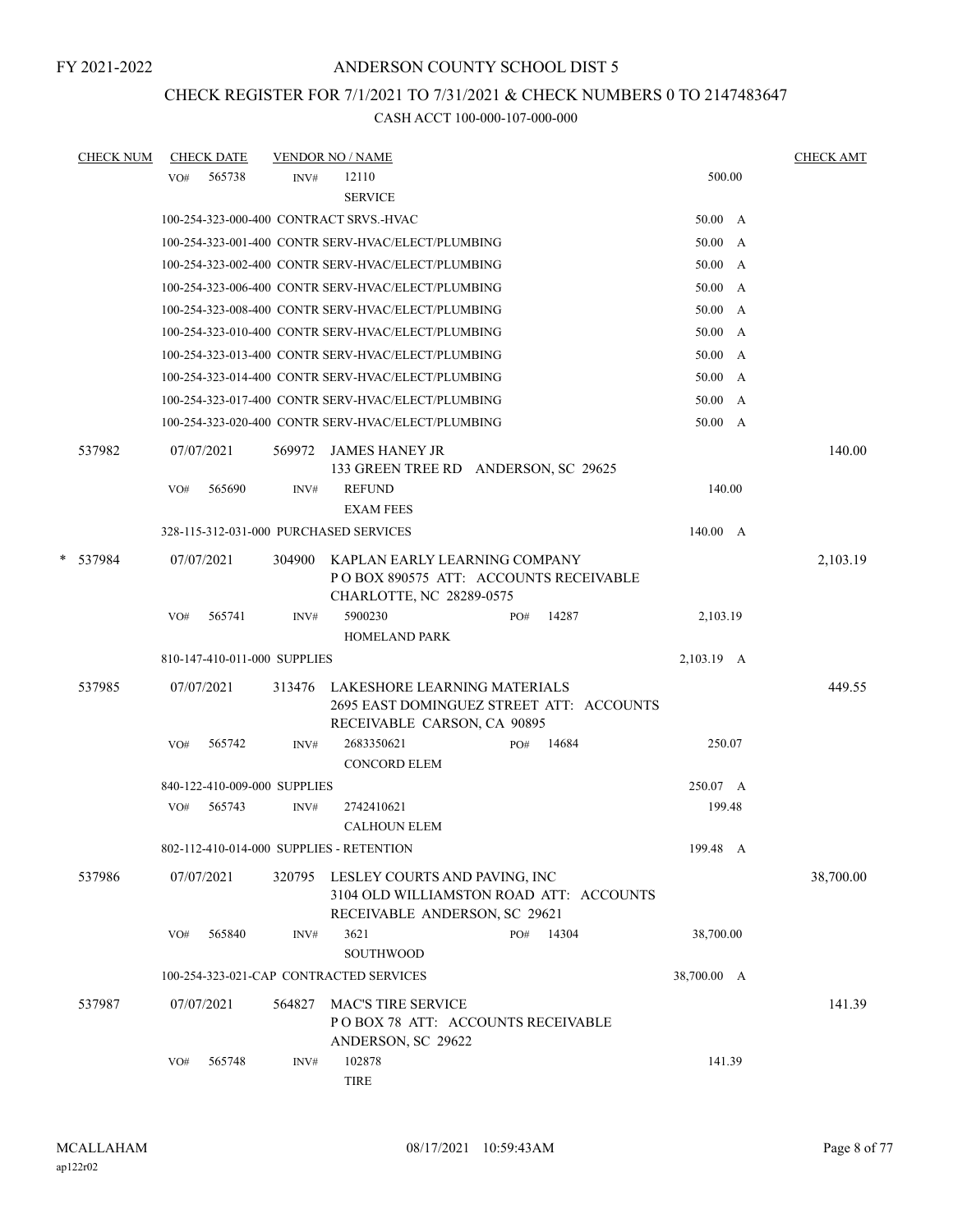FY 2021-2022

# ANDERSON COUNTY SCHOOL DIST 5

## CHECK REGISTER FOR 7/1/2021 TO 7/31/2021 & CHECK NUMBERS 0 TO 2147483647

### CASH ACCT 100-000-107-000-000

| CHECK NUM | CHECK DATE | VENDOR NO / NAME | | CHECK AMT |
|---|---|---|---|---|
| | VO# 565738 | INV# 12110 SERVICE | 500.00 | |
| | 100-254-323-000-400 CONTRACT SRVS.-HVAC | | 50.00 A | |
| | 100-254-323-001-400 CONTR SERV-HVAC/ELECT/PLUMBING | | 50.00 A | |
| | 100-254-323-002-400 CONTR SERV-HVAC/ELECT/PLUMBING | | 50.00 A | |
| | 100-254-323-006-400 CONTR SERV-HVAC/ELECT/PLUMBING | | 50.00 A | |
| | 100-254-323-008-400 CONTR SERV-HVAC/ELECT/PLUMBING | | 50.00 A | |
| | 100-254-323-010-400 CONTR SERV-HVAC/ELECT/PLUMBING | | 50.00 A | |
| | 100-254-323-013-400 CONTR SERV-HVAC/ELECT/PLUMBING | | 50.00 A | |
| | 100-254-323-014-400 CONTR SERV-HVAC/ELECT/PLUMBING | | 50.00 A | |
| | 100-254-323-017-400 CONTR SERV-HVAC/ELECT/PLUMBING | | 50.00 A | |
| | 100-254-323-020-400 CONTR SERV-HVAC/ELECT/PLUMBING | | 50.00 A | |
| 537982 | 07/07/2021 | 569972 JAMES HANEY JR 133 GREEN TREE RD ANDERSON, SC 29625 | | 140.00 |
| | VO# 565690 | INV# REFUND EXAM FEES | 140.00 | |
| | 328-115-312-031-000 PURCHASED SERVICES | | 140.00 A | |
| * 537984 | 07/07/2021 | 304900 KAPLAN EARLY LEARNING COMPANY P O BOX 890575 ATT: ACCOUNTS RECEIVABLE CHARLOTTE, NC 28289-0575 | | 2,103.19 |
| | VO# 565741 | INV# 5900230 PO# 14287 HOMELAND PARK | 2,103.19 | |
| | 810-147-410-011-000 SUPPLIES | | 2,103.19 A | |
| 537985 | 07/07/2021 | 313476 LAKESHORE LEARNING MATERIALS 2695 EAST DOMINGUEZ STREET ATT: ACCOUNTS RECEIVABLE CARSON, CA 90895 | | 449.55 |
| | VO# 565742 | INV# 2683350621 PO# 14684 CONCORD ELEM | 250.07 | |
| | 840-122-410-009-000 SUPPLIES | | 250.07 A | |
| | VO# 565743 | INV# 2742410621 CALHOUN ELEM | 199.48 | |
| | 802-112-410-014-000 SUPPLIES - RETENTION | | 199.48 A | |
| 537986 | 07/07/2021 | 320795 LESLEY COURTS AND PAVING, INC 3104 OLD WILLIAMSTON ROAD ATT: ACCOUNTS RECEIVABLE ANDERSON, SC 29621 | | 38,700.00 |
| | VO# 565840 | INV# 3621 PO# 14304 SOUTHWOOD | 38,700.00 | |
| | 100-254-323-021-CAP CONTRACTED SERVICES | | 38,700.00 A | |
| 537987 | 07/07/2021 | 564827 MAC'S TIRE SERVICE P O BOX 78 ATT: ACCOUNTS RECEIVABLE ANDERSON, SC 29622 | | 141.39 |
| | VO# 565748 | INV# 102878 TIRE | 141.39 | |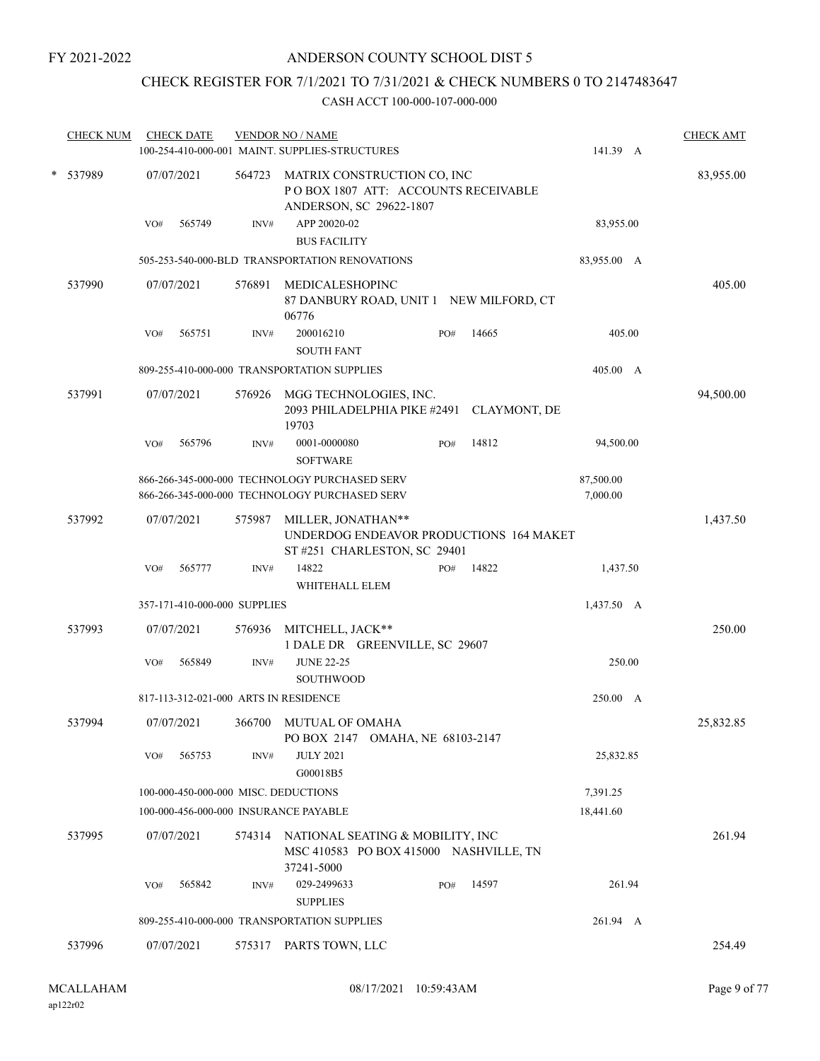FY 2021-2022

# ANDERSON COUNTY SCHOOL DIST 5

## CHECK REGISTER FOR 7/1/2021 TO 7/31/2021 & CHECK NUMBERS 0 TO 2147483647

CASH ACCT 100-000-107-000-000

| CHECK NUM | CHECK DATE | VENDOR NO / NAME | | | CHECK AMT |
|---|---|---|---|---|---|
| | | 100-254-410-000-001 MAINT. SUPPLIES-STRUCTURES | | 141.39 A | |
| * 537989 | 07/07/2021 | 564723 MATRIX CONSTRUCTION CO, INC<br>P O BOX 1807 ATT: ACCOUNTS RECEIVABLE<br>ANDERSON, SC 29622-1807 | | | 83,955.00 |
| | VO# 565749 | INV# APP 20020-02<br>BUS FACILITY | | 83,955.00 | |
| | | 505-253-540-000-BLD TRANSPORTATION RENOVATIONS | | 83,955.00 A | |
| 537990 | 07/07/2021 | 576891 MEDICALESHOPINC<br>87 DANBURY ROAD, UNIT 1 NEW MILFORD, CT 06776 | | | 405.00 |
| | VO# 565751 | INV# 200016210<br>SOUTH FANT | PO# 14665 | 405.00 | |
| | | 809-255-410-000-000 TRANSPORTATION SUPPLIES | | 405.00 A | |
| 537991 | 07/07/2021 | 576926 MGG TECHNOLOGIES, INC.<br>2093 PHILADELPHIA PIKE #2491 CLAYMONT, DE 19703 | | | 94,500.00 |
| | VO# 565796 | INV# 0001-0000080<br>SOFTWARE | PO# 14812 | 94,500.00 | |
| | | 866-266-345-000-000 TECHNOLOGY PURCHASED SERV | | 87,500.00 | |
| | | 866-266-345-000-000 TECHNOLOGY PURCHASED SERV | | 7,000.00 | |
| 537992 | 07/07/2021 | 575987 MILLER, JONATHAN**<br>UNDERDOG ENDEAVOR PRODUCTIONS 164 MAKET ST #251 CHARLESTON, SC 29401 | | | 1,437.50 |
| | VO# 565777 | INV# 14822<br>WHITEHALL ELEM | PO# 14822 | 1,437.50 | |
| | | 357-171-410-000-000 SUPPLIES | | 1,437.50 A | |
| 537993 | 07/07/2021 | 576936 MITCHELL, JACK**<br>1 DALE DR GREENVILLE, SC 29607 | | | 250.00 |
| | VO# 565849 | INV# JUNE 22-25<br>SOUTHWOOD | | 250.00 | |
| | | 817-113-312-021-000 ARTS IN RESIDENCE | | 250.00 A | |
| 537994 | 07/07/2021 | 366700 MUTUAL OF OMAHA<br>PO BOX 2147 OMAHA, NE 68103-2147 | | | 25,832.85 |
| | VO# 565753 | INV# JULY 2021<br>G00018B5 | | 25,832.85 | |
| | | 100-000-450-000-000 MISC. DEDUCTIONS | | 7,391.25 | |
| | | 100-000-456-000-000 INSURANCE PAYABLE | | 18,441.60 | |
| 537995 | 07/07/2021 | 574314 NATIONAL SEATING & MOBILITY, INC<br>MSC 410583 PO BOX 415000 NASHVILLE, TN 37241-5000 | | | 261.94 |
| | VO# 565842 | INV# 029-2499633<br>SUPPLIES | PO# 14597 | 261.94 | |
| | | 809-255-410-000-000 TRANSPORTATION SUPPLIES | | 261.94 A | |
| 537996 | 07/07/2021 | 575317 PARTS TOWN, LLC | | | 254.49 |

MCALLAHAM ap122r02 08/17/2021 10:59:43AM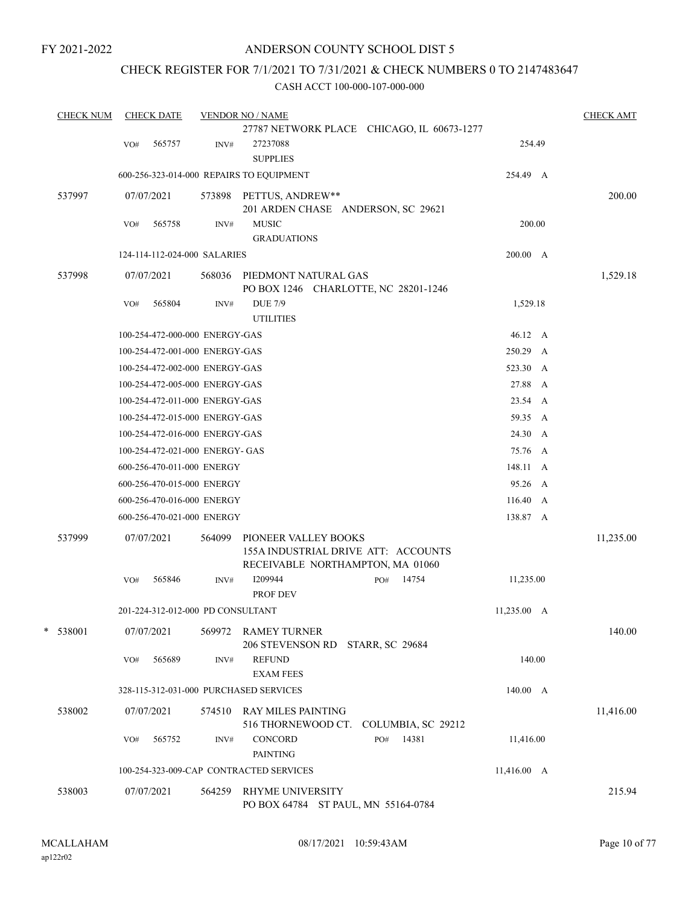FY 2021-2022

# ANDERSON COUNTY SCHOOL DIST 5

## CHECK REGISTER FOR 7/1/2021 TO 7/31/2021 & CHECK NUMBERS 0 TO 2147483647

### CASH ACCT 100-000-107-000-000

| CHECK NUM | CHECK DATE | VENDOR NO / NAME | | CHECK AMT |
|---|---|---|---|---|
| | | 27787 NETWORK PLACE CHICAGO, IL 60673-1277 | | |
| | VO# 565757 | INV# 27237088 SUPPLIES | 254.49 | |
| | 600-256-323-014-000 REPAIRS TO EQUIPMENT | | 254.49 A | |
| 537997 | 07/07/2021 | 573898 PETTUS, ANDREW** 201 ARDEN CHASE ANDERSON, SC 29621 | | 200.00 |
| | VO# 565758 | INV# MUSIC GRADUATIONS | 200.00 | |
| | 124-114-112-024-000 SALARIES | | 200.00 A | |
| 537998 | 07/07/2021 | 568036 PIEDMONT NATURAL GAS PO BOX 1246 CHARLOTTE, NC 28201-1246 | | 1,529.18 |
| | VO# 565804 | INV# DUE 7/9 UTILITIES | 1,529.18 | |
| | 100-254-472-000-000 ENERGY-GAS | | 46.12 A | |
| | 100-254-472-001-000 ENERGY-GAS | | 250.29 A | |
| | 100-254-472-002-000 ENERGY-GAS | | 523.30 A | |
| | 100-254-472-005-000 ENERGY-GAS | | 27.88 A | |
| | 100-254-472-011-000 ENERGY-GAS | | 23.54 A | |
| | 100-254-472-015-000 ENERGY-GAS | | 59.35 A | |
| | 100-254-472-016-000 ENERGY-GAS | | 24.30 A | |
| | 100-254-472-021-000 ENERGY- GAS | | 75.76 A | |
| | 600-256-470-011-000 ENERGY | | 148.11 A | |
| | 600-256-470-015-000 ENERGY | | 95.26 A | |
| | 600-256-470-016-000 ENERGY | | 116.40 A | |
| | 600-256-470-021-000 ENERGY | | 138.87 A | |
| 537999 | 07/07/2021 | 564099 PIONEER VALLEY BOOKS 155A INDUSTRIAL DRIVE ATT: ACCOUNTS RECEIVABLE NORTHAMPTON, MA 01060 | | 11,235.00 |
| | VO# 565846 | INV# I209944 PO# 14754 PROF DEV | 11,235.00 | |
| | 201-224-312-012-000 PD CONSULTANT | | 11,235.00 A | |
| * 538001 | 07/07/2021 | 569972 RAMEY TURNER 206 STEVENSON RD STARR, SC 29684 | | 140.00 |
| | VO# 565689 | INV# REFUND EXAM FEES | 140.00 | |
| | 328-115-312-031-000 PURCHASED SERVICES | | 140.00 A | |
| 538002 | 07/07/2021 | 574510 RAY MILES PAINTING 516 THORNEWOOD CT. COLUMBIA, SC 29212 | | 11,416.00 |
| | VO# 565752 | INV# CONCORD PO# 14381 PAINTING | 11,416.00 | |
| | 100-254-323-009-CAP CONTRACTED SERVICES | | 11,416.00 A | |
| 538003 | 07/07/2021 | 564259 RHYME UNIVERSITY PO BOX 64784 ST PAUL, MN 55164-0784 | | 215.94 |

MCALLAHAM ap122r02 08/17/2021 10:59:43AM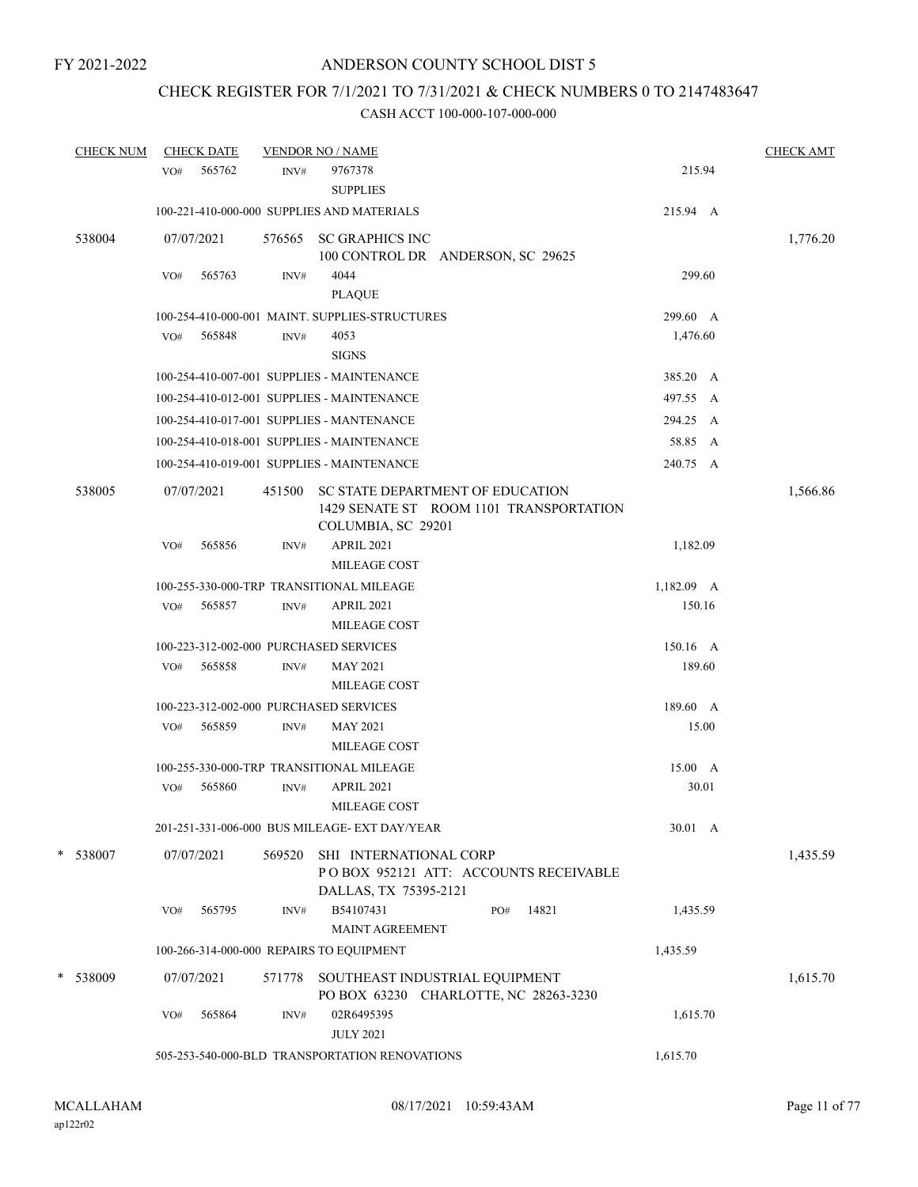FY 2021-2022

# ANDERSON COUNTY SCHOOL DIST 5

## CHECK REGISTER FOR 7/1/2021 TO 7/31/2021 & CHECK NUMBERS 0 TO 2147483647

### CASH ACCT 100-000-107-000-000

| CHECK NUM | CHECK DATE | VENDOR NO / NAME | | CHECK AMT |
|---|---|---|---|---|
| | VO# 565762 | INV# 9767378 SUPPLIES | 215.94 | |
| | | 100-221-410-000-000 SUPPLIES AND MATERIALS | 215.94 A | |
| 538004 | 07/07/2021 | 576565 SC GRAPHICS INC 100 CONTROL DR ANDERSON, SC 29625 | | 1,776.20 |
| | VO# 565763 | INV# 4044 PLAQUE | 299.60 | |
| | | 100-254-410-000-001 MAINT. SUPPLIES-STRUCTURES | 299.60 A | |
| | VO# 565848 | INV# 4053 SIGNS | 1,476.60 | |
| | | 100-254-410-007-001 SUPPLIES - MAINTENANCE | 385.20 A | |
| | | 100-254-410-012-001 SUPPLIES - MAINTENANCE | 497.55 A | |
| | | 100-254-410-017-001 SUPPLIES - MANTENANCE | 294.25 A | |
| | | 100-254-410-018-001 SUPPLIES - MAINTENANCE | 58.85 A | |
| | | 100-254-410-019-001 SUPPLIES - MAINTENANCE | 240.75 A | |
| 538005 | 07/07/2021 | 451500 SC STATE DEPARTMENT OF EDUCATION 1429 SENATE ST ROOM 1101 TRANSPORTATION COLUMBIA, SC 29201 | | 1,566.86 |
| | VO# 565856 | INV# APRIL 2021 MILEAGE COST | 1,182.09 | |
| | | 100-255-330-000-TRP TRANSITIONAL MILEAGE | 1,182.09 A | |
| | VO# 565857 | INV# APRIL 2021 MILEAGE COST | 150.16 | |
| | | 100-223-312-002-000 PURCHASED SERVICES | 150.16 A | |
| | VO# 565858 | INV# MAY 2021 MILEAGE COST | 189.60 | |
| | | 100-223-312-002-000 PURCHASED SERVICES | 189.60 A | |
| | VO# 565859 | INV# MAY 2021 MILEAGE COST | 15.00 | |
| | | 100-255-330-000-TRP TRANSITIONAL MILEAGE | 15.00 A | |
| | VO# 565860 | INV# APRIL 2021 MILEAGE COST | 30.01 | |
| | | 201-251-331-006-000 BUS MILEAGE- EXT DAY/YEAR | 30.01 A | |
| * 538007 | 07/07/2021 | 569520 SHI INTERNATIONAL CORP P O BOX 952121 ATT: ACCOUNTS RECEIVABLE DALLAS, TX 75395-2121 | | 1,435.59 |
| | VO# 565795 | INV# B54107431 PO# 14821 MAINT AGREEMENT | 1,435.59 | |
| | | 100-266-314-000-000 REPAIRS TO EQUIPMENT | 1,435.59 | |
| * 538009 | 07/07/2021 | 571778 SOUTHEAST INDUSTRIAL EQUIPMENT PO BOX 63230 CHARLOTTE, NC 28263-3230 | | 1,615.70 |
| | VO# 565864 | INV# 02R6495395 JULY 2021 | 1,615.70 | |
| | | 505-253-540-000-BLD TRANSPORTATION RENOVATIONS | 1,615.70 | |

MCALLAHAM ap122r02 08/17/2021 10:59:43AM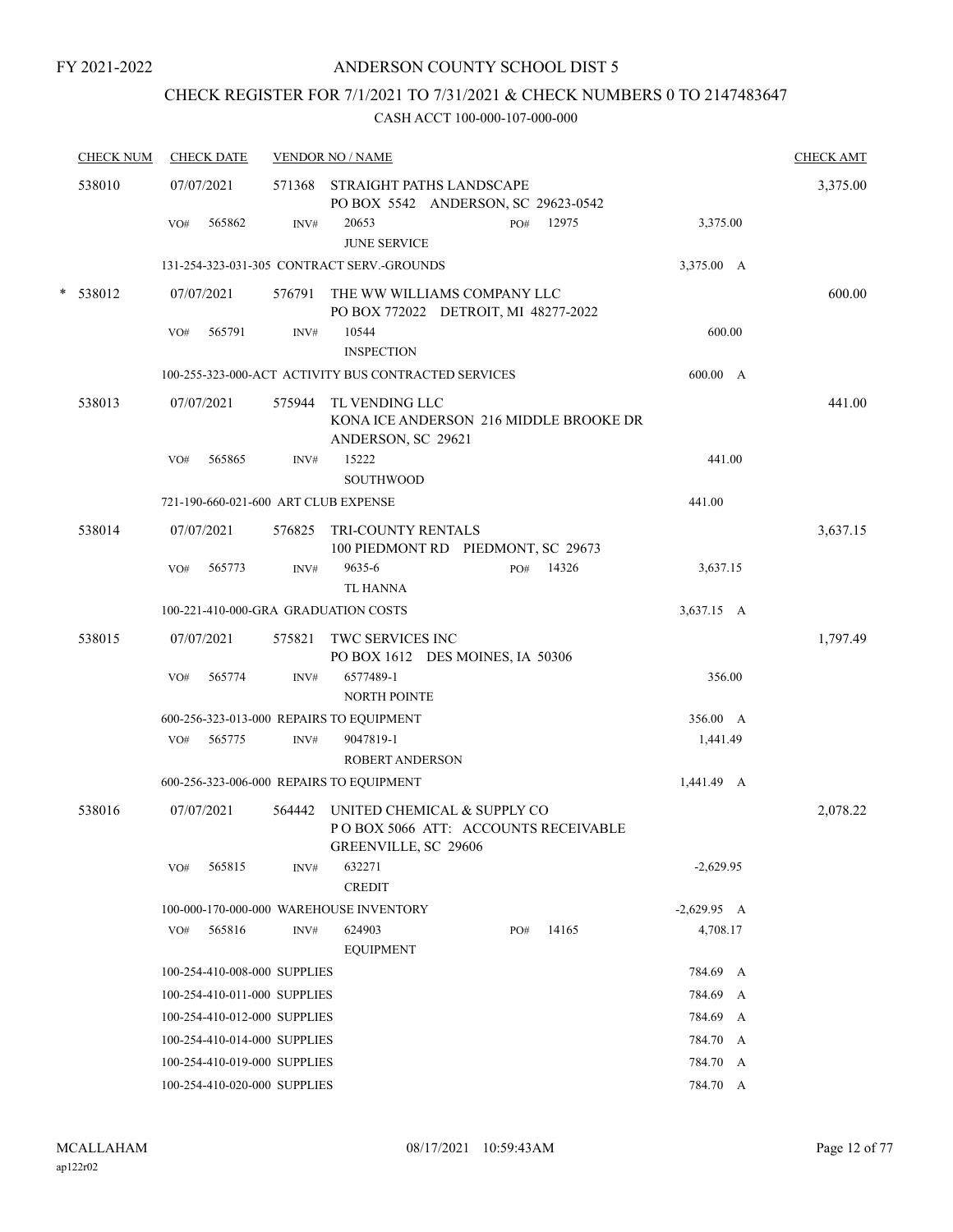FY 2021-2022

# ANDERSON COUNTY SCHOOL DIST 5

## CHECK REGISTER FOR 7/1/2021 TO 7/31/2021 & CHECK NUMBERS 0 TO 2147483647

### CASH ACCT 100-000-107-000-000

| CHECK NUM | CHECK DATE | VENDOR NO / NAME | | | CHECK AMT |
|---|---|---|---|---|---|
| 538010 | 07/07/2021 | 571368 STRAIGHT PATHS LANDSCAPE<br>PO BOX 5542 ANDERSON, SC 29623-0542 | | | 3,375.00 |
| | VO# 565862 | INV# 20653<br>JUNE SERVICE | PO# 12975 | 3,375.00 | |
| | 131-254-323-031-305 CONTRACT SERV.-GROUNDS | | | 3,375.00 A | |
| * 538012 | 07/07/2021 | 576791 THE WW WILLIAMS COMPANY LLC<br>PO BOX 772022 DETROIT, MI 48277-2022 | | | 600.00 |
| | VO# 565791 | INV# 10544<br>INSPECTION | | 600.00 | |
| | 100-255-323-000-ACT ACTIVITY BUS CONTRACTED SERVICES | | | 600.00 A | |
| 538013 | 07/07/2021 | 575944 TL VENDING LLC<br>KONA ICE ANDERSON 216 MIDDLE BROOKE DR<br>ANDERSON, SC 29621 | | | 441.00 |
| | VO# 565865 | INV# 15222<br>SOUTHWOOD | | 441.00 | |
| | 721-190-660-021-600 ART CLUB EXPENSE | | | 441.00 | |
| 538014 | 07/07/2021 | 576825 TRI-COUNTY RENTALS<br>100 PIEDMONT RD PIEDMONT, SC 29673 | | | 3,637.15 |
| | VO# 565773 | INV# 9635-6<br>TL HANNA | PO# 14326 | 3,637.15 | |
| | 100-221-410-000-GRA GRADUATION COSTS | | | 3,637.15 A | |
| 538015 | 07/07/2021 | 575821 TWC SERVICES INC<br>PO BOX 1612 DES MOINES, IA 50306 | | | 1,797.49 |
| | VO# 565774 | INV# 6577489-1<br>NORTH POINTE | | 356.00 | |
| | 600-256-323-013-000 REPAIRS TO EQUIPMENT | | | 356.00 A | |
| | VO# 565775 | INV# 9047819-1<br>ROBERT ANDERSON | | 1,441.49 | |
| | 600-256-323-006-000 REPAIRS TO EQUIPMENT | | | 1,441.49 A | |
| 538016 | 07/07/2021 | 564442 UNITED CHEMICAL & SUPPLY CO<br>P O BOX 5066 ATT: ACCOUNTS RECEIVABLE<br>GREENVILLE, SC 29606 | | | 2,078.22 |
| | VO# 565815 | INV# 632271<br>CREDIT | | -2,629.95 | |
| | 100-000-170-000-000 WAREHOUSE INVENTORY | | | -2,629.95 A | |
| | VO# 565816 | INV# 624903<br>EQUIPMENT | PO# 14165 | 4,708.17 | |
| | 100-254-410-008-000 SUPPLIES | | | 784.69 A | |
| | 100-254-410-011-000 SUPPLIES | | | 784.69 A | |
| | 100-254-410-012-000 SUPPLIES | | | 784.69 A | |
| | 100-254-410-014-000 SUPPLIES | | | 784.70 A | |
| | 100-254-410-019-000 SUPPLIES | | | 784.70 A | |
| | 100-254-410-020-000 SUPPLIES | | | 784.70 A | |

MCALLAHAM
ap122r02
08/17/2021 10:59:43AM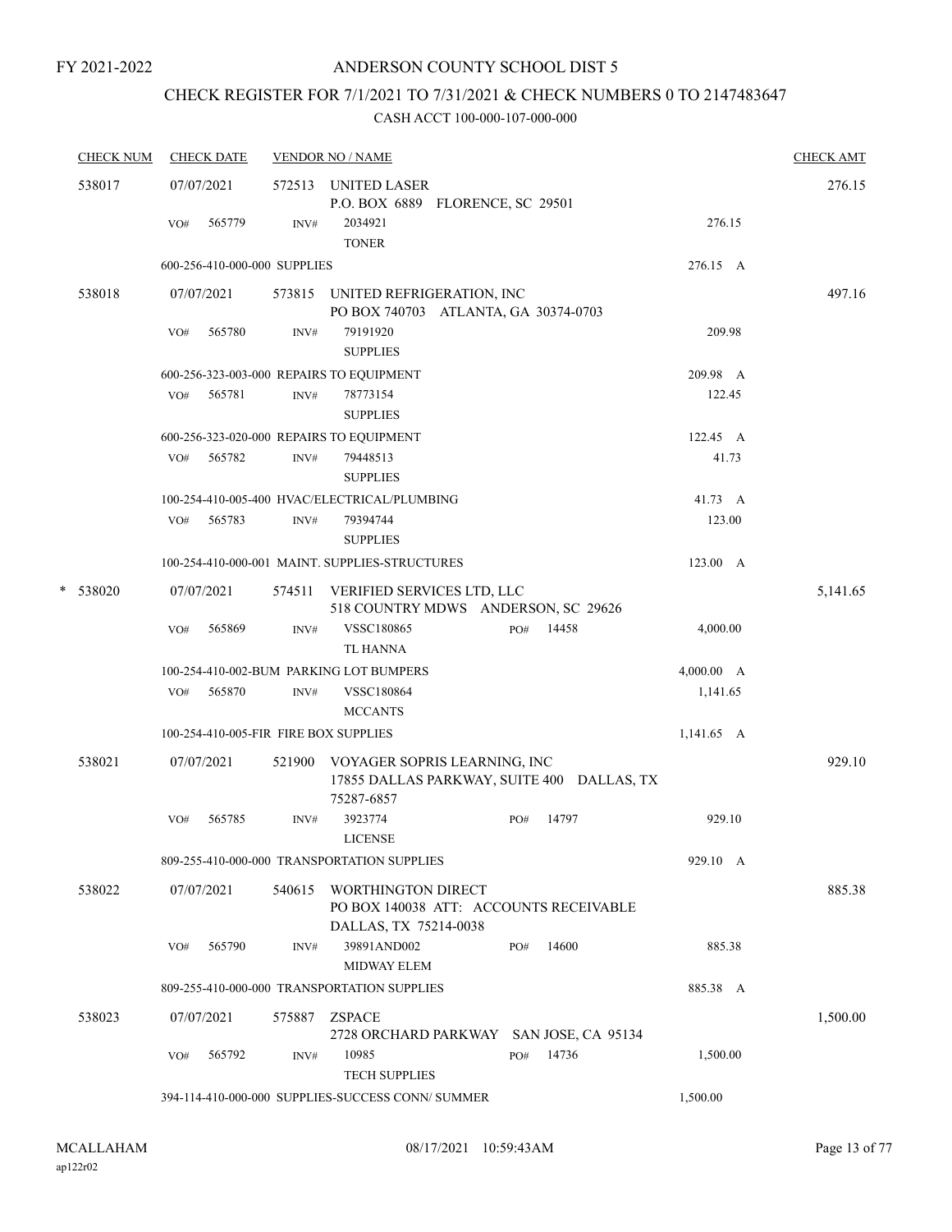FY 2021-2022

# ANDERSON COUNTY SCHOOL DIST 5

## CHECK REGISTER FOR 7/1/2021 TO 7/31/2021 & CHECK NUMBERS 0 TO 2147483647

### CASH ACCT 100-000-107-000-000

| CHECK NUM | CHECK DATE | VENDOR NO / NAME | | | CHECK AMT |
|---|---|---|---|---|---|
| 538017 | 07/07/2021 | 572513 UNITED LASER<br>P.O. BOX 6889 FLORENCE, SC 29501 | | | 276.15 |
| | VO# 565779 | INV# 2034921<br>TONER | | 276.15 | |
| | 600-256-410-000-000 SUPPLIES | | | 276.15 A | |
| 538018 | 07/07/2021 | 573815 UNITED REFRIGERATION, INC<br>PO BOX 740703 ATLANTA, GA 30374-0703 | | | 497.16 |
| | VO# 565780 | INV# 79191920<br>SUPPLIES | | 209.98 | |
| | 600-256-323-003-000 REPAIRS TO EQUIPMENT | | | 209.98 A | |
| | VO# 565781 | INV# 78773154<br>SUPPLIES | | 122.45 | |
| | 600-256-323-020-000 REPAIRS TO EQUIPMENT | | | 122.45 A | |
| | VO# 565782 | INV# 79448513<br>SUPPLIES | | 41.73 | |
| | 100-254-410-005-400 HVAC/ELECTRICAL/PLUMBING | | | 41.73 A | |
| | VO# 565783 | INV# 79394744<br>SUPPLIES | | 123.00 | |
| | 100-254-410-000-001 MAINT. SUPPLIES-STRUCTURES | | | 123.00 A | |
| * 538020 | 07/07/2021 | 574511 VERIFIED SERVICES LTD, LLC<br>518 COUNTRY MDWS ANDERSON, SC 29626 | | | 5,141.65 |
| | VO# 565869 | INV# VSSC180865<br>TL HANNA | PO# 14458 | 4,000.00 | |
| | 100-254-410-002-BUM PARKING LOT BUMPERS | | | 4,000.00 A | |
| | VO# 565870 | INV# VSSC180864<br>MCCANTS | | 1,141.65 | |
| | 100-254-410-005-FIR FIRE BOX SUPPLIES | | | 1,141.65 A | |
| 538021 | 07/07/2021 | 521900 VOYAGER SOPRIS LEARNING, INC<br>17855 DALLAS PARKWAY, SUITE 400 DALLAS, TX 75287-6857 | | | 929.10 |
| | VO# 565785 | INV# 3923774<br>LICENSE | PO# 14797 | 929.10 | |
| | 809-255-410-000-000 TRANSPORTATION SUPPLIES | | | 929.10 A | |
| 538022 | 07/07/2021 | 540615 WORTHINGTON DIRECT<br>PO BOX 140038 ATT: ACCOUNTS RECEIVABLE<br>DALLAS, TX 75214-0038 | | | 885.38 |
| | VO# 565790 | INV# 39891AND002<br>MIDWAY ELEM | PO# 14600 | 885.38 | |
| | 809-255-410-000-000 TRANSPORTATION SUPPLIES | | | 885.38 A | |
| 538023 | 07/07/2021 | 575887 ZSPACE<br>2728 ORCHARD PARKWAY SAN JOSE, CA 95134 | | | 1,500.00 |
| | VO# 565792 | INV# 10985<br>TECH SUPPLIES | PO# 14736 | 1,500.00 | |
| | 394-114-410-000-000 SUPPLIES-SUCCESS CONN/ SUMMER | | | 1,500.00 | |

MCALLAHAM
ap122r02

08/17/2021 10:59:43AM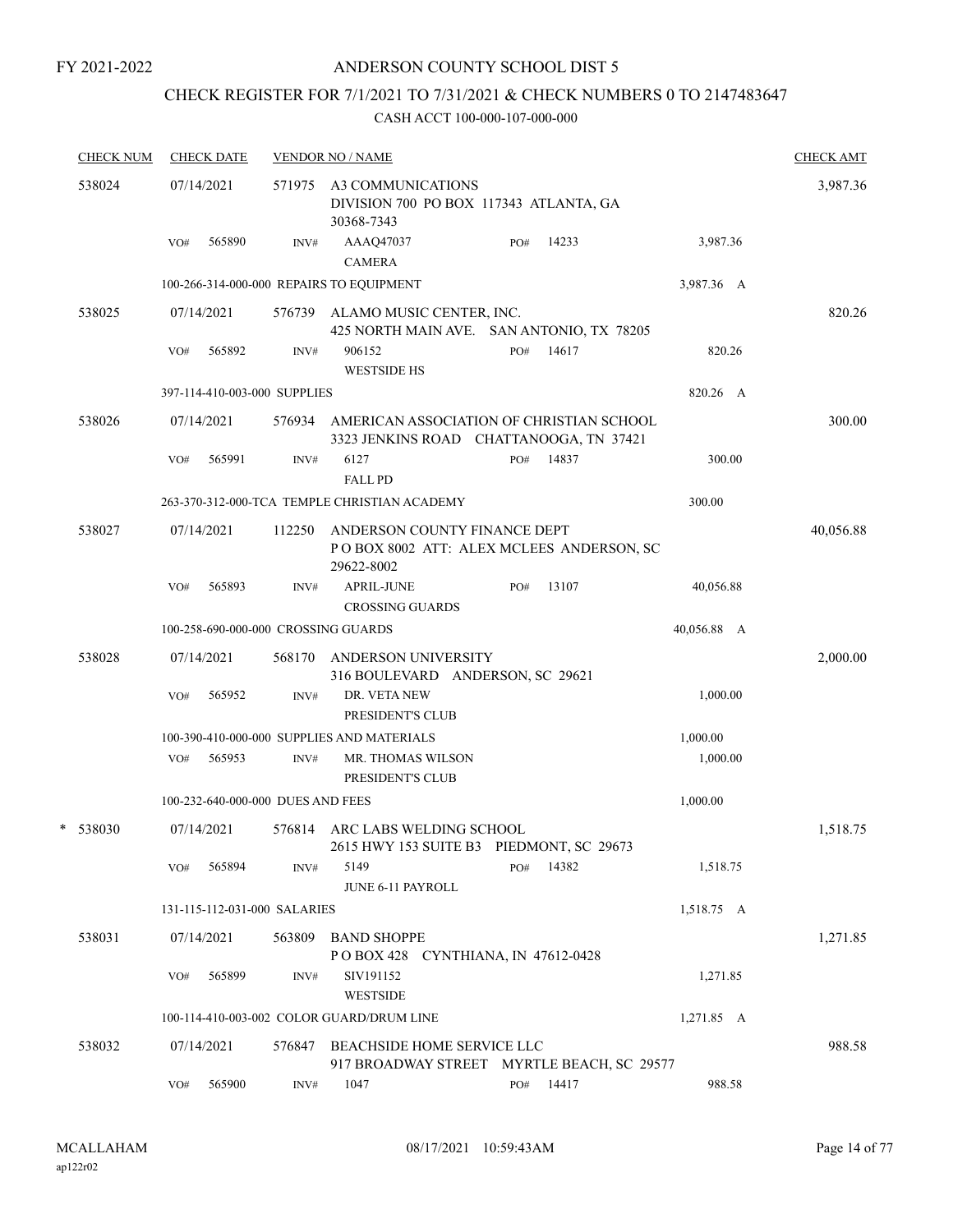FY 2021-2022

# ANDERSON COUNTY SCHOOL DIST 5

## CHECK REGISTER FOR 7/1/2021 TO 7/31/2021 & CHECK NUMBERS 0 TO 2147483647

### CASH ACCT 100-000-107-000-000

| CHECK NUM | CHECK DATE | VENDOR NO / NAME | | | | | CHECK AMT |
|---|---|---|---|---|---|---|---|
| 538024 | 07/14/2021 | 571975 | A3 COMMUNICATIONS<br>DIVISION 700 PO BOX 117343 ATLANTA, GA 30368-7343 | | | | 3,987.36 |
| | VO# 565890 | INV# | AAAQ47037<br>CAMERA | PO# | 14233 | 3,987.36 | |
| | 100-266-314-000-000 REPAIRS TO EQUIPMENT | | | | | 3,987.36 A | |
| 538025 | 07/14/2021 | 576739 | ALAMO MUSIC CENTER, INC.<br>425 NORTH MAIN AVE. SAN ANTONIO, TX 78205 | | | | 820.26 |
| | VO# 565892 | INV# | 906152<br>WESTSIDE HS | PO# | 14617 | 820.26 | |
| | 397-114-410-003-000 SUPPLIES | | | | | 820.26 A | |
| 538026 | 07/14/2021 | 576934 | AMERICAN ASSOCIATION OF CHRISTIAN SCHOOL<br>3323 JENKINS ROAD CHATTANOOGA, TN 37421 | | | | 300.00 |
| | VO# 565991 | INV# | 6127<br>FALL PD | PO# | 14837 | 300.00 | |
| | 263-370-312-000-TCA TEMPLE CHRISTIAN ACADEMY | | | | | 300.00 | |
| 538027 | 07/14/2021 | 112250 | ANDERSON COUNTY FINANCE DEPT<br>P O BOX 8002 ATT: ALEX MCLEES ANDERSON, SC 29622-8002 | | | | 40,056.88 |
| | VO# 565893 | INV# | APRIL-JUNE<br>CROSSING GUARDS | PO# | 13107 | 40,056.88 | |
| | 100-258-690-000-000 CROSSING GUARDS | | | | | 40,056.88 A | |
| 538028 | 07/14/2021 | 568170 | ANDERSON UNIVERSITY<br>316 BOULEVARD ANDERSON, SC 29621 | | | | 2,000.00 |
| | VO# 565952 | INV# | DR. VETA NEW<br>PRESIDENT'S CLUB | | | 1,000.00 | |
| | 100-390-410-000-000 SUPPLIES AND MATERIALS | | | | | 1,000.00 | |
| | VO# 565953 | INV# | MR. THOMAS WILSON<br>PRESIDENT'S CLUB | | | 1,000.00 | |
| | 100-232-640-000-000 DUES AND FEES | | | | | 1,000.00 | |
| * 538030 | 07/14/2021 | 576814 | ARC LABS WELDING SCHOOL<br>2615 HWY 153 SUITE B3 PIEDMONT, SC 29673 | | | | 1,518.75 |
| | VO# 565894 | INV# | 5149<br>JUNE 6-11 PAYROLL | PO# | 14382 | 1,518.75 | |
| | 131-115-112-031-000 SALARIES | | | | | 1,518.75 A | |
| 538031 | 07/14/2021 | 563809 | BAND SHOPPE<br>P O BOX 428 CYNTHIANA, IN 47612-0428 | | | | 1,271.85 |
| | VO# 565899 | INV# | SIV191152<br>WESTSIDE | | | 1,271.85 | |
| | 100-114-410-003-002 COLOR GUARD/DRUM LINE | | | | | 1,271.85 A | |
| 538032 | 07/14/2021 | 576847 | BEACHSIDE HOME SERVICE LLC<br>917 BROADWAY STREET MYRTLE BEACH, SC 29577 | | | | 988.58 |
| | VO# 565900 | INV# | 1047 | PO# | 14417 | 988.58 | |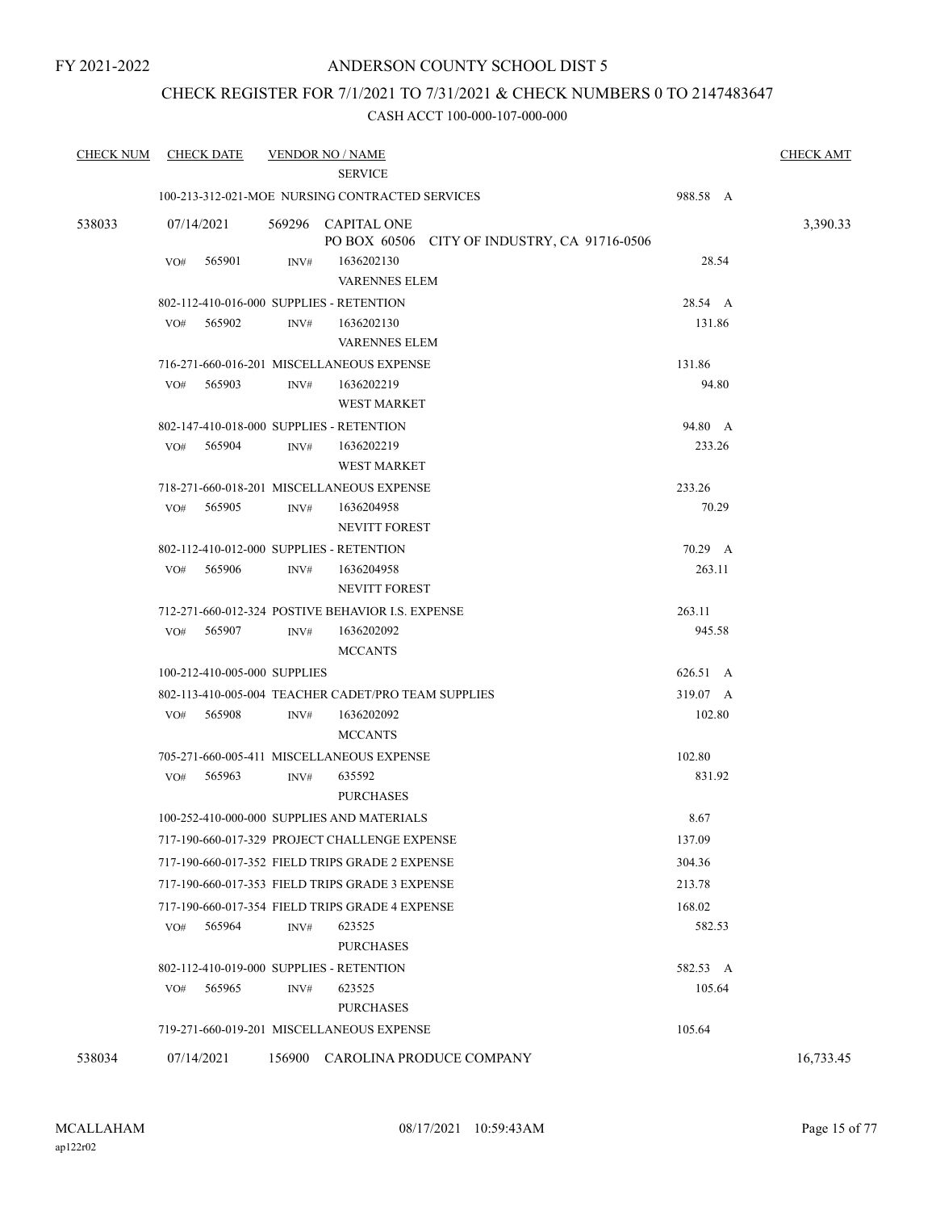FY 2021-2022

# ANDERSON COUNTY SCHOOL DIST 5

## CHECK REGISTER FOR 7/1/2021 TO 7/31/2021 & CHECK NUMBERS 0 TO 2147483647

### CASH ACCT 100-000-107-000-000

| CHECK NUM | CHECK DATE | VENDOR NO / NAME | | CHECK AMT |
|---|---|---|---|---|
| | | SERVICE | | |
| | 100-213-312-021-MOE NURSING CONTRACTED SERVICES | | 988.58 A | |
| 538033 | 07/14/2021 | 569296 CAPITAL ONE<br>PO BOX 60506 CITY OF INDUSTRY, CA 91716-0506 | | 3,390.33 |
| | VO# 565901 | INV# 1636202130<br>VARENNES ELEM | 28.54 | |
| | 802-112-410-016-000 SUPPLIES - RETENTION | | 28.54 A | |
| | VO# 565902 | INV# 1636202130<br>VARENNES ELEM | 131.86 | |
| | 716-271-660-016-201 MISCELLANEOUS EXPENSE | | 131.86 | |
| | VO# 565903 | INV# 1636202219<br>WEST MARKET | 94.80 | |
| | 802-147-410-018-000 SUPPLIES - RETENTION | | 94.80 A | |
| | VO# 565904 | INV# 1636202219<br>WEST MARKET | 233.26 | |
| | 718-271-660-018-201 MISCELLANEOUS EXPENSE | | 233.26 | |
| | VO# 565905 | INV# 1636204958<br>NEVITT FOREST | 70.29 | |
| | 802-112-410-012-000 SUPPLIES - RETENTION | | 70.29 A | |
| | VO# 565906 | INV# 1636204958<br>NEVITT FOREST | 263.11 | |
| | 712-271-660-012-324 POSTIVE BEHAVIOR I.S. EXPENSE | | 263.11 | |
| | VO# 565907 | INV# 1636202092<br>MCCANTS | 945.58 | |
| | 100-212-410-005-000 SUPPLIES | | 626.51 A | |
| | 802-113-410-005-004 TEACHER CADET/PRO TEAM SUPPLIES | | 319.07 A | |
| | VO# 565908 | INV# 1636202092<br>MCCANTS | 102.80 | |
| | 705-271-660-005-411 MISCELLANEOUS EXPENSE | | 102.80 | |
| | VO# 565963 | INV# 635592<br>PURCHASES | 831.92 | |
| | 100-252-410-000-000 SUPPLIES AND MATERIALS | | 8.67 | |
| | 717-190-660-017-329 PROJECT CHALLENGE EXPENSE | | 137.09 | |
| | 717-190-660-017-352 FIELD TRIPS GRADE 2 EXPENSE | | 304.36 | |
| | 717-190-660-017-353 FIELD TRIPS GRADE 3 EXPENSE | | 213.78 | |
| | 717-190-660-017-354 FIELD TRIPS GRADE 4 EXPENSE | | 168.02 | |
| | VO# 565964 | INV# 623525<br>PURCHASES | 582.53 | |
| | 802-112-410-019-000 SUPPLIES - RETENTION | | 582.53 A | |
| | VO# 565965 | INV# 623525<br>PURCHASES | 105.64 | |
| | 719-271-660-019-201 MISCELLANEOUS EXPENSE | | 105.64 | |
| 538034 | 07/14/2021 | 156900 CAROLINA PRODUCE COMPANY | | 16,733.45 |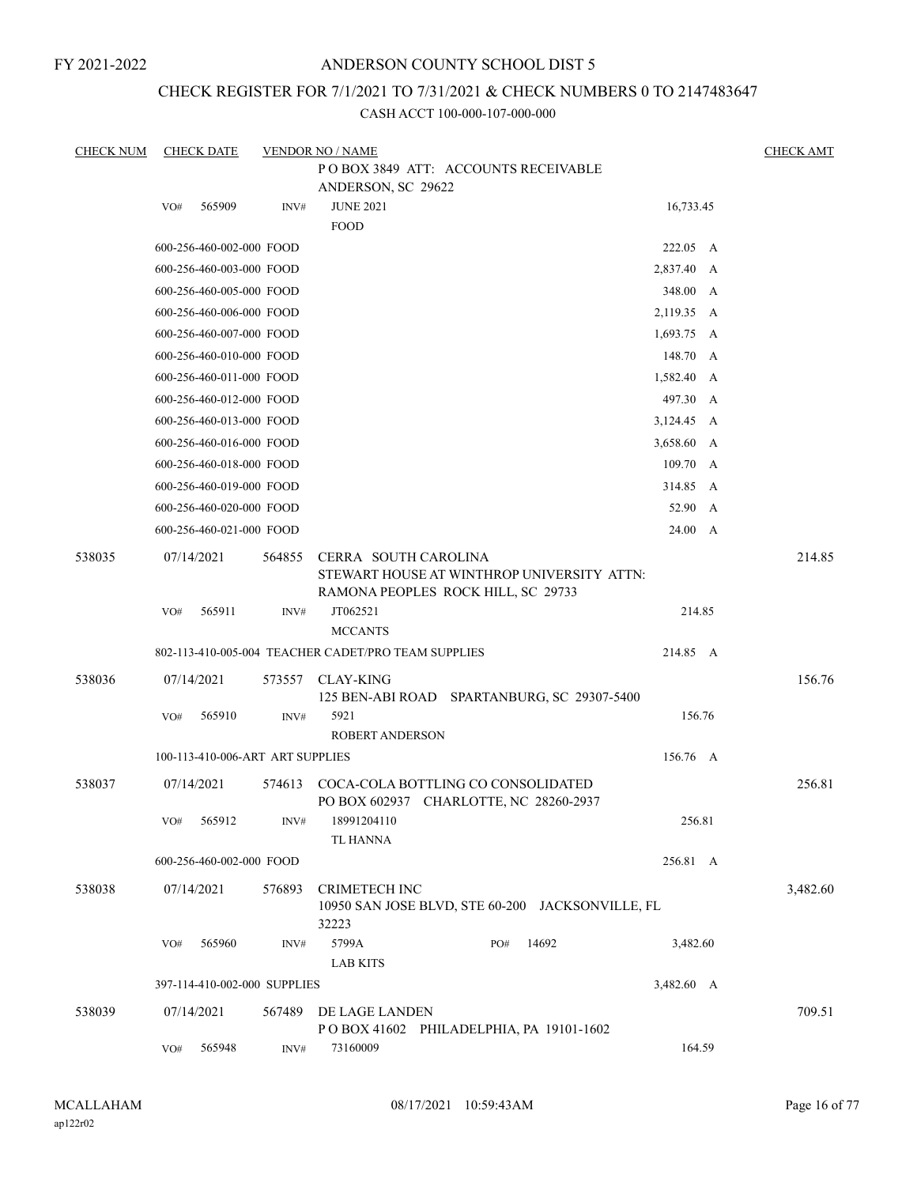FY 2021-2022

# ANDERSON COUNTY SCHOOL DIST 5

## CHECK REGISTER FOR 7/1/2021 TO 7/31/2021 & CHECK NUMBERS 0 TO 2147483647

CASH ACCT 100-000-107-000-000

| CHECK NUM | CHECK DATE | VENDOR NO / NAME | | CHECK AMT |
|---|---|---|---|---|
| | | P O BOX 3849 ATT: ACCOUNTS RECEIVABLE ANDERSON, SC 29622 | | |
| | VO# 565909 | INV# JUNE 2021 FOOD | 16,733.45 | |
| | 600-256-460-002-000 FOOD | | 222.05 A | |
| | 600-256-460-003-000 FOOD | | 2,837.40 A | |
| | 600-256-460-005-000 FOOD | | 348.00 A | |
| | 600-256-460-006-000 FOOD | | 2,119.35 A | |
| | 600-256-460-007-000 FOOD | | 1,693.75 A | |
| | 600-256-460-010-000 FOOD | | 148.70 A | |
| | 600-256-460-011-000 FOOD | | 1,582.40 A | |
| | 600-256-460-012-000 FOOD | | 497.30 A | |
| | 600-256-460-013-000 FOOD | | 3,124.45 A | |
| | 600-256-460-016-000 FOOD | | 3,658.60 A | |
| | 600-256-460-018-000 FOOD | | 109.70 A | |
| | 600-256-460-019-000 FOOD | | 314.85 A | |
| | 600-256-460-020-000 FOOD | | 52.90 A | |
| | 600-256-460-021-000 FOOD | | 24.00 A | |
| 538035 | 07/14/2021 | 564855 CERRA SOUTH CAROLINA STEWART HOUSE AT WINTHROP UNIVERSITY ATTN: RAMONA PEOPLES ROCK HILL, SC 29733 | | 214.85 |
| | VO# 565911 | INV# JT062521 MCCANTS | 214.85 | |
| | 802-113-410-005-004 TEACHER CADET/PRO TEAM SUPPLIES | | 214.85 A | |
| 538036 | 07/14/2021 | 573557 CLAY-KING 125 BEN-ABI ROAD SPARTANBURG, SC 29307-5400 | | 156.76 |
| | VO# 565910 | INV# 5921 ROBERT ANDERSON | 156.76 | |
| | 100-113-410-006-ART ART SUPPLIES | | 156.76 A | |
| 538037 | 07/14/2021 | 574613 COCA-COLA BOTTLING CO CONSOLIDATED PO BOX 602937 CHARLOTTE, NC 28260-2937 | | 256.81 |
| | VO# 565912 | INV# 18991204110 TL HANNA | 256.81 | |
| | 600-256-460-002-000 FOOD | | 256.81 A | |
| 538038 | 07/14/2021 | 576893 CRIMETECH INC 10950 SAN JOSE BLVD, STE 60-200 JACKSONVILLE, FL 32223 | | 3,482.60 |
| | VO# 565960 | INV# 5799A PO# 14692 LAB KITS | 3,482.60 | |
| | 397-114-410-002-000 SUPPLIES | | 3,482.60 A | |
| 538039 | 07/14/2021 | 567489 DE LAGE LANDEN P O BOX 41602 PHILADELPHIA, PA 19101-1602 | | 709.51 |
| | VO# 565948 | INV# 73160009 | 164.59 | |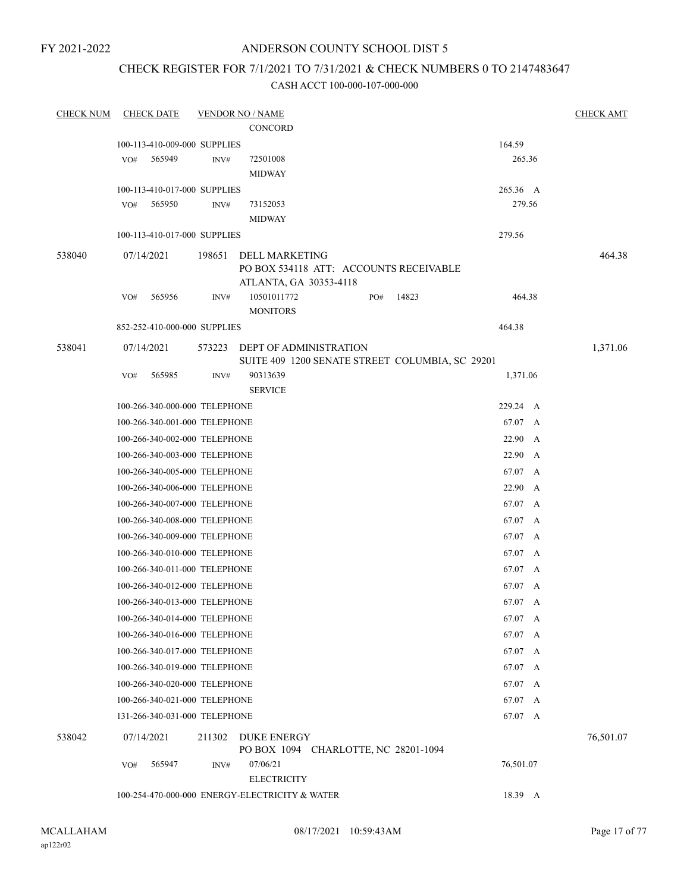FY 2021-2022

# ANDERSON COUNTY SCHOOL DIST 5

## CHECK REGISTER FOR 7/1/2021 TO 7/31/2021 & CHECK NUMBERS 0 TO 2147483647

### CASH ACCT 100-000-107-000-000

| CHECK NUM | CHECK DATE | VENDOR NO / NAME | | CHECK AMT |
|---|---|---|---|---|
| | | CONCORD | | |
| | 100-113-410-009-000 SUPPLIES | | 164.59 | |
| | VO# 565949 | INV# 72501008 MIDWAY | 265.36 | |
| | 100-113-410-017-000 SUPPLIES | | 265.36 A | |
| | VO# 565950 | INV# 73152053 MIDWAY | 279.56 | |
| | 100-113-410-017-000 SUPPLIES | | 279.56 | |
| 538040 | 07/14/2021 | 198651 DELL MARKETING<br>PO BOX 534118 ATT: ACCOUNTS RECEIVABLE<br>ATLANTA, GA 30353-4118 | | 464.38 |
| | VO# 565956 | INV# 10501011772 PO# 14823<br>MONITORS | 464.38 | |
| | 852-252-410-000-000 SUPPLIES | | 464.38 | |
| 538041 | 07/14/2021 | 573223 DEPT OF ADMINISTRATION<br>SUITE 409 1200 SENATE STREET COLUMBIA, SC 29201 | | 1,371.06 |
| | VO# 565985 | INV# 90313639<br>SERVICE | 1,371.06 | |
| | 100-266-340-000-000 TELEPHONE | | 229.24 A | |
| | 100-266-340-001-000 TELEPHONE | | 67.07 A | |
| | 100-266-340-002-000 TELEPHONE | | 22.90 A | |
| | 100-266-340-003-000 TELEPHONE | | 22.90 A | |
| | 100-266-340-005-000 TELEPHONE | | 67.07 A | |
| | 100-266-340-006-000 TELEPHONE | | 22.90 A | |
| | 100-266-340-007-000 TELEPHONE | | 67.07 A | |
| | 100-266-340-008-000 TELEPHONE | | 67.07 A | |
| | 100-266-340-009-000 TELEPHONE | | 67.07 A | |
| | 100-266-340-010-000 TELEPHONE | | 67.07 A | |
| | 100-266-340-011-000 TELEPHONE | | 67.07 A | |
| | 100-266-340-012-000 TELEPHONE | | 67.07 A | |
| | 100-266-340-013-000 TELEPHONE | | 67.07 A | |
| | 100-266-340-014-000 TELEPHONE | | 67.07 A | |
| | 100-266-340-016-000 TELEPHONE | | 67.07 A | |
| | 100-266-340-017-000 TELEPHONE | | 67.07 A | |
| | 100-266-340-019-000 TELEPHONE | | 67.07 A | |
| | 100-266-340-020-000 TELEPHONE | | 67.07 A | |
| | 100-266-340-021-000 TELEPHONE | | 67.07 A | |
| | 131-266-340-031-000 TELEPHONE | | 67.07 A | |
| 538042 | 07/14/2021 | 211302 DUKE ENERGY<br>PO BOX 1094 CHARLOTTE, NC 28201-1094 | | 76,501.07 |
| | VO# 565947 | INV# 07/06/21<br>ELECTRICITY | 76,501.07 | |
| | 100-254-470-000-000 ENERGY-ELECTRICITY & WATER | | 18.39 A | |

MCALLAHAM
ap122r02

08/17/2021 10:59:43AM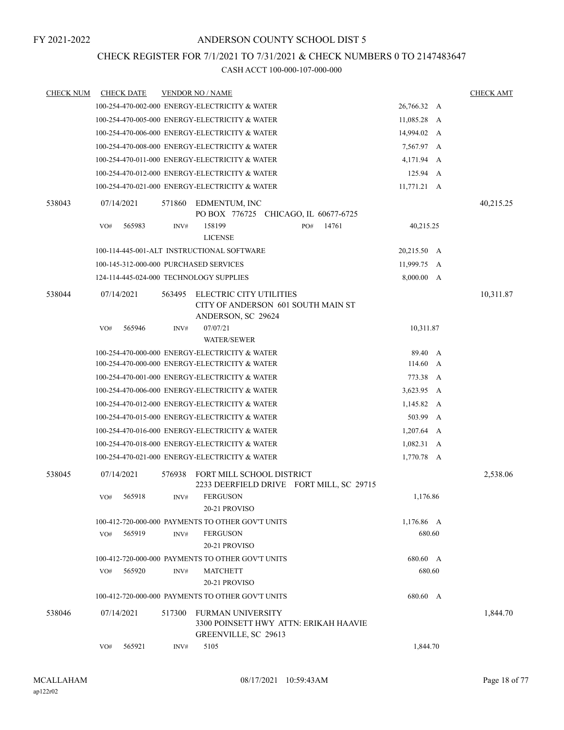FY 2021-2022

# ANDERSON COUNTY SCHOOL DIST 5

## CHECK REGISTER FOR 7/1/2021 TO 7/31/2021 & CHECK NUMBERS 0 TO 2147483647

### CASH ACCT 100-000-107-000-000

| CHECK NUM | CHECK DATE | VENDOR NO / NAME | | CHECK AMT |
|---|---|---|---|---|
| | | 100-254-470-002-000 ENERGY-ELECTRICITY & WATER | 26,766.32 A | |
| | | 100-254-470-005-000 ENERGY-ELECTRICITY & WATER | 11,085.28 A | |
| | | 100-254-470-006-000 ENERGY-ELECTRICITY & WATER | 14,994.02 A | |
| | | 100-254-470-008-000 ENERGY-ELECTRICITY & WATER | 7,567.97 A | |
| | | 100-254-470-011-000 ENERGY-ELECTRICITY & WATER | 4,171.94 A | |
| | | 100-254-470-012-000 ENERGY-ELECTRICITY & WATER | 125.94 A | |
| | | 100-254-470-021-000 ENERGY-ELECTRICITY & WATER | 11,771.21 A | |
| 538043 | 07/14/2021 | 571860 EDMENTUM, INC<br>PO BOX 776725 CHICAGO, IL 60677-6725 | | 40,215.25 |
| | VO# 565983 | INV# 158199 PO# 14761<br>LICENSE | 40,215.25 | |
| | | 100-114-445-001-ALT INSTRUCTIONAL SOFTWARE | 20,215.50 A | |
| | | 100-145-312-000-000 PURCHASED SERVICES | 11,999.75 A | |
| | | 124-114-445-024-000 TECHNOLOGY SUPPLIES | 8,000.00 A | |
| 538044 | 07/14/2021 | 563495 ELECTRIC CITY UTILITIES<br>CITY OF ANDERSON 601 SOUTH MAIN ST<br>ANDERSON, SC 29624 | | 10,311.87 |
| | VO# 565946 | INV# 07/07/21<br>WATER/SEWER | 10,311.87 | |
| | | 100-254-470-000-000 ENERGY-ELECTRICITY & WATER | 89.40 A | |
| | | 100-254-470-000-000 ENERGY-ELECTRICITY & WATER | 114.60 A | |
| | | 100-254-470-001-000 ENERGY-ELECTRICITY & WATER | 773.38 A | |
| | | 100-254-470-006-000 ENERGY-ELECTRICITY & WATER | 3,623.95 A | |
| | | 100-254-470-012-000 ENERGY-ELECTRICITY & WATER | 1,145.82 A | |
| | | 100-254-470-015-000 ENERGY-ELECTRICITY & WATER | 503.99 A | |
| | | 100-254-470-016-000 ENERGY-ELECTRICITY & WATER | 1,207.64 A | |
| | | 100-254-470-018-000 ENERGY-ELECTRICITY & WATER | 1,082.31 A | |
| | | 100-254-470-021-000 ENERGY-ELECTRICITY & WATER | 1,770.78 A | |
| 538045 | 07/14/2021 | 576938 FORT MILL SCHOOL DISTRICT<br>2233 DEERFIELD DRIVE FORT MILL, SC 29715 | | 2,538.06 |
| | VO# 565918 | INV# FERGUSON<br>20-21 PROVISO | 1,176.86 | |
| | | 100-412-720-000-000 PAYMENTS TO OTHER GOV'T UNITS | 1,176.86 A | |
| | VO# 565919 | INV# FERGUSON<br>20-21 PROVISO | 680.60 | |
| | | 100-412-720-000-000 PAYMENTS TO OTHER GOV'T UNITS | 680.60 A | |
| | VO# 565920 | INV# MATCHETT<br>20-21 PROVISO | 680.60 | |
| | | 100-412-720-000-000 PAYMENTS TO OTHER GOV'T UNITS | 680.60 A | |
| 538046 | 07/14/2021 | 517300 FURMAN UNIVERSITY<br>3300 POINSETT HWY ATTN: ERIKAH HAAVIE<br>GREENVILLE, SC 29613 | | 1,844.70 |
| | VO# 565921 | INV# 5105 | 1,844.70 | |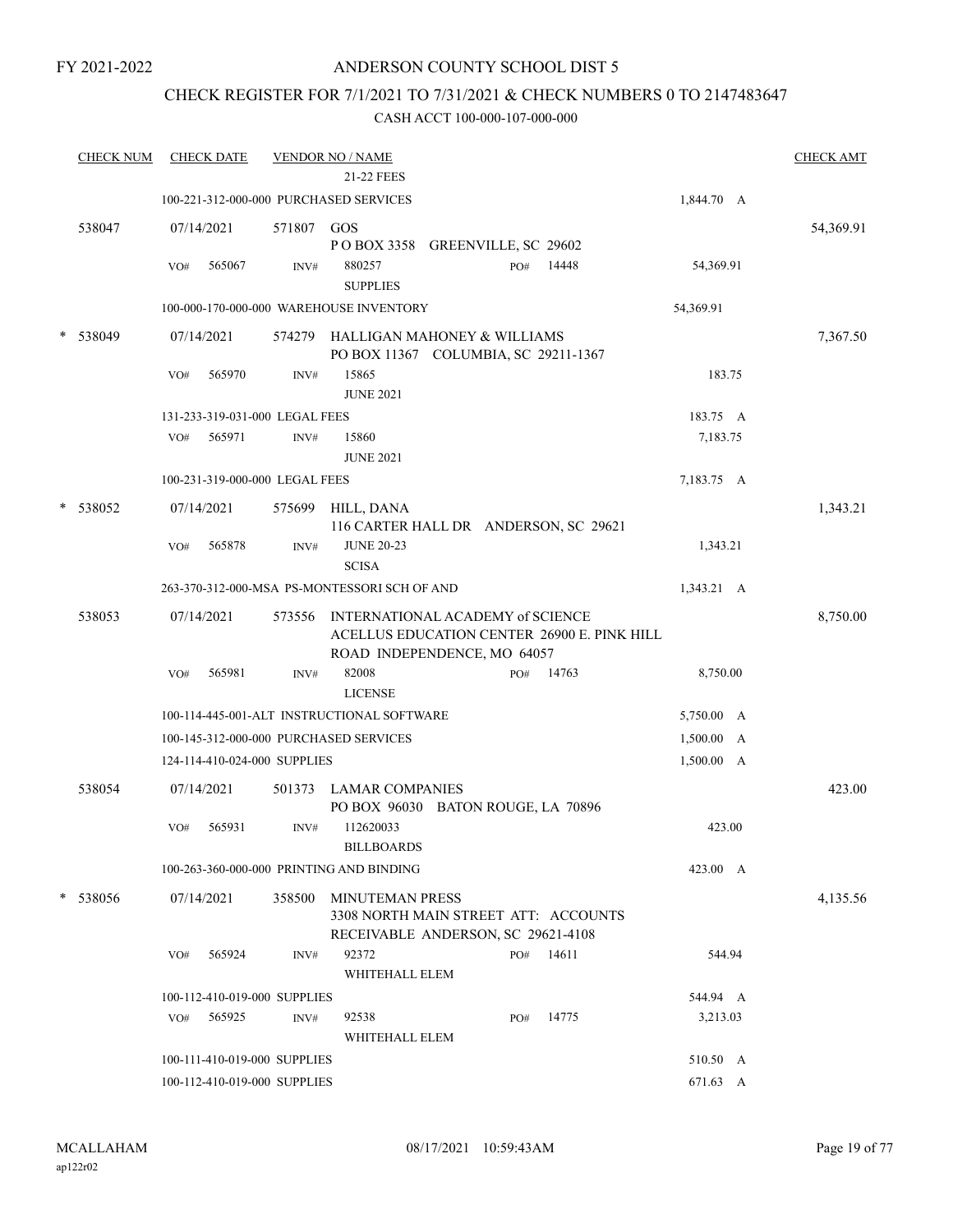FY 2021-2022

# ANDERSON COUNTY SCHOOL DIST 5

## CHECK REGISTER FOR 7/1/2021 TO 7/31/2021 & CHECK NUMBERS 0 TO 2147483647

### CASH ACCT 100-000-107-000-000

| CHECK NUM | CHECK DATE | VENDOR NO / NAME | | CHECK AMT |
|---|---|---|---|---|
| | | 21-22 FEES | | |
| | 100-221-312-000-000 PURCHASED SERVICES | | 1,844.70 A | |
| 538047 | 07/14/2021 | 571807 GOS<br>P O BOX 3358 GREENVILLE, SC 29602 | | 54,369.91 |
| | VO# 565067 | INV# 880257 PO# 14448<br>SUPPLIES | 54,369.91 | |
| | 100-000-170-000-000 WAREHOUSE INVENTORY | | 54,369.91 | |
| * 538049 | 07/14/2021 | 574279 HALLIGAN MAHONEY & WILLIAMS<br>PO BOX 11367 COLUMBIA, SC 29211-1367 | | 7,367.50 |
| | VO# 565970 | INV# 15865<br>JUNE 2021 | 183.75 | |
| | 131-233-319-031-000 LEGAL FEES | | 183.75 A | |
| | VO# 565971 | INV# 15860<br>JUNE 2021 | 7,183.75 | |
| | 100-231-319-000-000 LEGAL FEES | | 7,183.75 A | |
| * 538052 | 07/14/2021 | 575699 HILL, DANA<br>116 CARTER HALL DR ANDERSON, SC 29621 | | 1,343.21 |
| | VO# 565878 | INV# JUNE 20-23<br>SCISA | 1,343.21 | |
| | 263-370-312-000-MSA PS-MONTESSORI SCH OF AND | | 1,343.21 A | |
| 538053 | 07/14/2021 | 573556 INTERNATIONAL ACADEMY of SCIENCE<br>ACELLUS EDUCATION CENTER 26900 E. PINK HILL ROAD INDEPENDENCE, MO 64057 | | 8,750.00 |
| | VO# 565981 | INV# 82008 PO# 14763<br>LICENSE | 8,750.00 | |
| | 100-114-445-001-ALT INSTRUCTIONAL SOFTWARE | | 5,750.00 A | |
| | 100-145-312-000-000 PURCHASED SERVICES | | 1,500.00 A | |
| | 124-114-410-024-000 SUPPLIES | | 1,500.00 A | |
| 538054 | 07/14/2021 | 501373 LAMAR COMPANIES<br>PO BOX 96030 BATON ROUGE, LA 70896 | | 423.00 |
| | VO# 565931 | INV# 112620033<br>BILLBOARDS | 423.00 | |
| | 100-263-360-000-000 PRINTING AND BINDING | | 423.00 A | |
| * 538056 | 07/14/2021 | 358500 MINUTEMAN PRESS<br>3308 NORTH MAIN STREET ATT: ACCOUNTS RECEIVABLE ANDERSON, SC 29621-4108 | | 4,135.56 |
| | VO# 565924 | INV# 92372 PO# 14611<br>WHITEHALL ELEM | 544.94 | |
| | 100-112-410-019-000 SUPPLIES | | 544.94 A | |
| | VO# 565925 | INV# 92538 PO# 14775<br>WHITEHALL ELEM | 3,213.03 | |
| | 100-111-410-019-000 SUPPLIES | | 510.50 A | |
| | 100-112-410-019-000 SUPPLIES | | 671.63 A | |

MCALLAHAM
ap122r02
08/17/2021 10:59:43AM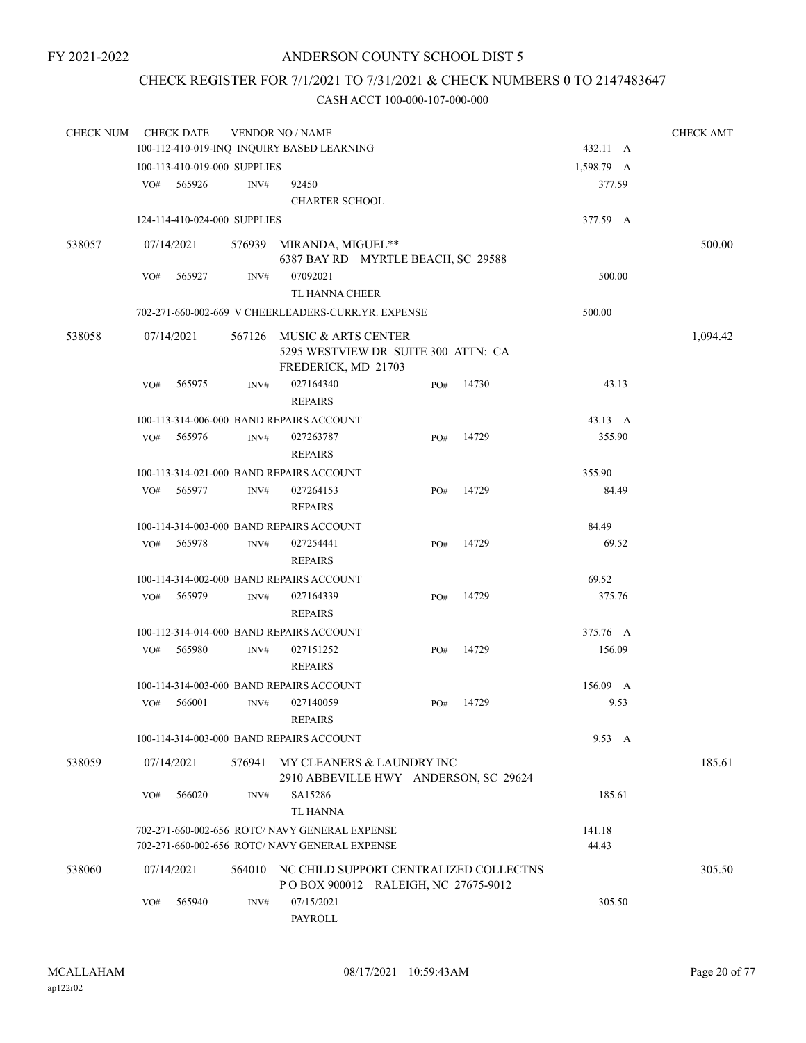# ANDERSON COUNTY SCHOOL DIST 5

## CHECK REGISTER FOR 7/1/2021 TO 7/31/2021 & CHECK NUMBERS 0 TO 2147483647

CASH ACCT 100-000-107-000-000

| CHECK NUM | CHECK DATE | VENDOR NO / NAME | | | | CHECK AMT |
|---|---|---|---|---|---|---|
| | 100-112-410-019-INQ INQUIRY BASED LEARNING | | | | 432.11 A | |
| | 100-113-410-019-000 SUPPLIES | | | | 1,598.79 A | |
| | VO# 565926 | INV# 92450 CHARTER SCHOOL | | | 377.59 | |
| | 124-114-410-024-000 SUPPLIES | | | | 377.59 A | |
| 538057 | 07/14/2021 | 576939 MIRANDA, MIGUEL** 6387 BAY RD MYRTLE BEACH, SC 29588 | | | | 500.00 |
| | VO# 565927 | INV# 07092021 TL HANNA CHEER | | | 500.00 | |
| | 702-271-660-002-669 V CHEERLEADERS-CURR.YR. EXPENSE | | | | 500.00 | |
| 538058 | 07/14/2021 | 567126 MUSIC & ARTS CENTER 5295 WESTVIEW DR SUITE 300 ATTN: CA FREDERICK, MD 21703 | | | | 1,094.42 |
| | VO# 565975 | INV# 027164340 REPAIRS | PO# | 14730 | 43.13 | |
| | 100-113-314-006-000 BAND REPAIRS ACCOUNT | | | | 43.13 A | |
| | VO# 565976 | INV# 027263787 REPAIRS | PO# | 14729 | 355.90 | |
| | 100-113-314-021-000 BAND REPAIRS ACCOUNT | | | | 355.90 | |
| | VO# 565977 | INV# 027264153 REPAIRS | PO# | 14729 | 84.49 | |
| | 100-114-314-003-000 BAND REPAIRS ACCOUNT | | | | 84.49 | |
| | VO# 565978 | INV# 027254441 REPAIRS | PO# | 14729 | 69.52 | |
| | 100-114-314-002-000 BAND REPAIRS ACCOUNT | | | | 69.52 | |
| | VO# 565979 | INV# 027164339 REPAIRS | PO# | 14729 | 375.76 | |
| | 100-112-314-014-000 BAND REPAIRS ACCOUNT | | | | 375.76 A | |
| | VO# 565980 | INV# 027151252 REPAIRS | PO# | 14729 | 156.09 | |
| | 100-114-314-003-000 BAND REPAIRS ACCOUNT | | | | 156.09 A | |
| | VO# 566001 | INV# 027140059 REPAIRS | PO# | 14729 | 9.53 | |
| | 100-114-314-003-000 BAND REPAIRS ACCOUNT | | | | 9.53 A | |
| 538059 | 07/14/2021 | 576941 MY CLEANERS & LAUNDRY INC 2910 ABBEVILLE HWY ANDERSON, SC 29624 | | | | 185.61 |
| | VO# 566020 | INV# SA15286 TL HANNA | | | 185.61 | |
| | 702-271-660-002-656 ROTC/ NAVY GENERAL EXPENSE | | | | 141.18 | |
| | 702-271-660-002-656 ROTC/ NAVY GENERAL EXPENSE | | | | 44.43 | |
| 538060 | 07/14/2021 | 564010 NC CHILD SUPPORT CENTRALIZED COLLECTNS P O BOX 900012 RALEIGH, NC 27675-9012 | | | | 305.50 |
| | VO# 565940 | INV# 07/15/2021 PAYROLL | | | 305.50 | |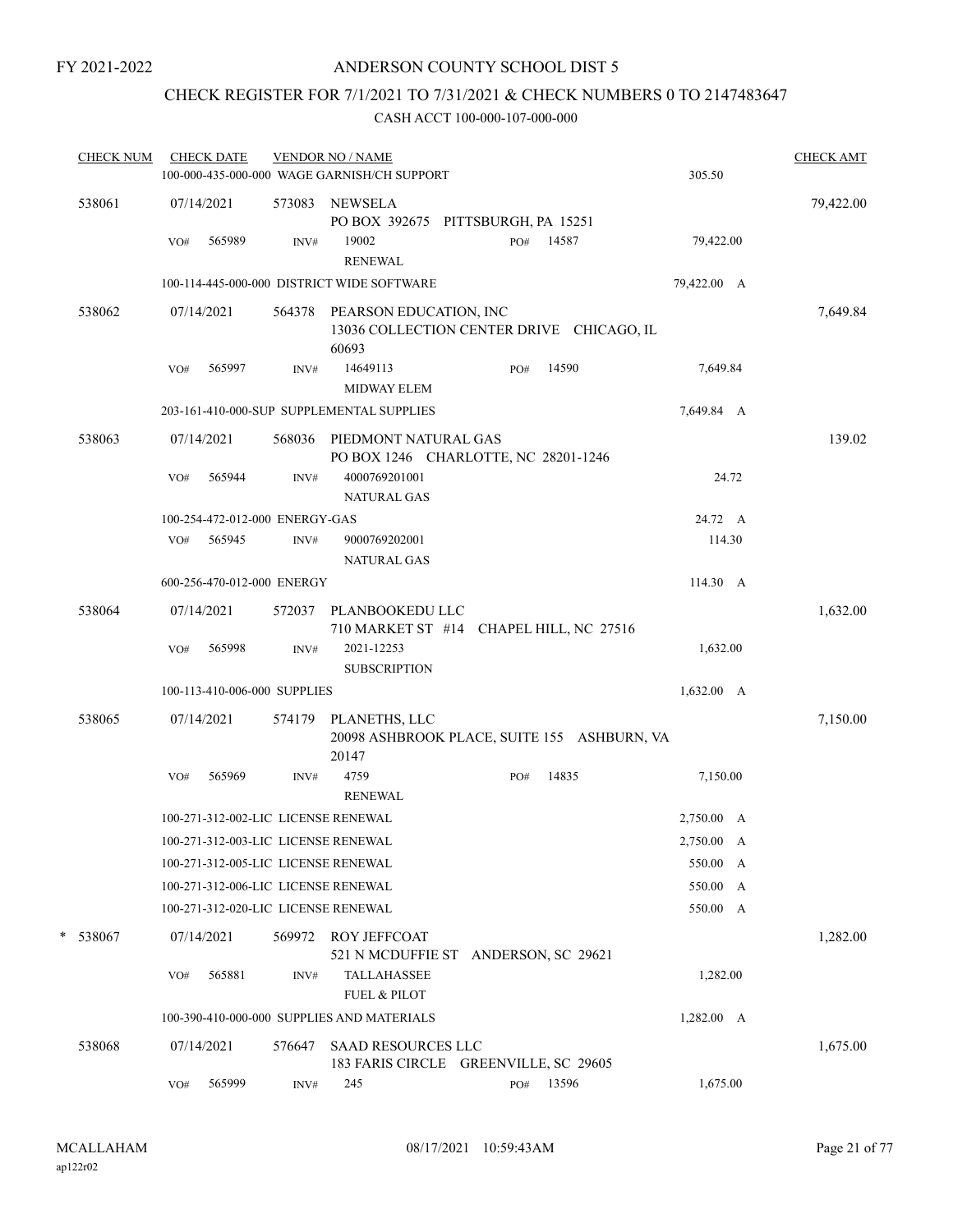FY 2021-2022

# ANDERSON COUNTY SCHOOL DIST 5

## CHECK REGISTER FOR 7/1/2021 TO 7/31/2021 & CHECK NUMBERS 0 TO 2147483647

### CASH ACCT 100-000-107-000-000

| CHECK NUM | CHECK DATE | VENDOR NO / NAME | | | CHECK AMT |
|---|---|---|---|---|---|
| | | 100-000-435-000-000 WAGE GARNISH/CH SUPPORT | | 305.50 | |
| 538061 | 07/14/2021 | 573083 NEWSELA<br>PO BOX 392675 PITTSBURGH, PA 15251 | | | 79,422.00 |
| | VO# 565989 | INV# 19002<br>RENEWAL | PO# 14587 | 79,422.00 | |
| | | 100-114-445-000-000 DISTRICT WIDE SOFTWARE | | 79,422.00 A | |
| 538062 | 07/14/2021 | 564378 PEARSON EDUCATION, INC<br>13036 COLLECTION CENTER DRIVE CHICAGO, IL 60693 | | | 7,649.84 |
| | VO# 565997 | INV# 14649113<br>MIDWAY ELEM | PO# 14590 | 7,649.84 | |
| | | 203-161-410-000-SUP SUPPLEMENTAL SUPPLIES | | 7,649.84 A | |
| 538063 | 07/14/2021 | 568036 PIEDMONT NATURAL GAS<br>PO BOX 1246 CHARLOTTE, NC 28201-1246 | | | 139.02 |
| | VO# 565944 | INV# 4000769201001<br>NATURAL GAS | | 24.72 | |
| | | 100-254-472-012-000 ENERGY-GAS | | 24.72 A | |
| | VO# 565945 | INV# 9000769202001<br>NATURAL GAS | | 114.30 | |
| | | 600-256-470-012-000 ENERGY | | 114.30 A | |
| 538064 | 07/14/2021 | 572037 PLANBOOKEDU LLC<br>710 MARKET ST #14 CHAPEL HILL, NC 27516 | | | 1,632.00 |
| | VO# 565998 | INV# 2021-12253<br>SUBSCRIPTION | | 1,632.00 | |
| | | 100-113-410-006-000 SUPPLIES | | 1,632.00 A | |
| 538065 | 07/14/2021 | 574179 PLANETHS, LLC<br>20098 ASHBROOK PLACE, SUITE 155 ASHBURN, VA 20147 | | | 7,150.00 |
| | VO# 565969 | INV# 4759<br>RENEWAL | PO# 14835 | 7,150.00 | |
| | | 100-271-312-002-LIC LICENSE RENEWAL | | 2,750.00 A | |
| | | 100-271-312-003-LIC LICENSE RENEWAL | | 2,750.00 A | |
| | | 100-271-312-005-LIC LICENSE RENEWAL | | 550.00 A | |
| | | 100-271-312-006-LIC LICENSE RENEWAL | | 550.00 A | |
| | | 100-271-312-020-LIC LICENSE RENEWAL | | 550.00 A | |
| * 538067 | 07/14/2021 | 569972 ROY JEFFCOAT<br>521 N MCDUFFIE ST ANDERSON, SC 29621 | | | 1,282.00 |
| | VO# 565881 | INV# TALLAHASSEE<br>FUEL & PILOT | | 1,282.00 | |
| | | 100-390-410-000-000 SUPPLIES AND MATERIALS | | 1,282.00 A | |
| 538068 | 07/14/2021 | 576647 SAAD RESOURCES LLC<br>183 FARIS CIRCLE GREENVILLE, SC 29605 | | | 1,675.00 |
| | VO# 565999 | INV# 245 | PO# 13596 | 1,675.00 | |

MCALLAHAM ap122r02 08/17/2021 10:59:43AM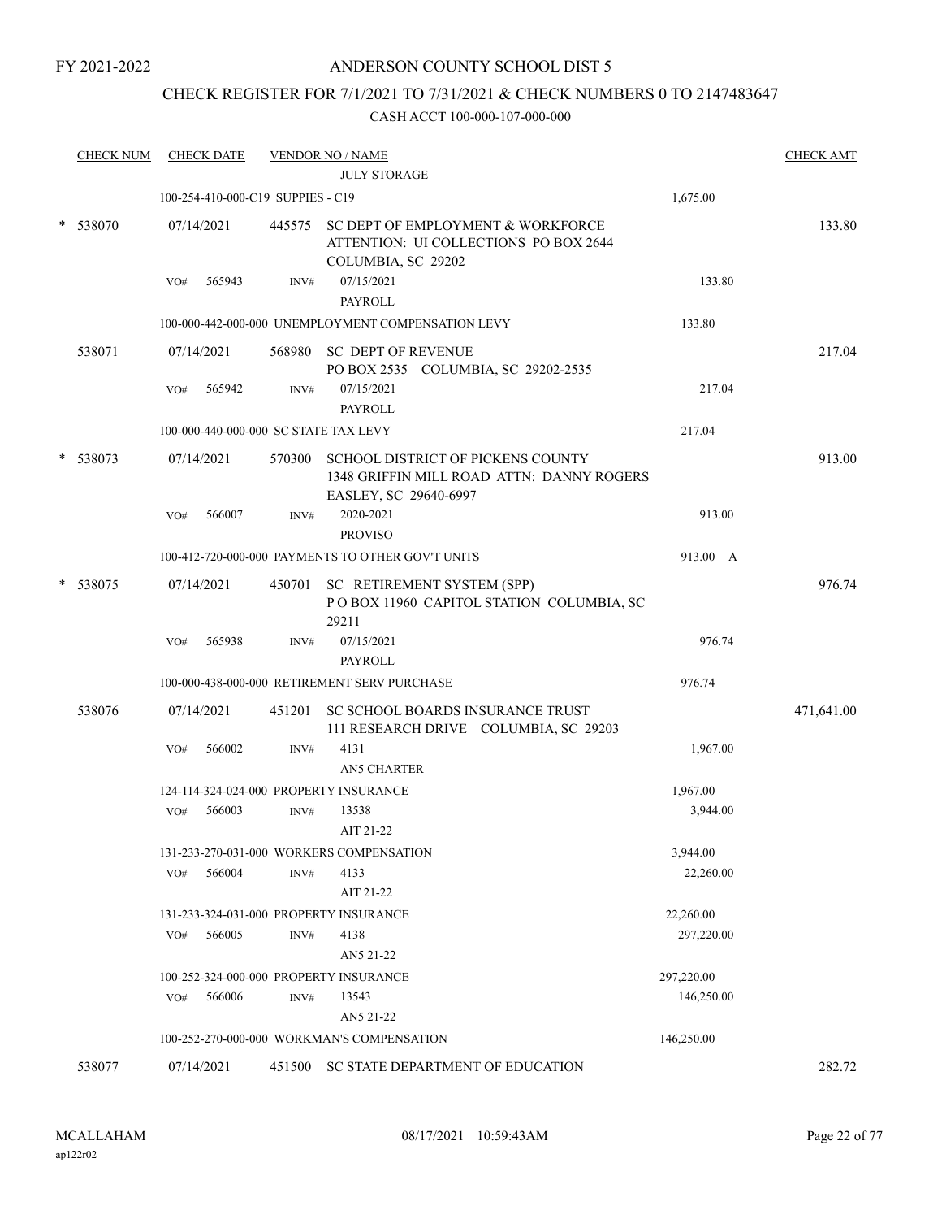FY 2021-2022

# ANDERSON COUNTY SCHOOL DIST 5

## CHECK REGISTER FOR 7/1/2021 TO 7/31/2021 & CHECK NUMBERS 0 TO 2147483647

### CASH ACCT 100-000-107-000-000

| CHECK NUM | CHECK DATE | VENDOR NO / NAME | | CHECK AMT |
|---|---|---|---|---|
| | | JULY STORAGE | | |
| | 100-254-410-000-C19 SUPPIES - C19 | | 1,675.00 | |
| * 538070 | 07/14/2021 | 445575 SC DEPT OF EMPLOYMENT & WORKFORCE ATTENTION: UI COLLECTIONS PO BOX 2644 COLUMBIA, SC 29202 | | 133.80 |
| | VO# 565943 | INV# 07/15/2021 PAYROLL | 133.80 | |
| | 100-000-442-000-000 UNEMPLOYMENT COMPENSATION LEVY | | 133.80 | |
| 538071 | 07/14/2021 | 568980 SC DEPT OF REVENUE PO BOX 2535 COLUMBIA, SC 29202-2535 | | 217.04 |
| | VO# 565942 | INV# 07/15/2021 PAYROLL | 217.04 | |
| | 100-000-440-000-000 SC STATE TAX LEVY | | 217.04 | |
| * 538073 | 07/14/2021 | 570300 SCHOOL DISTRICT OF PICKENS COUNTY 1348 GRIFFIN MILL ROAD ATTN: DANNY ROGERS EASLEY, SC 29640-6997 | | 913.00 |
| | VO# 566007 | INV# 2020-2021 PROVISO | 913.00 | |
| | 100-412-720-000-000 PAYMENTS TO OTHER GOV'T UNITS | | 913.00 A | |
| * 538075 | 07/14/2021 | 450701 SC RETIREMENT SYSTEM (SPP) P O BOX 11960 CAPITOL STATION COLUMBIA, SC 29211 | | 976.74 |
| | VO# 565938 | INV# 07/15/2021 PAYROLL | 976.74 | |
| | 100-000-438-000-000 RETIREMENT SERV PURCHASE | | 976.74 | |
| 538076 | 07/14/2021 | 451201 SC SCHOOL BOARDS INSURANCE TRUST 111 RESEARCH DRIVE COLUMBIA, SC 29203 | | 471,641.00 |
| | VO# 566002 | INV# 4131 AN5 CHARTER | 1,967.00 | |
| | 124-114-324-024-000 PROPERTY INSURANCE | | 1,967.00 | |
| | VO# 566003 | INV# 13538 AIT 21-22 | 3,944.00 | |
| | 131-233-270-031-000 WORKERS COMPENSATION | | 3,944.00 | |
| | VO# 566004 | INV# 4133 AIT 21-22 | 22,260.00 | |
| | 131-233-324-031-000 PROPERTY INSURANCE | | 22,260.00 | |
| | VO# 566005 | INV# 4138 AN5 21-22 | 297,220.00 | |
| | 100-252-324-000-000 PROPERTY INSURANCE | | 297,220.00 | |
| | VO# 566006 | INV# 13543 AN5 21-22 | 146,250.00 | |
| | 100-252-270-000-000 WORKMAN'S COMPENSATION | | 146,250.00 | |
| 538077 | 07/14/2021 | 451500 SC STATE DEPARTMENT OF EDUCATION | | 282.72 |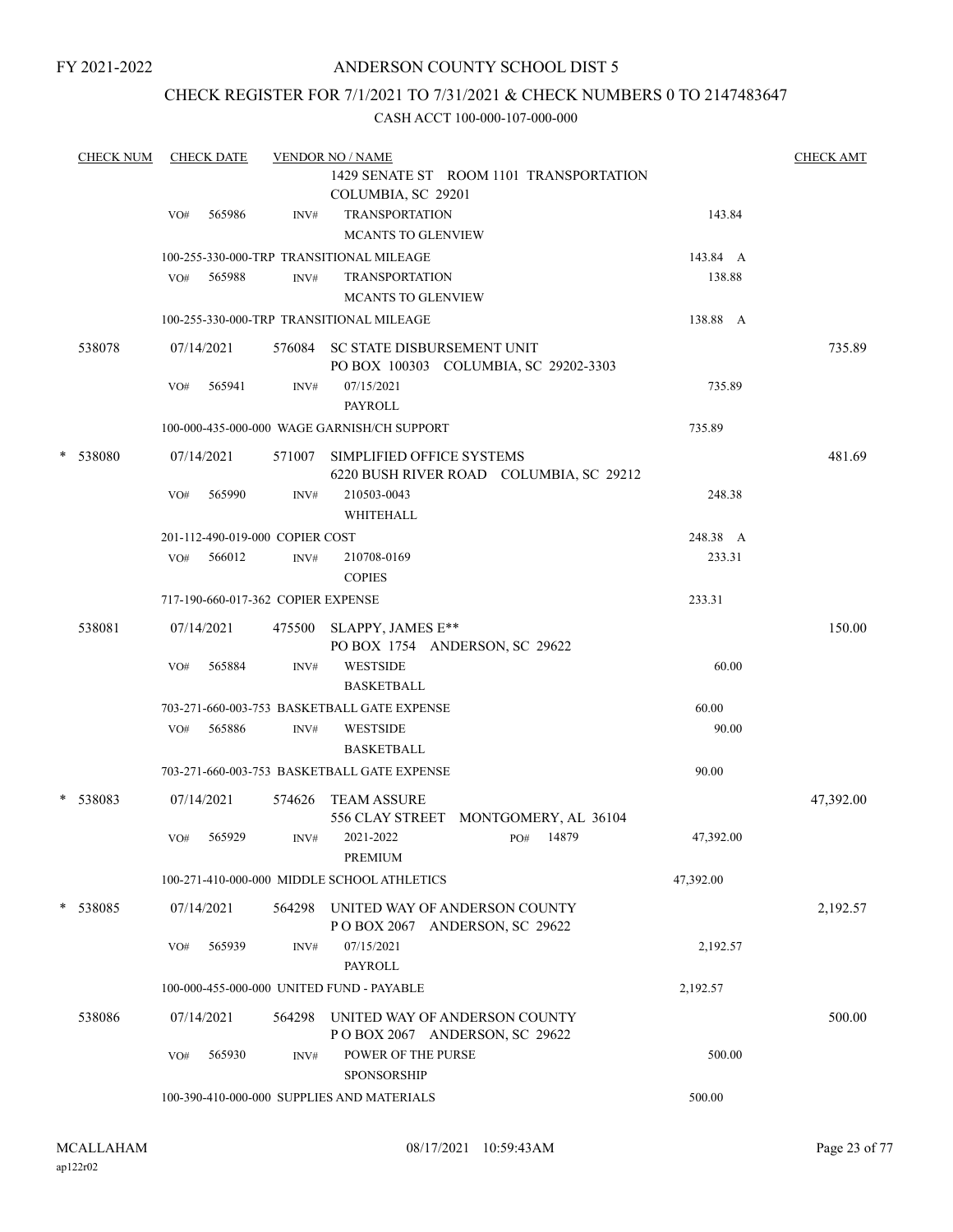FY 2021-2022

# ANDERSON COUNTY SCHOOL DIST 5

## CHECK REGISTER FOR 7/1/2021 TO 7/31/2021 & CHECK NUMBERS 0 TO 2147483647

CASH ACCT 100-000-107-000-000

| CHECK NUM | CHECK DATE | VENDOR NO / NAME | | CHECK AMT |
|---|---|---|---|---|
| | | 1429 SENATE ST ROOM 1101 TRANSPORTATION COLUMBIA, SC 29201 | | |
| | VO# 565986 | INV# TRANSPORTATION MCANTS TO GLENVIEW | 143.84 | |
| | | 100-255-330-000-TRP TRANSITIONAL MILEAGE | 143.84 A | |
| | VO# 565988 | INV# TRANSPORTATION MCANTS TO GLENVIEW | 138.88 | |
| | | 100-255-330-000-TRP TRANSITIONAL MILEAGE | 138.88 A | |
| 538078 | 07/14/2021 | 576084 SC STATE DISBURSEMENT UNIT PO BOX 100303 COLUMBIA, SC 29202-3303 | | 735.89 |
| | VO# 565941 | INV# 07/15/2021 PAYROLL | 735.89 | |
| | | 100-000-435-000-000 WAGE GARNISH/CH SUPPORT | 735.89 | |
| * 538080 | 07/14/2021 | 571007 SIMPLIFIED OFFICE SYSTEMS 6220 BUSH RIVER ROAD COLUMBIA, SC 29212 | | 481.69 |
| | VO# 565990 | INV# 210503-0043 WHITEHALL | 248.38 | |
| | | 201-112-490-019-000 COPIER COST | 248.38 A | |
| | VO# 566012 | INV# 210708-0169 COPIES | 233.31 | |
| | | 717-190-660-017-362 COPIER EXPENSE | 233.31 | |
| 538081 | 07/14/2021 | 475500 SLAPPY, JAMES E** PO BOX 1754 ANDERSON, SC 29622 | | 150.00 |
| | VO# 565884 | INV# WESTSIDE BASKETBALL | 60.00 | |
| | | 703-271-660-003-753 BASKETBALL GATE EXPENSE | 60.00 | |
| | VO# 565886 | INV# WESTSIDE BASKETBALL | 90.00 | |
| | | 703-271-660-003-753 BASKETBALL GATE EXPENSE | 90.00 | |
| * 538083 | 07/14/2021 | 574626 TEAM ASSURE 556 CLAY STREET MONTGOMERY, AL 36104 | | 47,392.00 |
| | VO# 565929 | INV# 2021-2022 PREMIUM PO# 14879 | 47,392.00 | |
| | | 100-271-410-000-000 MIDDLE SCHOOL ATHLETICS | 47,392.00 | |
| * 538085 | 07/14/2021 | 564298 UNITED WAY OF ANDERSON COUNTY P O BOX 2067 ANDERSON, SC 29622 | | 2,192.57 |
| | VO# 565939 | INV# 07/15/2021 PAYROLL | 2,192.57 | |
| | | 100-000-455-000-000 UNITED FUND - PAYABLE | 2,192.57 | |
| 538086 | 07/14/2021 | 564298 UNITED WAY OF ANDERSON COUNTY P O BOX 2067 ANDERSON, SC 29622 | | 500.00 |
| | VO# 565930 | INV# POWER OF THE PURSE SPONSORSHIP | 500.00 | |
| | | 100-390-410-000-000 SUPPLIES AND MATERIALS | 500.00 | |

MCALLAHAM
ap122r02

08/17/2021 10:59:43AM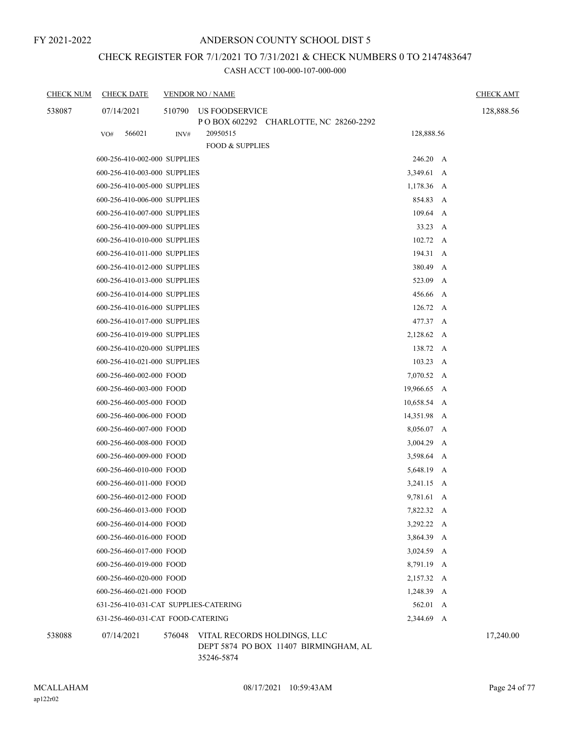FY 2021-2022

# ANDERSON COUNTY SCHOOL DIST 5

## CHECK REGISTER FOR 7/1/2021 TO 7/31/2021 & CHECK NUMBERS 0 TO 2147483647

### CASH ACCT 100-000-107-000-000

| CHECK NUM | CHECK DATE | VENDOR NO / NAME | | | CHECK AMT |
|---|---|---|---|---|---|
| 538087 | 07/14/2021 | 510790 US FOODSERVICE<br>P O BOX 602292 CHARLOTTE, NC 28260-2292 | | | 128,888.56 |
| | VO# 566021 | INV# 20950515<br>FOOD & SUPPLIES | 128,888.56 | | |
| | 600-256-410-002-000 SUPPLIES | | 246.20 | A | |
| | 600-256-410-003-000 SUPPLIES | | 3,349.61 | A | |
| | 600-256-410-005-000 SUPPLIES | | 1,178.36 | A | |
| | 600-256-410-006-000 SUPPLIES | | 854.83 | A | |
| | 600-256-410-007-000 SUPPLIES | | 109.64 | A | |
| | 600-256-410-009-000 SUPPLIES | | 33.23 | A | |
| | 600-256-410-010-000 SUPPLIES | | 102.72 | A | |
| | 600-256-410-011-000 SUPPLIES | | 194.31 | A | |
| | 600-256-410-012-000 SUPPLIES | | 380.49 | A | |
| | 600-256-410-013-000 SUPPLIES | | 523.09 | A | |
| | 600-256-410-014-000 SUPPLIES | | 456.66 | A | |
| | 600-256-410-016-000 SUPPLIES | | 126.72 | A | |
| | 600-256-410-017-000 SUPPLIES | | 477.37 | A | |
| | 600-256-410-019-000 SUPPLIES | | 2,128.62 | A | |
| | 600-256-410-020-000 SUPPLIES | | 138.72 | A | |
| | 600-256-410-021-000 SUPPLIES | | 103.23 | A | |
| | 600-256-460-002-000 FOOD | | 7,070.52 | A | |
| | 600-256-460-003-000 FOOD | | 19,966.65 | A | |
| | 600-256-460-005-000 FOOD | | 10,658.54 | A | |
| | 600-256-460-006-000 FOOD | | 14,351.98 | A | |
| | 600-256-460-007-000 FOOD | | 8,056.07 | A | |
| | 600-256-460-008-000 FOOD | | 3,004.29 | A | |
| | 600-256-460-009-000 FOOD | | 3,598.64 | A | |
| | 600-256-460-010-000 FOOD | | 5,648.19 | A | |
| | 600-256-460-011-000 FOOD | | 3,241.15 | A | |
| | 600-256-460-012-000 FOOD | | 9,781.61 | A | |
| | 600-256-460-013-000 FOOD | | 7,822.32 | A | |
| | 600-256-460-014-000 FOOD | | 3,292.22 | A | |
| | 600-256-460-016-000 FOOD | | 3,864.39 | A | |
| | 600-256-460-017-000 FOOD | | 3,024.59 | A | |
| | 600-256-460-019-000 FOOD | | 8,791.19 | A | |
| | 600-256-460-020-000 FOOD | | 2,157.32 | A | |
| | 600-256-460-021-000 FOOD | | 1,248.39 | A | |
| | 631-256-410-031-CAT SUPPLIES-CATERING | | 562.01 | A | |
| | 631-256-460-031-CAT FOOD-CATERING | | 2,344.69 | A | |
| 538088 | 07/14/2021 | 576048 VITAL RECORDS HOLDINGS, LLC<br>DEPT 5874 PO BOX 11407 BIRMINGHAM, AL 35246-5874 | | | 17,240.00 |

MCALLAHAM
ap122r02

08/17/2021 10:59:43AM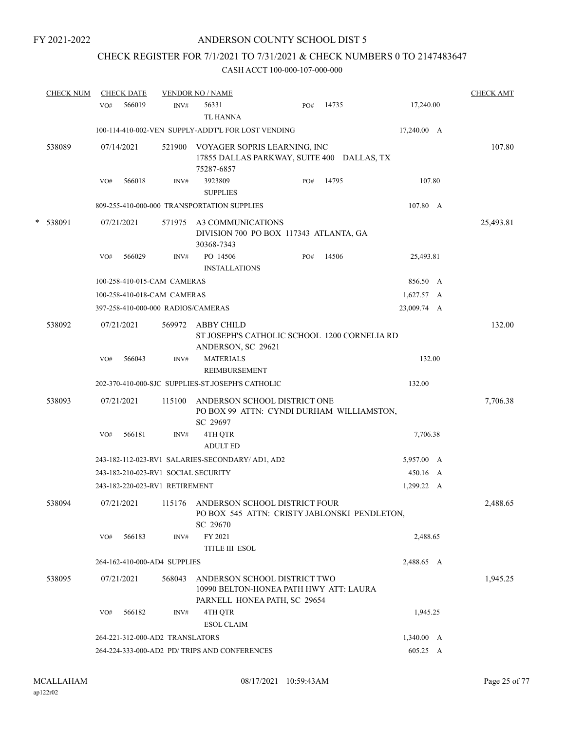FY 2021-2022

# ANDERSON COUNTY SCHOOL DIST 5

## CHECK REGISTER FOR 7/1/2021 TO 7/31/2021 & CHECK NUMBERS 0 TO 2147483647

### CASH ACCT 100-000-107-000-000

| CHECK NUM | CHECK DATE | VENDOR NO / NAME | | | CHECK AMT |
|---|---|---|---|---|---|
| | VO# 566019 | INV# 56331 TL HANNA | PO# 14735 | 17,240.00 | |
| | 100-114-410-002-VEN SUPPLY-ADDT'L FOR LOST VENDING | | | 17,240.00 A | |
| 538089 | 07/14/2021 | 521900 VOYAGER SOPRIS LEARNING, INC 17855 DALLAS PARKWAY, SUITE 400 DALLAS, TX 75287-6857 | | | 107.80 |
| | VO# 566018 | INV# 3923809 SUPPLIES | PO# 14795 | 107.80 | |
| | 809-255-410-000-000 TRANSPORTATION SUPPLIES | | | 107.80 A | |
| * 538091 | 07/21/2021 | 571975 A3 COMMUNICATIONS DIVISION 700 PO BOX 117343 ATLANTA, GA 30368-7343 | | | 25,493.81 |
| | VO# 566029 | INV# PO 14506 INSTALLATIONS | PO# 14506 | 25,493.81 | |
| | 100-258-410-015-CAM CAMERAS | | | 856.50 A | |
| | 100-258-410-018-CAM CAMERAS | | | 1,627.57 A | |
| | 397-258-410-000-000 RADIOS/CAMERAS | | | 23,009.74 A | |
| 538092 | 07/21/2021 | 569972 ABBY CHILD ST JOSEPH'S CATHOLIC SCHOOL 1200 CORNELIA RD ANDERSON, SC 29621 | | | 132.00 |
| | VO# 566043 | INV# MATERIALS REIMBURSEMENT | | 132.00 | |
| | 202-370-410-000-SJC SUPPLIES-ST.JOSEPH'S CATHOLIC | | | 132.00 | |
| 538093 | 07/21/2021 | 115100 ANDERSON SCHOOL DISTRICT ONE PO BOX 99 ATTN: CYNDI DURHAM WILLIAMSTON, SC 29697 | | | 7,706.38 |
| | VO# 566181 | INV# 4TH QTR ADULT ED | | 7,706.38 | |
| | 243-182-112-023-RV1 SALARIES-SECONDARY/ AD1, AD2 | | | 5,957.00 A | |
| | 243-182-210-023-RV1 SOCIAL SECURITY | | | 450.16 A | |
| | 243-182-220-023-RV1 RETIREMENT | | | 1,299.22 A | |
| 538094 | 07/21/2021 | 115176 ANDERSON SCHOOL DISTRICT FOUR PO BOX 545 ATTN: CRISTY JABLONSKI PENDLETON, SC 29670 | | | 2,488.65 |
| | VO# 566183 | INV# FY 2021 TITLE III ESOL | | 2,488.65 | |
| | 264-162-410-000-AD4 SUPPLIES | | | 2,488.65 A | |
| 538095 | 07/21/2021 | 568043 ANDERSON SCHOOL DISTRICT TWO 10990 BELTON-HONEA PATH HWY ATT: LAURA PARNELL HONEA PATH, SC 29654 | | | 1,945.25 |
| | VO# 566182 | INV# 4TH QTR ESOL CLAIM | | 1,945.25 | |
| | 264-221-312-000-AD2 TRANSLATORS | | | 1,340.00 A | |
| | 264-224-333-000-AD2 PD/ TRIPS AND CONFERENCES | | | 605.25 A | |

MCALLAHAM ap122r02 08/17/2021 10:59:43AM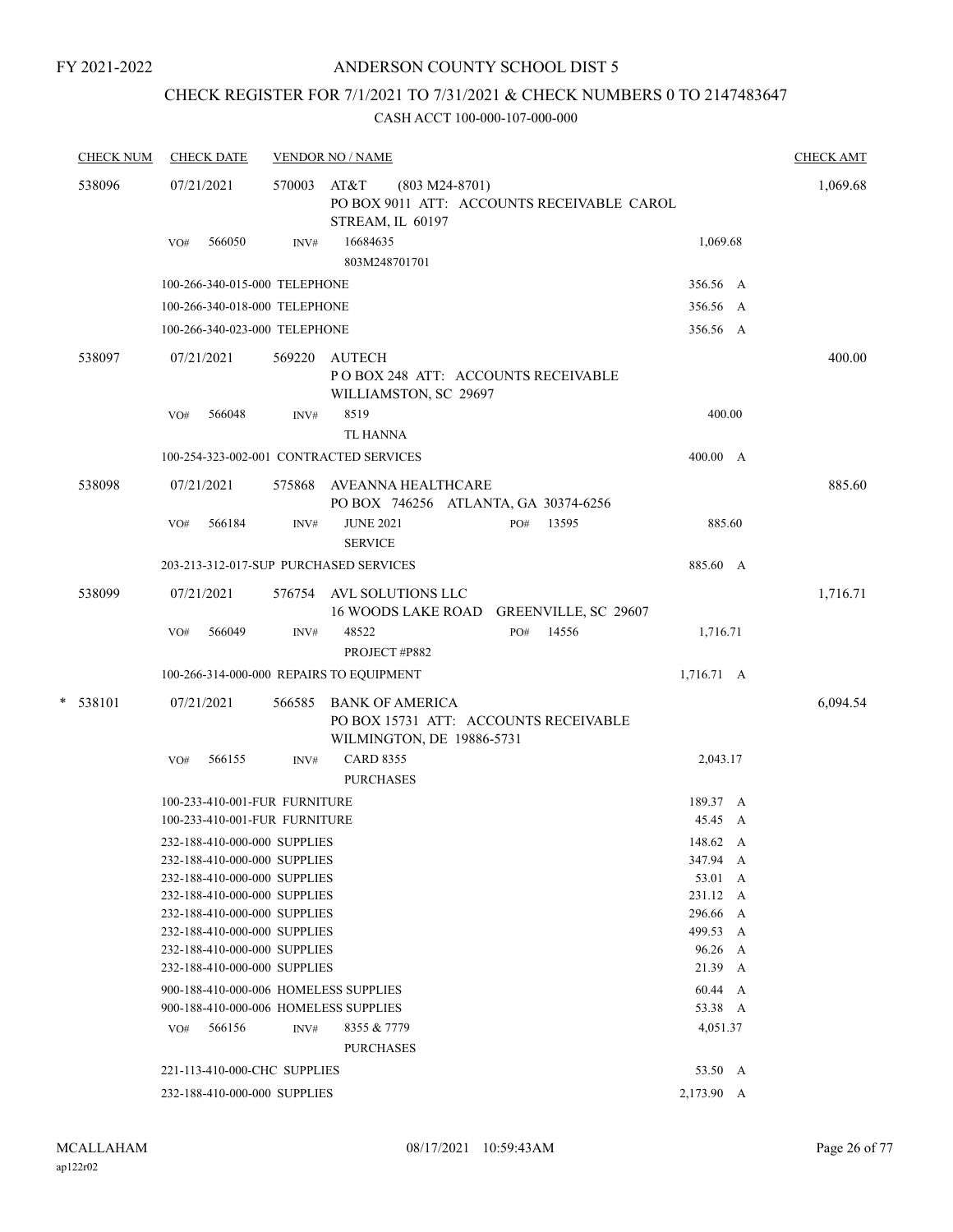FY 2021-2022

# ANDERSON COUNTY SCHOOL DIST 5

## CHECK REGISTER FOR 7/1/2021 TO 7/31/2021 & CHECK NUMBERS 0 TO 2147483647

### CASH ACCT 100-000-107-000-000

| CHECK NUM | CHECK DATE | VENDOR NO / NAME | | | CHECK AMT |
|---|---|---|---|---|---|
| 538096 | 07/21/2021 | 570003 AT&T (803 M24-8701) PO BOX 9011 ATT: ACCOUNTS RECEIVABLE CAROL STREAM, IL 60197 | | | 1,069.68 |
| | VO# 566050 | INV# 16684635 803M248701701 | | 1,069.68 | |
| | 100-266-340-015-000 TELEPHONE | | | 356.56 A | |
| | 100-266-340-018-000 TELEPHONE | | | 356.56 A | |
| | 100-266-340-023-000 TELEPHONE | | | 356.56 A | |
| 538097 | 07/21/2021 | 569220 AUTECH P O BOX 248 ATT: ACCOUNTS RECEIVABLE WILLIAMSTON, SC 29697 | | | 400.00 |
| | VO# 566048 | INV# 8519 TL HANNA | | 400.00 | |
| | 100-254-323-002-001 CONTRACTED SERVICES | | | 400.00 A | |
| 538098 | 07/21/2021 | 575868 AVEANNA HEALTHCARE PO BOX 746256 ATLANTA, GA 30374-6256 | | | 885.60 |
| | VO# 566184 | INV# JUNE 2021 SERVICE | PO# 13595 | 885.60 | |
| | 203-213-312-017-SUP PURCHASED SERVICES | | | 885.60 A | |
| 538099 | 07/21/2021 | 576754 AVL SOLUTIONS LLC 16 WOODS LAKE ROAD GREENVILLE, SC 29607 | | | 1,716.71 |
| | VO# 566049 | INV# 48522 PROJECT #P882 | PO# 14556 | 1,716.71 | |
| | 100-266-314-000-000 REPAIRS TO EQUIPMENT | | | 1,716.71 A | |
| * 538101 | 07/21/2021 | 566585 BANK OF AMERICA PO BOX 15731 ATT: ACCOUNTS RECEIVABLE WILMINGTON, DE 19886-5731 | | | 6,094.54 |
| | VO# 566155 | INV# CARD 8355 PURCHASES | | 2,043.17 | |
| | 100-233-410-001-FUR FURNITURE | | | 189.37 A | |
| | 100-233-410-001-FUR FURNITURE | | | 45.45 A | |
| | 232-188-410-000-000 SUPPLIES | | | 148.62 A | |
| | 232-188-410-000-000 SUPPLIES | | | 347.94 A | |
| | 232-188-410-000-000 SUPPLIES | | | 53.01 A | |
| | 232-188-410-000-000 SUPPLIES | | | 231.12 A | |
| | 232-188-410-000-000 SUPPLIES | | | 296.66 A | |
| | 232-188-410-000-000 SUPPLIES | | | 499.53 A | |
| | 232-188-410-000-000 SUPPLIES | | | 96.26 A | |
| | 232-188-410-000-000 SUPPLIES | | | 21.39 A | |
| | 900-188-410-000-006 HOMELESS SUPPLIES | | | 60.44 A | |
| | 900-188-410-000-006 HOMELESS SUPPLIES | | | 53.38 A | |
| | VO# 566156 | INV# 8355 & 7779 PURCHASES | | 4,051.37 | |
| | 221-113-410-000-CHC SUPPLIES | | | 53.50 A | |
| | 232-188-410-000-000 SUPPLIES | | | 2,173.90 A | |

MCALLAHAM
ap122r02

08/17/2021 10:59:43AM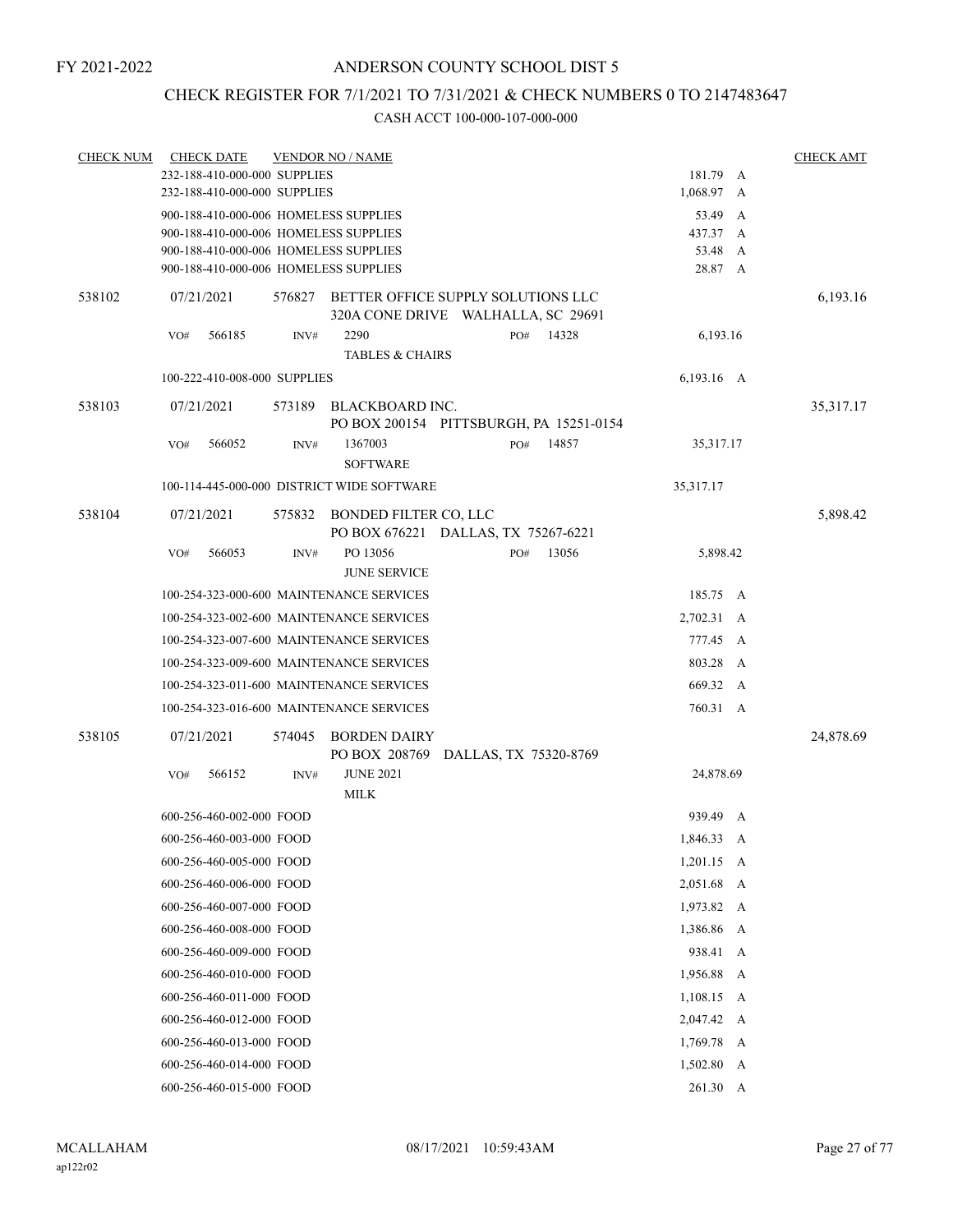FY 2021-2022

# ANDERSON COUNTY SCHOOL DIST 5

## CHECK REGISTER FOR 7/1/2021 TO 7/31/2021 & CHECK NUMBERS 0 TO 2147483647

### CASH ACCT 100-000-107-000-000

| CHECK NUM | CHECK DATE | VENDOR NO / NAME | | | CHECK AMT |
|---|---|---|---|---|---|
| | 232-188-410-000-000 SUPPLIES | | | 181.79 A | |
| | 232-188-410-000-000 SUPPLIES | | | 1,068.97 A | |
| | 900-188-410-000-006 HOMELESS SUPPLIES | | | 53.49 A | |
| | 900-188-410-000-006 HOMELESS SUPPLIES | | | 437.37 A | |
| | 900-188-410-000-006 HOMELESS SUPPLIES | | | 53.48 A | |
| | 900-188-410-000-006 HOMELESS SUPPLIES | | | 28.87 A | |
| 538102 | 07/21/2021 | 576827 BETTER OFFICE SUPPLY SOLUTIONS LLC 320A CONE DRIVE WALHALLA, SC 29691 | | | 6,193.16 |
| | VO# 566185 | INV# 2290 TABLES & CHAIRS | PO# 14328 | 6,193.16 | |
| | 100-222-410-008-000 SUPPLIES | | | 6,193.16 A | |
| 538103 | 07/21/2021 | 573189 BLACKBOARD INC. PO BOX 200154 PITTSBURGH, PA 15251-0154 | | | 35,317.17 |
| | VO# 566052 | INV# 1367003 SOFTWARE | PO# 14857 | 35,317.17 | |
| | 100-114-445-000-000 DISTRICT WIDE SOFTWARE | | | 35,317.17 | |
| 538104 | 07/21/2021 | 575832 BONDED FILTER CO, LLC PO BOX 676221 DALLAS, TX 75267-6221 | | | 5,898.42 |
| | VO# 566053 | INV# PO 13056 JUNE SERVICE | PO# 13056 | 5,898.42 | |
| | 100-254-323-000-600 MAINTENANCE SERVICES | | | 185.75 A | |
| | 100-254-323-002-600 MAINTENANCE SERVICES | | | 2,702.31 A | |
| | 100-254-323-007-600 MAINTENANCE SERVICES | | | 777.45 A | |
| | 100-254-323-009-600 MAINTENANCE SERVICES | | | 803.28 A | |
| | 100-254-323-011-600 MAINTENANCE SERVICES | | | 669.32 A | |
| | 100-254-323-016-600 MAINTENANCE SERVICES | | | 760.31 A | |
| 538105 | 07/21/2021 | 574045 BORDEN DAIRY PO BOX 208769 DALLAS, TX 75320-8769 | | | 24,878.69 |
| | VO# 566152 | INV# JUNE 2021 MILK | | 24,878.69 | |
| | 600-256-460-002-000 FOOD | | | 939.49 A | |
| | 600-256-460-003-000 FOOD | | | 1,846.33 A | |
| | 600-256-460-005-000 FOOD | | | 1,201.15 A | |
| | 600-256-460-006-000 FOOD | | | 2,051.68 A | |
| | 600-256-460-007-000 FOOD | | | 1,973.82 A | |
| | 600-256-460-008-000 FOOD | | | 1,386.86 A | |
| | 600-256-460-009-000 FOOD | | | 938.41 A | |
| | 600-256-460-010-000 FOOD | | | 1,956.88 A | |
| | 600-256-460-011-000 FOOD | | | 1,108.15 A | |
| | 600-256-460-012-000 FOOD | | | 2,047.42 A | |
| | 600-256-460-013-000 FOOD | | | 1,769.78 A | |
| | 600-256-460-014-000 FOOD | | | 1,502.80 A | |
| | 600-256-460-015-000 FOOD | | | 261.30 A | |

MCALLAHAM
ap122r02
08/17/2021 10:59:43AM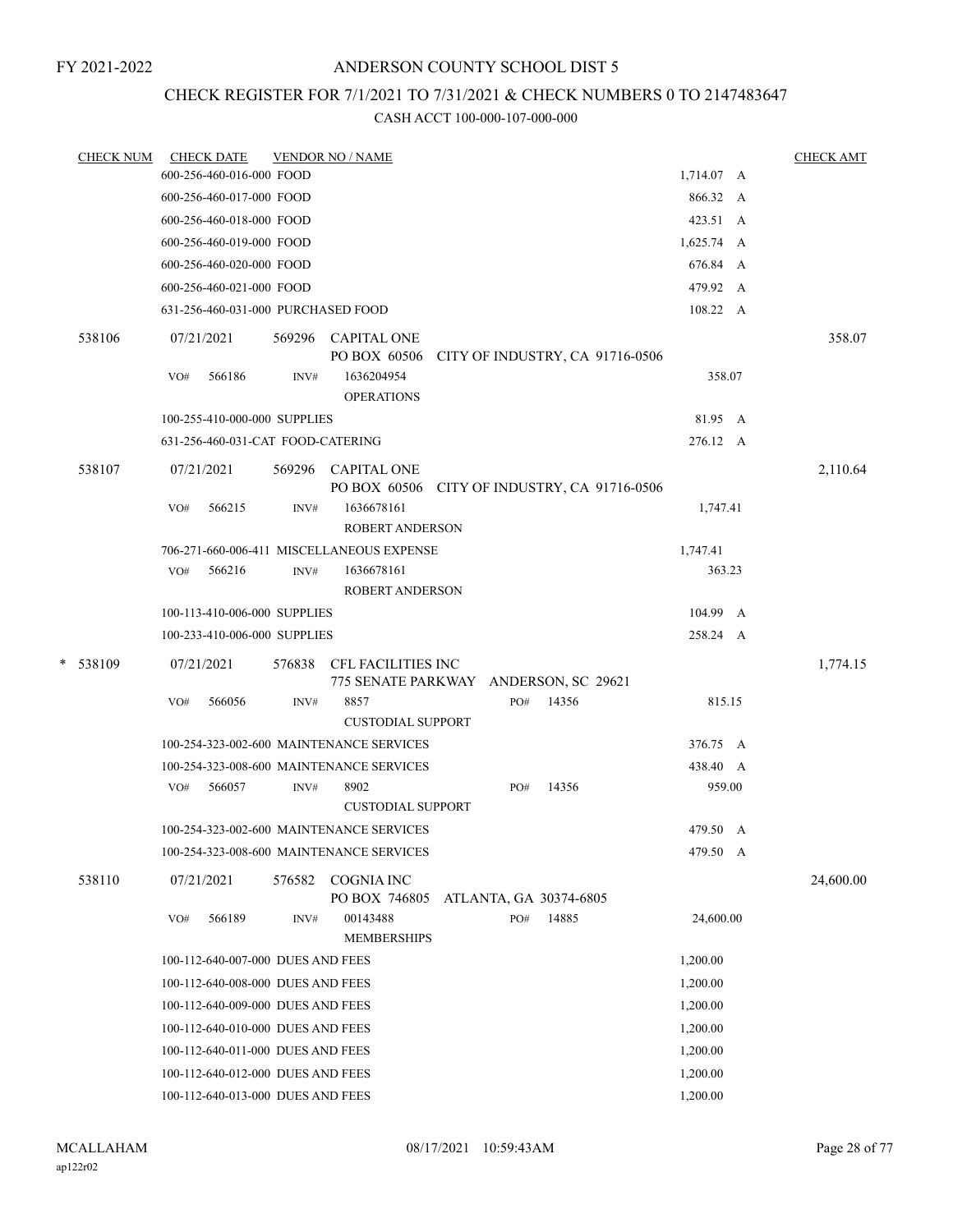FY 2021-2022

ANDERSON COUNTY SCHOOL DIST 5

CHECK REGISTER FOR 7/1/2021 TO 7/31/2021 & CHECK NUMBERS 0 TO 2147483647

CASH ACCT 100-000-107-000-000

| CHECK NUM | CHECK DATE | VENDOR NO / NAME | | CHECK AMT |
|---|---|---|---|---|
| | 600-256-460-016-000 FOOD | | 1,714.07 A | |
| | 600-256-460-017-000 FOOD | | 866.32 A | |
| | 600-256-460-018-000 FOOD | | 423.51 A | |
| | 600-256-460-019-000 FOOD | | 1,625.74 A | |
| | 600-256-460-020-000 FOOD | | 676.84 A | |
| | 600-256-460-021-000 FOOD | | 479.92 A | |
| | 631-256-460-031-000 PURCHASED FOOD | | 108.22 A | |
| 538106 | 07/21/2021 | 569296 CAPITAL ONE<br>PO BOX 60506 CITY OF INDUSTRY, CA 91716-0506 | | 358.07 |
| | VO# 566186 INV# 1636204954 | OPERATIONS | 358.07 | |
| | 100-255-410-000-000 SUPPLIES | | 81.95 A | |
| | 631-256-460-031-CAT FOOD-CATERING | | 276.12 A | |
| 538107 | 07/21/2021 | 569296 CAPITAL ONE<br>PO BOX 60506 CITY OF INDUSTRY, CA 91716-0506 | | 2,110.64 |
| | VO# 566215 INV# 1636678161 | ROBERT ANDERSON | 1,747.41 | |
| | 706-271-660-006-411 MISCELLANEOUS EXPENSE | | 1,747.41 | |
| | VO# 566216 INV# 1636678161 | ROBERT ANDERSON | 363.23 | |
| | 100-113-410-006-000 SUPPLIES | | 104.99 A | |
| | 100-233-410-006-000 SUPPLIES | | 258.24 A | |
| * 538109 | 07/21/2021 | 576838 CFL FACILITIES INC<br>775 SENATE PARKWAY ANDERSON, SC 29621 | | 1,774.15 |
| | VO# 566056 INV# 8857 | PO# 14356<br>CUSTODIAL SUPPORT | 815.15 | |
| | 100-254-323-002-600 MAINTENANCE SERVICES | | 376.75 A | |
| | 100-254-323-008-600 MAINTENANCE SERVICES | | 438.40 A | |
| | VO# 566057 INV# 8902 | PO# 14356<br>CUSTODIAL SUPPORT | 959.00 | |
| | 100-254-323-002-600 MAINTENANCE SERVICES | | 479.50 A | |
| | 100-254-323-008-600 MAINTENANCE SERVICES | | 479.50 A | |
| 538110 | 07/21/2021 | 576582 COGNIA INC<br>PO BOX 746805 ATLANTA, GA 30374-6805 | | 24,600.00 |
| | VO# 566189 INV# 00143488 | PO# 14885<br>MEMBERSHIPS | 24,600.00 | |
| | 100-112-640-007-000 DUES AND FEES | | 1,200.00 | |
| | 100-112-640-008-000 DUES AND FEES | | 1,200.00 | |
| | 100-112-640-009-000 DUES AND FEES | | 1,200.00 | |
| | 100-112-640-010-000 DUES AND FEES | | 1,200.00 | |
| | 100-112-640-011-000 DUES AND FEES | | 1,200.00 | |
| | 100-112-640-012-000 DUES AND FEES | | 1,200.00 | |
| | 100-112-640-013-000 DUES AND FEES | | 1,200.00 | |

MCALLAHAM
ap122r02

08/17/2021 10:59:43AM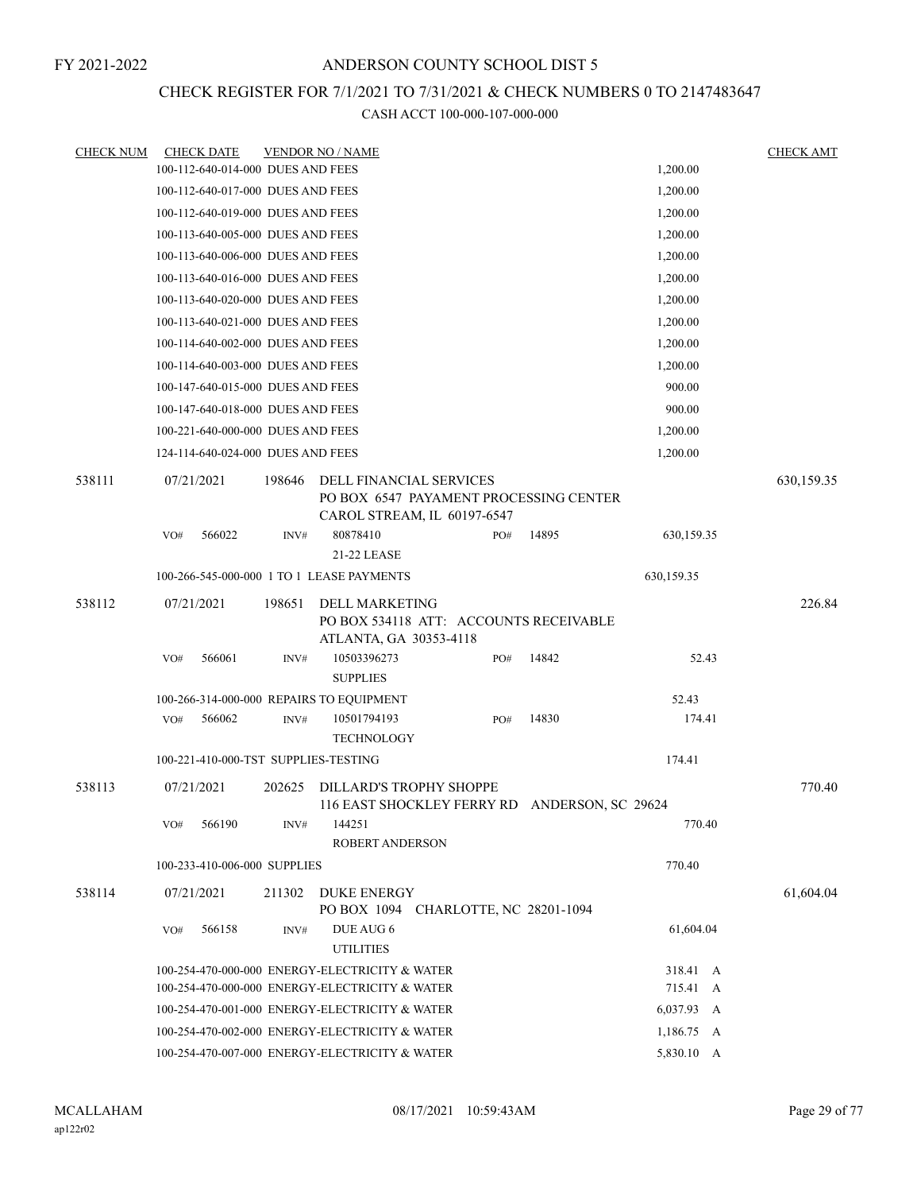FY 2021-2022

ANDERSON COUNTY SCHOOL DIST 5

CHECK REGISTER FOR 7/1/2021 TO 7/31/2021 & CHECK NUMBERS 0 TO 2147483647

CASH ACCT 100-000-107-000-000

| CHECK NUM | CHECK DATE | VENDOR NO / NAME | | | CHECK AMT |
|---|---|---|---|---|---|
| | 100-112-640-014-000 DUES AND FEES | | | 1,200.00 | |
| | 100-112-640-017-000 DUES AND FEES | | | 1,200.00 | |
| | 100-112-640-019-000 DUES AND FEES | | | 1,200.00 | |
| | 100-113-640-005-000 DUES AND FEES | | | 1,200.00 | |
| | 100-113-640-006-000 DUES AND FEES | | | 1,200.00 | |
| | 100-113-640-016-000 DUES AND FEES | | | 1,200.00 | |
| | 100-113-640-020-000 DUES AND FEES | | | 1,200.00 | |
| | 100-113-640-021-000 DUES AND FEES | | | 1,200.00 | |
| | 100-114-640-002-000 DUES AND FEES | | | 1,200.00 | |
| | 100-114-640-003-000 DUES AND FEES | | | 1,200.00 | |
| | 100-147-640-015-000 DUES AND FEES | | | 900.00 | |
| | 100-147-640-018-000 DUES AND FEES | | | 900.00 | |
| | 100-221-640-000-000 DUES AND FEES | | | 1,200.00 | |
| | 124-114-640-024-000 DUES AND FEES | | | 1,200.00 | |
| 538111 | 07/21/2021 | 198646 DELL FINANCIAL SERVICES<br>PO BOX 6547 PAYAMENT PROCESSING CENTER<br>CAROL STREAM, IL 60197-6547 | | | 630,159.35 |
| | VO# 566022 | INV# 80878410<br>21-22 LEASE | PO# 14895 | 630,159.35 | |
| | 100-266-545-000-000 1 TO 1 LEASE PAYMENTS | | | 630,159.35 | |
| 538112 | 07/21/2021 | 198651 DELL MARKETING<br>PO BOX 534118 ATT: ACCOUNTS RECEIVABLE<br>ATLANTA, GA 30353-4118 | | | 226.84 |
| | VO# 566061 | INV# 10503396273<br>SUPPLIES | PO# 14842 | 52.43 | |
| | 100-266-314-000-000 REPAIRS TO EQUIPMENT | | | 52.43 | |
| | VO# 566062 | INV# 10501794193<br>TECHNOLOGY | PO# 14830 | 174.41 | |
| | 100-221-410-000-TST SUPPLIES-TESTING | | | 174.41 | |
| 538113 | 07/21/2021 | 202625 DILLARD'S TROPHY SHOPPE<br>116 EAST SHOCKLEY FERRY RD ANDERSON, SC 29624 | | | 770.40 |
| | VO# 566190 | INV# 144251<br>ROBERT ANDERSON | | 770.40 | |
| | 100-233-410-006-000 SUPPLIES | | | 770.40 | |
| 538114 | 07/21/2021 | 211302 DUKE ENERGY<br>PO BOX 1094 CHARLOTTE, NC 28201-1094 | | | 61,604.04 |
| | VO# 566158 | INV# DUE AUG 6<br>UTILITIES | | 61,604.04 | |
| | 100-254-470-000-000 ENERGY-ELECTRICITY & WATER | | | 318.41 A | |
| | 100-254-470-000-000 ENERGY-ELECTRICITY & WATER | | | 715.41 A | |
| | 100-254-470-001-000 ENERGY-ELECTRICITY & WATER | | | 6,037.93 A | |
| | 100-254-470-002-000 ENERGY-ELECTRICITY & WATER | | | 1,186.75 A | |
| | 100-254-470-007-000 ENERGY-ELECTRICITY & WATER | | | 5,830.10 A | |

MCALLAHAM ap122r02 08/17/2021 10:59:43AM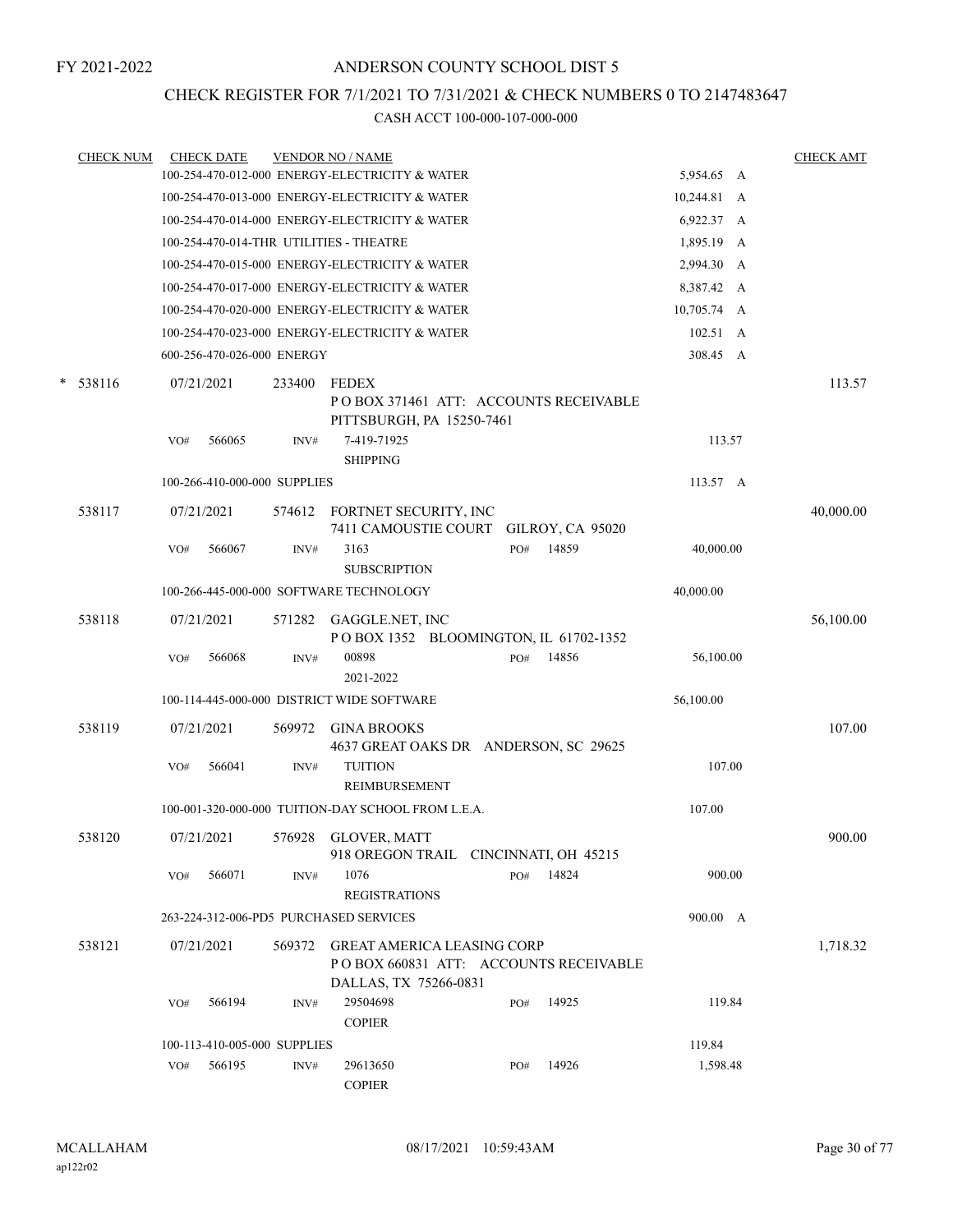FY 2021-2022

# ANDERSON COUNTY SCHOOL DIST 5

## CHECK REGISTER FOR 7/1/2021 TO 7/31/2021 & CHECK NUMBERS 0 TO 2147483647

CASH ACCT 100-000-107-000-000

| CHECK NUM | CHECK DATE | VENDOR NO / NAME | | CHECK AMT |
|---|---|---|---|---|
| | | 100-254-470-012-000 ENERGY-ELECTRICITY & WATER | 5,954.65 A | |
| | | 100-254-470-013-000 ENERGY-ELECTRICITY & WATER | 10,244.81 A | |
| | | 100-254-470-014-000 ENERGY-ELECTRICITY & WATER | 6,922.37 A | |
| | | 100-254-470-014-THR UTILITIES - THEATRE | 1,895.19 A | |
| | | 100-254-470-015-000 ENERGY-ELECTRICITY & WATER | 2,994.30 A | |
| | | 100-254-470-017-000 ENERGY-ELECTRICITY & WATER | 8,387.42 A | |
| | | 100-254-470-020-000 ENERGY-ELECTRICITY & WATER | 10,705.74 A | |
| | | 100-254-470-023-000 ENERGY-ELECTRICITY & WATER | 102.51 A | |
| | | 600-256-470-026-000 ENERGY | 308.45 A | |
| * 538116 | 07/21/2021 | 233400 FEDEX<br>P O BOX 371461 ATT: ACCOUNTS RECEIVABLE<br>PITTSBURGH, PA 15250-7461 | | 113.57 |
| | VO# 566065 | INV# 7-419-71925<br>SHIPPING | 113.57 | |
| | | 100-266-410-000-000 SUPPLIES | 113.57 A | |
| 538117 | 07/21/2021 | 574612 FORTNET SECURITY, INC<br>7411 CAMOUSTIE COURT GILROY, CA 95020 | | 40,000.00 |
| | VO# 566067 | INV# 3163 PO# 14859<br>SUBSCRIPTION | 40,000.00 | |
| | | 100-266-445-000-000 SOFTWARE TECHNOLOGY | 40,000.00 | |
| 538118 | 07/21/2021 | 571282 GAGGLE.NET, INC<br>P O BOX 1352 BLOOMINGTON, IL 61702-1352 | | 56,100.00 |
| | VO# 566068 | INV# 00898 PO# 14856<br>2021-2022 | 56,100.00 | |
| | | 100-114-445-000-000 DISTRICT WIDE SOFTWARE | 56,100.00 | |
| 538119 | 07/21/2021 | 569972 GINA BROOKS<br>4637 GREAT OAKS DR ANDERSON, SC 29625 | | 107.00 |
| | VO# 566041 | INV# TUITION<br>REIMBURSEMENT | 107.00 | |
| | | 100-001-320-000-000 TUITION-DAY SCHOOL FROM L.E.A. | 107.00 | |
| 538120 | 07/21/2021 | 576928 GLOVER, MATT<br>918 OREGON TRAIL CINCINNATI, OH 45215 | | 900.00 |
| | VO# 566071 | INV# 1076 PO# 14824<br>REGISTRATIONS | 900.00 | |
| | | 263-224-312-006-PD5 PURCHASED SERVICES | 900.00 A | |
| 538121 | 07/21/2021 | 569372 GREAT AMERICA LEASING CORP<br>P O BOX 660831 ATT: ACCOUNTS RECEIVABLE<br>DALLAS, TX 75266-0831 | | 1,718.32 |
| | VO# 566194 | INV# 29504698 PO# 14925<br>COPIER | 119.84 | |
| | | 100-113-410-005-000 SUPPLIES | 119.84 | |
| | VO# 566195 | INV# 29613650 PO# 14926<br>COPIER | 1,598.48 | |

MCALLAHAM
ap122r02

08/17/2021 10:59:43AM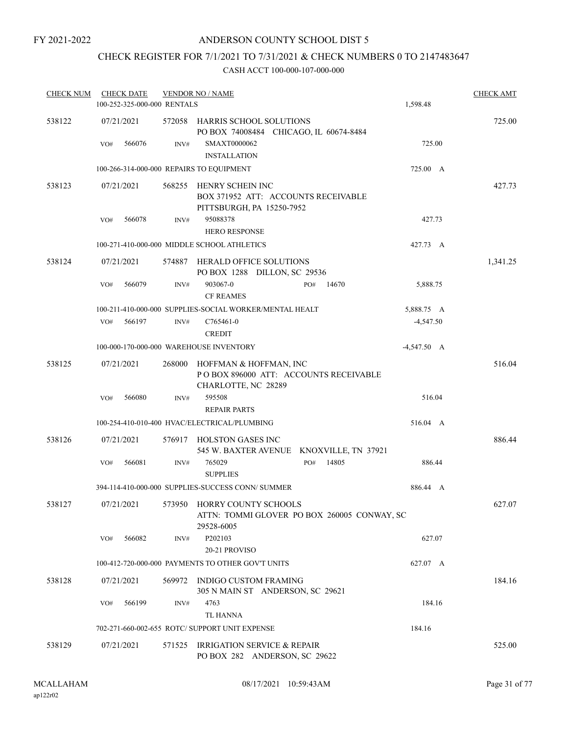FY 2021-2022

# ANDERSON COUNTY SCHOOL DIST 5

## CHECK REGISTER FOR 7/1/2021 TO 7/31/2021 & CHECK NUMBERS 0 TO 2147483647

### CASH ACCT 100-000-107-000-000

| CHECK NUM | CHECK DATE | VENDOR NO / NAME | | CHECK AMT |
|---|---|---|---|---|
| | 100-252-325-000-000 RENTALS | | 1,598.48 | |
| 538122 | 07/21/2021 | 572058 HARRIS SCHOOL SOLUTIONS<br>PO BOX 74008484 CHICAGO, IL 60674-8484 | | 725.00 |
| | VO# 566076 | INV# SMAXT0000062<br>INSTALLATION | 725.00 | |
| | 100-266-314-000-000 REPAIRS TO EQUIPMENT | | 725.00 A | |
| 538123 | 07/21/2021 | 568255 HENRY SCHEIN INC<br>BOX 371952 ATT: ACCOUNTS RECEIVABLE<br>PITTSBURGH, PA 15250-7952 | | 427.73 |
| | VO# 566078 | INV# 95088378<br>HERO RESPONSE | 427.73 | |
| | 100-271-410-000-000 MIDDLE SCHOOL ATHLETICS | | 427.73 A | |
| 538124 | 07/21/2021 | 574887 HERALD OFFICE SOLUTIONS<br>PO BOX 1288 DILLON, SC 29536 | | 1,341.25 |
| | VO# 566079 | INV# 903067-0 PO# 14670<br>CF REAMES | 5,888.75 | |
| | 100-211-410-000-000 SUPPLIES-SOCIAL WORKER/MENTAL HEALT | | 5,888.75 A | |
| | VO# 566197 | INV# C765461-0<br>CREDIT | -4,547.50 | |
| | 100-000-170-000-000 WAREHOUSE INVENTORY | | -4,547.50 A | |
| 538125 | 07/21/2021 | 268000 HOFFMAN & HOFFMAN, INC<br>P O BOX 896000 ATT: ACCOUNTS RECEIVABLE<br>CHARLOTTE, NC 28289 | | 516.04 |
| | VO# 566080 | INV# 595508<br>REPAIR PARTS | 516.04 | |
| | 100-254-410-010-400 HVAC/ELECTRICAL/PLUMBING | | 516.04 A | |
| 538126 | 07/21/2021 | 576917 HOLSTON GASES INC<br>545 W. BAXTER AVENUE KNOXVILLE, TN 37921 | | 886.44 |
| | VO# 566081 | INV# 765029 PO# 14805<br>SUPPLIES | 886.44 | |
| | 394-114-410-000-000 SUPPLIES-SUCCESS CONN/ SUMMER | | 886.44 A | |
| 538127 | 07/21/2021 | 573950 HORRY COUNTY SCHOOLS<br>ATTN: TOMMI GLOVER PO BOX 260005 CONWAY, SC<br>29528-6005 | | 627.07 |
| | VO# 566082 | INV# P202103<br>20-21 PROVISO | 627.07 | |
| | 100-412-720-000-000 PAYMENTS TO OTHER GOV'T UNITS | | 627.07 A | |
| 538128 | 07/21/2021 | 569972 INDIGO CUSTOM FRAMING<br>305 N MAIN ST ANDERSON, SC 29621 | | 184.16 |
| | VO# 566199 | INV# 4763<br>TL HANNA | 184.16 | |
| | 702-271-660-002-655 ROTC/ SUPPORT UNIT EXPENSE | | 184.16 | |
| 538129 | 07/21/2021 | 571525 IRRIGATION SERVICE & REPAIR<br>PO BOX 282 ANDERSON, SC 29622 | | 525.00 |

MCALLAHAM ap122r02 08/17/2021 10:59:43AM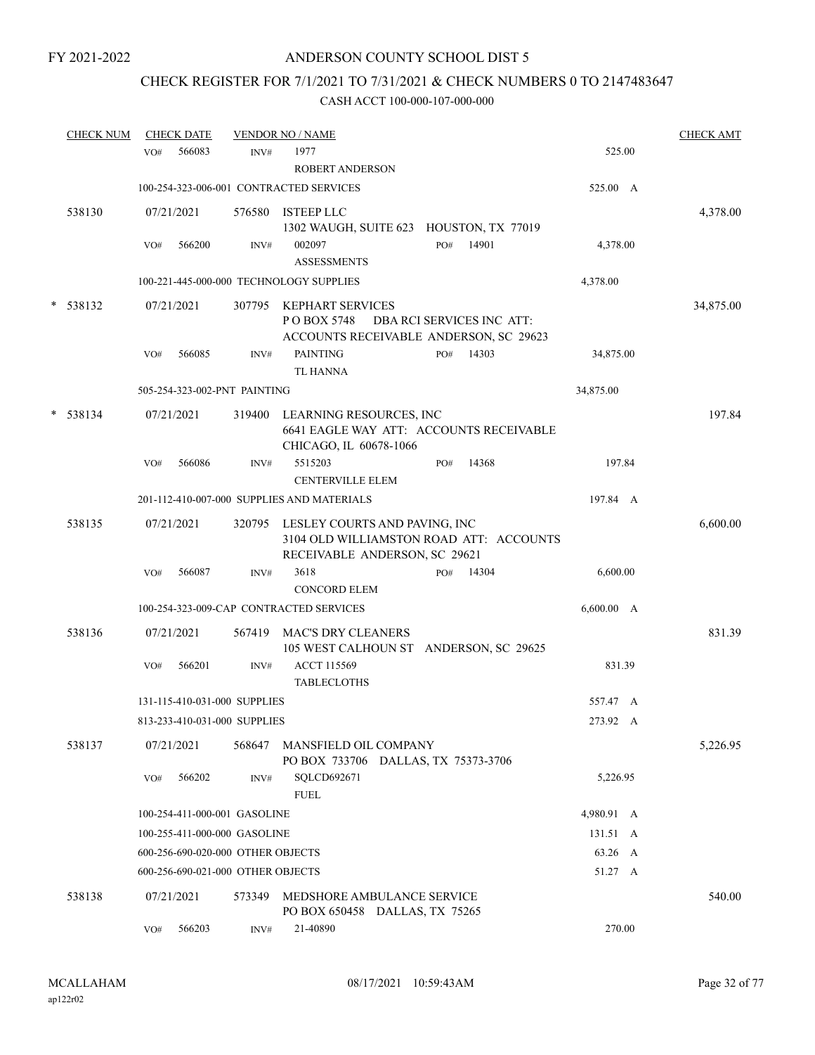FY 2021-2022

# ANDERSON COUNTY SCHOOL DIST 5

## CHECK REGISTER FOR 7/1/2021 TO 7/31/2021 & CHECK NUMBERS 0 TO 2147483647

### CASH ACCT 100-000-107-000-000

| CHECK NUM | CHECK DATE | VENDOR NO / NAME | | CHECK AMT |
|---|---|---|---|---|
| | VO# 566083 | INV# 1977<br>ROBERT ANDERSON | 525.00 | |
| | 100-254-323-006-001 CONTRACTED SERVICES | | 525.00 A | |
| 538130 | 07/21/2021 | 576580 ISTEEP LLC<br>1302 WAUGH, SUITE 623 HOUSTON, TX 77019 | | 4,378.00 |
| | VO# 566200 | INV# 002097 PO# 14901<br>ASSESSMENTS | 4,378.00 | |
| | 100-221-445-000-000 TECHNOLOGY SUPPLIES | | 4,378.00 | |
| * 538132 | 07/21/2021 | 307795 KEPHART SERVICES<br>P O BOX 5748 DBA RCI SERVICES INC ATT: ACCOUNTS RECEIVABLE ANDERSON, SC 29623 | | 34,875.00 |
| | VO# 566085 | INV# PAINTING PO# 14303<br>TL HANNA | 34,875.00 | |
| | 505-254-323-002-PNT PAINTING | | 34,875.00 | |
| * 538134 | 07/21/2021 | 319400 LEARNING RESOURCES, INC<br>6641 EAGLE WAY ATT: ACCOUNTS RECEIVABLE CHICAGO, IL 60678-1066 | | 197.84 |
| | VO# 566086 | INV# 5515203 PO# 14368<br>CENTERVILLE ELEM | 197.84 | |
| | 201-112-410-007-000 SUPPLIES AND MATERIALS | | 197.84 A | |
| 538135 | 07/21/2021 | 320795 LESLEY COURTS AND PAVING, INC<br>3104 OLD WILLIAMSTON ROAD ATT: ACCOUNTS RECEIVABLE ANDERSON, SC 29621 | | 6,600.00 |
| | VO# 566087 | INV# 3618 PO# 14304<br>CONCORD ELEM | 6,600.00 | |
| | 100-254-323-009-CAP CONTRACTED SERVICES | | 6,600.00 A | |
| 538136 | 07/21/2021 | 567419 MAC'S DRY CLEANERS<br>105 WEST CALHOUN ST ANDERSON, SC 29625 | | 831.39 |
| | VO# 566201 | INV# ACCT 115569<br>TABLECLOTHS | 831.39 | |
| | 131-115-410-031-000 SUPPLIES | | 557.47 A | |
| | 813-233-410-031-000 SUPPLIES | | 273.92 A | |
| 538137 | 07/21/2021 | 568647 MANSFIELD OIL COMPANY<br>PO BOX 733706 DALLAS, TX 75373-3706 | | 5,226.95 |
| | VO# 566202 | INV# SQLCD692671<br>FUEL | 5,226.95 | |
| | 100-254-411-000-001 GASOLINE | | 4,980.91 A | |
| | 100-255-411-000-000 GASOLINE | | 131.51 A | |
| | 600-256-690-020-000 OTHER OBJECTS | | 63.26 A | |
| | 600-256-690-021-000 OTHER OBJECTS | | 51.27 A | |
| 538138 | 07/21/2021 | 573349 MEDSHORE AMBULANCE SERVICE<br>PO BOX 650458 DALLAS, TX 75265 | | 540.00 |
| | VO# 566203 | INV# 21-40890 | 270.00 | |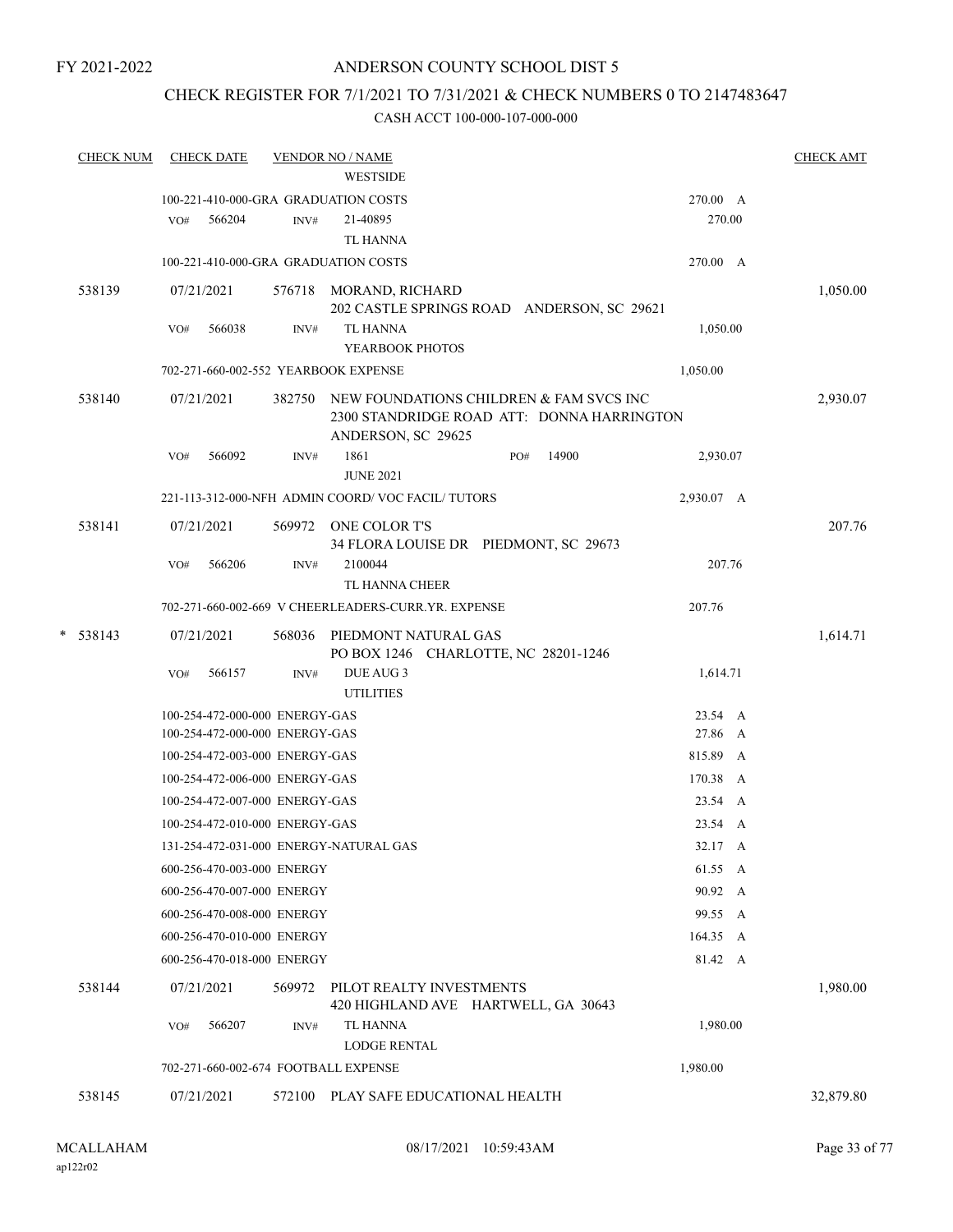FY 2021-2022

# ANDERSON COUNTY SCHOOL DIST 5

## CHECK REGISTER FOR 7/1/2021 TO 7/31/2021 & CHECK NUMBERS 0 TO 2147483647

CASH ACCT 100-000-107-000-000

| CHECK NUM | CHECK DATE | VENDOR NO / NAME | | CHECK AMT |
|---|---|---|---|---|
| | | WESTSIDE | | |
| | 100-221-410-000-GRA GRADUATION COSTS | | 270.00 A | |
| | VO# 566204 INV# | 21-40895 | 270.00 | |
| | | TL HANNA | | |
| | 100-221-410-000-GRA GRADUATION COSTS | | 270.00 A | |
| 538139 | 07/21/2021 | 576718 MORAND, RICHARD<br>202 CASTLE SPRINGS ROAD ANDERSON, SC 29621 | | 1,050.00 |
| | VO# 566038 INV# | TL HANNA<br>YEARBOOK PHOTOS | 1,050.00 | |
| | 702-271-660-002-552 YEARBOOK EXPENSE | | 1,050.00 | |
| 538140 | 07/21/2021 | 382750 NEW FOUNDATIONS CHILDREN & FAM SVCS INC<br>2300 STANDRIDGE ROAD ATT: DONNA HARRINGTON<br>ANDERSON, SC 29625 | | 2,930.07 |
| | VO# 566092 INV# | 1861 PO# 14900<br>JUNE 2021 | 2,930.07 | |
| | 221-113-312-000-NFH ADMIN COORD/ VOC FACIL/ TUTORS | | 2,930.07 A | |
| 538141 | 07/21/2021 | 569972 ONE COLOR T'S<br>34 FLORA LOUISE DR PIEDMONT, SC 29673 | | 207.76 |
| | VO# 566206 INV# | 2100044<br>TL HANNA CHEER | 207.76 | |
| | 702-271-660-002-669 V CHEERLEADERS-CURR.YR. EXPENSE | | 207.76 | |
| * 538143 | 07/21/2021 | 568036 PIEDMONT NATURAL GAS<br>PO BOX 1246 CHARLOTTE, NC 28201-1246 | | 1,614.71 |
| | VO# 566157 INV# | DUE AUG 3<br>UTILITIES | 1,614.71 | |
| | 100-254-472-000-000 ENERGY-GAS | | 23.54 A | |
| | 100-254-472-000-000 ENERGY-GAS | | 27.86 A | |
| | 100-254-472-003-000 ENERGY-GAS | | 815.89 A | |
| | 100-254-472-006-000 ENERGY-GAS | | 170.38 A | |
| | 100-254-472-007-000 ENERGY-GAS | | 23.54 A | |
| | 100-254-472-010-000 ENERGY-GAS | | 23.54 A | |
| | 131-254-472-031-000 ENERGY-NATURAL GAS | | 32.17 A | |
| | 600-256-470-003-000 ENERGY | | 61.55 A | |
| | 600-256-470-007-000 ENERGY | | 90.92 A | |
| | 600-256-470-008-000 ENERGY | | 99.55 A | |
| | 600-256-470-010-000 ENERGY | | 164.35 A | |
| | 600-256-470-018-000 ENERGY | | 81.42 A | |
| 538144 | 07/21/2021 | 569972 PILOT REALTY INVESTMENTS<br>420 HIGHLAND AVE HARTWELL, GA 30643 | | 1,980.00 |
| | VO# 566207 INV# | TL HANNA<br>LODGE RENTAL | 1,980.00 | |
| | 702-271-660-002-674 FOOTBALL EXPENSE | | 1,980.00 | |
| 538145 | 07/21/2021 | 572100 PLAY SAFE EDUCATIONAL HEALTH | | 32,879.80 |

MCALLAHAM
ap122r02

08/17/2021 10:59:43AM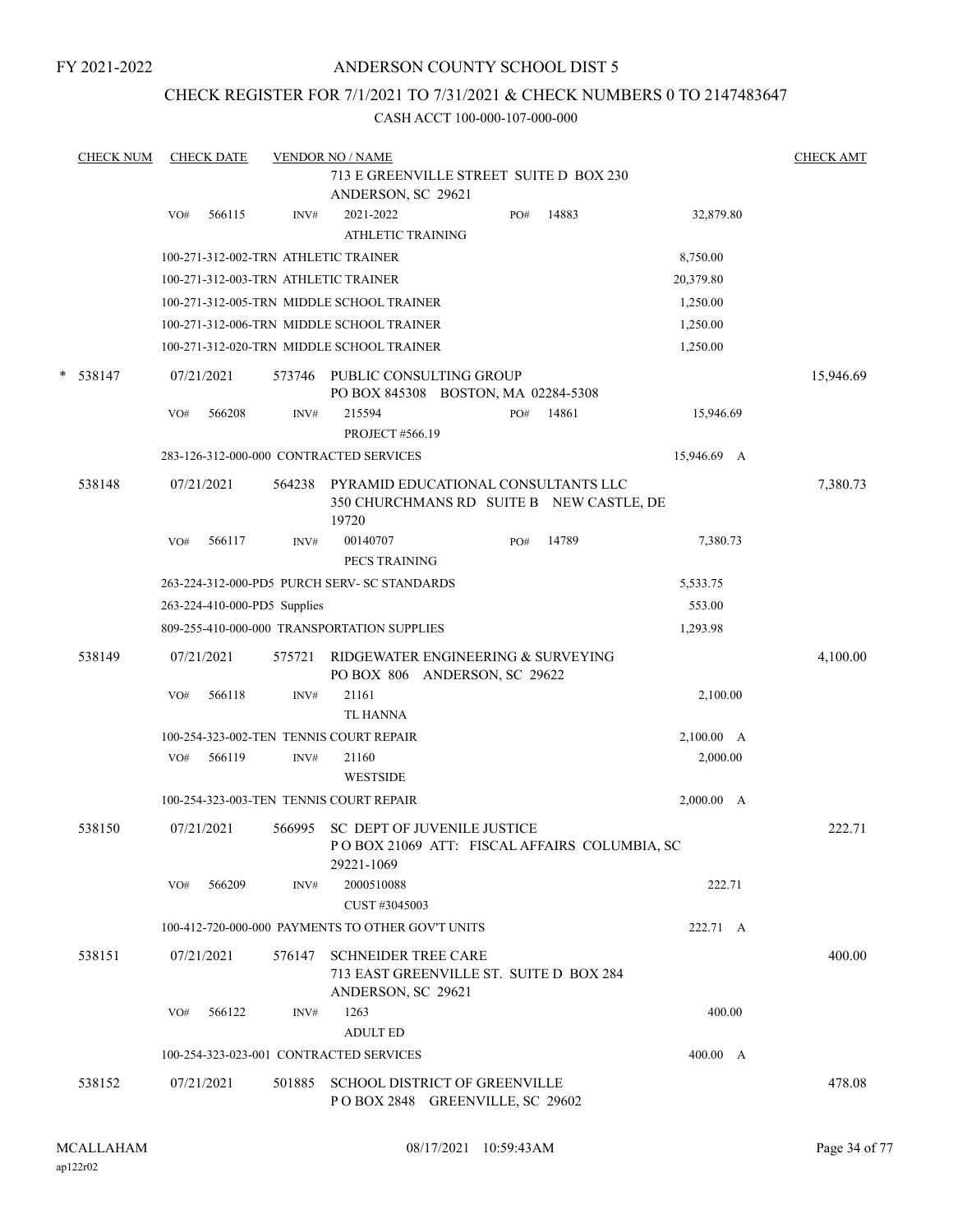FY 2021-2022

# ANDERSON COUNTY SCHOOL DIST 5

## CHECK REGISTER FOR 7/1/2021 TO 7/31/2021 & CHECK NUMBERS 0 TO 2147483647

### CASH ACCT 100-000-107-000-000

| CHECK NUM | CHECK DATE | VENDOR NO / NAME | | | CHECK AMT |
|---|---|---|---|---|---|
| | | 713 E GREENVILLE STREET SUITE D BOX 230 ANDERSON, SC 29621 | | | |
| | VO# 566115 | INV# 2021-2022 ATHLETIC TRAINING | PO# 14883 | 32,879.80 | |
| | 100-271-312-002-TRN ATHLETIC TRAINER | | | 8,750.00 | |
| | 100-271-312-003-TRN ATHLETIC TRAINER | | | 20,379.80 | |
| | 100-271-312-005-TRN MIDDLE SCHOOL TRAINER | | | 1,250.00 | |
| | 100-271-312-006-TRN MIDDLE SCHOOL TRAINER | | | 1,250.00 | |
| | 100-271-312-020-TRN MIDDLE SCHOOL TRAINER | | | 1,250.00 | |
| * 538147 | 07/21/2021 | 573746 PUBLIC CONSULTING GROUP PO BOX 845308 BOSTON, MA 02284-5308 | | | 15,946.69 |
| | VO# 566208 | INV# 215594 PROJECT #566.19 | PO# 14861 | 15,946.69 | |
| | 283-126-312-000-000 CONTRACTED SERVICES | | | 15,946.69 A | |
| 538148 | 07/21/2021 | 564238 PYRAMID EDUCATIONAL CONSULTANTS LLC 350 CHURCHMANS RD SUITE B NEW CASTLE, DE 19720 | | | 7,380.73 |
| | VO# 566117 | INV# 00140707 PECS TRAINING | PO# 14789 | 7,380.73 | |
| | 263-224-312-000-PD5 PURCH SERV- SC STANDARDS | | | 5,533.75 | |
| | 263-224-410-000-PD5 Supplies | | | 553.00 | |
| | 809-255-410-000-000 TRANSPORTATION SUPPLIES | | | 1,293.98 | |
| 538149 | 07/21/2021 | 575721 RIDGEWATER ENGINEERING & SURVEYING PO BOX 806 ANDERSON, SC 29622 | | | 4,100.00 |
| | VO# 566118 | INV# 21161 TL HANNA | | 2,100.00 | |
| | 100-254-323-002-TEN TENNIS COURT REPAIR | | | 2,100.00 A | |
| | VO# 566119 | INV# 21160 WESTSIDE | | 2,000.00 | |
| | 100-254-323-003-TEN TENNIS COURT REPAIR | | | 2,000.00 A | |
| 538150 | 07/21/2021 | 566995 SC DEPT OF JUVENILE JUSTICE P O BOX 21069 ATT: FISCAL AFFAIRS COLUMBIA, SC 29221-1069 | | | 222.71 |
| | VO# 566209 | INV# 2000510088 CUST #3045003 | | 222.71 | |
| | 100-412-720-000-000 PAYMENTS TO OTHER GOV'T UNITS | | | 222.71 A | |
| 538151 | 07/21/2021 | 576147 SCHNEIDER TREE CARE 713 EAST GREENVILLE ST. SUITE D BOX 284 ANDERSON, SC 29621 | | | 400.00 |
| | VO# 566122 | INV# 1263 ADULT ED | | 400.00 | |
| | 100-254-323-023-001 CONTRACTED SERVICES | | | 400.00 A | |
| 538152 | 07/21/2021 | 501885 SCHOOL DISTRICT OF GREENVILLE P O BOX 2848 GREENVILLE, SC 29602 | | | 478.08 |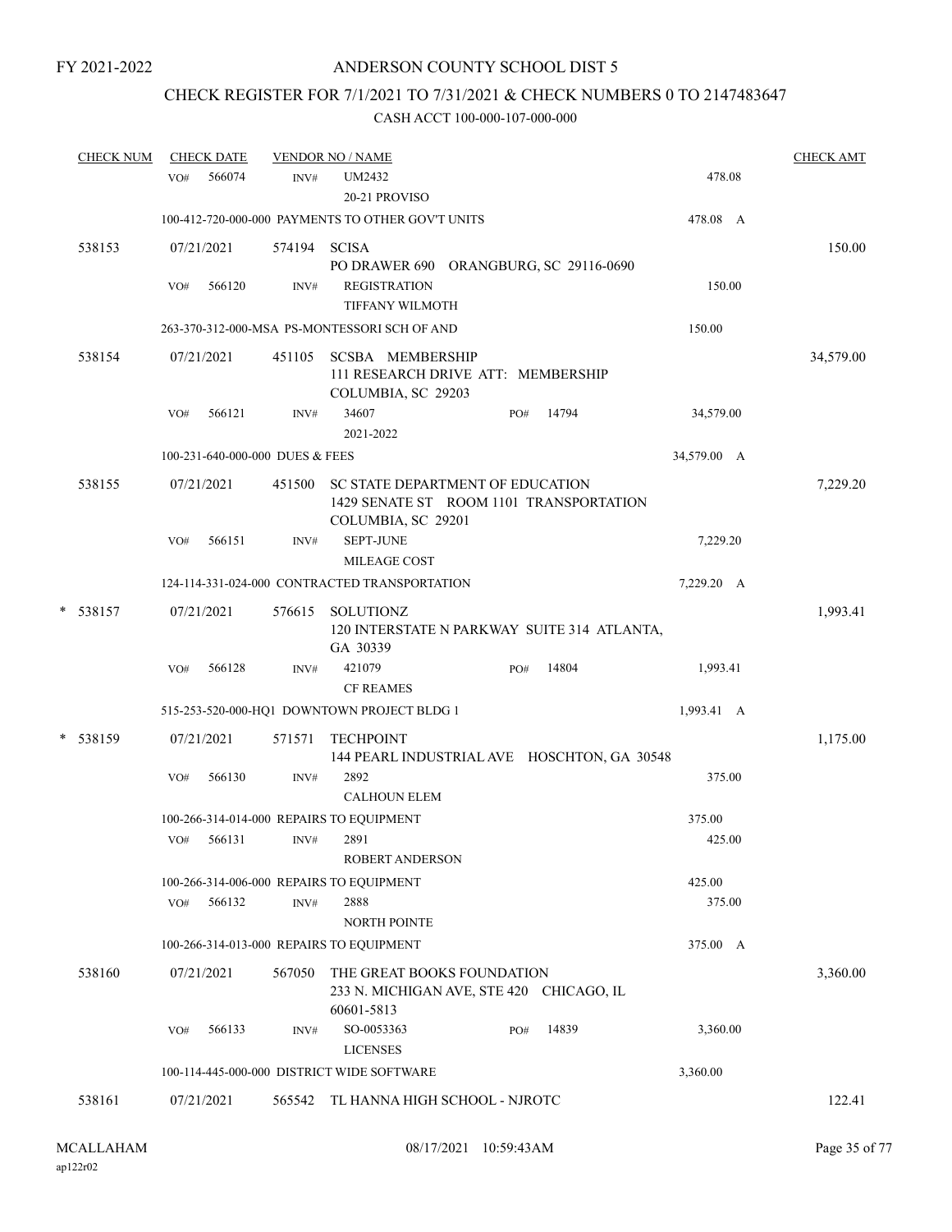FY 2021-2022

# ANDERSON COUNTY SCHOOL DIST 5

## CHECK REGISTER FOR 7/1/2021 TO 7/31/2021 & CHECK NUMBERS 0 TO 2147483647

### CASH ACCT 100-000-107-000-000

| CHECK NUM | CHECK DATE | VENDOR NO / NAME | | | CHECK AMT |
|---|---|---|---|---|---|
| | VO# 566074 | INV# UM2432<br>20-21 PROVISO | | 478.08 | |
| | 100-412-720-000-000 PAYMENTS TO OTHER GOV'T UNITS | | | 478.08 A | |
| 538153 | 07/21/2021 | 574194 SCISA<br>PO DRAWER 690 ORANGBURG, SC 29116-0690 | | | 150.00 |
| | VO# 566120 | INV# REGISTRATION<br>TIFFANY WILMOTH | | 150.00 | |
| | 263-370-312-000-MSA PS-MONTESSORI SCH OF AND | | | 150.00 | |
| 538154 | 07/21/2021 | 451105 SCSBA MEMBERSHIP<br>111 RESEARCH DRIVE ATT: MEMBERSHIP<br>COLUMBIA, SC 29203 | | | 34,579.00 |
| | VO# 566121 | INV# 34607<br>2021-2022 | PO# 14794 | 34,579.00 | |
| | 100-231-640-000-000 DUES & FEES | | | 34,579.00 A | |
| 538155 | 07/21/2021 | 451500 SC STATE DEPARTMENT OF EDUCATION<br>1429 SENATE ST ROOM 1101 TRANSPORTATION<br>COLUMBIA, SC 29201 | | | 7,229.20 |
| | VO# 566151 | INV# SEPT-JUNE<br>MILEAGE COST | | 7,229.20 | |
| | 124-114-331-024-000 CONTRACTED TRANSPORTATION | | | 7,229.20 A | |
| * 538157 | 07/21/2021 | 576615 SOLUTIONZ<br>120 INTERSTATE N PARKWAY SUITE 314 ATLANTA, GA 30339 | | | 1,993.41 |
| | VO# 566128 | INV# 421079<br>CF REAMES | PO# 14804 | 1,993.41 | |
| | 515-253-520-000-HQ1 DOWNTOWN PROJECT BLDG 1 | | | 1,993.41 A | |
| * 538159 | 07/21/2021 | 571571 TECHPOINT<br>144 PEARL INDUSTRIAL AVE HOSCHTON, GA 30548 | | | 1,175.00 |
| | VO# 566130 | INV# 2892<br>CALHOUN ELEM | | 375.00 | |
| | 100-266-314-014-000 REPAIRS TO EQUIPMENT | | | 375.00 | |
| | VO# 566131 | INV# 2891<br>ROBERT ANDERSON | | 425.00 | |
| | 100-266-314-006-000 REPAIRS TO EQUIPMENT | | | 425.00 | |
| | VO# 566132 | INV# 2888<br>NORTH POINTE | | 375.00 | |
| | 100-266-314-013-000 REPAIRS TO EQUIPMENT | | | 375.00 A | |
| 538160 | 07/21/2021 | 567050 THE GREAT BOOKS FOUNDATION<br>233 N. MICHIGAN AVE, STE 420 CHICAGO, IL 60601-5813 | | | 3,360.00 |
| | VO# 566133 | INV# SO-0053363<br>LICENSES | PO# 14839 | 3,360.00 | |
| | 100-114-445-000-000 DISTRICT WIDE SOFTWARE | | | 3,360.00 | |
| 538161 | 07/21/2021 | 565542 TL HANNA HIGH SCHOOL - NJROTC | | | 122.41 |

MCALLAHAM
ap122r02

08/17/2021 10:59:43AM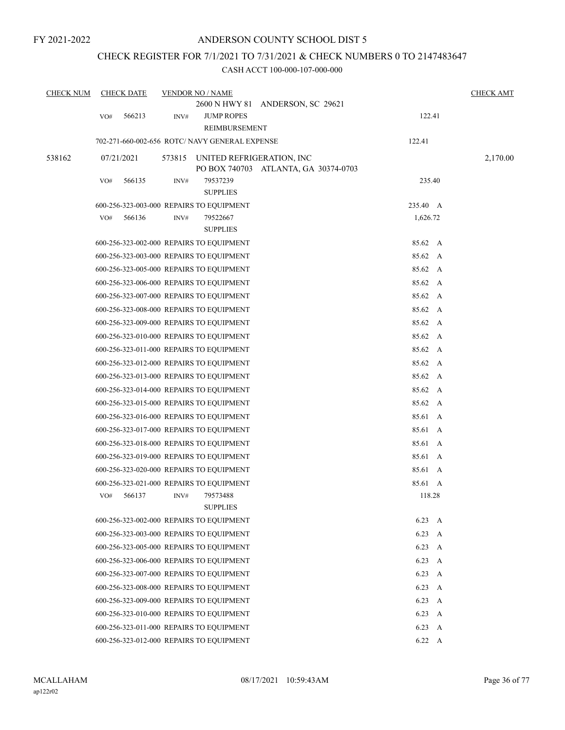FY 2021-2022

# ANDERSON COUNTY SCHOOL DIST 5

## CHECK REGISTER FOR 7/1/2021 TO 7/31/2021 & CHECK NUMBERS 0 TO 2147483647

CASH ACCT 100-000-107-000-000

| CHECK NUM | CHECK DATE | VENDOR NO / NAME | | CHECK AMT |
|---|---|---|---|---|
| | | 2600 N HWY 81 ANDERSON, SC 29621 | | |
| | VO# 566213 | INV# JUMP ROPES REIMBURSEMENT | 122.41 | |
| | 702-271-660-002-656 ROTC/ NAVY GENERAL EXPENSE | | 122.41 | |
| 538162 | 07/21/2021 | 573815 UNITED REFRIGERATION, INC PO BOX 740703 ATLANTA, GA 30374-0703 | | 2,170.00 |
| | VO# 566135 | INV# 79537239 SUPPLIES | 235.40 | |
| | 600-256-323-003-000 REPAIRS TO EQUIPMENT | | 235.40 A | |
| | VO# 566136 | INV# 79522667 SUPPLIES | 1,626.72 | |
| | 600-256-323-002-000 REPAIRS TO EQUIPMENT | | 85.62 A | |
| | 600-256-323-003-000 REPAIRS TO EQUIPMENT | | 85.62 A | |
| | 600-256-323-005-000 REPAIRS TO EQUIPMENT | | 85.62 A | |
| | 600-256-323-006-000 REPAIRS TO EQUIPMENT | | 85.62 A | |
| | 600-256-323-007-000 REPAIRS TO EQUIPMENT | | 85.62 A | |
| | 600-256-323-008-000 REPAIRS TO EQUIPMENT | | 85.62 A | |
| | 600-256-323-009-000 REPAIRS TO EQUIPMENT | | 85.62 A | |
| | 600-256-323-010-000 REPAIRS TO EQUIPMENT | | 85.62 A | |
| | 600-256-323-011-000 REPAIRS TO EQUIPMENT | | 85.62 A | |
| | 600-256-323-012-000 REPAIRS TO EQUIPMENT | | 85.62 A | |
| | 600-256-323-013-000 REPAIRS TO EQUIPMENT | | 85.62 A | |
| | 600-256-323-014-000 REPAIRS TO EQUIPMENT | | 85.62 A | |
| | 600-256-323-015-000 REPAIRS TO EQUIPMENT | | 85.62 A | |
| | 600-256-323-016-000 REPAIRS TO EQUIPMENT | | 85.61 A | |
| | 600-256-323-017-000 REPAIRS TO EQUIPMENT | | 85.61 A | |
| | 600-256-323-018-000 REPAIRS TO EQUIPMENT | | 85.61 A | |
| | 600-256-323-019-000 REPAIRS TO EQUIPMENT | | 85.61 A | |
| | 600-256-323-020-000 REPAIRS TO EQUIPMENT | | 85.61 A | |
| | 600-256-323-021-000 REPAIRS TO EQUIPMENT | | 85.61 A | |
| | VO# 566137 | INV# 79573488 SUPPLIES | 118.28 | |
| | 600-256-323-002-000 REPAIRS TO EQUIPMENT | | 6.23 A | |
| | 600-256-323-003-000 REPAIRS TO EQUIPMENT | | 6.23 A | |
| | 600-256-323-005-000 REPAIRS TO EQUIPMENT | | 6.23 A | |
| | 600-256-323-006-000 REPAIRS TO EQUIPMENT | | 6.23 A | |
| | 600-256-323-007-000 REPAIRS TO EQUIPMENT | | 6.23 A | |
| | 600-256-323-008-000 REPAIRS TO EQUIPMENT | | 6.23 A | |
| | 600-256-323-009-000 REPAIRS TO EQUIPMENT | | 6.23 A | |
| | 600-256-323-010-000 REPAIRS TO EQUIPMENT | | 6.23 A | |
| | 600-256-323-011-000 REPAIRS TO EQUIPMENT | | 6.23 A | |
| | 600-256-323-012-000 REPAIRS TO EQUIPMENT | | 6.22 A | |

MCALLAHAM
ap122r02

08/17/2021 10:59:43AM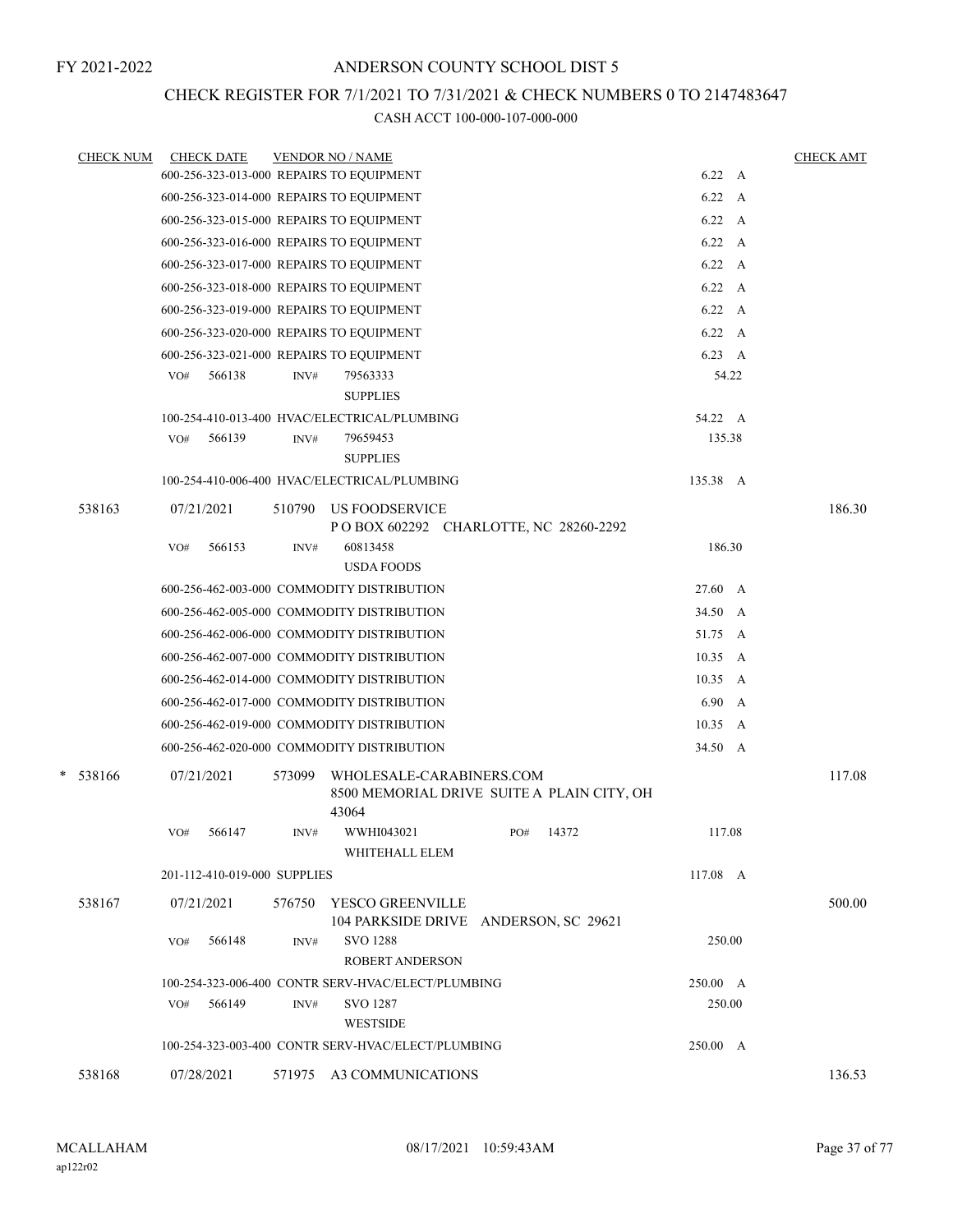FY 2021-2022

# ANDERSON COUNTY SCHOOL DIST 5

## CHECK REGISTER FOR 7/1/2021 TO 7/31/2021 & CHECK NUMBERS 0 TO 2147483647

### CASH ACCT 100-000-107-000-000

| CHECK NUM | CHECK DATE | VENDOR NO / NAME | | CHECK AMT |
|---|---|---|---|---|
| | 600-256-323-013-000 REPAIRS TO EQUIPMENT | | 6.22 A | |
| | 600-256-323-014-000 REPAIRS TO EQUIPMENT | | 6.22 A | |
| | 600-256-323-015-000 REPAIRS TO EQUIPMENT | | 6.22 A | |
| | 600-256-323-016-000 REPAIRS TO EQUIPMENT | | 6.22 A | |
| | 600-256-323-017-000 REPAIRS TO EQUIPMENT | | 6.22 A | |
| | 600-256-323-018-000 REPAIRS TO EQUIPMENT | | 6.22 A | |
| | 600-256-323-019-000 REPAIRS TO EQUIPMENT | | 6.22 A | |
| | 600-256-323-020-000 REPAIRS TO EQUIPMENT | | 6.22 A | |
| | 600-256-323-021-000 REPAIRS TO EQUIPMENT | | 6.23 A | |
| | VO# 566138 | INV# 79563333 SUPPLIES | 54.22 | |
| | 100-254-410-013-400 HVAC/ELECTRICAL/PLUMBING | | 54.22 A | |
| | VO# 566139 | INV# 79659453 SUPPLIES | 135.38 | |
| | 100-254-410-006-400 HVAC/ELECTRICAL/PLUMBING | | 135.38 A | |
| 538163 | 07/21/2021 | 510790 US FOODSERVICE P O BOX 602292 CHARLOTTE, NC 28260-2292 | | 186.30 |
| | VO# 566153 | INV# 60813458 USDA FOODS | 186.30 | |
| | 600-256-462-003-000 COMMODITY DISTRIBUTION | | 27.60 A | |
| | 600-256-462-005-000 COMMODITY DISTRIBUTION | | 34.50 A | |
| | 600-256-462-006-000 COMMODITY DISTRIBUTION | | 51.75 A | |
| | 600-256-462-007-000 COMMODITY DISTRIBUTION | | 10.35 A | |
| | 600-256-462-014-000 COMMODITY DISTRIBUTION | | 10.35 A | |
| | 600-256-462-017-000 COMMODITY DISTRIBUTION | | 6.90 A | |
| | 600-256-462-019-000 COMMODITY DISTRIBUTION | | 10.35 A | |
| | 600-256-462-020-000 COMMODITY DISTRIBUTION | | 34.50 A | |
| * 538166 | 07/21/2021 | 573099 WHOLESALE-CARABINERS.COM 8500 MEMORIAL DRIVE SUITE A PLAIN CITY, OH 43064 | | 117.08 |
| | VO# 566147 | INV# WWHI043021 PO# 14372 WHITEHALL ELEM | 117.08 | |
| | 201-112-410-019-000 SUPPLIES | | 117.08 A | |
| 538167 | 07/21/2021 | 576750 YESCO GREENVILLE 104 PARKSIDE DRIVE ANDERSON, SC 29621 | | 500.00 |
| | VO# 566148 | INV# SVO 1288 ROBERT ANDERSON | 250.00 | |
| | 100-254-323-006-400 CONTR SERV-HVAC/ELECT/PLUMBING | | 250.00 A | |
| | VO# 566149 | INV# SVO 1287 WESTSIDE | 250.00 | |
| | 100-254-323-003-400 CONTR SERV-HVAC/ELECT/PLUMBING | | 250.00 A | |
| 538168 | 07/28/2021 | 571975 A3 COMMUNICATIONS | | 136.53 |

MCALLAHAM
ap122r02

08/17/2021 10:59:43AM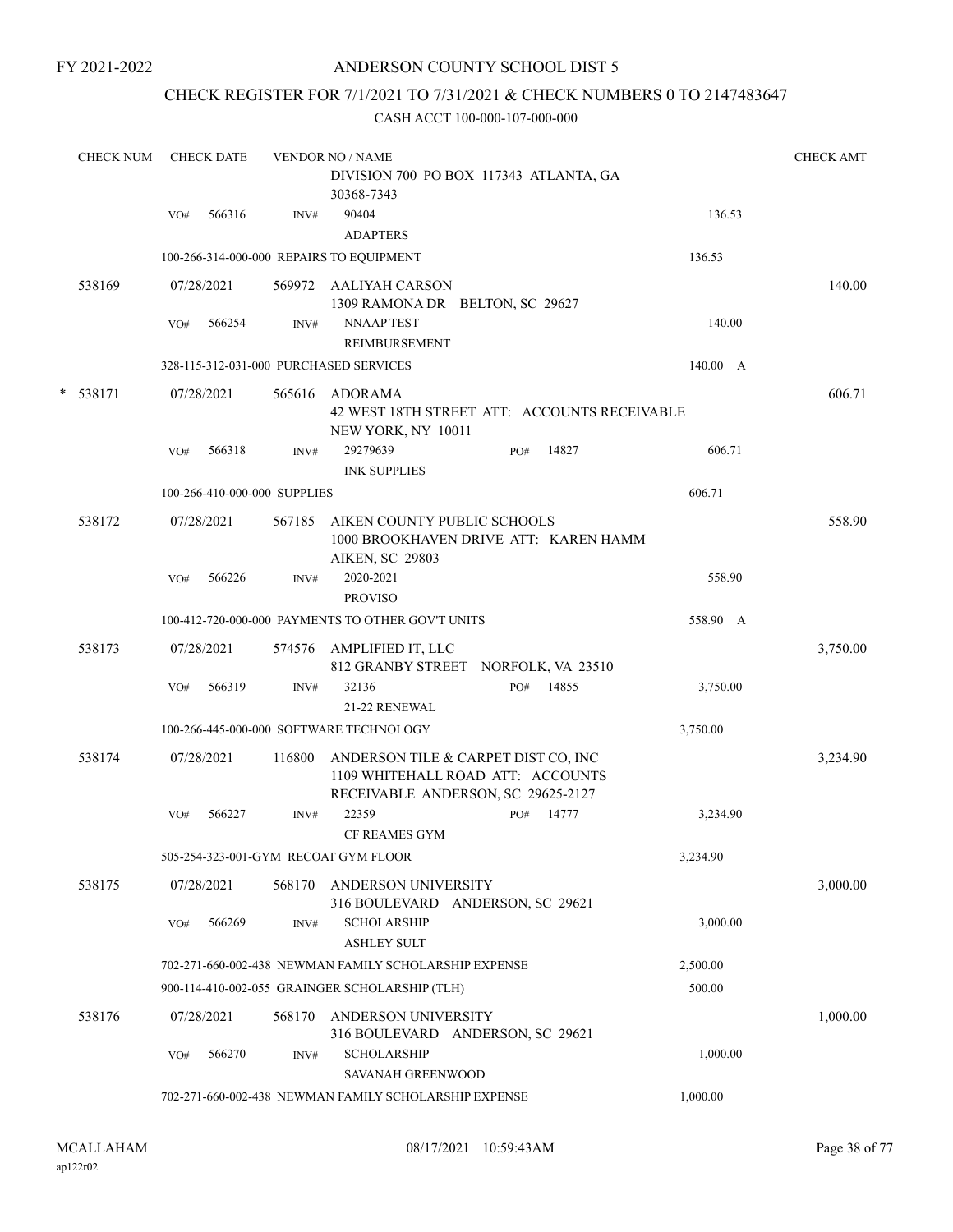FY 2021-2022

ANDERSON COUNTY SCHOOL DIST 5

CHECK REGISTER FOR 7/1/2021 TO 7/31/2021 & CHECK NUMBERS 0 TO 2147483647

CASH ACCT 100-000-107-000-000

| CHECK NUM | CHECK DATE | VENDOR NO / NAME | | | CHECK AMT |
|---|---|---|---|---|---|
| | | DIVISION 700 PO BOX 117343 ATLANTA, GA 30368-7343 | | | |
| | VO# 566316 | INV# 90404 ADAPTERS | | 136.53 | |
| | | 100-266-314-000-000 REPAIRS TO EQUIPMENT | | 136.53 | |
| 538169 | 07/28/2021 | 569972 AALIYAH CARSON 1309 RAMONA DR BELTON, SC 29627 | | | 140.00 |
| | VO# 566254 | INV# NNAAP TEST REIMBURSEMENT | | 140.00 | |
| | | 328-115-312-031-000 PURCHASED SERVICES | | 140.00 A | |
| * 538171 | 07/28/2021 | 565616 ADORAMA 42 WEST 18TH STREET ATT: ACCOUNTS RECEIVABLE NEW YORK, NY 10011 | | | 606.71 |
| | VO# 566318 | INV# 29279639 INK SUPPLIES | PO# 14827 | 606.71 | |
| | | 100-266-410-000-000 SUPPLIES | | 606.71 | |
| 538172 | 07/28/2021 | 567185 AIKEN COUNTY PUBLIC SCHOOLS 1000 BROOKHAVEN DRIVE ATT: KAREN HAMM AIKEN, SC 29803 | | | 558.90 |
| | VO# 566226 | INV# 2020-2021 PROVISO | | 558.90 | |
| | | 100-412-720-000-000 PAYMENTS TO OTHER GOV'T UNITS | | 558.90 A | |
| 538173 | 07/28/2021 | 574576 AMPLIFIED IT, LLC 812 GRANBY STREET NORFOLK, VA 23510 | | | 3,750.00 |
| | VO# 566319 | INV# 32136 21-22 RENEWAL | PO# 14855 | 3,750.00 | |
| | | 100-266-445-000-000 SOFTWARE TECHNOLOGY | | 3,750.00 | |
| 538174 | 07/28/2021 | 116800 ANDERSON TILE & CARPET DIST CO, INC 1109 WHITEHALL ROAD ATT: ACCOUNTS RECEIVABLE ANDERSON, SC 29625-2127 | | | 3,234.90 |
| | VO# 566227 | INV# 22359 CF REAMES GYM | PO# 14777 | 3,234.90 | |
| | | 505-254-323-001-GYM RECOAT GYM FLOOR | | 3,234.90 | |
| 538175 | 07/28/2021 | 568170 ANDERSON UNIVERSITY 316 BOULEVARD ANDERSON, SC 29621 | | | 3,000.00 |
| | VO# 566269 | INV# SCHOLARSHIP ASHLEY SULT | | 3,000.00 | |
| | | 702-271-660-002-438 NEWMAN FAMILY SCHOLARSHIP EXPENSE | | 2,500.00 | |
| | | 900-114-410-002-055 GRAINGER SCHOLARSHIP (TLH) | | 500.00 | |
| 538176 | 07/28/2021 | 568170 ANDERSON UNIVERSITY 316 BOULEVARD ANDERSON, SC 29621 | | | 1,000.00 |
| | VO# 566270 | INV# SCHOLARSHIP SAVANAH GREENWOOD | | 1,000.00 | |
| | | 702-271-660-002-438 NEWMAN FAMILY SCHOLARSHIP EXPENSE | | 1,000.00 | |

MCALLAHAM ap122r02 08/17/2021 10:59:43AM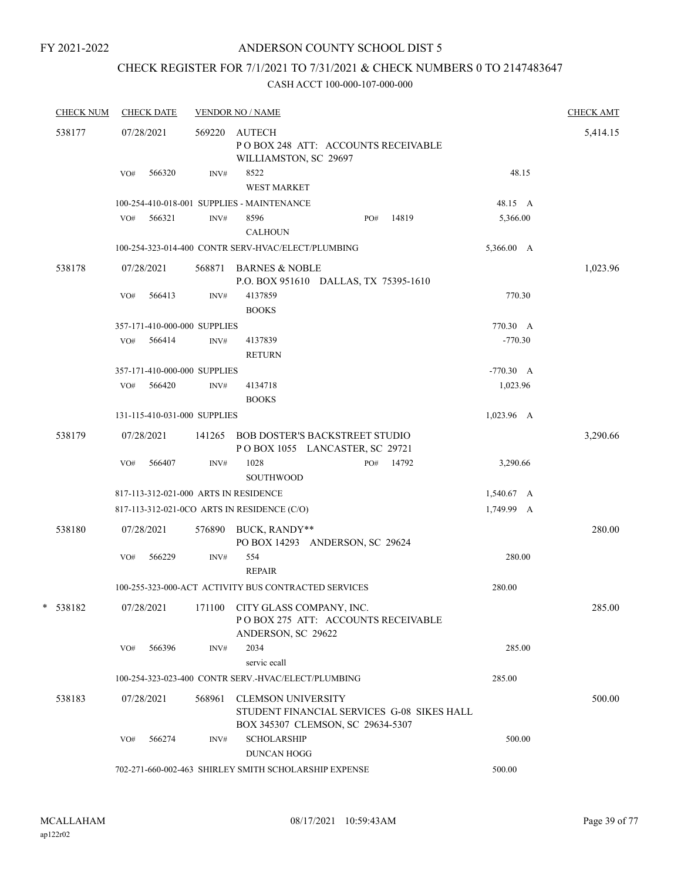FY 2021-2022

# ANDERSON COUNTY SCHOOL DIST 5

## CHECK REGISTER FOR 7/1/2021 TO 7/31/2021 & CHECK NUMBERS 0 TO 2147483647

CASH ACCT 100-000-107-000-000

| CHECK NUM | CHECK DATE | VENDOR NO / NAME | | CHECK AMT |
|---|---|---|---|---|
| 538177 | 07/28/2021 | 569220 AUTECH<br>P O BOX 248 ATT: ACCOUNTS RECEIVABLE<br>WILLIAMSTON, SC 29697 | | 5,414.15 |
| | VO# 566320 | INV# 8522<br>WEST MARKET | 48.15 | |
| | 100-254-410-018-001 SUPPLIES - MAINTENANCE | | 48.15 A | |
| | VO# 566321 | INV# 8596 PO# 14819<br>CALHOUN | 5,366.00 | |
| | 100-254-323-014-400 CONTR SERV-HVAC/ELECT/PLUMBING | | 5,366.00 A | |
| 538178 | 07/28/2021 | 568871 BARNES & NOBLE<br>P.O. BOX 951610 DALLAS, TX 75395-1610 | | 1,023.96 |
| | VO# 566413 | INV# 4137859<br>BOOKS | 770.30 | |
| | 357-171-410-000-000 SUPPLIES | | 770.30 A | |
| | VO# 566414 | INV# 4137839<br>RETURN | -770.30 | |
| | 357-171-410-000-000 SUPPLIES | | -770.30 A | |
| | VO# 566420 | INV# 4134718<br>BOOKS | 1,023.96 | |
| | 131-115-410-031-000 SUPPLIES | | 1,023.96 A | |
| 538179 | 07/28/2021 | 141265 BOB DOSTER'S BACKSTREET STUDIO<br>P O BOX 1055 LANCASTER, SC 29721 | | 3,290.66 |
| | VO# 566407 | INV# 1028 PO# 14792<br>SOUTHWOOD | 3,290.66 | |
| | 817-113-312-021-000 ARTS IN RESIDENCE | | 1,540.67 A | |
| | 817-113-312-021-0CO ARTS IN RESIDENCE (C/O) | | 1,749.99 A | |
| 538180 | 07/28/2021 | 576890 BUCK, RANDY**<br>PO BOX 14293 ANDERSON, SC 29624 | | 280.00 |
| | VO# 566229 | INV# 554<br>REPAIR | 280.00 | |
| | 100-255-323-000-ACT ACTIVITY BUS CONTRACTED SERVICES | | 280.00 | |
| * 538182 | 07/28/2021 | 171100 CITY GLASS COMPANY, INC.<br>P O BOX 275 ATT: ACCOUNTS RECEIVABLE<br>ANDERSON, SC 29622 | | 285.00 |
| | VO# 566396 | INV# 2034<br>servic ecall | 285.00 | |
| | 100-254-323-023-400 CONTR SERV.-HVAC/ELECT/PLUMBING | | 285.00 | |
| 538183 | 07/28/2021 | 568961 CLEMSON UNIVERSITY<br>STUDENT FINANCIAL SERVICES G-08 SIKES HALL<br>BOX 345307 CLEMSON, SC 29634-5307 | | 500.00 |
| | VO# 566274 | INV# SCHOLARSHIP<br>DUNCAN HOGG | 500.00 | |
| | 702-271-660-002-463 SHIRLEY SMITH SCHOLARSHIP EXPENSE | | 500.00 | |

MCALLAHAM
ap122r02

08/17/2021 10:59:43AM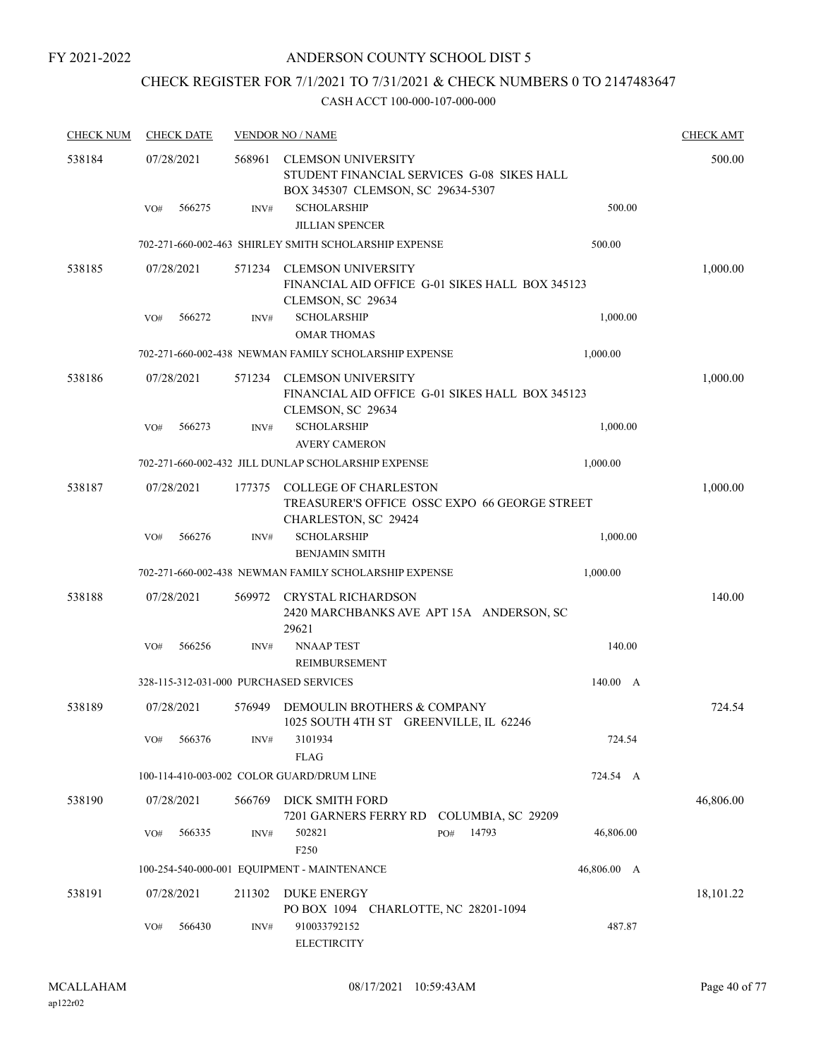FY 2021-2022

# ANDERSON COUNTY SCHOOL DIST 5

## CHECK REGISTER FOR 7/1/2021 TO 7/31/2021 & CHECK NUMBERS 0 TO 2147483647

### CASH ACCT 100-000-107-000-000

| CHECK NUM | CHECK DATE | VENDOR NO / NAME | | CHECK AMT |
|---|---|---|---|---|
| 538184 | 07/28/2021 | 568961 CLEMSON UNIVERSITY<br>STUDENT FINANCIAL SERVICES G-08 SIKES HALL<br>BOX 345307 CLEMSON, SC 29634-5307 | | 500.00 |
| | VO# 566275 | INV# SCHOLARSHIP<br>JILLIAN SPENCER | 500.00 | |
| | | 702-271-660-002-463 SHIRLEY SMITH SCHOLARSHIP EXPENSE | 500.00 | |
| 538185 | 07/28/2021 | 571234 CLEMSON UNIVERSITY<br>FINANCIAL AID OFFICE G-01 SIKES HALL BOX 345123<br>CLEMSON, SC 29634 | | 1,000.00 |
| | VO# 566272 | INV# SCHOLARSHIP<br>OMAR THOMAS | 1,000.00 | |
| | | 702-271-660-002-438 NEWMAN FAMILY SCHOLARSHIP EXPENSE | 1,000.00 | |
| 538186 | 07/28/2021 | 571234 CLEMSON UNIVERSITY<br>FINANCIAL AID OFFICE G-01 SIKES HALL BOX 345123<br>CLEMSON, SC 29634 | | 1,000.00 |
| | VO# 566273 | INV# SCHOLARSHIP<br>AVERY CAMERON | 1,000.00 | |
| | | 702-271-660-002-432 JILL DUNLAP SCHOLARSHIP EXPENSE | 1,000.00 | |
| 538187 | 07/28/2021 | 177375 COLLEGE OF CHARLESTON<br>TREASURER'S OFFICE OSSC EXPO 66 GEORGE STREET<br>CHARLESTON, SC 29424 | | 1,000.00 |
| | VO# 566276 | INV# SCHOLARSHIP<br>BENJAMIN SMITH | 1,000.00 | |
| | | 702-271-660-002-438 NEWMAN FAMILY SCHOLARSHIP EXPENSE | 1,000.00 | |
| 538188 | 07/28/2021 | 569972 CRYSTAL RICHARDSON<br>2420 MARCHBANKS AVE APT 15A ANDERSON, SC<br>29621 | | 140.00 |
| | VO# 566256 | INV# NNAAP TEST<br>REIMBURSEMENT | 140.00 | |
| | | 328-115-312-031-000 PURCHASED SERVICES | 140.00 A | |
| 538189 | 07/28/2021 | 576949 DEMOULIN BROTHERS & COMPANY<br>1025 SOUTH 4TH ST GREENVILLE, IL 62246 | | 724.54 |
| | VO# 566376 | INV# 3101934<br>FLAG | 724.54 | |
| | | 100-114-410-003-002 COLOR GUARD/DRUM LINE | 724.54 A | |
| 538190 | 07/28/2021 | 566769 DICK SMITH FORD<br>7201 GARNERS FERRY RD COLUMBIA, SC 29209 | | 46,806.00 |
| | VO# 566335 | INV# 502821 PO# 14793<br>F250 | 46,806.00 | |
| | | 100-254-540-000-001 EQUIPMENT - MAINTENANCE | 46,806.00 A | |
| 538191 | 07/28/2021 | 211302 DUKE ENERGY<br>PO BOX 1094 CHARLOTTE, NC 28201-1094 | | 18,101.22 |
| | VO# 566430 | INV# 910033792152<br>ELECTIRCITY | 487.87 | |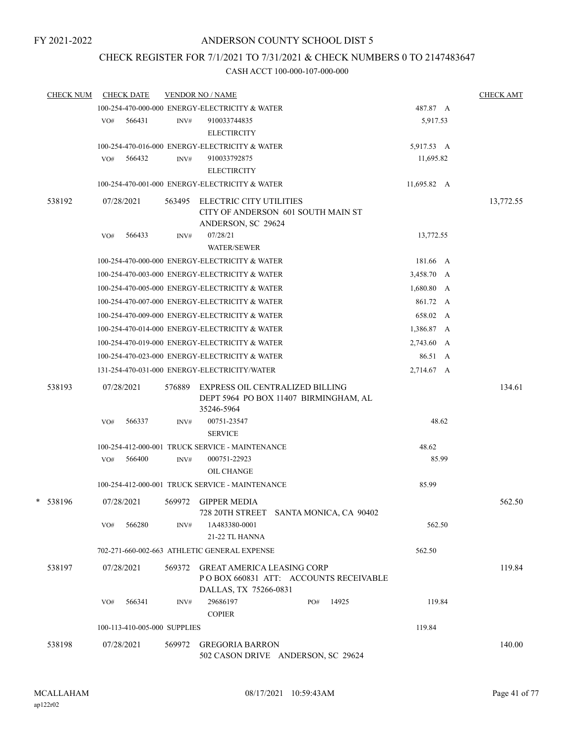FY 2021-2022

# ANDERSON COUNTY SCHOOL DIST 5

## CHECK REGISTER FOR 7/1/2021 TO 7/31/2021 & CHECK NUMBERS 0 TO 2147483647

### CASH ACCT 100-000-107-000-000

| CHECK NUM | CHECK DATE | VENDOR NO / NAME | | CHECK AMT |
|---|---|---|---|---|
| | 100-254-470-000-000 ENERGY-ELECTRICITY & WATER | | 487.87 A | |
| | VO# 566431 | INV# 910033744835 ELECTIRCITY | 5,917.53 | |
| | 100-254-470-016-000 ENERGY-ELECTRICITY & WATER | | 5,917.53 A | |
| | VO# 566432 | INV# 910033792875 ELECTIRCITY | 11,695.82 | |
| | 100-254-470-001-000 ENERGY-ELECTRICITY & WATER | | 11,695.82 A | |
| 538192 | 07/28/2021 | 563495 ELECTRIC CITY UTILITIES CITY OF ANDERSON 601 SOUTH MAIN ST ANDERSON, SC 29624 | | 13,772.55 |
| | VO# 566433 | INV# 07/28/21 WATER/SEWER | 13,772.55 | |
| | 100-254-470-000-000 ENERGY-ELECTRICITY & WATER | | 181.66 A | |
| | 100-254-470-003-000 ENERGY-ELECTRICITY & WATER | | 3,458.70 A | |
| | 100-254-470-005-000 ENERGY-ELECTRICITY & WATER | | 1,680.80 A | |
| | 100-254-470-007-000 ENERGY-ELECTRICITY & WATER | | 861.72 A | |
| | 100-254-470-009-000 ENERGY-ELECTRICITY & WATER | | 658.02 A | |
| | 100-254-470-014-000 ENERGY-ELECTRICITY & WATER | | 1,386.87 A | |
| | 100-254-470-019-000 ENERGY-ELECTRICITY & WATER | | 2,743.60 A | |
| | 100-254-470-023-000 ENERGY-ELECTRICITY & WATER | | 86.51 A | |
| | 131-254-470-031-000 ENERGY-ELECTRICITY/WATER | | 2,714.67 A | |
| 538193 | 07/28/2021 | 576889 EXPRESS OIL CENTRALIZED BILLING DEPT 5964 PO BOX 11407 BIRMINGHAM, AL 35246-5964 | | 134.61 |
| | VO# 566337 | INV# 00751-23547 SERVICE | 48.62 | |
| | 100-254-412-000-001 TRUCK SERVICE - MAINTENANCE | | 48.62 | |
| | VO# 566400 | INV# 000751-22923 OIL CHANGE | 85.99 | |
| | 100-254-412-000-001 TRUCK SERVICE - MAINTENANCE | | 85.99 | |
| * 538196 | 07/28/2021 | 569972 GIPPER MEDIA 728 20TH STREET SANTA MONICA, CA 90402 | | 562.50 |
| | VO# 566280 | INV# 1A483380-0001 21-22 TL HANNA | 562.50 | |
| | 702-271-660-002-663 ATHLETIC GENERAL EXPENSE | | 562.50 | |
| 538197 | 07/28/2021 | 569372 GREAT AMERICA LEASING CORP P O BOX 660831 ATT: ACCOUNTS RECEIVABLE DALLAS, TX 75266-0831 | | 119.84 |
| | VO# 566341 | INV# 29686197 PO# 14925 COPIER | 119.84 | |
| | 100-113-410-005-000 SUPPLIES | | 119.84 | |
| 538198 | 07/28/2021 | 569972 GREGORIA BARRON 502 CASON DRIVE ANDERSON, SC 29624 | | 140.00 |

MCALLAHAM ap122r02 08/17/2021 10:59:43AM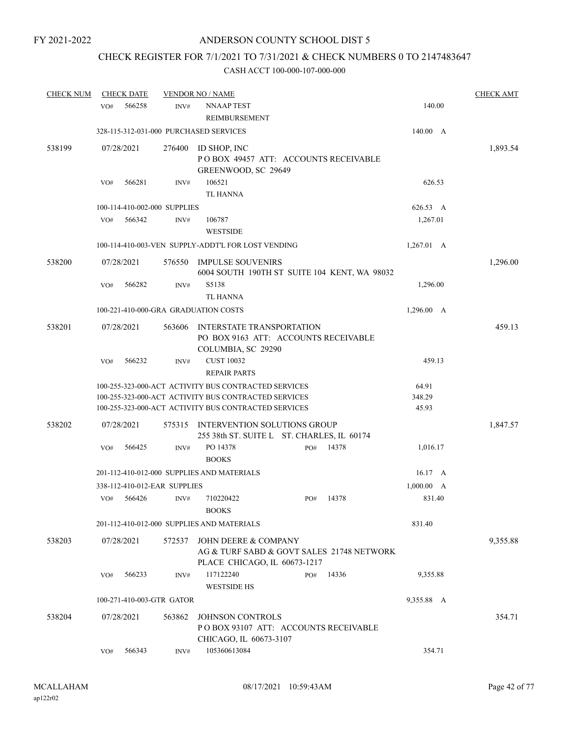FY 2021-2022

# ANDERSON COUNTY SCHOOL DIST 5

## CHECK REGISTER FOR 7/1/2021 TO 7/31/2021 & CHECK NUMBERS 0 TO 2147483647

### CASH ACCT 100-000-107-000-000

| CHECK NUM | CHECK DATE | VENDOR NO / NAME | | CHECK AMT |
|---|---|---|---|---|
| | VO# 566258 | INV# NNAAP TEST REIMBURSEMENT | 140.00 | |
| | 328-115-312-031-000 PURCHASED SERVICES | | 140.00 A | |
| 538199 | 07/28/2021 | 276400 ID SHOP, INC P O BOX 49457 ATT: ACCOUNTS RECEIVABLE GREENWOOD, SC 29649 | | 1,893.54 |
| | VO# 566281 | INV# 106521 TL HANNA | 626.53 | |
| | 100-114-410-002-000 SUPPLIES | | 626.53 A | |
| | VO# 566342 | INV# 106787 WESTSIDE | 1,267.01 | |
| | 100-114-410-003-VEN SUPPLY-ADDT'L FOR LOST VENDING | | 1,267.01 A | |
| 538200 | 07/28/2021 | 576550 IMPULSE SOUVENIRS 6004 SOUTH 190TH ST SUITE 104 KENT, WA 98032 | | 1,296.00 |
| | VO# 566282 | INV# S5138 TL HANNA | 1,296.00 | |
| | 100-221-410-000-GRA GRADUATION COSTS | | 1,296.00 A | |
| 538201 | 07/28/2021 | 563606 INTERSTATE TRANSPORTATION PO BOX 9163 ATT: ACCOUNTS RECEIVABLE COLUMBIA, SC 29290 | | 459.13 |
| | VO# 566232 | INV# CUST 10032 REPAIR PARTS | 459.13 | |
| | 100-255-323-000-ACT ACTIVITY BUS CONTRACTED SERVICES | | 64.91 | |
| | 100-255-323-000-ACT ACTIVITY BUS CONTRACTED SERVICES | | 348.29 | |
| | 100-255-323-000-ACT ACTIVITY BUS CONTRACTED SERVICES | | 45.93 | |
| 538202 | 07/28/2021 | 575315 INTERVENTION SOLUTIONS GROUP 255 38th ST. SUITE L ST. CHARLES, IL 60174 | | 1,847.57 |
| | VO# 566425 | INV# PO 14378 BOOKS PO# 14378 | 1,016.17 | |
| | 201-112-410-012-000 SUPPLIES AND MATERIALS | | 16.17 A | |
| | 338-112-410-012-EAR SUPPLIES | | 1,000.00 A | |
| | VO# 566426 | INV# 710220422 BOOKS PO# 14378 | 831.40 | |
| | 201-112-410-012-000 SUPPLIES AND MATERIALS | | 831.40 | |
| 538203 | 07/28/2021 | 572537 JOHN DEERE & COMPANY AG & TURF SABD & GOVT SALES 21748 NETWORK PLACE CHICAGO, IL 60673-1217 | | 9,355.88 |
| | VO# 566233 | INV# 117122240 WESTSIDE HS PO# 14336 | 9,355.88 | |
| | 100-271-410-003-GTR GATOR | | 9,355.88 A | |
| 538204 | 07/28/2021 | 563862 JOHNSON CONTROLS P O BOX 93107 ATT: ACCOUNTS RECEIVABLE CHICAGO, IL 60673-3107 | | 354.71 |
| | VO# 566343 | INV# 105360613084 | 354.71 | |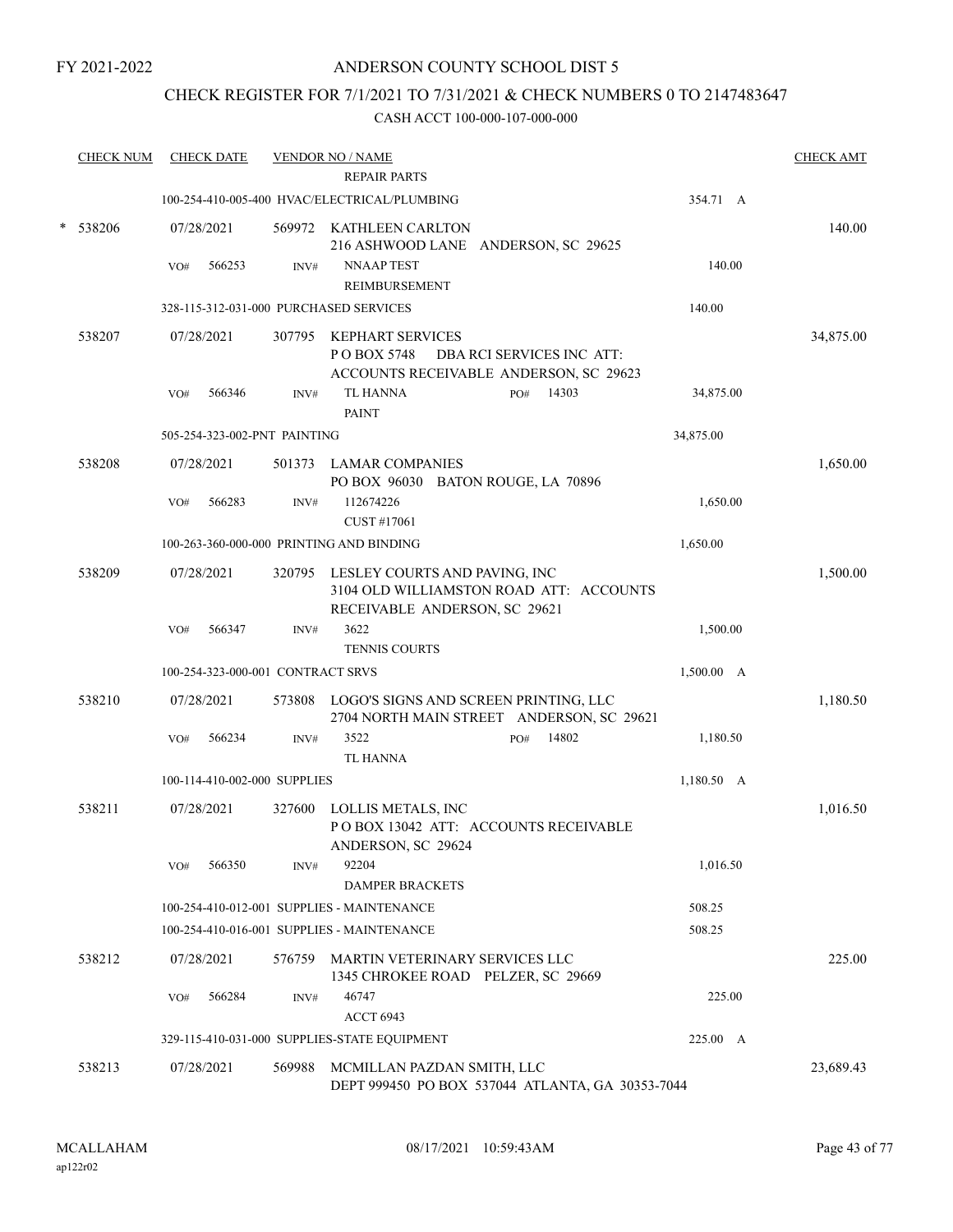FY 2021-2022

# ANDERSON COUNTY SCHOOL DIST 5

## CHECK REGISTER FOR 7/1/2021 TO 7/31/2021 & CHECK NUMBERS 0 TO 2147483647

### CASH ACCT 100-000-107-000-000

| CHECK NUM | CHECK DATE | VENDOR NO / NAME | | CHECK AMT |
|---|---|---|---|---|
| | | REPAIR PARTS | | |
| | | 100-254-410-005-400 HVAC/ELECTRICAL/PLUMBING | 354.71 A | |
| * 538206 | 07/28/2021 | 569972 KATHLEEN CARLTON<br>216 ASHWOOD LANE ANDERSON, SC 29625 | | 140.00 |
| | VO# 566253 | INV# NNAAP TEST<br>REIMBURSEMENT | 140.00 | |
| | | 328-115-312-031-000 PURCHASED SERVICES | 140.00 | |
| 538207 | 07/28/2021 | 307795 KEPHART SERVICES<br>P O BOX 5748 DBA RCI SERVICES INC ATT: ACCOUNTS RECEIVABLE ANDERSON, SC 29623 | | 34,875.00 |
| | VO# 566346 | INV# TL HANNA PO# 14303<br>PAINT | 34,875.00 | |
| | | 505-254-323-002-PNT PAINTING | 34,875.00 | |
| 538208 | 07/28/2021 | 501373 LAMAR COMPANIES<br>PO BOX 96030 BATON ROUGE, LA 70896 | | 1,650.00 |
| | VO# 566283 | INV# 112674226<br>CUST #17061 | 1,650.00 | |
| | | 100-263-360-000-000 PRINTING AND BINDING | 1,650.00 | |
| 538209 | 07/28/2021 | 320795 LESLEY COURTS AND PAVING, INC<br>3104 OLD WILLIAMSTON ROAD ATT: ACCOUNTS RECEIVABLE ANDERSON, SC 29621 | | 1,500.00 |
| | VO# 566347 | INV# 3622<br>TENNIS COURTS | 1,500.00 | |
| | | 100-254-323-000-001 CONTRACT SRVS | 1,500.00 A | |
| 538210 | 07/28/2021 | 573808 LOGO'S SIGNS AND SCREEN PRINTING, LLC<br>2704 NORTH MAIN STREET ANDERSON, SC 29621 | | 1,180.50 |
| | VO# 566234 | INV# 3522 PO# 14802<br>TL HANNA | 1,180.50 | |
| | | 100-114-410-002-000 SUPPLIES | 1,180.50 A | |
| 538211 | 07/28/2021 | 327600 LOLLIS METALS, INC<br>P O BOX 13042 ATT: ACCOUNTS RECEIVABLE ANDERSON, SC 29624 | | 1,016.50 |
| | VO# 566350 | INV# 92204<br>DAMPER BRACKETS | 1,016.50 | |
| | | 100-254-410-012-001 SUPPLIES - MAINTENANCE | 508.25 | |
| | | 100-254-410-016-001 SUPPLIES - MAINTENANCE | 508.25 | |
| 538212 | 07/28/2021 | 576759 MARTIN VETERINARY SERVICES LLC<br>1345 CHROKEE ROAD PELZER, SC 29669 | | 225.00 |
| | VO# 566284 | INV# 46747<br>ACCT 6943 | 225.00 | |
| | | 329-115-410-031-000 SUPPLIES-STATE EQUIPMENT | 225.00 A | |
| 538213 | 07/28/2021 | 569988 MCMILLAN PAZDAN SMITH, LLC<br>DEPT 999450 PO BOX 537044 ATLANTA, GA 30353-7044 | | 23,689.43 |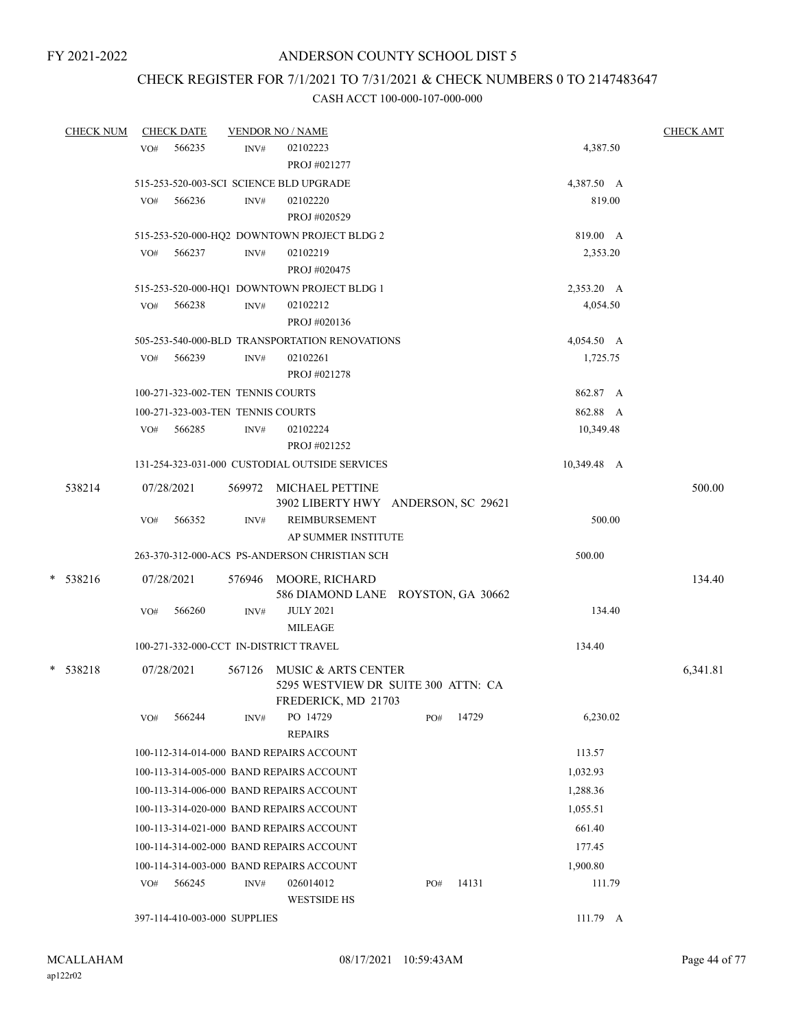FY 2021-2022

ANDERSON COUNTY SCHOOL DIST 5

CHECK REGISTER FOR 7/1/2021 TO 7/31/2021 & CHECK NUMBERS 0 TO 2147483647

CASH ACCT 100-000-107-000-000

| CHECK NUM | CHECK DATE | VENDOR NO / NAME | | CHECK AMT |
|---|---|---|---|---|
| | VO# 566235 | INV# 02102223 PROJ #021277 | 4,387.50 | |
| | 515-253-520-003-SCI SCIENCE BLD UPGRADE | | 4,387.50 A | |
| | VO# 566236 | INV# 02102220 PROJ #020529 | 819.00 | |
| | 515-253-520-000-HQ2 DOWNTOWN PROJECT BLDG 2 | | 819.00 A | |
| | VO# 566237 | INV# 02102219 PROJ #020475 | 2,353.20 | |
| | 515-253-520-000-HQ1 DOWNTOWN PROJECT BLDG 1 | | 2,353.20 A | |
| | VO# 566238 | INV# 02102212 PROJ #020136 | 4,054.50 | |
| | 505-253-540-000-BLD TRANSPORTATION RENOVATIONS | | 4,054.50 A | |
| | VO# 566239 | INV# 02102261 PROJ #021278 | 1,725.75 | |
| | 100-271-323-002-TEN TENNIS COURTS | | 862.87 A | |
| | 100-271-323-003-TEN TENNIS COURTS | | 862.88 A | |
| | VO# 566285 | INV# 02102224 PROJ #021252 | 10,349.48 | |
| | 131-254-323-031-000 CUSTODIAL OUTSIDE SERVICES | | 10,349.48 A | |
| 538214 | 07/28/2021 | 569972 MICHAEL PETTINE 3902 LIBERTY HWY ANDERSON, SC 29621 | | 500.00 |
| | VO# 566352 | INV# REIMBURSEMENT AP SUMMER INSTITUTE | 500.00 | |
| | 263-370-312-000-ACS PS-ANDERSON CHRISTIAN SCH | | 500.00 | |
| * 538216 | 07/28/2021 | 576946 MOORE, RICHARD 586 DIAMOND LANE ROYSTON, GA 30662 | | 134.40 |
| | VO# 566260 | INV# JULY 2021 MILEAGE | 134.40 | |
| | 100-271-332-000-CCT IN-DISTRICT TRAVEL | | 134.40 | |
| * 538218 | 07/28/2021 | 567126 MUSIC & ARTS CENTER 5295 WESTVIEW DR SUITE 300 ATTN: CA FREDERICK, MD 21703 | | 6,341.81 |
| | VO# 566244 | INV# PO 14729 REPAIRS PO# 14729 | 6,230.02 | |
| | 100-112-314-014-000 BAND REPAIRS ACCOUNT | | 113.57 | |
| | 100-113-314-005-000 BAND REPAIRS ACCOUNT | | 1,032.93 | |
| | 100-113-314-006-000 BAND REPAIRS ACCOUNT | | 1,288.36 | |
| | 100-113-314-020-000 BAND REPAIRS ACCOUNT | | 1,055.51 | |
| | 100-113-314-021-000 BAND REPAIRS ACCOUNT | | 661.40 | |
| | 100-114-314-002-000 BAND REPAIRS ACCOUNT | | 177.45 | |
| | 100-114-314-003-000 BAND REPAIRS ACCOUNT | | 1,900.80 | |
| | VO# 566245 | INV# 026014012 WESTSIDE HS PO# 14131 | 111.79 | |
| | 397-114-410-003-000 SUPPLIES | | 111.79 A | |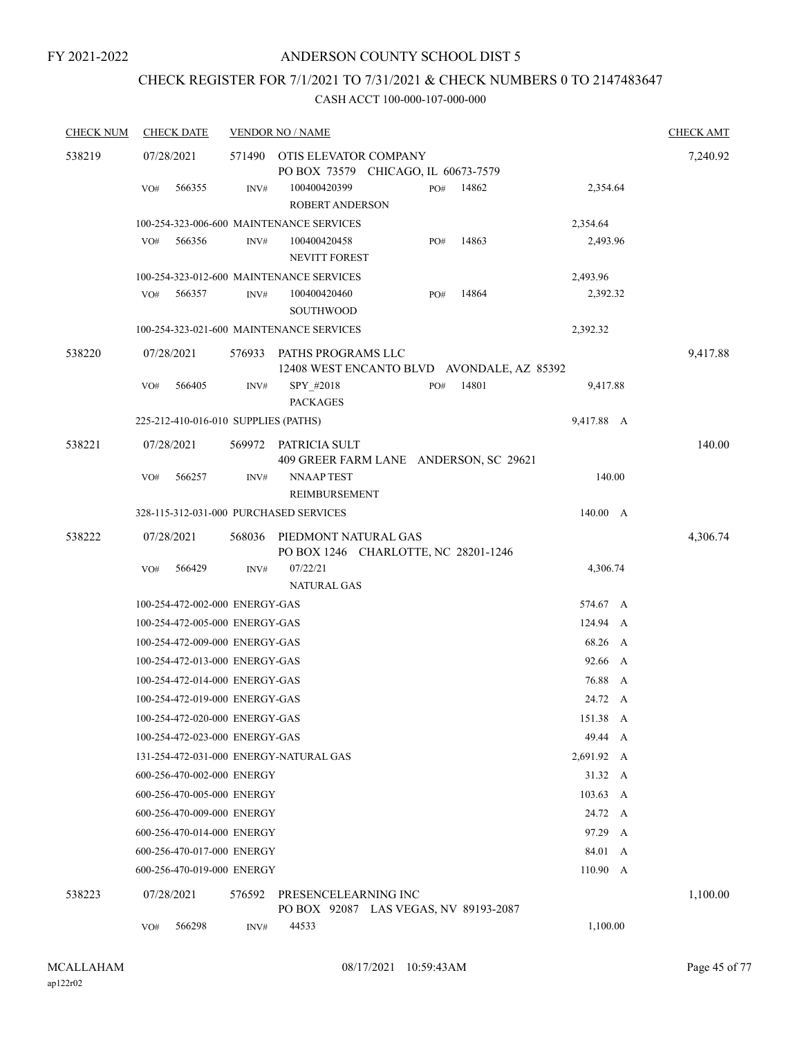FY 2021-2022

# ANDERSON COUNTY SCHOOL DIST 5

## CHECK REGISTER FOR 7/1/2021 TO 7/31/2021 & CHECK NUMBERS 0 TO 2147483647

### CASH ACCT 100-000-107-000-000

| CHECK NUM | CHECK DATE | VENDOR NO / NAME | | | CHECK AMT |
|---|---|---|---|---|---|
| 538219 | 07/28/2021 | 571490 OTIS ELEVATOR COMPANY<br>PO BOX 73579 CHICAGO, IL 60673-7579 | | | 7,240.92 |
| | VO# 566355 | INV# 100400420399<br>ROBERT ANDERSON | PO# 14862 | 2,354.64 | |
| | 100-254-323-006-600 MAINTENANCE SERVICES | | | 2,354.64 | |
| | VO# 566356 | INV# 100400420458<br>NEVITT FOREST | PO# 14863 | 2,493.96 | |
| | 100-254-323-012-600 MAINTENANCE SERVICES | | | 2,493.96 | |
| | VO# 566357 | INV# 100400420460<br>SOUTHWOOD | PO# 14864 | 2,392.32 | |
| | 100-254-323-021-600 MAINTENANCE SERVICES | | | 2,392.32 | |
| 538220 | 07/28/2021 | 576933 PATHS PROGRAMS LLC<br>12408 WEST ENCANTO BLVD AVONDALE, AZ 85392 | | | 9,417.88 |
| | VO# 566405 | INV# SPY_#2018<br>PACKAGES | PO# 14801 | 9,417.88 | |
| | 225-212-410-016-010 SUPPLIES (PATHS) | | | 9,417.88 A | |
| 538221 | 07/28/2021 | 569972 PATRICIA SULT<br>409 GREER FARM LANE ANDERSON, SC 29621 | | | 140.00 |
| | VO# 566257 | INV# NNAAP TEST<br>REIMBURSEMENT | | 140.00 | |
| | 328-115-312-031-000 PURCHASED SERVICES | | | 140.00 A | |
| 538222 | 07/28/2021 | 568036 PIEDMONT NATURAL GAS<br>PO BOX 1246 CHARLOTTE, NC 28201-1246 | | | 4,306.74 |
| | VO# 566429 | INV# 07/22/21<br>NATURAL GAS | | 4,306.74 | |
| | 100-254-472-002-000 ENERGY-GAS | | | 574.67 A | |
| | 100-254-472-005-000 ENERGY-GAS | | | 124.94 A | |
| | 100-254-472-009-000 ENERGY-GAS | | | 68.26 A | |
| | 100-254-472-013-000 ENERGY-GAS | | | 92.66 A | |
| | 100-254-472-014-000 ENERGY-GAS | | | 76.88 A | |
| | 100-254-472-019-000 ENERGY-GAS | | | 24.72 A | |
| | 100-254-472-020-000 ENERGY-GAS | | | 151.38 A | |
| | 100-254-472-023-000 ENERGY-GAS | | | 49.44 A | |
| | 131-254-472-031-000 ENERGY-NATURAL GAS | | | 2,691.92 A | |
| | 600-256-470-002-000 ENERGY | | | 31.32 A | |
| | 600-256-470-005-000 ENERGY | | | 103.63 A | |
| | 600-256-470-009-000 ENERGY | | | 24.72 A | |
| | 600-256-470-014-000 ENERGY | | | 97.29 A | |
| | 600-256-470-017-000 ENERGY | | | 84.01 A | |
| | 600-256-470-019-000 ENERGY | | | 110.90 A | |
| 538223 | 07/28/2021 | 576592 PRESENCELEARNING INC<br>PO BOX 92087 LAS VEGAS, NV 89193-2087 | | | 1,100.00 |
| | VO# 566298 | INV# 44533 | | 1,100.00 | |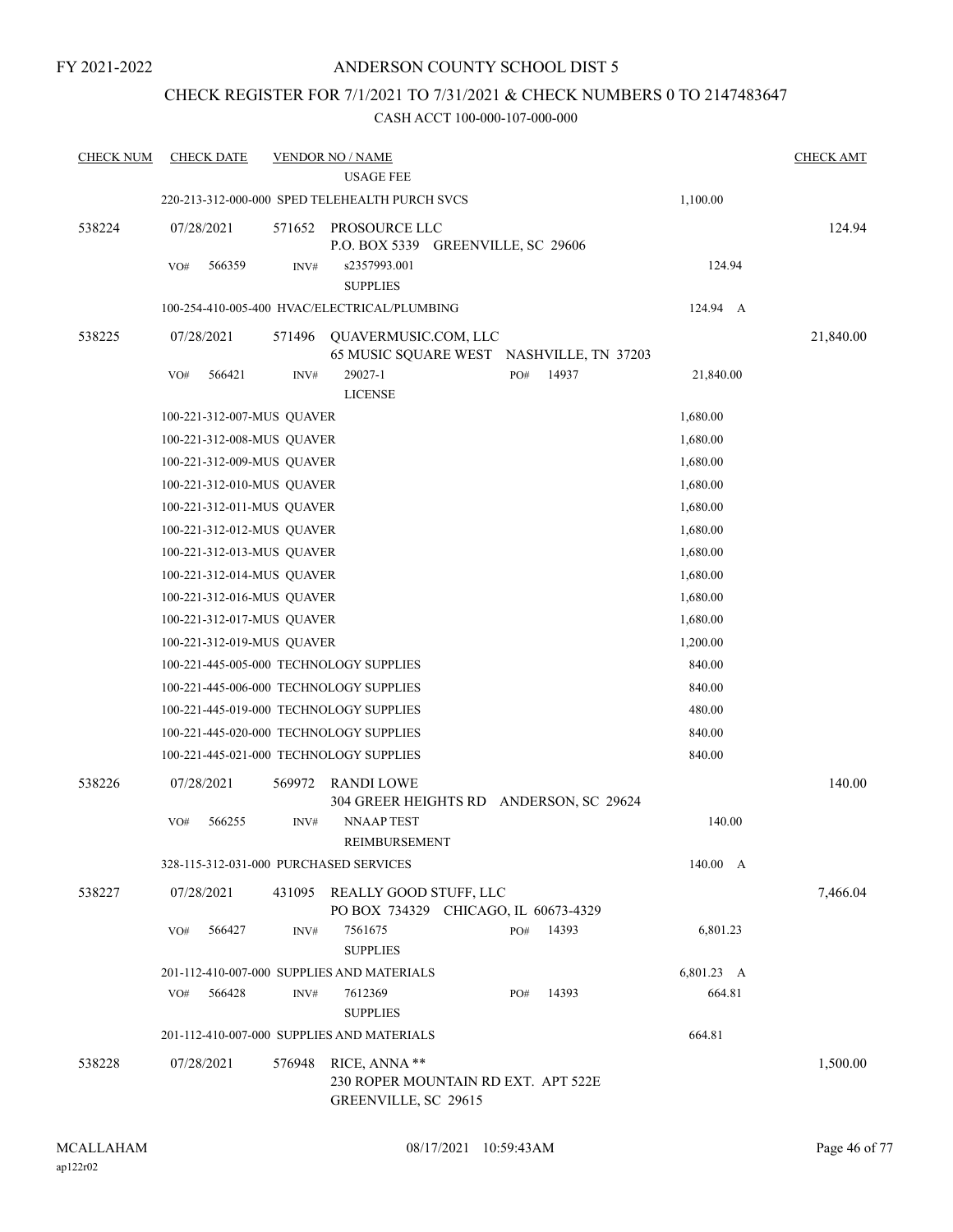FY 2021-2022

# ANDERSON COUNTY SCHOOL DIST 5

## CHECK REGISTER FOR 7/1/2021 TO 7/31/2021 & CHECK NUMBERS 0 TO 2147483647

### CASH ACCT 100-000-107-000-000

| CHECK NUM | CHECK DATE | VENDOR NO / NAME | | | CHECK AMT |
|---|---|---|---|---|---|
| | | USAGE FEE | | | |
| | 220-213-312-000-000 SPED TELEHEALTH PURCH SVCS | | | 1,100.00 | |
| 538224 | 07/28/2021 | 571652 PROSOURCE LLC<br>P.O. BOX 5339 GREENVILLE, SC 29606 | | | 124.94 |
| | VO# 566359 | INV# s2357993.001<br>SUPPLIES | | 124.94 | |
| | 100-254-410-005-400 HVAC/ELECTRICAL/PLUMBING | | | 124.94 A | |
| 538225 | 07/28/2021 | 571496 QUAVERMUSIC.COM, LLC<br>65 MUSIC SQUARE WEST NASHVILLE, TN 37203 | | | 21,840.00 |
| | VO# 566421 | INV# 29027-1<br>LICENSE | PO# 14937 | 21,840.00 | |
| | 100-221-312-007-MUS QUAVER | | | 1,680.00 | |
| | 100-221-312-008-MUS QUAVER | | | 1,680.00 | |
| | 100-221-312-009-MUS QUAVER | | | 1,680.00 | |
| | 100-221-312-010-MUS QUAVER | | | 1,680.00 | |
| | 100-221-312-011-MUS QUAVER | | | 1,680.00 | |
| | 100-221-312-012-MUS QUAVER | | | 1,680.00 | |
| | 100-221-312-013-MUS QUAVER | | | 1,680.00 | |
| | 100-221-312-014-MUS QUAVER | | | 1,680.00 | |
| | 100-221-312-016-MUS QUAVER | | | 1,680.00 | |
| | 100-221-312-017-MUS QUAVER | | | 1,680.00 | |
| | 100-221-312-019-MUS QUAVER | | | 1,200.00 | |
| | 100-221-445-005-000 TECHNOLOGY SUPPLIES | | | 840.00 | |
| | 100-221-445-006-000 TECHNOLOGY SUPPLIES | | | 840.00 | |
| | 100-221-445-019-000 TECHNOLOGY SUPPLIES | | | 480.00 | |
| | 100-221-445-020-000 TECHNOLOGY SUPPLIES | | | 840.00 | |
| | 100-221-445-021-000 TECHNOLOGY SUPPLIES | | | 840.00 | |
| 538226 | 07/28/2021 | 569972 RANDI LOWE<br>304 GREER HEIGHTS RD ANDERSON, SC 29624 | | | 140.00 |
| | VO# 566255 | INV# NNAAP TEST<br>REIMBURSEMENT | | 140.00 | |
| | 328-115-312-031-000 PURCHASED SERVICES | | | 140.00 A | |
| 538227 | 07/28/2021 | 431095 REALLY GOOD STUFF, LLC<br>PO BOX 734329 CHICAGO, IL 60673-4329 | | | 7,466.04 |
| | VO# 566427 | INV# 7561675<br>SUPPLIES | PO# 14393 | 6,801.23 | |
| | 201-112-410-007-000 SUPPLIES AND MATERIALS | | | 6,801.23 A | |
| | VO# 566428 | INV# 7612369<br>SUPPLIES | PO# 14393 | 664.81 | |
| | 201-112-410-007-000 SUPPLIES AND MATERIALS | | | 664.81 | |
| 538228 | 07/28/2021 | 576948 RICE, ANNA **<br>230 ROPER MOUNTAIN RD EXT. APT 522E<br>GREENVILLE, SC 29615 | | | 1,500.00 |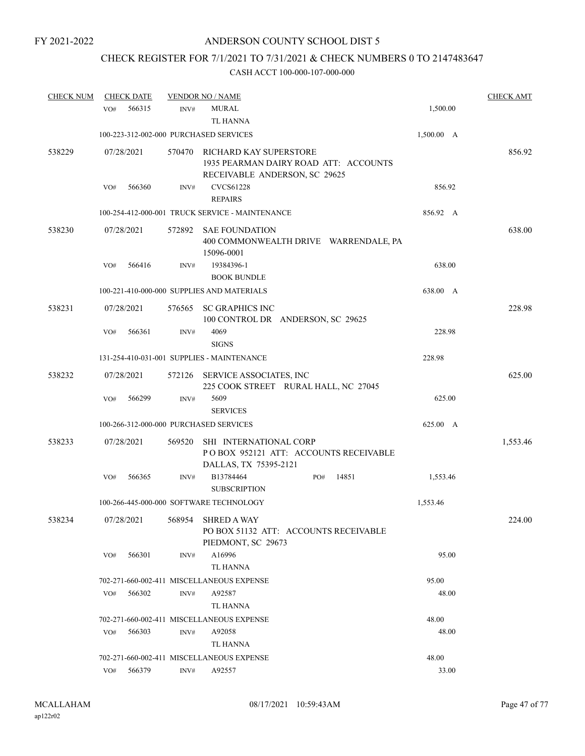FY 2021-2022

# ANDERSON COUNTY SCHOOL DIST 5

## CHECK REGISTER FOR 7/1/2021 TO 7/31/2021 & CHECK NUMBERS 0 TO 2147483647

### CASH ACCT 100-000-107-000-000

| CHECK NUM | CHECK DATE | VENDOR NO / NAME | | CHECK AMT |
|---|---|---|---|---|
| | VO# 566315 | INV# MURAL<br>TL HANNA | 1,500.00 | |
| | 100-223-312-002-000 PURCHASED SERVICES | | 1,500.00 A | |
| 538229 | 07/28/2021 | 570470 RICHARD KAY SUPERSTORE<br>1935 PEARMAN DAIRY ROAD ATT: ACCOUNTS RECEIVABLE ANDERSON, SC 29625 | | 856.92 |
| | VO# 566360 | INV# CVCS61228<br>REPAIRS | 856.92 | |
| | 100-254-412-000-001 TRUCK SERVICE - MAINTENANCE | | 856.92 A | |
| 538230 | 07/28/2021 | 572892 SAE FOUNDATION<br>400 COMMONWEALTH DRIVE WARRENDALE, PA 15096-0001 | | 638.00 |
| | VO# 566416 | INV# 19384396-1<br>BOOK BUNDLE | 638.00 | |
| | 100-221-410-000-000 SUPPLIES AND MATERIALS | | 638.00 A | |
| 538231 | 07/28/2021 | 576565 SC GRAPHICS INC<br>100 CONTROL DR ANDERSON, SC 29625 | | 228.98 |
| | VO# 566361 | INV# 4069<br>SIGNS | 228.98 | |
| | 131-254-410-031-001 SUPPLIES - MAINTENANCE | | 228.98 | |
| 538232 | 07/28/2021 | 572126 SERVICE ASSOCIATES, INC<br>225 COOK STREET RURAL HALL, NC 27045 | | 625.00 |
| | VO# 566299 | INV# 5609<br>SERVICES | 625.00 | |
| | 100-266-312-000-000 PURCHASED SERVICES | | 625.00 A | |
| 538233 | 07/28/2021 | 569520 SHI INTERNATIONAL CORP<br>P O BOX 952121 ATT: ACCOUNTS RECEIVABLE DALLAS, TX 75395-2121 | | 1,553.46 |
| | VO# 566365 | INV# B13784464 PO# 14851<br>SUBSCRIPTION | 1,553.46 | |
| | 100-266-445-000-000 SOFTWARE TECHNOLOGY | | 1,553.46 | |
| 538234 | 07/28/2021 | 568954 SHRED A WAY<br>PO BOX 51132 ATT: ACCOUNTS RECEIVABLE PIEDMONT, SC 29673 | | 224.00 |
| | VO# 566301 | INV# A16996<br>TL HANNA | 95.00 | |
| | 702-271-660-002-411 MISCELLANEOUS EXPENSE | | 95.00 | |
| | VO# 566302 | INV# A92587<br>TL HANNA | 48.00 | |
| | 702-271-660-002-411 MISCELLANEOUS EXPENSE | | 48.00 | |
| | VO# 566303 | INV# A92058<br>TL HANNA | 48.00 | |
| | 702-271-660-002-411 MISCELLANEOUS EXPENSE | | 48.00 | |
| | VO# 566379 | INV# A92557 | 33.00 | |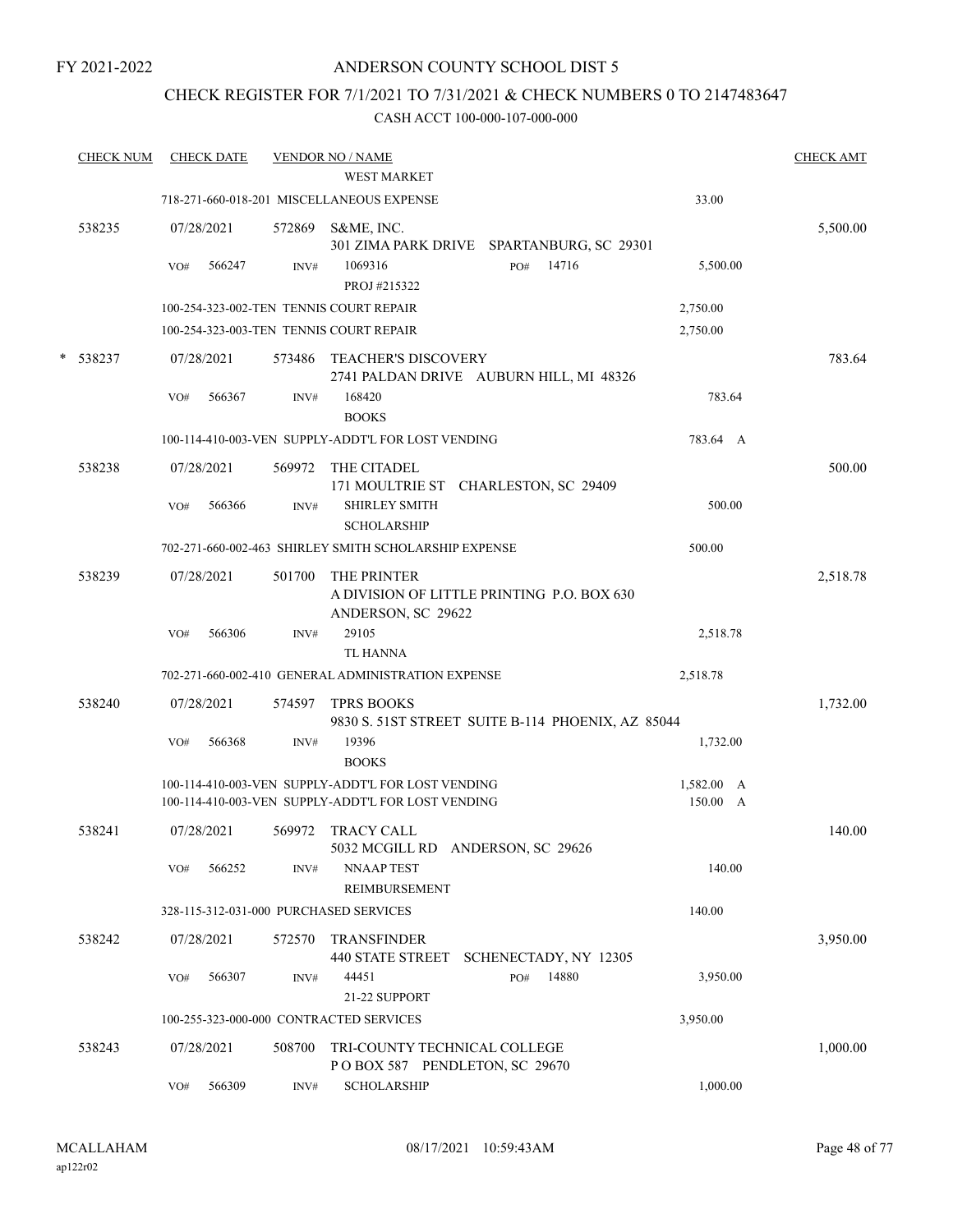FY 2021-2022

# ANDERSON COUNTY SCHOOL DIST 5

## CHECK REGISTER FOR 7/1/2021 TO 7/31/2021 & CHECK NUMBERS 0 TO 2147483647

### CASH ACCT 100-000-107-000-000

| CHECK NUM | CHECK DATE | VENDOR NO / NAME | | CHECK AMT |
|---|---|---|---|---|
| | | WEST MARKET | | |
| | | 718-271-660-018-201 MISCELLANEOUS EXPENSE | 33.00 | |
| 538235 | 07/28/2021 | 572869 S&ME, INC.<br>301 ZIMA PARK DRIVE SPARTANBURG, SC 29301 | | 5,500.00 |
| | VO# 566247 | INV# 1069316 PO# 14716<br>PROJ #215322 | 5,500.00 | |
| | | 100-254-323-002-TEN TENNIS COURT REPAIR | 2,750.00 | |
| | | 100-254-323-003-TEN TENNIS COURT REPAIR | 2,750.00 | |
| * 538237 | 07/28/2021 | 573486 TEACHER'S DISCOVERY<br>2741 PALDAN DRIVE AUBURN HILL, MI 48326 | | 783.64 |
| | VO# 566367 | INV# 168420<br>BOOKS | 783.64 | |
| | | 100-114-410-003-VEN SUPPLY-ADDT'L FOR LOST VENDING | 783.64 A | |
| 538238 | 07/28/2021 | 569972 THE CITADEL<br>171 MOULTRIE ST CHARLESTON, SC 29409 | | 500.00 |
| | VO# 566366 | INV# SHIRLEY SMITH<br>SCHOLARSHIP | 500.00 | |
| | | 702-271-660-002-463 SHIRLEY SMITH SCHOLARSHIP EXPENSE | 500.00 | |
| 538239 | 07/28/2021 | 501700 THE PRINTER<br>A DIVISION OF LITTLE PRINTING P.O. BOX 630<br>ANDERSON, SC 29622 | | 2,518.78 |
| | VO# 566306 | INV# 29105<br>TL HANNA | 2,518.78 | |
| | | 702-271-660-002-410 GENERAL ADMINISTRATION EXPENSE | 2,518.78 | |
| 538240 | 07/28/2021 | 574597 TPRS BOOKS<br>9830 S. 51ST STREET SUITE B-114 PHOENIX, AZ 85044 | | 1,732.00 |
| | VO# 566368 | INV# 19396<br>BOOKS | 1,732.00 | |
| | | 100-114-410-003-VEN SUPPLY-ADDT'L FOR LOST VENDING | 1,582.00 A | |
| | | 100-114-410-003-VEN SUPPLY-ADDT'L FOR LOST VENDING | 150.00 A | |
| 538241 | 07/28/2021 | 569972 TRACY CALL<br>5032 MCGILL RD ANDERSON, SC 29626 | | 140.00 |
| | VO# 566252 | INV# NNAAP TEST<br>REIMBURSEMENT | 140.00 | |
| | | 328-115-312-031-000 PURCHASED SERVICES | 140.00 | |
| 538242 | 07/28/2021 | 572570 TRANSFINDER<br>440 STATE STREET SCHENECTADY, NY 12305 | | 3,950.00 |
| | VO# 566307 | INV# 44451 PO# 14880<br>21-22 SUPPORT | 3,950.00 | |
| | | 100-255-323-000-000 CONTRACTED SERVICES | 3,950.00 | |
| 538243 | 07/28/2021 | 508700 TRI-COUNTY TECHNICAL COLLEGE<br>P O BOX 587 PENDLETON, SC 29670 | | 1,000.00 |
| | VO# 566309 | INV# SCHOLARSHIP | 1,000.00 | |

MCALLAHAM
ap122r02

08/17/2021 10:59:43AM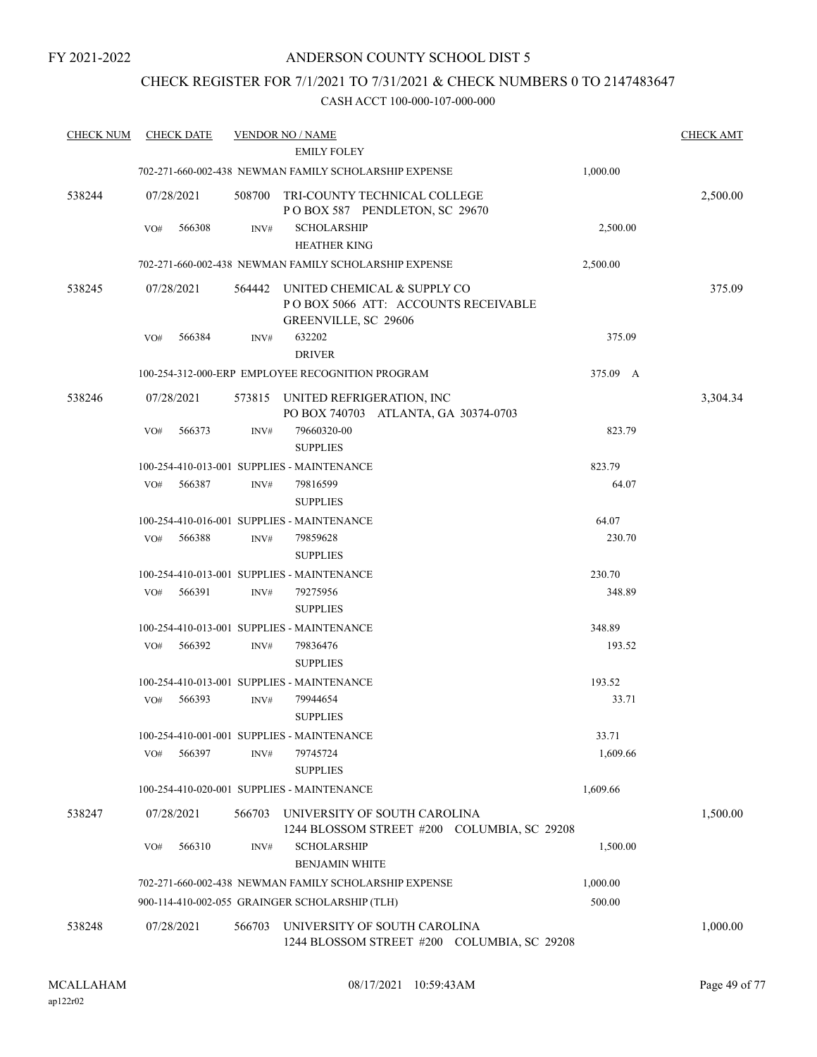FY 2021-2022

# ANDERSON COUNTY SCHOOL DIST 5

## CHECK REGISTER FOR 7/1/2021 TO 7/31/2021 & CHECK NUMBERS 0 TO 2147483647

CASH ACCT 100-000-107-000-000

| CHECK NUM | CHECK DATE | VENDOR NO / NAME | | CHECK AMT |
|---|---|---|---|---|
| | | EMILY FOLEY | | |
| | | 702-271-660-002-438 NEWMAN FAMILY SCHOLARSHIP EXPENSE | 1,000.00 | |
| 538244 | 07/28/2021 | 508700 TRI-COUNTY TECHNICAL COLLEGE<br>P O BOX 587 PENDLETON, SC 29670 | | 2,500.00 |
| | VO# 566308 | INV# SCHOLARSHIP<br>HEATHER KING | 2,500.00 | |
| | | 702-271-660-002-438 NEWMAN FAMILY SCHOLARSHIP EXPENSE | 2,500.00 | |
| 538245 | 07/28/2021 | 564442 UNITED CHEMICAL & SUPPLY CO<br>P O BOX 5066 ATT: ACCOUNTS RECEIVABLE<br>GREENVILLE, SC 29606 | | 375.09 |
| | VO# 566384 | INV# 632202<br>DRIVER | 375.09 | |
| | | 100-254-312-000-ERP EMPLOYEE RECOGNITION PROGRAM | 375.09 A | |
| 538246 | 07/28/2021 | 573815 UNITED REFRIGERATION, INC<br>PO BOX 740703 ATLANTA, GA 30374-0703 | | 3,304.34 |
| | VO# 566373 | INV# 79660320-00<br>SUPPLIES | 823.79 | |
| | | 100-254-410-013-001 SUPPLIES - MAINTENANCE | 823.79 | |
| | VO# 566387 | INV# 79816599<br>SUPPLIES | 64.07 | |
| | | 100-254-410-016-001 SUPPLIES - MAINTENANCE | 64.07 | |
| | VO# 566388 | INV# 79859628<br>SUPPLIES | 230.70 | |
| | | 100-254-410-013-001 SUPPLIES - MAINTENANCE | 230.70 | |
| | VO# 566391 | INV# 79275956<br>SUPPLIES | 348.89 | |
| | | 100-254-410-013-001 SUPPLIES - MAINTENANCE | 348.89 | |
| | VO# 566392 | INV# 79836476<br>SUPPLIES | 193.52 | |
| | | 100-254-410-013-001 SUPPLIES - MAINTENANCE | 193.52 | |
| | VO# 566393 | INV# 79944654<br>SUPPLIES | 33.71 | |
| | | 100-254-410-001-001 SUPPLIES - MAINTENANCE | 33.71 | |
| | VO# 566397 | INV# 79745724<br>SUPPLIES | 1,609.66 | |
| | | 100-254-410-020-001 SUPPLIES - MAINTENANCE | 1,609.66 | |
| 538247 | 07/28/2021 | 566703 UNIVERSITY OF SOUTH CAROLINA<br>1244 BLOSSOM STREET #200 COLUMBIA, SC 29208 | | 1,500.00 |
| | VO# 566310 | INV# SCHOLARSHIP<br>BENJAMIN WHITE | 1,500.00 | |
| | | 702-271-660-002-438 NEWMAN FAMILY SCHOLARSHIP EXPENSE | 1,000.00 | |
| | | 900-114-410-002-055 GRAINGER SCHOLARSHIP (TLH) | 500.00 | |
| 538248 | 07/28/2021 | 566703 UNIVERSITY OF SOUTH CAROLINA<br>1244 BLOSSOM STREET #200 COLUMBIA, SC 29208 | | 1,000.00 |

MCALLAHAM
ap122r02

08/17/2021 10:59:43AM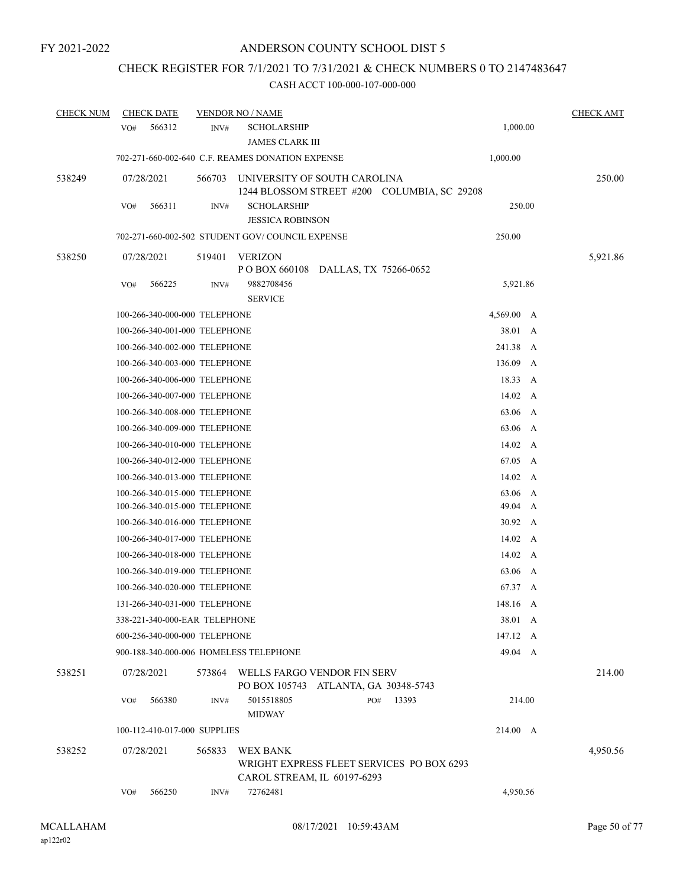FY 2021-2022

# ANDERSON COUNTY SCHOOL DIST 5

## CHECK REGISTER FOR 7/1/2021 TO 7/31/2021 & CHECK NUMBERS 0 TO 2147483647

### CASH ACCT 100-000-107-000-000

| CHECK NUM | CHECK DATE | VENDOR NO / NAME | | CHECK AMT |
|---|---|---|---|---|
| | VO# 566312 | INV# SCHOLARSHIP<br>JAMES CLARK III | 1,000.00 | |
| | 702-271-660-002-640 C.F. REAMES DONATION EXPENSE | | 1,000.00 | |
| 538249 | 07/28/2021 | 566703 UNIVERSITY OF SOUTH CAROLINA<br>1244 BLOSSOM STREET #200 COLUMBIA, SC 29208 | | 250.00 |
| | VO# 566311 | INV# SCHOLARSHIP<br>JESSICA ROBINSON | 250.00 | |
| | 702-271-660-002-502 STUDENT GOV/ COUNCIL EXPENSE | | 250.00 | |
| 538250 | 07/28/2021 | 519401 VERIZON<br>P O BOX 660108 DALLAS, TX 75266-0652 | | 5,921.86 |
| | VO# 566225 | INV# 9882708456<br>SERVICE | 5,921.86 | |
| | 100-266-340-000-000 TELEPHONE | | 4,569.00 A | |
| | 100-266-340-001-000 TELEPHONE | | 38.01 A | |
| | 100-266-340-002-000 TELEPHONE | | 241.38 A | |
| | 100-266-340-003-000 TELEPHONE | | 136.09 A | |
| | 100-266-340-006-000 TELEPHONE | | 18.33 A | |
| | 100-266-340-007-000 TELEPHONE | | 14.02 A | |
| | 100-266-340-008-000 TELEPHONE | | 63.06 A | |
| | 100-266-340-009-000 TELEPHONE | | 63.06 A | |
| | 100-266-340-010-000 TELEPHONE | | 14.02 A | |
| | 100-266-340-012-000 TELEPHONE | | 67.05 A | |
| | 100-266-340-013-000 TELEPHONE | | 14.02 A | |
| | 100-266-340-015-000 TELEPHONE | | 63.06 A | |
| | 100-266-340-015-000 TELEPHONE | | 49.04 A | |
| | 100-266-340-016-000 TELEPHONE | | 30.92 A | |
| | 100-266-340-017-000 TELEPHONE | | 14.02 A | |
| | 100-266-340-018-000 TELEPHONE | | 14.02 A | |
| | 100-266-340-019-000 TELEPHONE | | 63.06 A | |
| | 100-266-340-020-000 TELEPHONE | | 67.37 A | |
| | 131-266-340-031-000 TELEPHONE | | 148.16 A | |
| | 338-221-340-000-EAR TELEPHONE | | 38.01 A | |
| | 600-256-340-000-000 TELEPHONE | | 147.12 A | |
| | 900-188-340-000-006 HOMELESS TELEPHONE | | 49.04 A | |
| 538251 | 07/28/2021 | 573864 WELLS FARGO VENDOR FIN SERV<br>PO BOX 105743 ATLANTA, GA 30348-5743 | | 214.00 |
| | VO# 566380 | INV# 5015518805 PO# 13393<br>MIDWAY | 214.00 | |
| | 100-112-410-017-000 SUPPLIES | | 214.00 A | |
| 538252 | 07/28/2021 | 565833 WEX BANK<br>WRIGHT EXPRESS FLEET SERVICES PO BOX 6293<br>CAROL STREAM, IL 60197-6293 | | 4,950.56 |
| | VO# 566250 | INV# 72762481 | 4,950.56 | |

MCALLAHAM
ap122r02

08/17/2021 10:59:43AM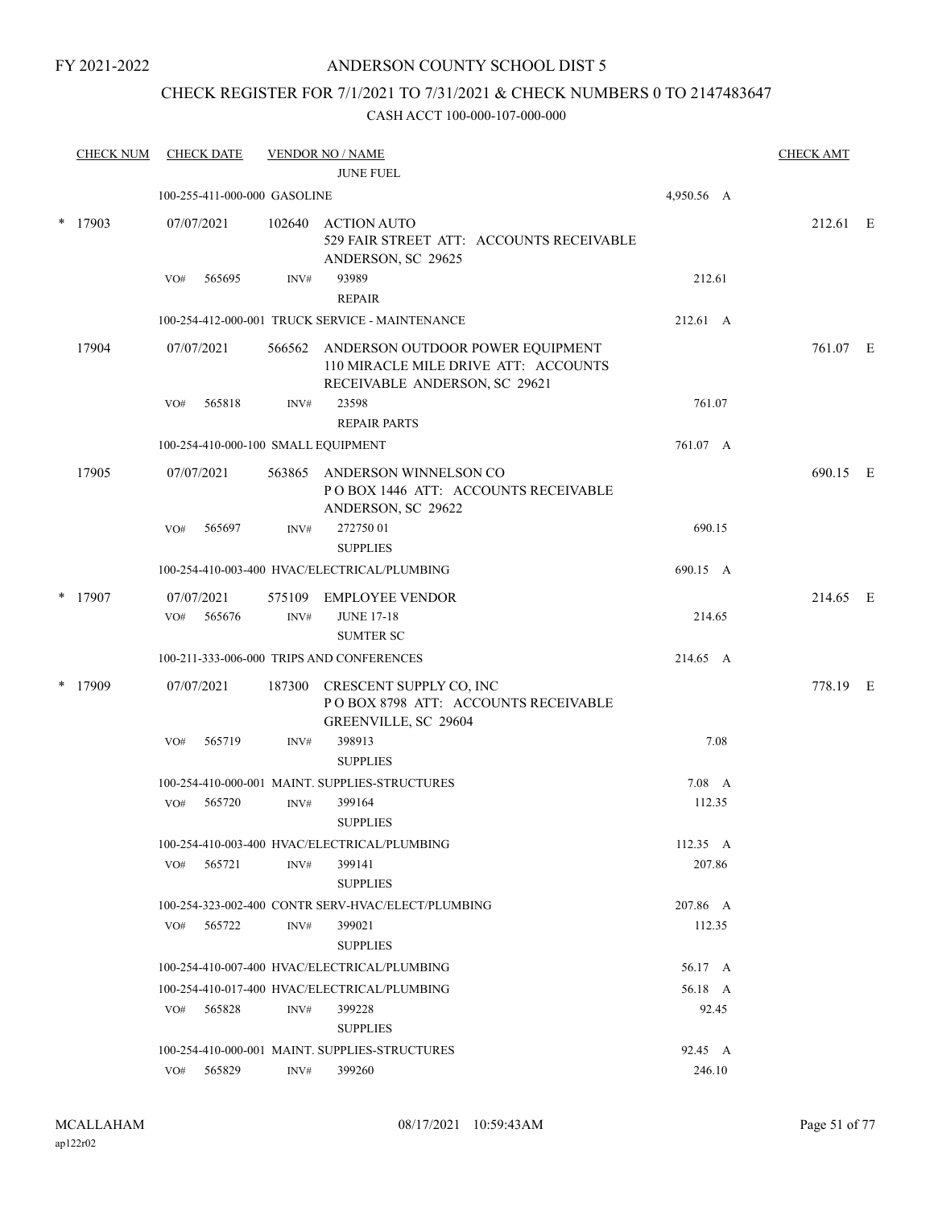FY 2021-2022

# ANDERSON COUNTY SCHOOL DIST 5

## CHECK REGISTER FOR 7/1/2021 TO 7/31/2021 & CHECK NUMBERS 0 TO 2147483647

### CASH ACCT 100-000-107-000-000

| CHECK NUM | CHECK DATE | VENDOR NO / NAME | | CHECK AMT |
|---|---|---|---|---|
| | | JUNE FUEL | | |
| | 100-255-411-000-000 GASOLINE | | 4,950.56 A | |
| * 17903 | 07/07/2021 | 102640 ACTION AUTO<br>529 FAIR STREET ATT: ACCOUNTS RECEIVABLE<br>ANDERSON, SC 29625 | | 212.61 E |
| | VO# 565695 | INV# 93989<br>REPAIR | 212.61 | |
| | 100-254-412-000-001 TRUCK SERVICE - MAINTENANCE | | 212.61 A | |
| 17904 | 07/07/2021 | 566562 ANDERSON OUTDOOR POWER EQUIPMENT<br>110 MIRACLE MILE DRIVE ATT: ACCOUNTS<br>RECEIVABLE ANDERSON, SC 29621 | | 761.07 E |
| | VO# 565818 | INV# 23598<br>REPAIR PARTS | 761.07 | |
| | 100-254-410-000-100 SMALL EQUIPMENT | | 761.07 A | |
| 17905 | 07/07/2021 | 563865 ANDERSON WINNELSON CO<br>P O BOX 1446 ATT: ACCOUNTS RECEIVABLE<br>ANDERSON, SC 29622 | | 690.15 E |
| | VO# 565697 | INV# 272750 01<br>SUPPLIES | 690.15 | |
| | 100-254-410-003-400 HVAC/ELECTRICAL/PLUMBING | | 690.15 A | |
| * 17907 | 07/07/2021 | 575109 EMPLOYEE VENDOR | | 214.65 E |
| | VO# 565676 | INV# JUNE 17-18<br>SUMTER SC | 214.65 | |
| | 100-211-333-006-000 TRIPS AND CONFERENCES | | 214.65 A | |
| * 17909 | 07/07/2021 | 187300 CRESCENT SUPPLY CO, INC<br>P O BOX 8798 ATT: ACCOUNTS RECEIVABLE<br>GREENVILLE, SC 29604 | | 778.19 E |
| | VO# 565719 | INV# 398913<br>SUPPLIES | 7.08 | |
| | 100-254-410-000-001 MAINT. SUPPLIES-STRUCTURES | | 7.08 A | |
| | VO# 565720 | INV# 399164<br>SUPPLIES | 112.35 | |
| | 100-254-410-003-400 HVAC/ELECTRICAL/PLUMBING | | 112.35 A | |
| | VO# 565721 | INV# 399141<br>SUPPLIES | 207.86 | |
| | 100-254-323-002-400 CONTR SERV-HVAC/ELECT/PLUMBING | | 207.86 A | |
| | VO# 565722 | INV# 399021<br>SUPPLIES | 112.35 | |
| | 100-254-410-007-400 HVAC/ELECTRICAL/PLUMBING | | 56.17 A | |
| | 100-254-410-017-400 HVAC/ELECTRICAL/PLUMBING | | 56.18 A | |
| | VO# 565828 | INV# 399228<br>SUPPLIES | 92.45 | |
| | 100-254-410-000-001 MAINT. SUPPLIES-STRUCTURES | | 92.45 A | |
| | VO# 565829 | INV# 399260 | 246.10 | |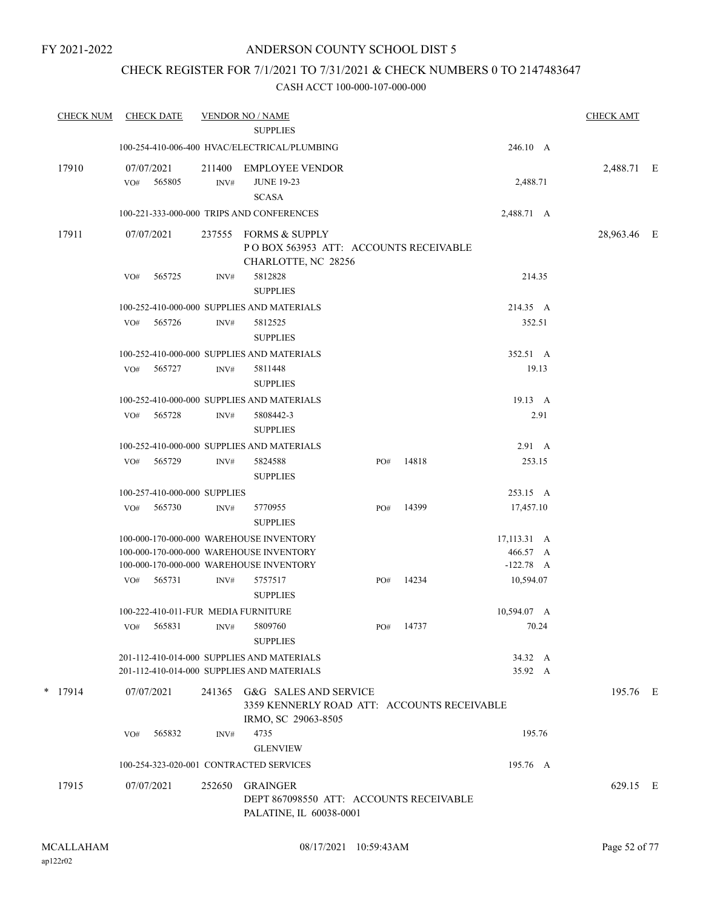FY 2021-2022

# ANDERSON COUNTY SCHOOL DIST 5

## CHECK REGISTER FOR 7/1/2021 TO 7/31/2021 & CHECK NUMBERS 0 TO 2147483647

### CASH ACCT 100-000-107-000-000

| CHECK NUM | CHECK DATE | VENDOR NO / NAME | | | | CHECK AMT | |
|---|---|---|---|---|---|---|---|
| | | SUPPLIES | | | | | |
| | 100-254-410-006-400 HVAC/ELECTRICAL/PLUMBING | | | | 246.10 A | | |
| 17910 | 07/07/2021 | 211400 EMPLOYEE VENDOR | | | | 2,488.71 | E |
| | VO# 565805 | INV# JUNE 19-23 SCASA | | | 2,488.71 | | |
| | 100-221-333-000-000 TRIPS AND CONFERENCES | | | | 2,488.71 A | | |
| 17911 | 07/07/2021 | 237555 FORMS & SUPPLY<br>P O BOX 563953 ATT: ACCOUNTS RECEIVABLE<br>CHARLOTTE, NC 28256 | | | | 28,963.46 | E |
| | VO# 565725 | INV# 5812828 SUPPLIES | | | 214.35 | | |
| | 100-252-410-000-000 SUPPLIES AND MATERIALS | | | | 214.35 A | | |
| | VO# 565726 | INV# 5812525 SUPPLIES | | | 352.51 | | |
| | 100-252-410-000-000 SUPPLIES AND MATERIALS | | | | 352.51 A | | |
| | VO# 565727 | INV# 5811448 SUPPLIES | | | 19.13 | | |
| | 100-252-410-000-000 SUPPLIES AND MATERIALS | | | | 19.13 A | | |
| | VO# 565728 | INV# 5808442-3 SUPPLIES | | | 2.91 | | |
| | 100-252-410-000-000 SUPPLIES AND MATERIALS | | | | 2.91 A | | |
| | VO# 565729 | INV# 5824588 SUPPLIES | PO# | 14818 | 253.15 | | |
| | 100-257-410-000-000 SUPPLIES | | | | 253.15 A | | |
| | VO# 565730 | INV# 5770955 SUPPLIES | PO# | 14399 | 17,457.10 | | |
| | 100-000-170-000-000 WAREHOUSE INVENTORY | | | | 17,113.31 A | | |
| | 100-000-170-000-000 WAREHOUSE INVENTORY | | | | 466.57 A | | |
| | 100-000-170-000-000 WAREHOUSE INVENTORY | | | | -122.78 A | | |
| | VO# 565731 | INV# 5757517 SUPPLIES | PO# | 14234 | 10,594.07 | | |
| | 100-222-410-011-FUR MEDIA FURNITURE | | | | 10,594.07 A | | |
| | VO# 565831 | INV# 5809760 SUPPLIES | PO# | 14737 | 70.24 | | |
| | 201-112-410-014-000 SUPPLIES AND MATERIALS | | | | 34.32 A | | |
| | 201-112-410-014-000 SUPPLIES AND MATERIALS | | | | 35.92 A | | |
| * 17914 | 07/07/2021 | 241365 G&G SALES AND SERVICE<br>3359 KENNERLY ROAD ATT: ACCOUNTS RECEIVABLE<br>IRMO, SC 29063-8505 | | | | 195.76 | E |
| | VO# 565832 | INV# 4735 GLENVIEW | | | 195.76 | | |
| | 100-254-323-020-001 CONTRACTED SERVICES | | | | 195.76 A | | |
| 17915 | 07/07/2021 | 252650 GRAINGER<br>DEPT 867098550 ATT: ACCOUNTS RECEIVABLE<br>PALATINE, IL 60038-0001 | | | | 629.15 | E |

MCALLAHAM
ap122r02

08/17/2021 10:59:43AM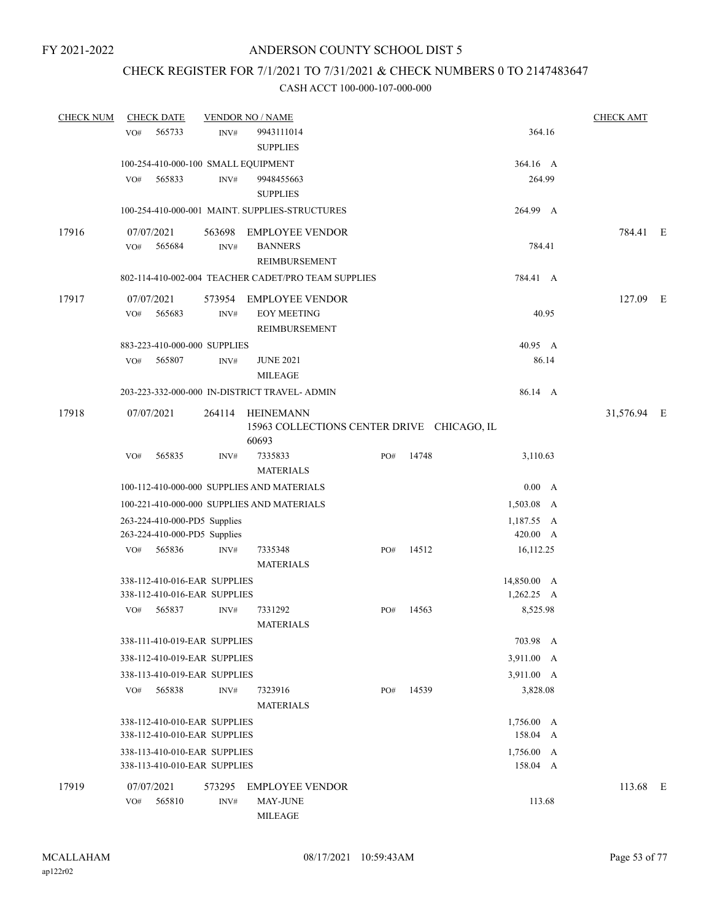FY 2021-2022

# ANDERSON COUNTY SCHOOL DIST 5

## CHECK REGISTER FOR 7/1/2021 TO 7/31/2021 & CHECK NUMBERS 0 TO 2147483647

### CASH ACCT 100-000-107-000-000

| CHECK NUM | CHECK DATE | VENDOR NO / NAME | | | | CHECK AMT |
|---|---|---|---|---|---|---|
| | VO# 565733 | INV# 9943111014 SUPPLIES | | | 364.16 | |
| | 100-254-410-000-100 SMALL EQUIPMENT | | | | 364.16 A | |
| | VO# 565833 | INV# 9948455663 SUPPLIES | | | 264.99 | |
| | 100-254-410-000-001 MAINT. SUPPLIES-STRUCTURES | | | | 264.99 A | |
| 17916 | 07/07/2021 | 563698 EMPLOYEE VENDOR | | | | 784.41 E |
| | VO# 565684 | INV# BANNERS REIMBURSEMENT | | | 784.41 | |
| | 802-114-410-002-004 TEACHER CADET/PRO TEAM SUPPLIES | | | | 784.41 A | |
| 17917 | 07/07/2021 | 573954 EMPLOYEE VENDOR | | | | 127.09 E |
| | VO# 565683 | INV# EOY MEETING REIMBURSEMENT | | | 40.95 | |
| | 883-223-410-000-000 SUPPLIES | | | | 40.95 A | |
| | VO# 565807 | INV# JUNE 2021 MILEAGE | | | 86.14 | |
| | 203-223-332-000-000 IN-DISTRICT TRAVEL- ADMIN | | | | 86.14 A | |
| 17918 | 07/07/2021 | 264114 HEINEMANN 15963 COLLECTIONS CENTER DRIVE CHICAGO, IL 60693 | | | | 31,576.94 E |
| | VO# 565835 | INV# 7335833 MATERIALS | PO# | 14748 | 3,110.63 | |
| | 100-112-410-000-000 SUPPLIES AND MATERIALS | | | | 0.00 A | |
| | 100-221-410-000-000 SUPPLIES AND MATERIALS | | | | 1,503.08 A | |
| | 263-224-410-000-PD5 Supplies | | | | 1,187.55 A | |
| | 263-224-410-000-PD5 Supplies | | | | 420.00 A | |
| | VO# 565836 | INV# 7335348 MATERIALS | PO# | 14512 | 16,112.25 | |
| | 338-112-410-016-EAR SUPPLIES | | | | 14,850.00 A | |
| | 338-112-410-016-EAR SUPPLIES | | | | 1,262.25 A | |
| | VO# 565837 | INV# 7331292 MATERIALS | PO# | 14563 | 8,525.98 | |
| | 338-111-410-019-EAR SUPPLIES | | | | 703.98 A | |
| | 338-112-410-019-EAR SUPPLIES | | | | 3,911.00 A | |
| | 338-113-410-019-EAR SUPPLIES | | | | 3,911.00 A | |
| | VO# 565838 | INV# 7323916 MATERIALS | PO# | 14539 | 3,828.08 | |
| | 338-112-410-010-EAR SUPPLIES | | | | 1,756.00 A | |
| | 338-112-410-010-EAR SUPPLIES | | | | 158.04 A | |
| | 338-113-410-010-EAR SUPPLIES | | | | 1,756.00 A | |
| | 338-113-410-010-EAR SUPPLIES | | | | 158.04 A | |
| 17919 | 07/07/2021 | 573295 EMPLOYEE VENDOR | | | | 113.68 E |
| | VO# 565810 | INV# MAY-JUNE MILEAGE | | | 113.68 | |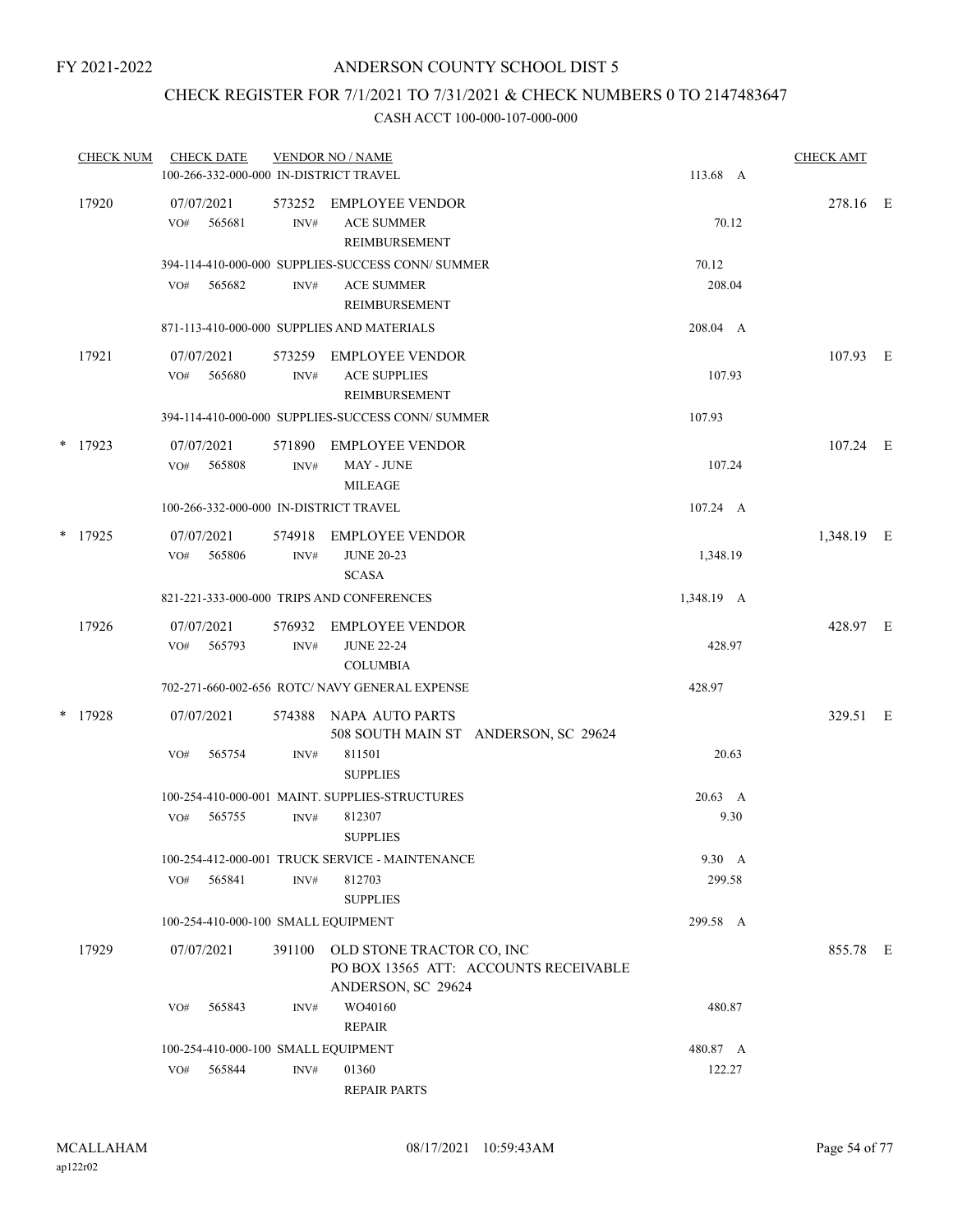FY 2021-2022

# ANDERSON COUNTY SCHOOL DIST 5

## CHECK REGISTER FOR 7/1/2021 TO 7/31/2021 & CHECK NUMBERS 0 TO 2147483647

### CASH ACCT 100-000-107-000-000

| CHECK NUM | CHECK DATE | VENDOR NO / NAME | | CHECK AMT | |
|---|---|---|---|---|---|
| | 100-266-332-000-000 IN-DISTRICT TRAVEL | | 113.68 A | | |
| 17920 | 07/07/2021 | 573252 EMPLOYEE VENDOR | | 278.16 | E |
| | VO# 565681 INV# | ACE SUMMER REIMBURSEMENT | 70.12 | | |
| | 394-114-410-000-000 SUPPLIES-SUCCESS CONN/ SUMMER | | 70.12 | | |
| | VO# 565682 INV# | ACE SUMMER REIMBURSEMENT | 208.04 | | |
| | 871-113-410-000-000 SUPPLIES AND MATERIALS | | 208.04 A | | |
| 17921 | 07/07/2021 | 573259 EMPLOYEE VENDOR | | 107.93 | E |
| | VO# 565680 INV# | ACE SUPPLIES REIMBURSEMENT | 107.93 | | |
| | 394-114-410-000-000 SUPPLIES-SUCCESS CONN/ SUMMER | | 107.93 | | |
| * 17923 | 07/07/2021 | 571890 EMPLOYEE VENDOR | | 107.24 | E |
| | VO# 565808 INV# | MAY - JUNE MILEAGE | 107.24 | | |
| | 100-266-332-000-000 IN-DISTRICT TRAVEL | | 107.24 A | | |
| * 17925 | 07/07/2021 | 574918 EMPLOYEE VENDOR | | 1,348.19 | E |
| | VO# 565806 INV# | JUNE 20-23 SCASA | 1,348.19 | | |
| | 821-221-333-000-000 TRIPS AND CONFERENCES | | 1,348.19 A | | |
| 17926 | 07/07/2021 | 576932 EMPLOYEE VENDOR | | 428.97 | E |
| | VO# 565793 INV# | JUNE 22-24 COLUMBIA | 428.97 | | |
| | 702-271-660-002-656 ROTC/ NAVY GENERAL EXPENSE | | 428.97 | | |
| * 17928 | 07/07/2021 | 574388 NAPA AUTO PARTS 508 SOUTH MAIN ST ANDERSON, SC 29624 | | 329.51 | E |
| | VO# 565754 INV# | 811501 SUPPLIES | 20.63 | | |
| | 100-254-410-000-001 MAINT. SUPPLIES-STRUCTURES | | 20.63 A | | |
| | VO# 565755 INV# | 812307 SUPPLIES | 9.30 | | |
| | 100-254-412-000-001 TRUCK SERVICE - MAINTENANCE | | 9.30 A | | |
| | VO# 565841 INV# | 812703 SUPPLIES | 299.58 | | |
| | 100-254-410-000-100 SMALL EQUIPMENT | | 299.58 A | | |
| 17929 | 07/07/2021 | 391100 OLD STONE TRACTOR CO, INC PO BOX 13565 ATT: ACCOUNTS RECEIVABLE ANDERSON, SC 29624 | | 855.78 | E |
| | VO# 565843 INV# | WO40160 REPAIR | 480.87 | | |
| | 100-254-410-000-100 SMALL EQUIPMENT | | 480.87 A | | |
| | VO# 565844 INV# | 01360 REPAIR PARTS | 122.27 | | |

MCALLAHAM ap122r02 08/17/2021 10:59:43AM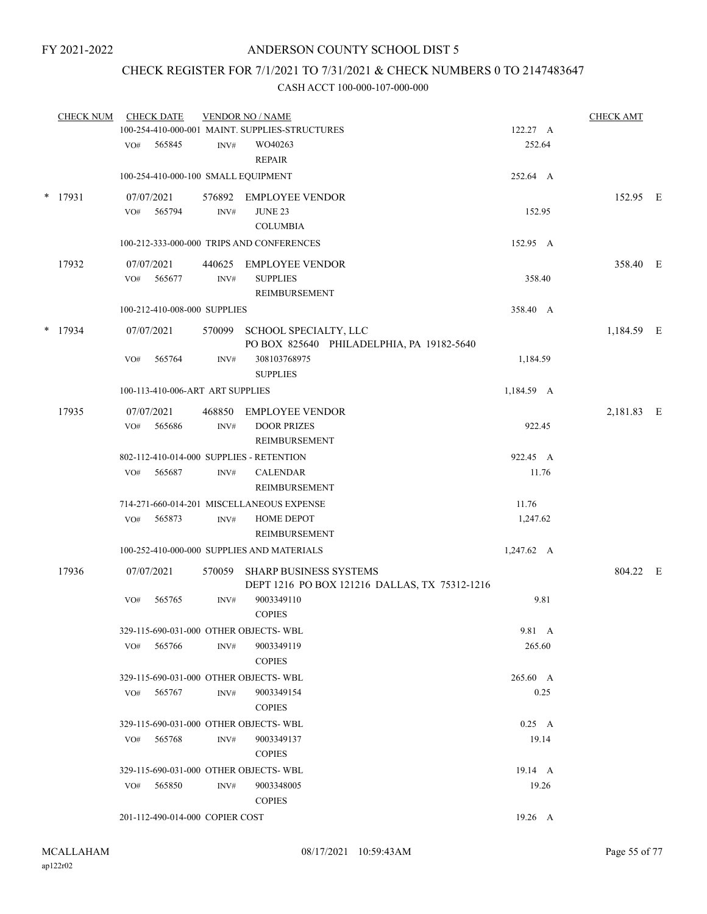FY 2021-2022

# ANDERSON COUNTY SCHOOL DIST 5

## CHECK REGISTER FOR 7/1/2021 TO 7/31/2021 & CHECK NUMBERS 0 TO 2147483647

### CASH ACCT 100-000-107-000-000

| CHECK NUM | CHECK DATE | VENDOR NO / NAME | | CHECK AMT |
|---|---|---|---|---|
| | 100-254-410-000-001 MAINT. SUPPLIES-STRUCTURES | | 122.27 A | |
| | VO# 565845 | INV# WO40263 REPAIR | 252.64 | |
| | 100-254-410-000-100 SMALL EQUIPMENT | | 252.64 A | |
| * 17931 | 07/07/2021 | 576892 EMPLOYEE VENDOR | | 152.95 E |
| | VO# 565794 | INV# JUNE 23 COLUMBIA | 152.95 | |
| | 100-212-333-000-000 TRIPS AND CONFERENCES | | 152.95 A | |
| 17932 | 07/07/2021 | 440625 EMPLOYEE VENDOR | | 358.40 E |
| | VO# 565677 | INV# SUPPLIES REIMBURSEMENT | 358.40 | |
| | 100-212-410-008-000 SUPPLIES | | 358.40 A | |
| * 17934 | 07/07/2021 | 570099 SCHOOL SPECIALTY, LLC PO BOX 825640 PHILADELPHIA, PA 19182-5640 | | 1,184.59 E |
| | VO# 565764 | INV# 308103768975 SUPPLIES | 1,184.59 | |
| | 100-113-410-006-ART ART SUPPLIES | | 1,184.59 A | |
| 17935 | 07/07/2021 | 468850 EMPLOYEE VENDOR | | 2,181.83 E |
| | VO# 565686 | INV# DOOR PRIZES REIMBURSEMENT | 922.45 | |
| | 802-112-410-014-000 SUPPLIES - RETENTION | | 922.45 A | |
| | VO# 565687 | INV# CALENDAR REIMBURSEMENT | 11.76 | |
| | 714-271-660-014-201 MISCELLANEOUS EXPENSE | | 11.76 | |
| | VO# 565873 | INV# HOME DEPOT REIMBURSEMENT | 1,247.62 | |
| | 100-252-410-000-000 SUPPLIES AND MATERIALS | | 1,247.62 A | |
| 17936 | 07/07/2021 | 570059 SHARP BUSINESS SYSTEMS DEPT 1216 PO BOX 121216 DALLAS, TX 75312-1216 | | 804.22 E |
| | VO# 565765 | INV# 9003349110 COPIES | 9.81 | |
| | 329-115-690-031-000 OTHER OBJECTS- WBL | | 9.81 A | |
| | VO# 565766 | INV# 9003349119 COPIES | 265.60 | |
| | 329-115-690-031-000 OTHER OBJECTS- WBL | | 265.60 A | |
| | VO# 565767 | INV# 9003349154 COPIES | 0.25 | |
| | 329-115-690-031-000 OTHER OBJECTS- WBL | | 0.25 A | |
| | VO# 565768 | INV# 9003349137 COPIES | 19.14 | |
| | 329-115-690-031-000 OTHER OBJECTS- WBL | | 19.14 A | |
| | VO# 565850 | INV# 9003348005 COPIES | 19.26 | |
| | 201-112-490-014-000 COPIER COST | | 19.26 A | |

MCALLAHAM
ap122r02

08/17/2021 10:59:43AM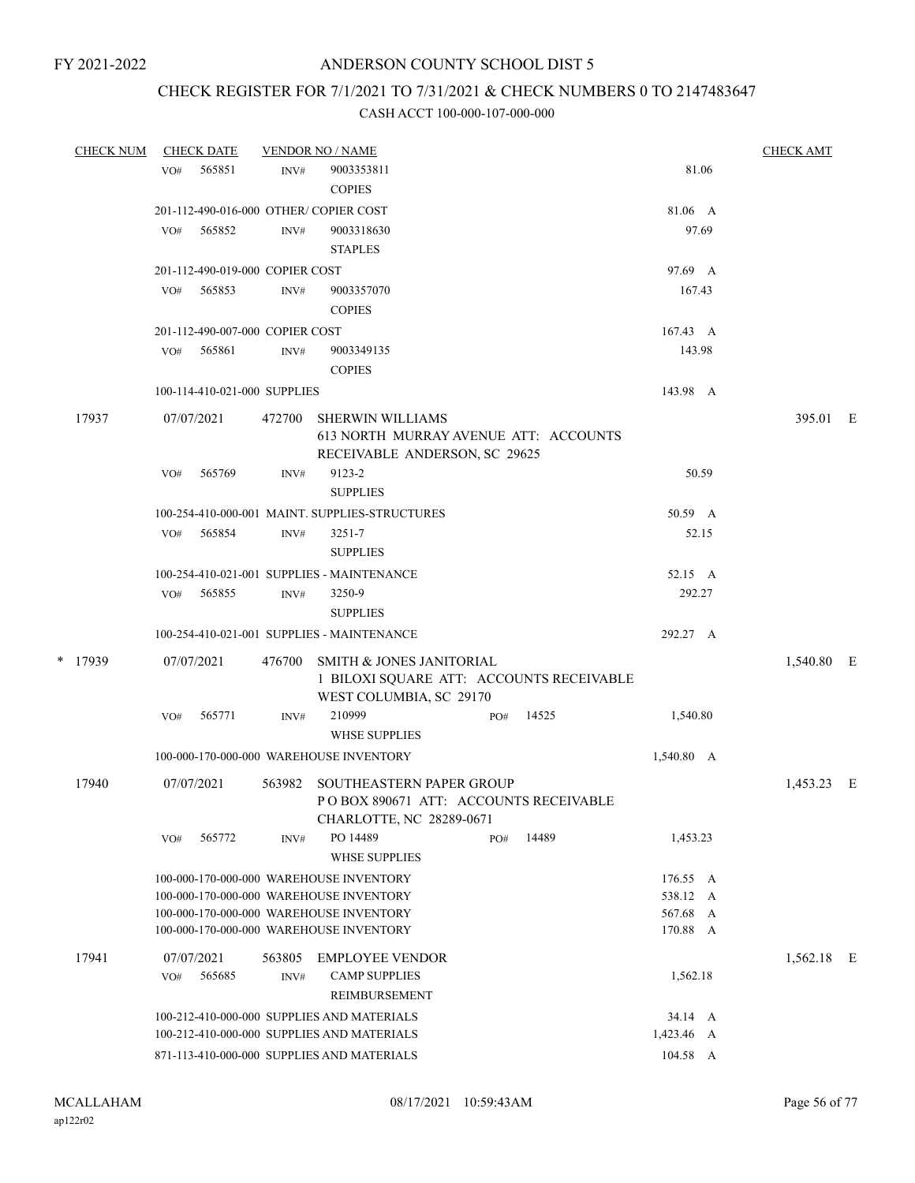FY 2021-2022

# ANDERSON COUNTY SCHOOL DIST 5

## CHECK REGISTER FOR 7/1/2021 TO 7/31/2021 & CHECK NUMBERS 0 TO 2147483647

### CASH ACCT 100-000-107-000-000

| CHECK NUM | CHECK DATE | VENDOR NO / NAME | | CHECK AMT |
|---|---|---|---|---|
| | VO# 565851 INV# | 9003353811 COPIES | 81.06 | |
| | 201-112-490-016-000 OTHER/ COPIER COST | | 81.06 A | |
| | VO# 565852 INV# | 9003318630 STAPLES | 97.69 | |
| | 201-112-490-019-000 COPIER COST | | 97.69 A | |
| | VO# 565853 INV# | 9003357070 COPIES | 167.43 | |
| | 201-112-490-007-000 COPIER COST | | 167.43 A | |
| | VO# 565861 INV# | 9003349135 COPIES | 143.98 | |
| | 100-114-410-021-000 SUPPLIES | | 143.98 A | |
| 17937 | 07/07/2021 | 472700 SHERWIN WILLIAMS 613 NORTH MURRAY AVENUE ATT: ACCOUNTS RECEIVABLE ANDERSON, SC 29625 | | 395.01 E |
| | VO# 565769 INV# | 9123-2 SUPPLIES | 50.59 | |
| | 100-254-410-000-001 MAINT. SUPPLIES-STRUCTURES | | 50.59 A | |
| | VO# 565854 INV# | 3251-7 SUPPLIES | 52.15 | |
| | 100-254-410-021-001 SUPPLIES - MAINTENANCE | | 52.15 A | |
| | VO# 565855 INV# | 3250-9 SUPPLIES | 292.27 | |
| | 100-254-410-021-001 SUPPLIES - MAINTENANCE | | 292.27 A | |
| * 17939 | 07/07/2021 | 476700 SMITH & JONES JANITORIAL 1 BILOXI SQUARE ATT: ACCOUNTS RECEIVABLE WEST COLUMBIA, SC 29170 | | 1,540.80 E |
| | VO# 565771 INV# | 210999 PO# 14525 WHSE SUPPLIES | 1,540.80 | |
| | 100-000-170-000-000 WAREHOUSE INVENTORY | | 1,540.80 A | |
| 17940 | 07/07/2021 | 563982 SOUTHEASTERN PAPER GROUP P O BOX 890671 ATT: ACCOUNTS RECEIVABLE CHARLOTTE, NC 28289-0671 | | 1,453.23 E |
| | VO# 565772 INV# | PO 14489 PO# 14489 WHSE SUPPLIES | 1,453.23 | |
| | 100-000-170-000-000 WAREHOUSE INVENTORY | | 176.55 A | |
| | 100-000-170-000-000 WAREHOUSE INVENTORY | | 538.12 A | |
| | 100-000-170-000-000 WAREHOUSE INVENTORY | | 567.68 A | |
| | 100-000-170-000-000 WAREHOUSE INVENTORY | | 170.88 A | |
| 17941 | 07/07/2021 | 563805 EMPLOYEE VENDOR | | 1,562.18 E |
| | VO# 565685 INV# | CAMP SUPPLIES REIMBURSEMENT | 1,562.18 | |
| | 100-212-410-000-000 SUPPLIES AND MATERIALS | | 34.14 A | |
| | 100-212-410-000-000 SUPPLIES AND MATERIALS | | 1,423.46 A | |
| | 871-113-410-000-000 SUPPLIES AND MATERIALS | | 104.58 A | |

MCALLAHAM ap122r02 08/17/2021 10:59:43AM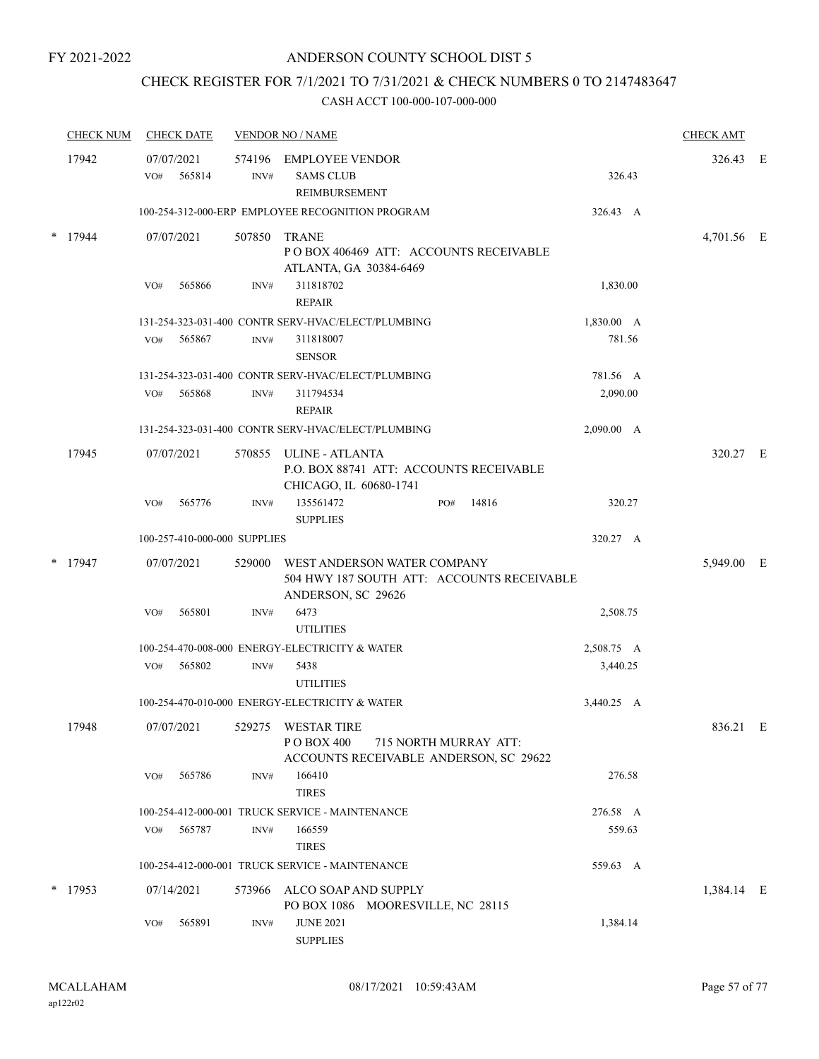FY 2021-2022

# ANDERSON COUNTY SCHOOL DIST 5

## CHECK REGISTER FOR 7/1/2021 TO 7/31/2021 & CHECK NUMBERS 0 TO 2147483647

CASH ACCT 100-000-107-000-000

| CHECK NUM | CHECK DATE | VENDOR NO / NAME | | CHECK AMT | |
|---|---|---|---|---|---|
| 17942 | 07/07/2021 | 574196 EMPLOYEE VENDOR | | 326.43 | E |
| | VO# 565814 | INV# SAMS CLUB REIMBURSEMENT | 326.43 | | |
| | | 100-254-312-000-ERP EMPLOYEE RECOGNITION PROGRAM | 326.43 A | | |
| * 17944 | 07/07/2021 | 507850 TRANE<br>P O BOX 406469 ATT: ACCOUNTS RECEIVABLE<br>ATLANTA, GA 30384-6469 | | 4,701.56 | E |
| | VO# 565866 | INV# 311818702 REPAIR | 1,830.00 | | |
| | | 131-254-323-031-400 CONTR SERV-HVAC/ELECT/PLUMBING | 1,830.00 A | | |
| | VO# 565867 | INV# 311818007 SENSOR | 781.56 | | |
| | | 131-254-323-031-400 CONTR SERV-HVAC/ELECT/PLUMBING | 781.56 A | | |
| | VO# 565868 | INV# 311794534 REPAIR | 2,090.00 | | |
| | | 131-254-323-031-400 CONTR SERV-HVAC/ELECT/PLUMBING | 2,090.00 A | | |
| 17945 | 07/07/2021 | 570855 ULINE - ATLANTA<br>P.O. BOX 88741 ATT: ACCOUNTS RECEIVABLE<br>CHICAGO, IL 60680-1741 | | 320.27 | E |
| | VO# 565776 | INV# 135561472 SUPPLIES PO# 14816 | 320.27 | | |
| | | 100-257-410-000-000 SUPPLIES | 320.27 A | | |
| * 17947 | 07/07/2021 | 529000 WEST ANDERSON WATER COMPANY<br>504 HWY 187 SOUTH ATT: ACCOUNTS RECEIVABLE<br>ANDERSON, SC 29626 | | 5,949.00 | E |
| | VO# 565801 | INV# 6473 UTILITIES | 2,508.75 | | |
| | | 100-254-470-008-000 ENERGY-ELECTRICITY & WATER | 2,508.75 A | | |
| | VO# 565802 | INV# 5438 UTILITIES | 3,440.25 | | |
| | | 100-254-470-010-000 ENERGY-ELECTRICITY & WATER | 3,440.25 A | | |
| 17948 | 07/07/2021 | 529275 WESTAR TIRE<br>P O BOX 400 715 NORTH MURRAY ATT:<br>ACCOUNTS RECEIVABLE ANDERSON, SC 29622 | | 836.21 | E |
| | VO# 565786 | INV# 166410 TIRES | 276.58 | | |
| | | 100-254-412-000-001 TRUCK SERVICE - MAINTENANCE | 276.58 A | | |
| | VO# 565787 | INV# 166559 TIRES | 559.63 | | |
| | | 100-254-412-000-001 TRUCK SERVICE - MAINTENANCE | 559.63 A | | |
| * 17953 | 07/14/2021 | 573966 ALCO SOAP AND SUPPLY<br>PO BOX 1086 MOORESVILLE, NC 28115 | | 1,384.14 | E |
| | VO# 565891 | INV# JUNE 2021 SUPPLIES | 1,384.14 | | |

MCALLAHAM
ap122r02

08/17/2021 10:59:43AM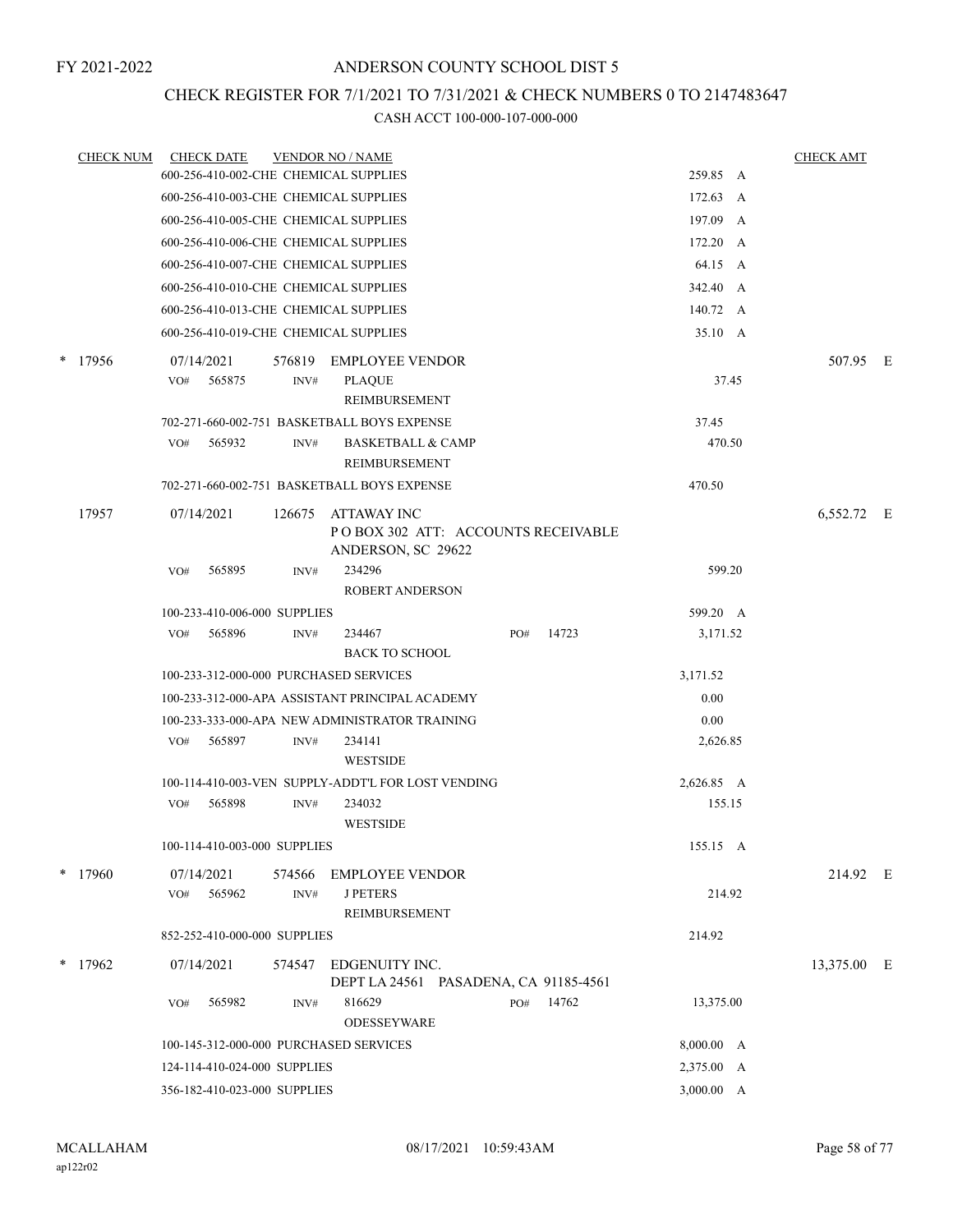FY 2021-2022

# ANDERSON COUNTY SCHOOL DIST 5

## CHECK REGISTER FOR 7/1/2021 TO 7/31/2021 & CHECK NUMBERS 0 TO 2147483647

### CASH ACCT 100-000-107-000-000

| CHECK NUM | CHECK DATE | VENDOR NO / NAME | | CHECK AMT |
|---|---|---|---|---|
| | 600-256-410-002-CHE CHEMICAL SUPPLIES | | 259.85 A | |
| | 600-256-410-003-CHE CHEMICAL SUPPLIES | | 172.63 A | |
| | 600-256-410-005-CHE CHEMICAL SUPPLIES | | 197.09 A | |
| | 600-256-410-006-CHE CHEMICAL SUPPLIES | | 172.20 A | |
| | 600-256-410-007-CHE CHEMICAL SUPPLIES | | 64.15 A | |
| | 600-256-410-010-CHE CHEMICAL SUPPLIES | | 342.40 A | |
| | 600-256-410-013-CHE CHEMICAL SUPPLIES | | 140.72 A | |
| | 600-256-410-019-CHE CHEMICAL SUPPLIES | | 35.10 A | |
| * 17956 | 07/14/2021 | 576819 EMPLOYEE VENDOR | | 507.95 E |
| | VO# 565875 INV# | PLAQUE REIMBURSEMENT | 37.45 | |
| | 702-271-660-002-751 BASKETBALL BOYS EXPENSE | | 37.45 | |
| | VO# 565932 INV# | BASKETBALL & CAMP REIMBURSEMENT | 470.50 | |
| | 702-271-660-002-751 BASKETBALL BOYS EXPENSE | | 470.50 | |
| 17957 | 07/14/2021 | 126675 ATTAWAY INC P O BOX 302 ATT: ACCOUNTS RECEIVABLE ANDERSON, SC 29622 | | 6,552.72 E |
| | VO# 565895 INV# | 234296 ROBERT ANDERSON | 599.20 | |
| | 100-233-410-006-000 SUPPLIES | | 599.20 A | |
| | VO# 565896 INV# | 234467 BACK TO SCHOOL PO# 14723 | 3,171.52 | |
| | 100-233-312-000-000 PURCHASED SERVICES | | 3,171.52 | |
| | 100-233-312-000-APA ASSISTANT PRINCIPAL ACADEMY | | 0.00 | |
| | 100-233-333-000-APA NEW ADMINISTRATOR TRAINING | | 0.00 | |
| | VO# 565897 INV# | 234141 WESTSIDE | 2,626.85 | |
| | 100-114-410-003-VEN SUPPLY-ADDT'L FOR LOST VENDING | | 2,626.85 A | |
| | VO# 565898 INV# | 234032 WESTSIDE | 155.15 | |
| | 100-114-410-003-000 SUPPLIES | | 155.15 A | |
| * 17960 | 07/14/2021 | 574566 EMPLOYEE VENDOR | | 214.92 E |
| | VO# 565962 INV# | J PETERS REIMBURSEMENT | 214.92 | |
| | 852-252-410-000-000 SUPPLIES | | 214.92 | |
| * 17962 | 07/14/2021 | 574547 EDGENUITY INC. DEPT LA 24561 PASADENA, CA 91185-4561 | | 13,375.00 E |
| | VO# 565982 INV# | 816629 ODESSEYWARE PO# 14762 | 13,375.00 | |
| | 100-145-312-000-000 PURCHASED SERVICES | | 8,000.00 A | |
| | 124-114-410-024-000 SUPPLIES | | 2,375.00 A | |
| | 356-182-410-023-000 SUPPLIES | | 3,000.00 A | |

MCALLAHAM ap122r02 08/17/2021 10:59:43AM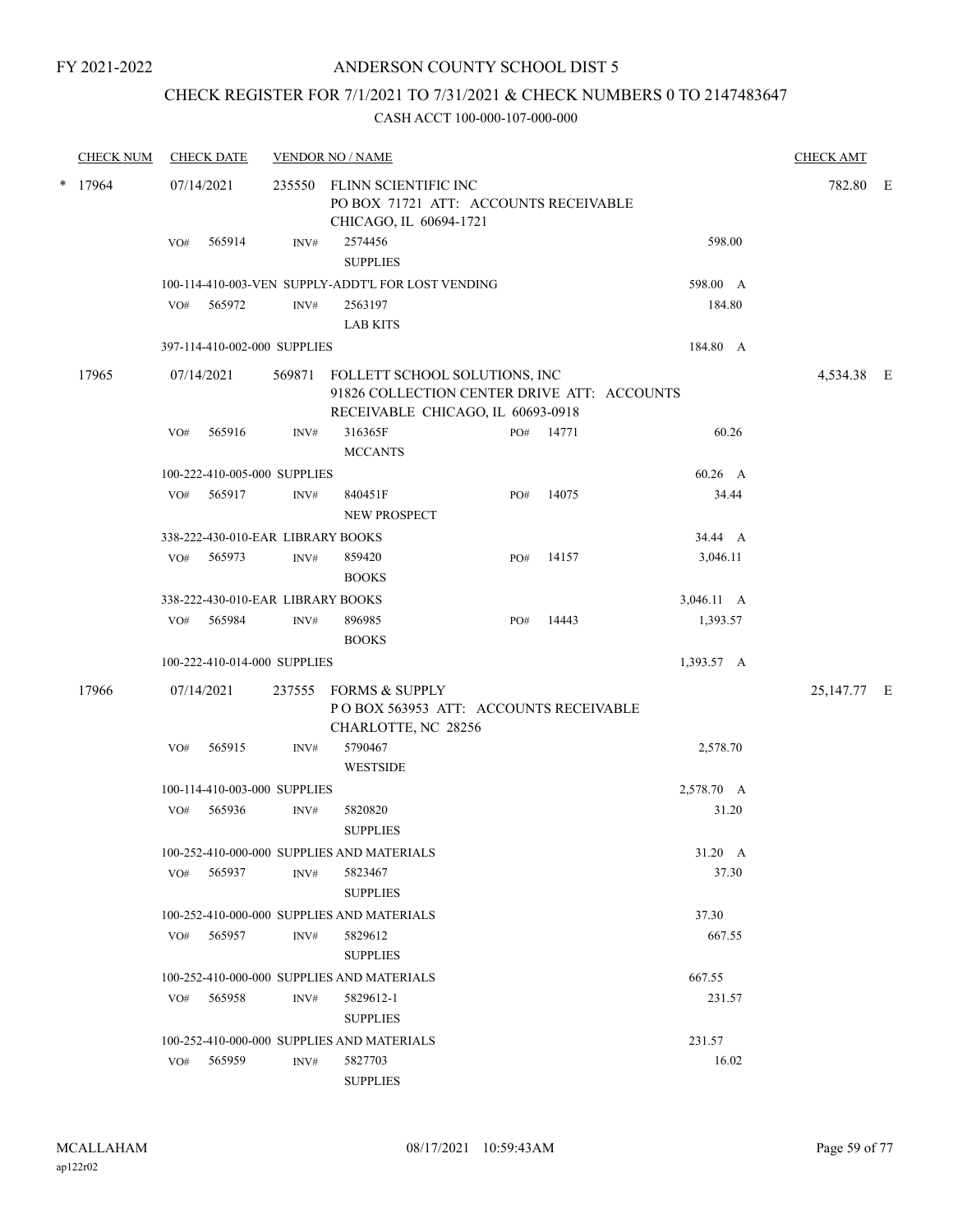FY 2021-2022

# ANDERSON COUNTY SCHOOL DIST 5

## CHECK REGISTER FOR 7/1/2021 TO 7/31/2021 & CHECK NUMBERS 0 TO 2147483647

### CASH ACCT 100-000-107-000-000

| CHECK NUM | CHECK DATE | VENDOR NO / NAME | | | | CHECK AMT | |
|---|---|---|---|---|---|---|---|
| * 17964 | 07/14/2021 | 235550 FLINN SCIENTIFIC INC<br>PO BOX 71721 ATT: ACCOUNTS RECEIVABLE<br>CHICAGO, IL 60694-1721 | | | | 782.80 | E |
| | VO# 565914 | INV# 2574456<br>SUPPLIES | | | 598.00 | | |
| | 100-114-410-003-VEN SUPPLY-ADDT'L FOR LOST VENDING | | | | 598.00 A | | |
| | VO# 565972 | INV# 2563197<br>LAB KITS | | | 184.80 | | |
| | 397-114-410-002-000 SUPPLIES | | | | 184.80 A | | |
| 17965 | 07/14/2021 | 569871 FOLLETT SCHOOL SOLUTIONS, INC<br>91826 COLLECTION CENTER DRIVE ATT: ACCOUNTS<br>RECEIVABLE CHICAGO, IL 60693-0918 | | | | 4,534.38 | E |
| | VO# 565916 | INV# 316365F<br>MCCANTS | PO# | 14771 | 60.26 | | |
| | 100-222-410-005-000 SUPPLIES | | | | 60.26 A | | |
| | VO# 565917 | INV# 840451F<br>NEW PROSPECT | PO# | 14075 | 34.44 | | |
| | 338-222-430-010-EAR LIBRARY BOOKS | | | | 34.44 A | | |
| | VO# 565973 | INV# 859420<br>BOOKS | PO# | 14157 | 3,046.11 | | |
| | 338-222-430-010-EAR LIBRARY BOOKS | | | | 3,046.11 A | | |
| | VO# 565984 | INV# 896985<br>BOOKS | PO# | 14443 | 1,393.57 | | |
| | 100-222-410-014-000 SUPPLIES | | | | 1,393.57 A | | |
| 17966 | 07/14/2021 | 237555 FORMS & SUPPLY<br>P O BOX 563953 ATT: ACCOUNTS RECEIVABLE<br>CHARLOTTE, NC 28256 | | | | 25,147.77 | E |
| | VO# 565915 | INV# 5790467<br>WESTSIDE | | | 2,578.70 | | |
| | 100-114-410-003-000 SUPPLIES | | | | 2,578.70 A | | |
| | VO# 565936 | INV# 5820820<br>SUPPLIES | | | 31.20 | | |
| | 100-252-410-000-000 SUPPLIES AND MATERIALS | | | | 31.20 A | | |
| | VO# 565937 | INV# 5823467<br>SUPPLIES | | | 37.30 | | |
| | 100-252-410-000-000 SUPPLIES AND MATERIALS | | | | 37.30 | | |
| | VO# 565957 | INV# 5829612<br>SUPPLIES | | | 667.55 | | |
| | 100-252-410-000-000 SUPPLIES AND MATERIALS | | | | 667.55 | | |
| | VO# 565958 | INV# 5829612-1<br>SUPPLIES | | | 231.57 | | |
| | 100-252-410-000-000 SUPPLIES AND MATERIALS | | | | 231.57 | | |
| | VO# 565959 | INV# 5827703<br>SUPPLIES | | | 16.02 | | |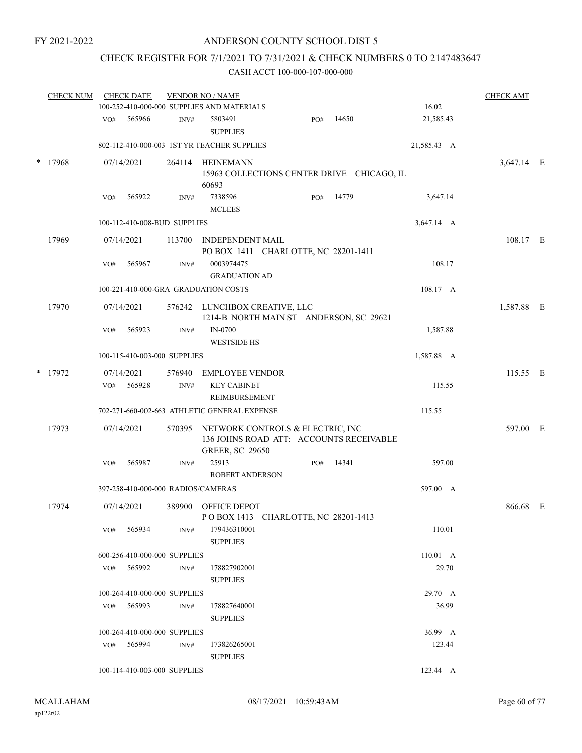FY 2021-2022

# ANDERSON COUNTY SCHOOL DIST 5

## CHECK REGISTER FOR 7/1/2021 TO 7/31/2021 & CHECK NUMBERS 0 TO 2147483647

### CASH ACCT 100-000-107-000-000

| CHECK NUM | CHECK DATE | VENDOR NO / NAME | | | CHECK AMT |
|---|---|---|---|---|---|
| | 100-252-410-000-000 SUPPLIES AND MATERIALS | | | 16.02 | |
| | VO# 565966 | INV# 5803491 SUPPLIES | PO# 14650 | 21,585.43 | |
| | 802-112-410-000-003 1ST YR TEACHER SUPPLIES | | | 21,585.43 A | |
| * 17968 | 07/14/2021 | 264114 HEINEMANN 15963 COLLECTIONS CENTER DRIVE CHICAGO, IL 60693 | | | 3,647.14 E |
| | VO# 565922 | INV# 7338596 MCLEES | PO# 14779 | 3,647.14 | |
| | 100-112-410-008-BUD SUPPLIES | | | 3,647.14 A | |
| 17969 | 07/14/2021 | 113700 INDEPENDENT MAIL PO BOX 1411 CHARLOTTE, NC 28201-1411 | | | 108.17 E |
| | VO# 565967 | INV# 0003974475 GRADUATION AD | | 108.17 | |
| | 100-221-410-000-GRA GRADUATION COSTS | | | 108.17 A | |
| 17970 | 07/14/2021 | 576242 LUNCHBOX CREATIVE, LLC 1214-B NORTH MAIN ST ANDERSON, SC 29621 | | | 1,587.88 E |
| | VO# 565923 | INV# IN-0700 WESTSIDE HS | | 1,587.88 | |
| | 100-115-410-003-000 SUPPLIES | | | 1,587.88 A | |
| * 17972 | 07/14/2021 | 576940 EMPLOYEE VENDOR | | | 115.55 E |
| | VO# 565928 | INV# KEY CABINET REIMBURSEMENT | | 115.55 | |
| | 702-271-660-002-663 ATHLETIC GENERAL EXPENSE | | | 115.55 | |
| 17973 | 07/14/2021 | 570395 NETWORK CONTROLS & ELECTRIC, INC 136 JOHNS ROAD ATT: ACCOUNTS RECEIVABLE GREER, SC 29650 | | | 597.00 E |
| | VO# 565987 | INV# 25913 ROBERT ANDERSON | PO# 14341 | 597.00 | |
| | 397-258-410-000-000 RADIOS/CAMERAS | | | 597.00 A | |
| 17974 | 07/14/2021 | 389900 OFFICE DEPOT P O BOX 1413 CHARLOTTE, NC 28201-1413 | | | 866.68 E |
| | VO# 565934 | INV# 179436310001 SUPPLIES | | 110.01 | |
| | 600-256-410-000-000 SUPPLIES | | | 110.01 A | |
| | VO# 565992 | INV# 178827902001 SUPPLIES | | 29.70 | |
| | 100-264-410-000-000 SUPPLIES | | | 29.70 A | |
| | VO# 565993 | INV# 178827640001 SUPPLIES | | 36.99 | |
| | 100-264-410-000-000 SUPPLIES | | | 36.99 A | |
| | VO# 565994 | INV# 173826265001 SUPPLIES | | 123.44 | |
| | 100-114-410-003-000 SUPPLIES | | | 123.44 A | |

MCALLAHAM ap122r02 08/17/2021 10:59:43AM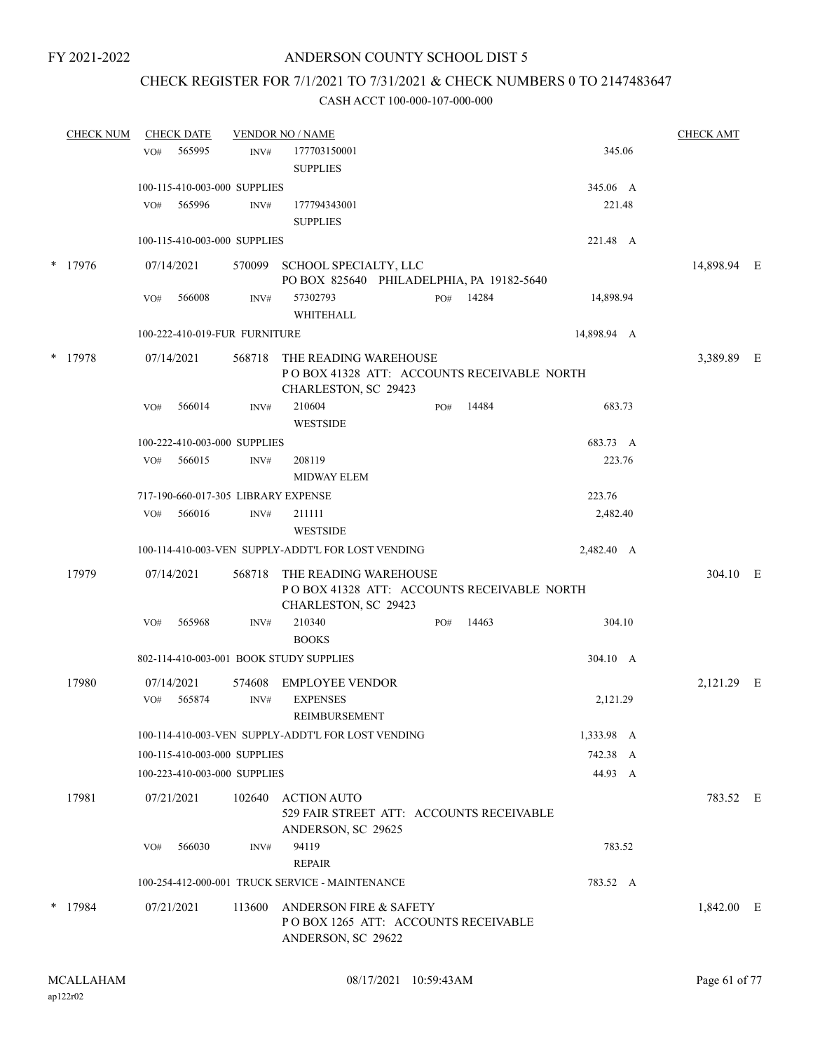FY 2021-2022

# ANDERSON COUNTY SCHOOL DIST 5

## CHECK REGISTER FOR 7/1/2021 TO 7/31/2021 & CHECK NUMBERS 0 TO 2147483647

### CASH ACCT 100-000-107-000-000

| CHECK NUM | CHECK DATE | VENDOR NO / NAME | | | CHECK AMT | |
|---|---|---|---|---|---|---|
| | VO# 565995 | INV# 177703150001 SUPPLIES | | 345.06 | | |
| | 100-115-410-003-000 SUPPLIES | | | 345.06 A | | |
| | VO# 565996 | INV# 177794343001 SUPPLIES | | 221.48 | | |
| | 100-115-410-003-000 SUPPLIES | | | 221.48 A | | |
| * 17976 | 07/14/2021 | 570099 SCHOOL SPECIALTY, LLC PO BOX 825640 PHILADELPHIA, PA 19182-5640 | | | 14,898.94 | E |
| | VO# 566008 | INV# 57302793 WHITEHALL | PO# 14284 | 14,898.94 | | |
| | 100-222-410-019-FUR FURNITURE | | | 14,898.94 A | | |
| * 17978 | 07/14/2021 | 568718 THE READING WAREHOUSE P O BOX 41328 ATT: ACCOUNTS RECEIVABLE NORTH CHARLESTON, SC 29423 | | | 3,389.89 | E |
| | VO# 566014 | INV# 210604 WESTSIDE | PO# 14484 | 683.73 | | |
| | 100-222-410-003-000 SUPPLIES | | | 683.73 A | | |
| | VO# 566015 | INV# 208119 MIDWAY ELEM | | 223.76 | | |
| | 717-190-660-017-305 LIBRARY EXPENSE | | | 223.76 | | |
| | VO# 566016 | INV# 211111 WESTSIDE | | 2,482.40 | | |
| | 100-114-410-003-VEN SUPPLY-ADDT'L FOR LOST VENDING | | | 2,482.40 A | | |
| 17979 | 07/14/2021 | 568718 THE READING WAREHOUSE P O BOX 41328 ATT: ACCOUNTS RECEIVABLE NORTH CHARLESTON, SC 29423 | | | 304.10 | E |
| | VO# 565968 | INV# 210340 BOOKS | PO# 14463 | 304.10 | | |
| | 802-114-410-003-001 BOOK STUDY SUPPLIES | | | 304.10 A | | |
| 17980 | 07/14/2021 | 574608 EMPLOYEE VENDOR | | | 2,121.29 | E |
| | VO# 565874 | INV# EXPENSES REIMBURSEMENT | | 2,121.29 | | |
| | 100-114-410-003-VEN SUPPLY-ADDT'L FOR LOST VENDING | | | 1,333.98 A | | |
| | 100-115-410-003-000 SUPPLIES | | | 742.38 A | | |
| | 100-223-410-003-000 SUPPLIES | | | 44.93 A | | |
| 17981 | 07/21/2021 | 102640 ACTION AUTO 529 FAIR STREET ATT: ACCOUNTS RECEIVABLE ANDERSON, SC 29625 | | | 783.52 | E |
| | VO# 566030 | INV# 94119 REPAIR | | 783.52 | | |
| | 100-254-412-000-001 TRUCK SERVICE - MAINTENANCE | | | 783.52 A | | |
| * 17984 | 07/21/2021 | 113600 ANDERSON FIRE & SAFETY P O BOX 1265 ATT: ACCOUNTS RECEIVABLE ANDERSON, SC 29622 | | | 1,842.00 | E |

MCALLAHAM
ap122r02

08/17/2021 10:59:43AM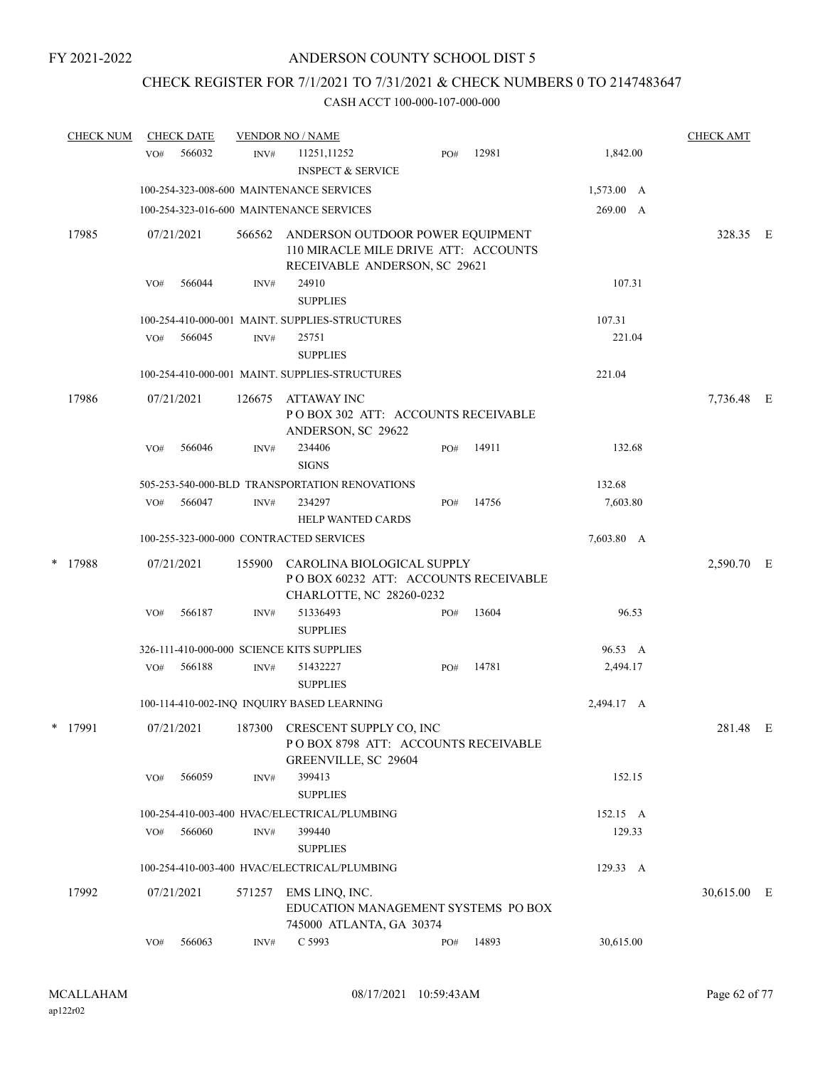FY 2021-2022

# ANDERSON COUNTY SCHOOL DIST 5

## CHECK REGISTER FOR 7/1/2021 TO 7/31/2021 & CHECK NUMBERS 0 TO 2147483647

### CASH ACCT 100-000-107-000-000

| CHECK NUM | CHECK DATE | VENDOR NO / NAME | | | | CHECK AMT | |
|---|---|---|---|---|---|---|---|
| | VO# 566032 | INV# 11251,11252 INSPECT & SERVICE | PO# 12981 | | 1,842.00 | | |
| | 100-254-323-008-600 MAINTENANCE SERVICES | | | | 1,573.00 A | | |
| | 100-254-323-016-600 MAINTENANCE SERVICES | | | | 269.00 A | | |
| 17985 | 07/21/2021 | 566562 ANDERSON OUTDOOR POWER EQUIPMENT 110 MIRACLE MILE DRIVE ATT: ACCOUNTS RECEIVABLE ANDERSON, SC 29621 | | | | 328.35 | E |
| | VO# 566044 | INV# 24910 SUPPLIES | | | 107.31 | | |
| | 100-254-410-000-001 MAINT. SUPPLIES-STRUCTURES | | | | 107.31 | | |
| | VO# 566045 | INV# 25751 SUPPLIES | | | 221.04 | | |
| | 100-254-410-000-001 MAINT. SUPPLIES-STRUCTURES | | | | 221.04 | | |
| 17986 | 07/21/2021 | 126675 ATTAWAY INC P O BOX 302 ATT: ACCOUNTS RECEIVABLE ANDERSON, SC 29622 | | | | 7,736.48 | E |
| | VO# 566046 | INV# 234406 SIGNS | PO# 14911 | | 132.68 | | |
| | 505-253-540-000-BLD TRANSPORTATION RENOVATIONS | | | | 132.68 | | |
| | VO# 566047 | INV# 234297 HELP WANTED CARDS | PO# 14756 | | 7,603.80 | | |
| | 100-255-323-000-000 CONTRACTED SERVICES | | | | 7,603.80 A | | |
| * 17988 | 07/21/2021 | 155900 CAROLINA BIOLOGICAL SUPPLY P O BOX 60232 ATT: ACCOUNTS RECEIVABLE CHARLOTTE, NC 28260-0232 | | | | 2,590.70 | E |
| | VO# 566187 | INV# 51336493 SUPPLIES | PO# 13604 | | 96.53 | | |
| | 326-111-410-000-000 SCIENCE KITS SUPPLIES | | | | 96.53 A | | |
| | VO# 566188 | INV# 51432227 SUPPLIES | PO# 14781 | | 2,494.17 | | |
| | 100-114-410-002-INQ INQUIRY BASED LEARNING | | | | 2,494.17 A | | |
| * 17991 | 07/21/2021 | 187300 CRESCENT SUPPLY CO, INC P O BOX 8798 ATT: ACCOUNTS RECEIVABLE GREENVILLE, SC 29604 | | | | 281.48 | E |
| | VO# 566059 | INV# 399413 SUPPLIES | | | 152.15 | | |
| | 100-254-410-003-400 HVAC/ELECTRICAL/PLUMBING | | | | 152.15 A | | |
| | VO# 566060 | INV# 399440 SUPPLIES | | | 129.33 | | |
| | 100-254-410-003-400 HVAC/ELECTRICAL/PLUMBING | | | | 129.33 A | | |
| 17992 | 07/21/2021 | 571257 EMS LINQ, INC. EDUCATION MANAGEMENT SYSTEMS PO BOX 745000 ATLANTA, GA 30374 | | | | 30,615.00 | E |
| | VO# 566063 | INV# C 5993 | PO# 14893 | | 30,615.00 | | |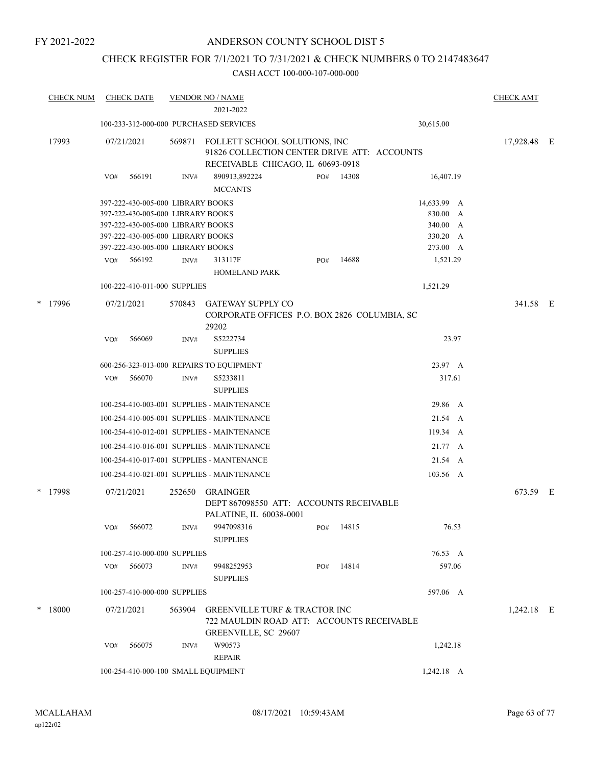FY 2021-2022

ANDERSON COUNTY SCHOOL DIST 5

CHECK REGISTER FOR 7/1/2021 TO 7/31/2021 & CHECK NUMBERS 0 TO 2147483647

CASH ACCT 100-000-107-000-000

| CHECK NUM | CHECK DATE | VENDOR NO / NAME | | | CHECK AMT |
|---|---|---|---|---|---|
| | | 2021-2022 | | | |
| | 100-233-312-000-000 PURCHASED SERVICES | | | 30,615.00 | |
| 17993 | 07/21/2021 | 569871 FOLLETT SCHOOL SOLUTIONS, INC<br>91826 COLLECTION CENTER DRIVE ATT: ACCOUNTS RECEIVABLE CHICAGO, IL 60693-0918 | | | 17,928.48 E |
| | VO# 566191 | INV# 890913,892224<br>MCCANTS | PO# 14308 | 16,407.19 | |
| | 397-222-430-005-000 LIBRARY BOOKS | | | 14,633.99 A | |
| | 397-222-430-005-000 LIBRARY BOOKS | | | 830.00 A | |
| | 397-222-430-005-000 LIBRARY BOOKS | | | 340.00 A | |
| | 397-222-430-005-000 LIBRARY BOOKS | | | 330.20 A | |
| | 397-222-430-005-000 LIBRARY BOOKS | | | 273.00 A | |
| | VO# 566192 | INV# 313117F<br>HOMELAND PARK | PO# 14688 | 1,521.29 | |
| | 100-222-410-011-000 SUPPLIES | | | 1,521.29 | |
| * 17996 | 07/21/2021 | 570843 GATEWAY SUPPLY CO<br>CORPORATE OFFICES P.O. BOX 2826 COLUMBIA, SC 29202 | | | 341.58 E |
| | VO# 566069 | INV# S5222734<br>SUPPLIES | | 23.97 | |
| | 600-256-323-013-000 REPAIRS TO EQUIPMENT | | | 23.97 A | |
| | VO# 566070 | INV# S5233811<br>SUPPLIES | | 317.61 | |
| | 100-254-410-003-001 SUPPLIES - MAINTENANCE | | | 29.86 A | |
| | 100-254-410-005-001 SUPPLIES - MAINTENANCE | | | 21.54 A | |
| | 100-254-410-012-001 SUPPLIES - MAINTENANCE | | | 119.34 A | |
| | 100-254-410-016-001 SUPPLIES - MAINTENANCE | | | 21.77 A | |
| | 100-254-410-017-001 SUPPLIES - MANTENANCE | | | 21.54 A | |
| | 100-254-410-021-001 SUPPLIES - MAINTENANCE | | | 103.56 A | |
| * 17998 | 07/21/2021 | 252650 GRAINGER<br>DEPT 867098550 ATT: ACCOUNTS RECEIVABLE PALATINE, IL 60038-0001 | | | 673.59 E |
| | VO# 566072 | INV# 9947098316<br>SUPPLIES | PO# 14815 | 76.53 | |
| | 100-257-410-000-000 SUPPLIES | | | 76.53 A | |
| | VO# 566073 | INV# 9948252953<br>SUPPLIES | PO# 14814 | 597.06 | |
| | 100-257-410-000-000 SUPPLIES | | | 597.06 A | |
| * 18000 | 07/21/2021 | 563904 GREENVILLE TURF & TRACTOR INC<br>722 MAULDIN ROAD ATT: ACCOUNTS RECEIVABLE GREENVILLE, SC 29607 | | | 1,242.18 E |
| | VO# 566075 | INV# W90573<br>REPAIR | | 1,242.18 | |
| | 100-254-410-000-100 SMALL EQUIPMENT | | | 1,242.18 A | |

MCALLAHAM
ap122r02

08/17/2021 10:59:43AM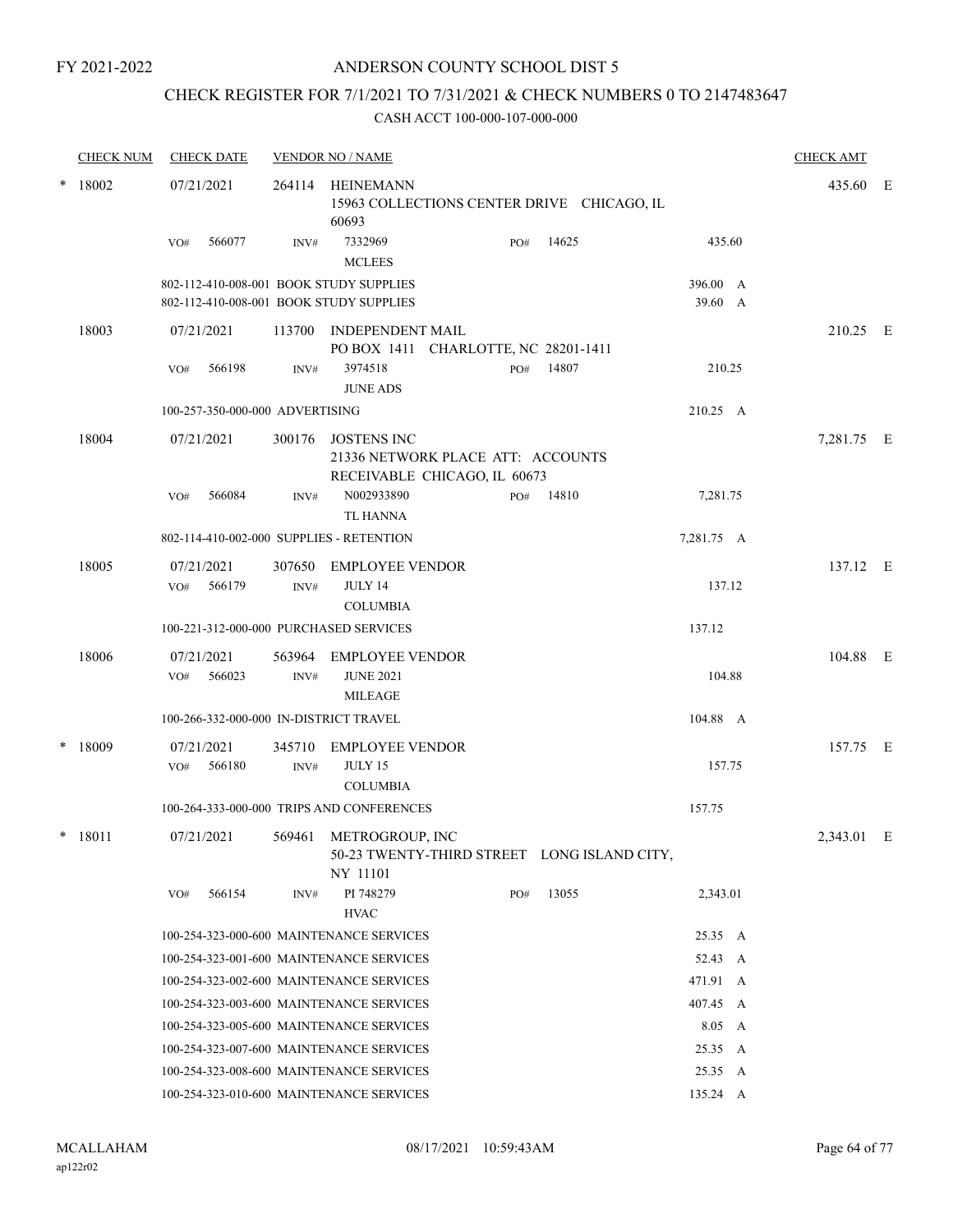FY 2021-2022

# ANDERSON COUNTY SCHOOL DIST 5

## CHECK REGISTER FOR 7/1/2021 TO 7/31/2021 & CHECK NUMBERS 0 TO 2147483647

### CASH ACCT 100-000-107-000-000

| CHECK NUM | CHECK DATE | VENDOR NO / NAME | | | | CHECK AMT |
|---|---|---|---|---|---|---|
| * 18002 | 07/21/2021 | 264114 HEINEMANN 15963 COLLECTIONS CENTER DRIVE CHICAGO, IL 60693 | | | | 435.60 E |
| | VO# 566077 | INV# 7332969 MCLEES | PO# 14625 | 435.60 | | |
| | 802-112-410-008-001 BOOK STUDY SUPPLIES | | | 396.00 A | | |
| | 802-112-410-008-001 BOOK STUDY SUPPLIES | | | 39.60 A | | |
| 18003 | 07/21/2021 | 113700 INDEPENDENT MAIL PO BOX 1411 CHARLOTTE, NC 28201-1411 | | | | 210.25 E |
| | VO# 566198 | INV# 3974518 JUNE ADS | PO# 14807 | 210.25 | | |
| | 100-257-350-000-000 ADVERTISING | | | 210.25 A | | |
| 18004 | 07/21/2021 | 300176 JOSTENS INC 21336 NETWORK PLACE ATT: ACCOUNTS RECEIVABLE CHICAGO, IL 60673 | | | | 7,281.75 E |
| | VO# 566084 | INV# N002933890 TL HANNA | PO# 14810 | 7,281.75 | | |
| | 802-114-410-002-000 SUPPLIES - RETENTION | | | 7,281.75 A | | |
| 18005 | 07/21/2021 | 307650 EMPLOYEE VENDOR | | | | 137.12 E |
| | VO# 566179 | INV# JULY 14 COLUMBIA | | 137.12 | | |
| | 100-221-312-000-000 PURCHASED SERVICES | | | 137.12 | | |
| 18006 | 07/21/2021 | 563964 EMPLOYEE VENDOR | | | | 104.88 E |
| | VO# 566023 | INV# JUNE 2021 MILEAGE | | 104.88 | | |
| | 100-266-332-000-000 IN-DISTRICT TRAVEL | | | 104.88 A | | |
| * 18009 | 07/21/2021 | 345710 EMPLOYEE VENDOR | | | | 157.75 E |
| | VO# 566180 | INV# JULY 15 COLUMBIA | | 157.75 | | |
| | 100-264-333-000-000 TRIPS AND CONFERENCES | | | 157.75 | | |
| * 18011 | 07/21/2021 | 569461 METROGROUP, INC 50-23 TWENTY-THIRD STREET LONG ISLAND CITY, NY 11101 | | | | 2,343.01 E |
| | VO# 566154 | INV# PI 748279 HVAC | PO# 13055 | 2,343.01 | | |
| | 100-254-323-000-600 MAINTENANCE SERVICES | | | 25.35 A | | |
| | 100-254-323-001-600 MAINTENANCE SERVICES | | | 52.43 A | | |
| | 100-254-323-002-600 MAINTENANCE SERVICES | | | 471.91 A | | |
| | 100-254-323-003-600 MAINTENANCE SERVICES | | | 407.45 A | | |
| | 100-254-323-005-600 MAINTENANCE SERVICES | | | 8.05 A | | |
| | 100-254-323-007-600 MAINTENANCE SERVICES | | | 25.35 A | | |
| | 100-254-323-008-600 MAINTENANCE SERVICES | | | 25.35 A | | |
| | 100-254-323-010-600 MAINTENANCE SERVICES | | | 135.24 A | | |

MCALLAHAM
ap122r02

08/17/2021 10:59:43AM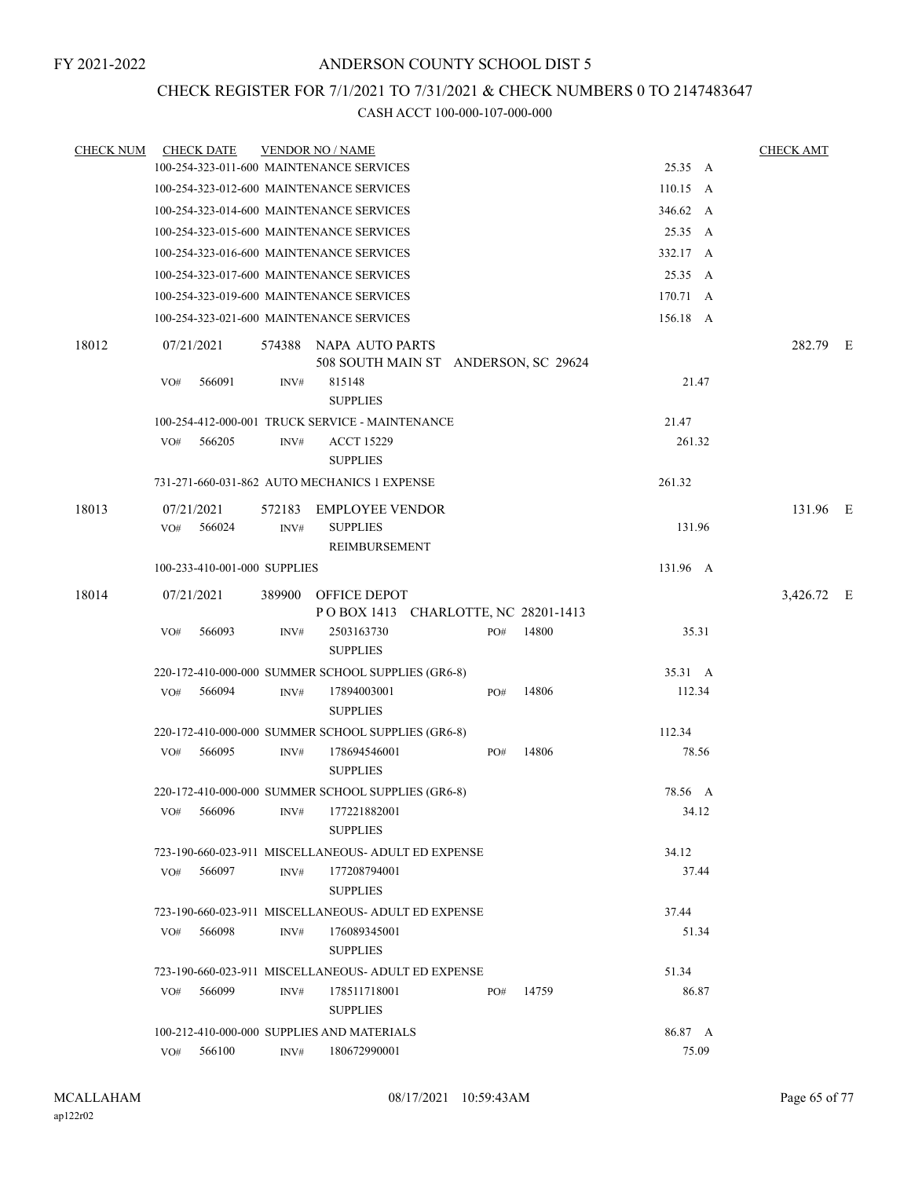FY 2021-2022

ANDERSON COUNTY SCHOOL DIST 5

CHECK REGISTER FOR 7/1/2021 TO 7/31/2021 & CHECK NUMBERS 0 TO 2147483647

CASH ACCT 100-000-107-000-000

| CHECK NUM | CHECK DATE | VENDOR NO / NAME | | | CHECK AMT |
|---|---|---|---|---|---|
| | 100-254-323-011-600 MAINTENANCE SERVICES | | | 25.35 A | |
| | 100-254-323-012-600 MAINTENANCE SERVICES | | | 110.15 A | |
| | 100-254-323-014-600 MAINTENANCE SERVICES | | | 346.62 A | |
| | 100-254-323-015-600 MAINTENANCE SERVICES | | | 25.35 A | |
| | 100-254-323-016-600 MAINTENANCE SERVICES | | | 332.17 A | |
| | 100-254-323-017-600 MAINTENANCE SERVICES | | | 25.35 A | |
| | 100-254-323-019-600 MAINTENANCE SERVICES | | | 170.71 A | |
| | 100-254-323-021-600 MAINTENANCE SERVICES | | | 156.18 A | |
| 18012 | 07/21/2021 | 574388 NAPA AUTO PARTS<br>508 SOUTH MAIN ST ANDERSON, SC 29624 | | | 282.79 E |
| | VO# 566091 | INV# 815148<br>SUPPLIES | | 21.47 | |
| | 100-254-412-000-001 TRUCK SERVICE - MAINTENANCE | | | 21.47 | |
| | VO# 566205 | INV# ACCT 15229<br>SUPPLIES | | 261.32 | |
| | 731-271-660-031-862 AUTO MECHANICS 1 EXPENSE | | | 261.32 | |
| 18013 | 07/21/2021 | 572183 EMPLOYEE VENDOR | | | 131.96 E |
| | VO# 566024 | INV# SUPPLIES<br>REIMBURSEMENT | | 131.96 | |
| | 100-233-410-001-000 SUPPLIES | | | 131.96 A | |
| 18014 | 07/21/2021 | 389900 OFFICE DEPOT<br>P O BOX 1413 CHARLOTTE, NC 28201-1413 | | | 3,426.72 E |
| | VO# 566093 | INV# 2503163730<br>SUPPLIES | PO# 14800 | 35.31 | |
| | 220-172-410-000-000 SUMMER SCHOOL SUPPLIES (GR6-8) | | | 35.31 A | |
| | VO# 566094 | INV# 17894003001<br>SUPPLIES | PO# 14806 | 112.34 | |
| | 220-172-410-000-000 SUMMER SCHOOL SUPPLIES (GR6-8) | | | 112.34 | |
| | VO# 566095 | INV# 178694546001<br>SUPPLIES | PO# 14806 | 78.56 | |
| | 220-172-410-000-000 SUMMER SCHOOL SUPPLIES (GR6-8) | | | 78.56 A | |
| | VO# 566096 | INV# 177221882001<br>SUPPLIES | | 34.12 | |
| | 723-190-660-023-911 MISCELLANEOUS- ADULT ED EXPENSE | | | 34.12 | |
| | VO# 566097 | INV# 177208794001<br>SUPPLIES | | 37.44 | |
| | 723-190-660-023-911 MISCELLANEOUS- ADULT ED EXPENSE | | | 37.44 | |
| | VO# 566098 | INV# 176089345001<br>SUPPLIES | | 51.34 | |
| | 723-190-660-023-911 MISCELLANEOUS- ADULT ED EXPENSE | | | 51.34 | |
| | VO# 566099 | INV# 178511718001<br>SUPPLIES | PO# 14759 | 86.87 | |
| | 100-212-410-000-000 SUPPLIES AND MATERIALS | | | 86.87 A | |
| | VO# 566100 | INV# 180672990001 | | 75.09 | |

MCALLAHAM ap122r02 08/17/2021 10:59:43AM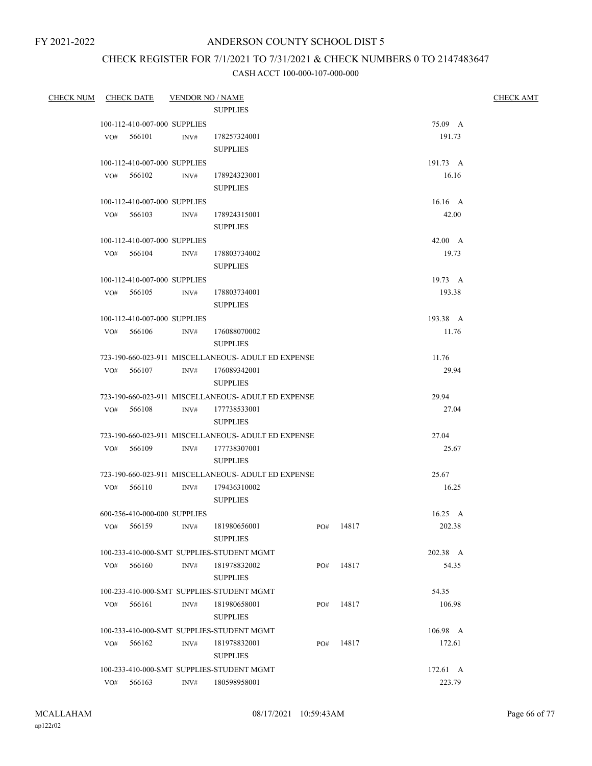FY 2021-2022

# ANDERSON COUNTY SCHOOL DIST 5

## CHECK REGISTER FOR 7/1/2021 TO 7/31/2021 & CHECK NUMBERS 0 TO 2147483647

### CASH ACCT 100-000-107-000-000

| CHECK NUM | CHECK DATE | VENDOR NO / NAME | | | CHECK AMT |
|---|---|---|---|---|---|
| | | SUPPLIES | | | |
| | 100-112-410-007-000 SUPPLIES | | | 75.09 A | |
| | VO# 566101 | INV# 178257324001 SUPPLIES | | 191.73 | |
| | 100-112-410-007-000 SUPPLIES | | | 191.73 A | |
| | VO# 566102 | INV# 178924323001 SUPPLIES | | 16.16 | |
| | 100-112-410-007-000 SUPPLIES | | | 16.16 A | |
| | VO# 566103 | INV# 178924315001 SUPPLIES | | 42.00 | |
| | 100-112-410-007-000 SUPPLIES | | | 42.00 A | |
| | VO# 566104 | INV# 178803734002 SUPPLIES | | 19.73 | |
| | 100-112-410-007-000 SUPPLIES | | | 19.73 A | |
| | VO# 566105 | INV# 178803734001 SUPPLIES | | 193.38 | |
| | 100-112-410-007-000 SUPPLIES | | | 193.38 A | |
| | VO# 566106 | INV# 176088070002 SUPPLIES | | 11.76 | |
| | 723-190-660-023-911 MISCELLANEOUS- ADULT ED EXPENSE | | | 11.76 | |
| | VO# 566107 | INV# 176089342001 SUPPLIES | | 29.94 | |
| | 723-190-660-023-911 MISCELLANEOUS- ADULT ED EXPENSE | | | 29.94 | |
| | VO# 566108 | INV# 177738533001 SUPPLIES | | 27.04 | |
| | 723-190-660-023-911 MISCELLANEOUS- ADULT ED EXPENSE | | | 27.04 | |
| | VO# 566109 | INV# 177738307001 SUPPLIES | | 25.67 | |
| | 723-190-660-023-911 MISCELLANEOUS- ADULT ED EXPENSE | | | 25.67 | |
| | VO# 566110 | INV# 179436310002 SUPPLIES | | 16.25 | |
| | 600-256-410-000-000 SUPPLIES | | | 16.25 A | |
| | VO# 566159 | INV# 181980656001 SUPPLIES | PO# 14817 | 202.38 | |
| | 100-233-410-000-SMT SUPPLIES-STUDENT MGMT | | | 202.38 A | |
| | VO# 566160 | INV# 181978832002 SUPPLIES | PO# 14817 | 54.35 | |
| | 100-233-410-000-SMT SUPPLIES-STUDENT MGMT | | | 54.35 | |
| | VO# 566161 | INV# 181980658001 SUPPLIES | PO# 14817 | 106.98 | |
| | 100-233-410-000-SMT SUPPLIES-STUDENT MGMT | | | 106.98 A | |
| | VO# 566162 | INV# 181978832001 SUPPLIES | PO# 14817 | 172.61 | |
| | 100-233-410-000-SMT SUPPLIES-STUDENT MGMT | | | 172.61 A | |
| | VO# 566163 | INV# 180598958001 | | 223.79 | |

MCALLAHAM
ap122r02

08/17/2021 10:59:43AM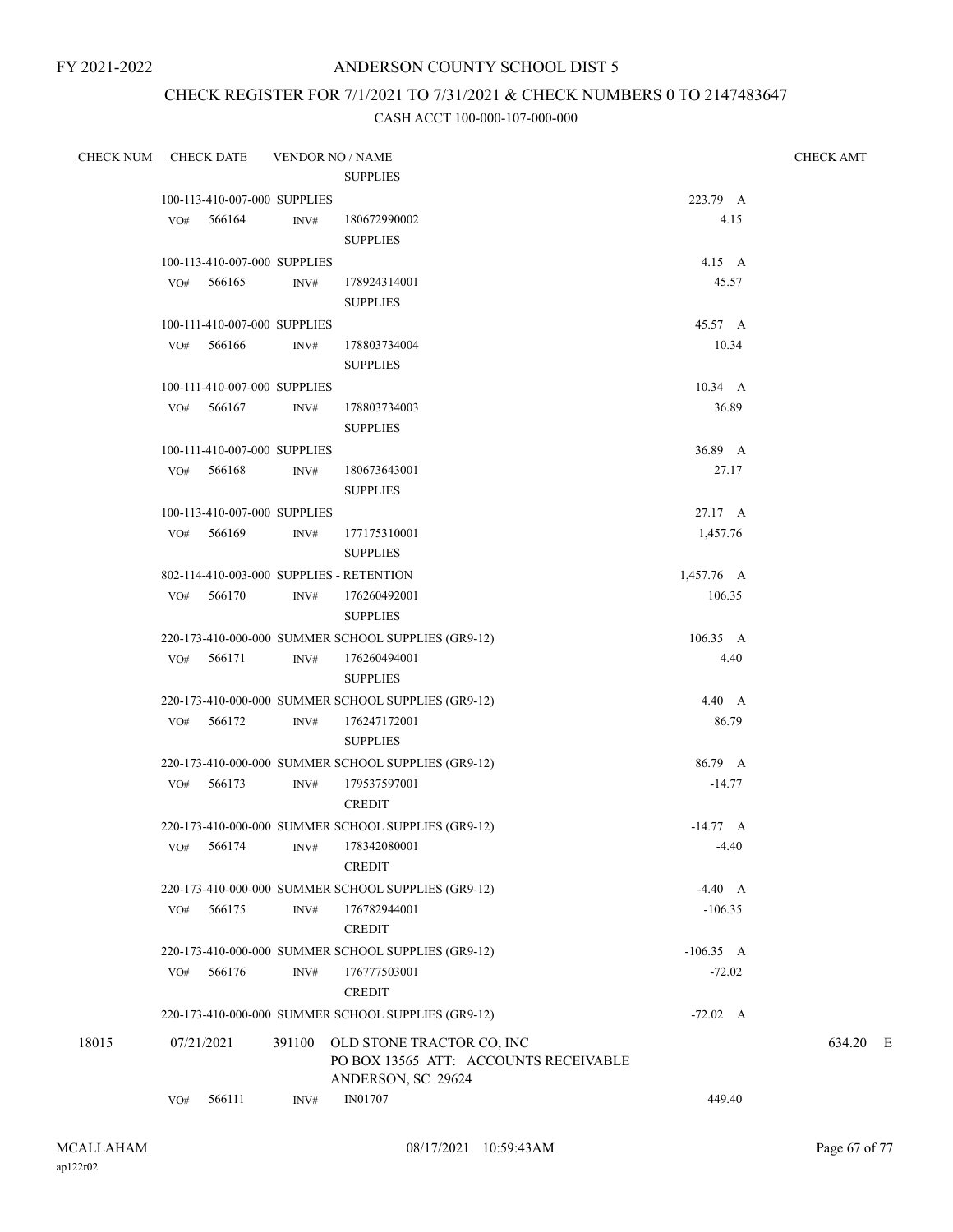FY 2021-2022

# ANDERSON COUNTY SCHOOL DIST 5

## CHECK REGISTER FOR 7/1/2021 TO 7/31/2021 & CHECK NUMBERS 0 TO 2147483647

CASH ACCT 100-000-107-000-000

| CHECK NUM | CHECK DATE | VENDOR NO / NAME | | CHECK AMT |
|---|---|---|---|---|
| | | SUPPLIES | | |
| | 100-113-410-007-000 SUPPLIES | | 223.79 A | |
| | VO# 566164 | INV# 180672990002 SUPPLIES | 4.15 | |
| | 100-113-410-007-000 SUPPLIES | | 4.15 A | |
| | VO# 566165 | INV# 178924314001 SUPPLIES | 45.57 | |
| | 100-111-410-007-000 SUPPLIES | | 45.57 A | |
| | VO# 566166 | INV# 178803734004 SUPPLIES | 10.34 | |
| | 100-111-410-007-000 SUPPLIES | | 10.34 A | |
| | VO# 566167 | INV# 178803734003 SUPPLIES | 36.89 | |
| | 100-111-410-007-000 SUPPLIES | | 36.89 A | |
| | VO# 566168 | INV# 180673643001 SUPPLIES | 27.17 | |
| | 100-113-410-007-000 SUPPLIES | | 27.17 A | |
| | VO# 566169 | INV# 177175310001 SUPPLIES | 1,457.76 | |
| | 802-114-410-003-000 SUPPLIES - RETENTION | | 1,457.76 A | |
| | VO# 566170 | INV# 176260492001 SUPPLIES | 106.35 | |
| | 220-173-410-000-000 SUMMER SCHOOL SUPPLIES (GR9-12) | | 106.35 A | |
| | VO# 566171 | INV# 176260494001 SUPPLIES | 4.40 | |
| | 220-173-410-000-000 SUMMER SCHOOL SUPPLIES (GR9-12) | | 4.40 A | |
| | VO# 566172 | INV# 176247172001 SUPPLIES | 86.79 | |
| | 220-173-410-000-000 SUMMER SCHOOL SUPPLIES (GR9-12) | | 86.79 A | |
| | VO# 566173 | INV# 179537597001 CREDIT | -14.77 | |
| | 220-173-410-000-000 SUMMER SCHOOL SUPPLIES (GR9-12) | | -14.77 A | |
| | VO# 566174 | INV# 178342080001 CREDIT | -4.40 | |
| | 220-173-410-000-000 SUMMER SCHOOL SUPPLIES (GR9-12) | | -4.40 A | |
| | VO# 566175 | INV# 176782944001 CREDIT | -106.35 | |
| | 220-173-410-000-000 SUMMER SCHOOL SUPPLIES (GR9-12) | | -106.35 A | |
| | VO# 566176 | INV# 176777503001 CREDIT | -72.02 | |
| | 220-173-410-000-000 SUMMER SCHOOL SUPPLIES (GR9-12) | | -72.02 A | |
| 18015 | 07/21/2021 | 391100 OLD STONE TRACTOR CO, INC PO BOX 13565 ATT: ACCOUNTS RECEIVABLE ANDERSON, SC 29624 | | 634.20 E |
| | VO# 566111 | INV# IN01707 | 449.40 | |

MCALLAHAM
ap122r02

08/17/2021 10:59:43AM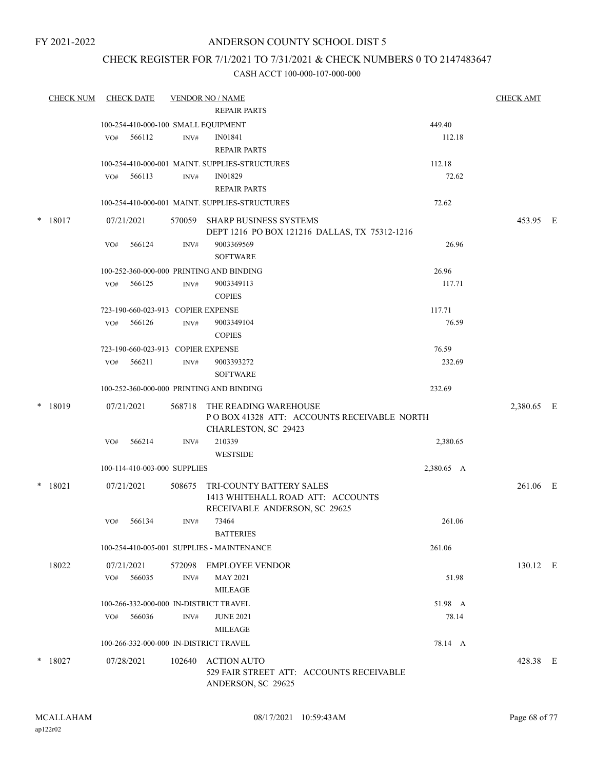FY 2021-2022

# ANDERSON COUNTY SCHOOL DIST 5

## CHECK REGISTER FOR 7/1/2021 TO 7/31/2021 & CHECK NUMBERS 0 TO 2147483647

### CASH ACCT 100-000-107-000-000

| CHECK NUM | CHECK DATE | VENDOR NO / NAME | | CHECK AMT | |
|---|---|---|---|---|---|
| | | REPAIR PARTS | | | |
| | 100-254-410-000-100 SMALL EQUIPMENT | | 449.40 | | |
| | VO# 566112 | INV# IN01841<br>REPAIR PARTS | 112.18 | | |
| | 100-254-410-000-001 MAINT. SUPPLIES-STRUCTURES | | 112.18 | | |
| | VO# 566113 | INV# IN01829<br>REPAIR PARTS | 72.62 | | |
| | 100-254-410-000-001 MAINT. SUPPLIES-STRUCTURES | | 72.62 | | |
| * 18017 | 07/21/2021 | 570059 SHARP BUSINESS SYSTEMS<br>DEPT 1216 PO BOX 121216 DALLAS, TX 75312-1216 | | 453.95 | E |
| | VO# 566124 | INV# 9003369569<br>SOFTWARE | 26.96 | | |
| | 100-252-360-000-000 PRINTING AND BINDING | | 26.96 | | |
| | VO# 566125 | INV# 9003349113<br>COPIES | 117.71 | | |
| | 723-190-660-023-913 COPIER EXPENSE | | 117.71 | | |
| | VO# 566126 | INV# 9003349104<br>COPIES | 76.59 | | |
| | 723-190-660-023-913 COPIER EXPENSE | | 76.59 | | |
| | VO# 566211 | INV# 9003393272<br>SOFTWARE | 232.69 | | |
| | 100-252-360-000-000 PRINTING AND BINDING | | 232.69 | | |
| * 18019 | 07/21/2021 | 568718 THE READING WAREHOUSE<br>P O BOX 41328 ATT: ACCOUNTS RECEIVABLE NORTH CHARLESTON, SC 29423 | | 2,380.65 | E |
| | VO# 566214 | INV# 210339<br>WESTSIDE | 2,380.65 | | |
| | 100-114-410-003-000 SUPPLIES | | 2,380.65 A | | |
| * 18021 | 07/21/2021 | 508675 TRI-COUNTY BATTERY SALES<br>1413 WHITEHALL ROAD ATT: ACCOUNTS RECEIVABLE ANDERSON, SC 29625 | | 261.06 | E |
| | VO# 566134 | INV# 73464<br>BATTERIES | 261.06 | | |
| | 100-254-410-005-001 SUPPLIES - MAINTENANCE | | 261.06 | | |
| 18022 | 07/21/2021 | 572098 EMPLOYEE VENDOR | | 130.12 | E |
| | VO# 566035 | INV# MAY 2021<br>MILEAGE | 51.98 | | |
| | 100-266-332-000-000 IN-DISTRICT TRAVEL | | 51.98 A | | |
| | VO# 566036 | INV# JUNE 2021<br>MILEAGE | 78.14 | | |
| | 100-266-332-000-000 IN-DISTRICT TRAVEL | | 78.14 A | | |
| * 18027 | 07/28/2021 | 102640 ACTION AUTO<br>529 FAIR STREET ATT: ACCOUNTS RECEIVABLE ANDERSON, SC 29625 | | 428.38 | E |

MCALLAHAM
ap122r02

08/17/2021 10:59:43AM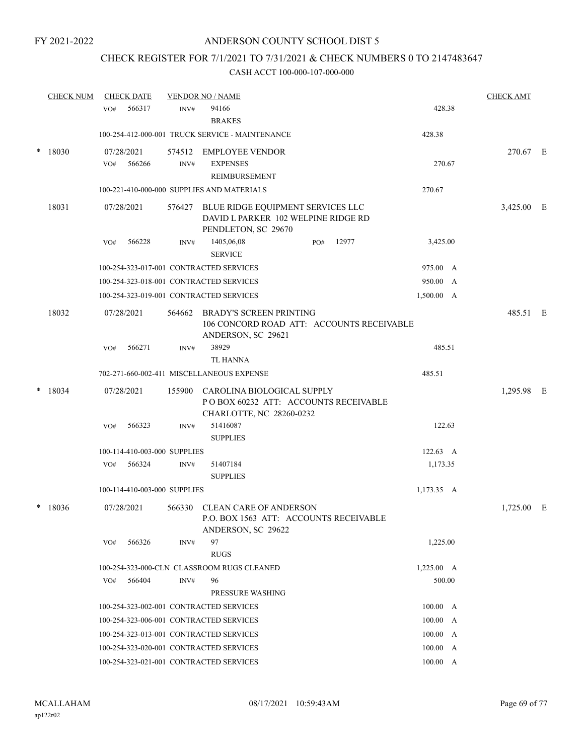FY 2021-2022

# ANDERSON COUNTY SCHOOL DIST 5

## CHECK REGISTER FOR 7/1/2021 TO 7/31/2021 & CHECK NUMBERS 0 TO 2147483647

### CASH ACCT 100-000-107-000-000

| CHECK NUM | CHECK DATE | VENDOR NO / NAME | | CHECK AMT | |
|---|---|---|---|---|---|
| | VO# 566317 | INV# 94166 BRAKES | 428.38 | | |
| | | 100-254-412-000-001 TRUCK SERVICE - MAINTENANCE | 428.38 | | |
| * 18030 | 07/28/2021 | 574512 EMPLOYEE VENDOR | | 270.67 | E |
| | VO# 566266 | INV# EXPENSES REIMBURSEMENT | 270.67 | | |
| | | 100-221-410-000-000 SUPPLIES AND MATERIALS | 270.67 | | |
| 18031 | 07/28/2021 | 576427 BLUE RIDGE EQUIPMENT SERVICES LLC DAVID L PARKER 102 WELPINE RIDGE RD PENDLETON, SC 29670 | | 3,425.00 | E |
| | VO# 566228 | INV# 1405,06,08 SERVICE PO# 12977 | 3,425.00 | | |
| | | 100-254-323-017-001 CONTRACTED SERVICES | 975.00 A | | |
| | | 100-254-323-018-001 CONTRACTED SERVICES | 950.00 A | | |
| | | 100-254-323-019-001 CONTRACTED SERVICES | 1,500.00 A | | |
| 18032 | 07/28/2021 | 564662 BRADY'S SCREEN PRINTING 106 CONCORD ROAD ATT: ACCOUNTS RECEIVABLE ANDERSON, SC 29621 | | 485.51 | E |
| | VO# 566271 | INV# 38929 TL HANNA | 485.51 | | |
| | | 702-271-660-002-411 MISCELLANEOUS EXPENSE | 485.51 | | |
| * 18034 | 07/28/2021 | 155900 CAROLINA BIOLOGICAL SUPPLY P O BOX 60232 ATT: ACCOUNTS RECEIVABLE CHARLOTTE, NC 28260-0232 | | 1,295.98 | E |
| | VO# 566323 | INV# 51416087 SUPPLIES | 122.63 | | |
| | | 100-114-410-003-000 SUPPLIES | 122.63 A | | |
| | VO# 566324 | INV# 51407184 SUPPLIES | 1,173.35 | | |
| | | 100-114-410-003-000 SUPPLIES | 1,173.35 A | | |
| * 18036 | 07/28/2021 | 566330 CLEAN CARE OF ANDERSON P.O. BOX 1563 ATT: ACCOUNTS RECEIVABLE ANDERSON, SC 29622 | | 1,725.00 | E |
| | VO# 566326 | INV# 97 RUGS | 1,225.00 | | |
| | | 100-254-323-000-CLN CLASSROOM RUGS CLEANED | 1,225.00 A | | |
| | VO# 566404 | INV# 96 PRESSURE WASHING | 500.00 | | |
| | | 100-254-323-002-001 CONTRACTED SERVICES | 100.00 A | | |
| | | 100-254-323-006-001 CONTRACTED SERVICES | 100.00 A | | |
| | | 100-254-323-013-001 CONTRACTED SERVICES | 100.00 A | | |
| | | 100-254-323-020-001 CONTRACTED SERVICES | 100.00 A | | |
| | | 100-254-323-021-001 CONTRACTED SERVICES | 100.00 A | | |

MCALLAHAM
ap122r02

08/17/2021 10:59:43AM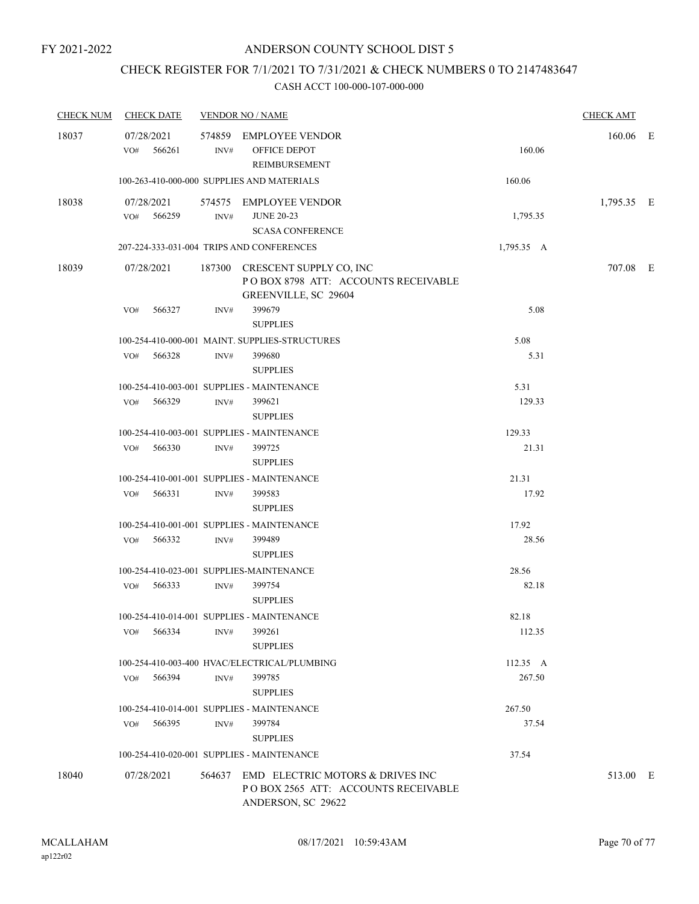FY 2021-2022

# ANDERSON COUNTY SCHOOL DIST 5

## CHECK REGISTER FOR 7/1/2021 TO 7/31/2021 & CHECK NUMBERS 0 TO 2147483647

### CASH ACCT 100-000-107-000-000

| CHECK NUM | CHECK DATE | VENDOR NO / NAME | | CHECK AMT |
|---|---|---|---|---|
| 18037 | 07/28/2021 | 574859 EMPLOYEE VENDOR | | 160.06 E |
| | VO# 566261 | INV# OFFICE DEPOT REIMBURSEMENT | 160.06 | |
| | 100-263-410-000-000 SUPPLIES AND MATERIALS | | 160.06 | |
| 18038 | 07/28/2021 | 574575 EMPLOYEE VENDOR | | 1,795.35 E |
| | VO# 566259 | INV# JUNE 20-23 SCASA CONFERENCE | 1,795.35 | |
| | 207-224-333-031-004 TRIPS AND CONFERENCES | | 1,795.35 A | |
| 18039 | 07/28/2021 | 187300 CRESCENT SUPPLY CO, INC P O BOX 8798 ATT: ACCOUNTS RECEIVABLE GREENVILLE, SC 29604 | | 707.08 E |
| | VO# 566327 | INV# 399679 SUPPLIES | 5.08 | |
| | 100-254-410-000-001 MAINT. SUPPLIES-STRUCTURES | | 5.08 | |
| | VO# 566328 | INV# 399680 SUPPLIES | 5.31 | |
| | 100-254-410-003-001 SUPPLIES - MAINTENANCE | | 5.31 | |
| | VO# 566329 | INV# 399621 SUPPLIES | 129.33 | |
| | 100-254-410-003-001 SUPPLIES - MAINTENANCE | | 129.33 | |
| | VO# 566330 | INV# 399725 SUPPLIES | 21.31 | |
| | 100-254-410-001-001 SUPPLIES - MAINTENANCE | | 21.31 | |
| | VO# 566331 | INV# 399583 SUPPLIES | 17.92 | |
| | 100-254-410-001-001 SUPPLIES - MAINTENANCE | | 17.92 | |
| | VO# 566332 | INV# 399489 SUPPLIES | 28.56 | |
| | 100-254-410-023-001 SUPPLIES-MAINTENANCE | | 28.56 | |
| | VO# 566333 | INV# 399754 SUPPLIES | 82.18 | |
| | 100-254-410-014-001 SUPPLIES - MAINTENANCE | | 82.18 | |
| | VO# 566334 | INV# 399261 SUPPLIES | 112.35 | |
| | 100-254-410-003-400 HVAC/ELECTRICAL/PLUMBING | | 112.35 A | |
| | VO# 566394 | INV# 399785 SUPPLIES | 267.50 | |
| | 100-254-410-014-001 SUPPLIES - MAINTENANCE | | 267.50 | |
| | VO# 566395 | INV# 399784 SUPPLIES | 37.54 | |
| | 100-254-410-020-001 SUPPLIES - MAINTENANCE | | 37.54 | |
| 18040 | 07/28/2021 | 564637 EMD ELECTRIC MOTORS & DRIVES INC P O BOX 2565 ATT: ACCOUNTS RECEIVABLE ANDERSON, SC 29622 | | 513.00 E |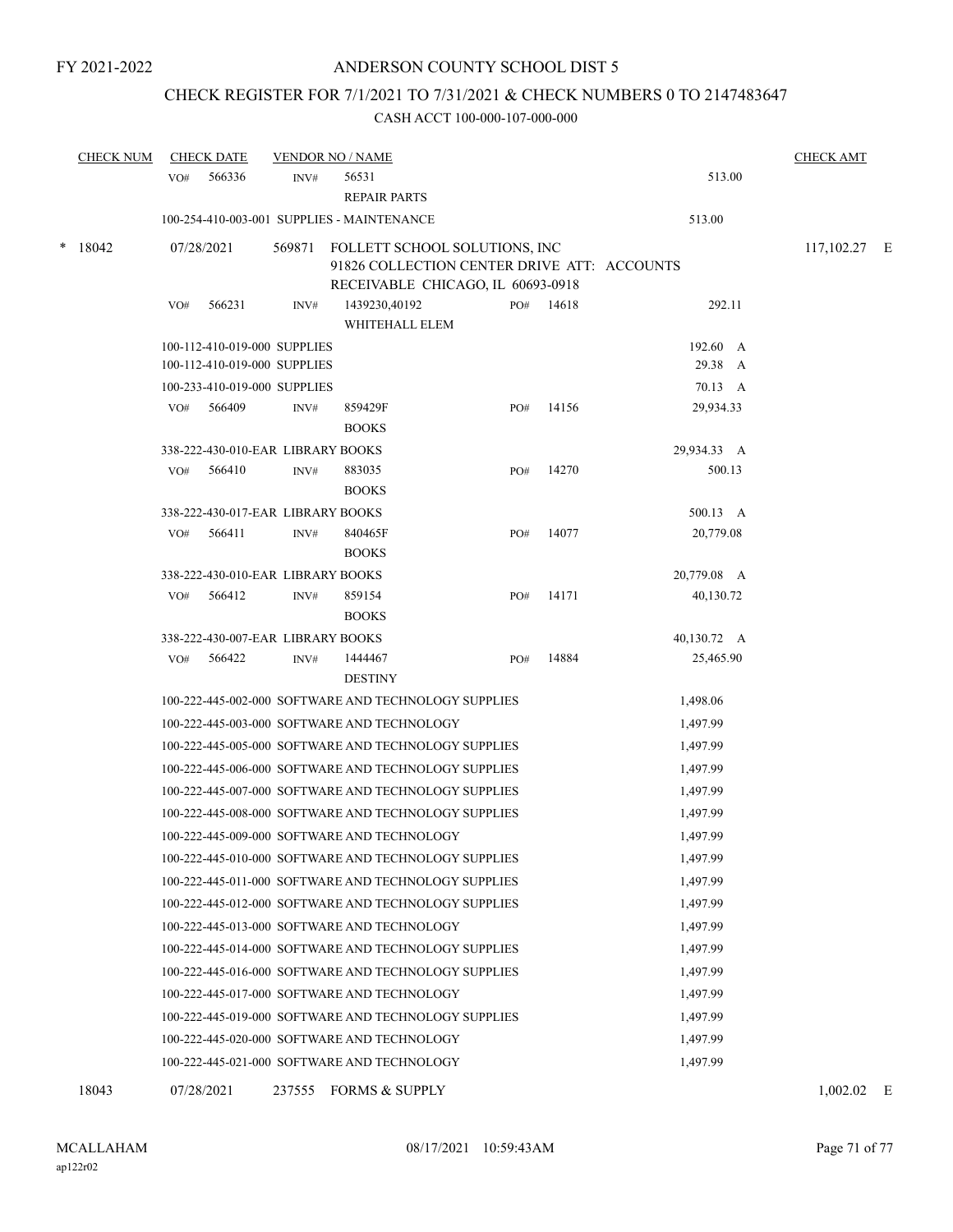FY 2021-2022

ANDERSON COUNTY SCHOOL DIST 5

CHECK REGISTER FOR 7/1/2021 TO 7/31/2021 & CHECK NUMBERS 0 TO 2147483647

CASH ACCT 100-000-107-000-000

| CHECK NUM | CHECK DATE | VENDOR NO / NAME | | | CHECK AMT |
|---|---|---|---|---|---|
| | VO# 566336 | INV# 56531 REPAIR PARTS | | 513.00 | |
| | 100-254-410-003-001 SUPPLIES - MAINTENANCE | | | 513.00 | |
| * 18042 | 07/28/2021 | 569871 FOLLETT SCHOOL SOLUTIONS, INC 91826 COLLECTION CENTER DRIVE ATT: ACCOUNTS RECEIVABLE CHICAGO, IL 60693-0918 | | | 117,102.27 E |
| | VO# 566231 | INV# 1439230,40192 WHITEHALL ELEM | PO# 14618 | 292.11 | |
| | 100-112-410-019-000 SUPPLIES | | | 192.60 A | |
| | 100-112-410-019-000 SUPPLIES | | | 29.38 A | |
| | 100-233-410-019-000 SUPPLIES | | | 70.13 A | |
| | VO# 566409 | INV# 859429F BOOKS | PO# 14156 | 29,934.33 | |
| | 338-222-430-010-EAR LIBRARY BOOKS | | | 29,934.33 A | |
| | VO# 566410 | INV# 883035 BOOKS | PO# 14270 | 500.13 | |
| | 338-222-430-017-EAR LIBRARY BOOKS | | | 500.13 A | |
| | VO# 566411 | INV# 840465F BOOKS | PO# 14077 | 20,779.08 | |
| | 338-222-430-010-EAR LIBRARY BOOKS | | | 20,779.08 A | |
| | VO# 566412 | INV# 859154 BOOKS | PO# 14171 | 40,130.72 | |
| | 338-222-430-007-EAR LIBRARY BOOKS | | | 40,130.72 A | |
| | VO# 566422 | INV# 1444467 DESTINY | PO# 14884 | 25,465.90 | |
| | 100-222-445-002-000 SOFTWARE AND TECHNOLOGY SUPPLIES | | | 1,498.06 | |
| | 100-222-445-003-000 SOFTWARE AND TECHNOLOGY | | | 1,497.99 | |
| | 100-222-445-005-000 SOFTWARE AND TECHNOLOGY SUPPLIES | | | 1,497.99 | |
| | 100-222-445-006-000 SOFTWARE AND TECHNOLOGY SUPPLIES | | | 1,497.99 | |
| | 100-222-445-007-000 SOFTWARE AND TECHNOLOGY SUPPLIES | | | 1,497.99 | |
| | 100-222-445-008-000 SOFTWARE AND TECHNOLOGY SUPPLIES | | | 1,497.99 | |
| | 100-222-445-009-000 SOFTWARE AND TECHNOLOGY | | | 1,497.99 | |
| | 100-222-445-010-000 SOFTWARE AND TECHNOLOGY SUPPLIES | | | 1,497.99 | |
| | 100-222-445-011-000 SOFTWARE AND TECHNOLOGY SUPPLIES | | | 1,497.99 | |
| | 100-222-445-012-000 SOFTWARE AND TECHNOLOGY SUPPLIES | | | 1,497.99 | |
| | 100-222-445-013-000 SOFTWARE AND TECHNOLOGY | | | 1,497.99 | |
| | 100-222-445-014-000 SOFTWARE AND TECHNOLOGY SUPPLIES | | | 1,497.99 | |
| | 100-222-445-016-000 SOFTWARE AND TECHNOLOGY SUPPLIES | | | 1,497.99 | |
| | 100-222-445-017-000 SOFTWARE AND TECHNOLOGY | | | 1,497.99 | |
| | 100-222-445-019-000 SOFTWARE AND TECHNOLOGY SUPPLIES | | | 1,497.99 | |
| | 100-222-445-020-000 SOFTWARE AND TECHNOLOGY | | | 1,497.99 | |
| | 100-222-445-021-000 SOFTWARE AND TECHNOLOGY | | | 1,497.99 | |
| 18043 | 07/28/2021 | 237555 FORMS & SUPPLY | | | 1,002.02 E |

MCALLAHAM ap122r02 08/17/2021 10:59:43AM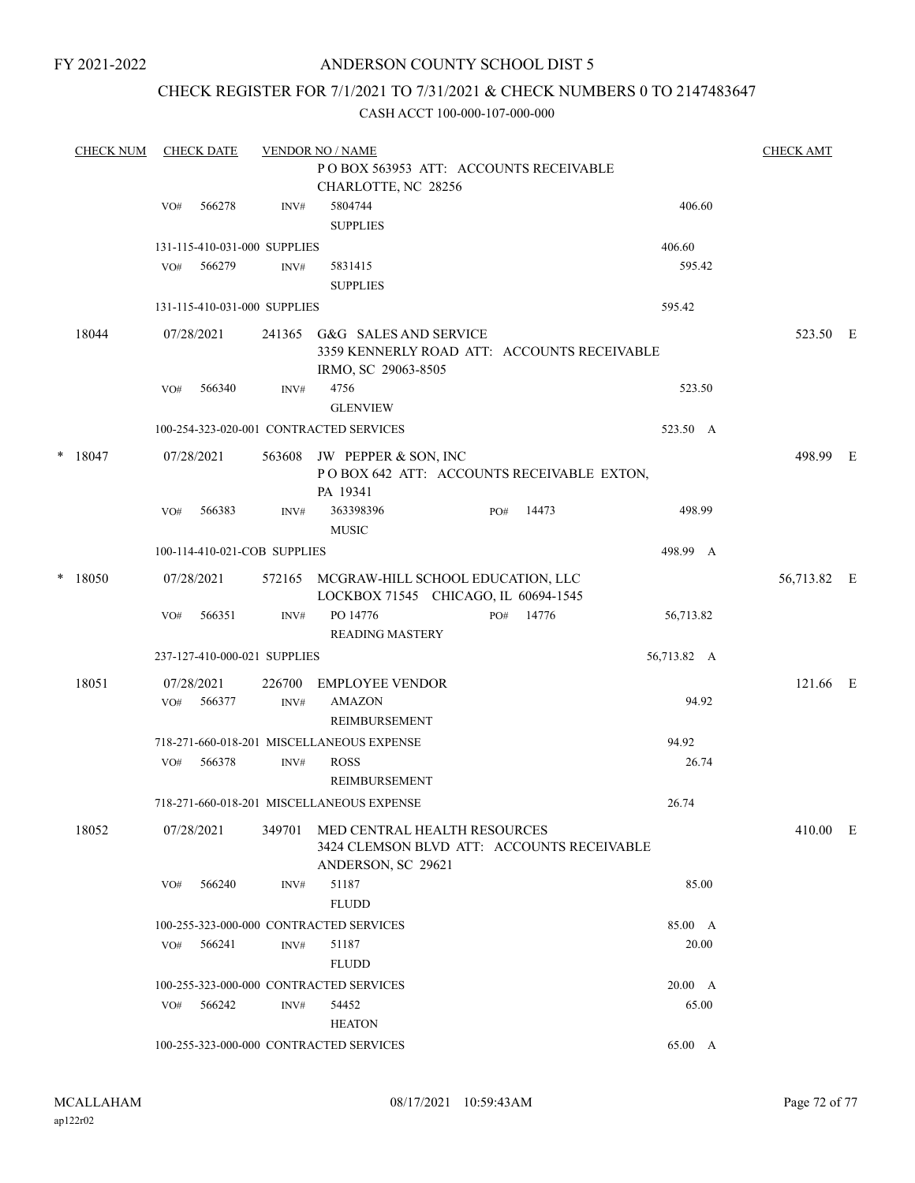FY 2021-2022

# ANDERSON COUNTY SCHOOL DIST 5

## CHECK REGISTER FOR 7/1/2021 TO 7/31/2021 & CHECK NUMBERS 0 TO 2147483647

### CASH ACCT 100-000-107-000-000

| CHECK NUM | CHECK DATE | VENDOR NO / NAME | | | CHECK AMT |
|---|---|---|---|---|---|
| | | P O BOX 563953 ATT: ACCOUNTS RECEIVABLE CHARLOTTE, NC 28256 | | | |
| | VO# 566278 | INV# 5804744 SUPPLIES | | 406.60 | |
| | 131-115-410-031-000 SUPPLIES | | | 406.60 | |
| | VO# 566279 | INV# 5831415 SUPPLIES | | 595.42 | |
| | 131-115-410-031-000 SUPPLIES | | | 595.42 | |
| 18044 | 07/28/2021 | 241365 G&G SALES AND SERVICE 3359 KENNERLY ROAD ATT: ACCOUNTS RECEIVABLE IRMO, SC 29063-8505 | | | 523.50 E |
| | VO# 566340 | INV# 4756 GLENVIEW | | 523.50 | |
| | 100-254-323-020-001 CONTRACTED SERVICES | | | 523.50 A | |
| * 18047 | 07/28/2021 | 563608 JW PEPPER & SON, INC P O BOX 642 ATT: ACCOUNTS RECEIVABLE EXTON, PA 19341 | | | 498.99 E |
| | VO# 566383 | INV# 363398396 MUSIC | PO# 14473 | 498.99 | |
| | 100-114-410-021-COB SUPPLIES | | | 498.99 A | |
| * 18050 | 07/28/2021 | 572165 MCGRAW-HILL SCHOOL EDUCATION, LLC LOCKBOX 71545 CHICAGO, IL 60694-1545 | | | 56,713.82 E |
| | VO# 566351 | INV# PO 14776 READING MASTERY | PO# 14776 | 56,713.82 | |
| | 237-127-410-000-021 SUPPLIES | | | 56,713.82 A | |
| 18051 | 07/28/2021 | 226700 EMPLOYEE VENDOR | | | 121.66 E |
| | VO# 566377 | INV# AMAZON REIMBURSEMENT | | 94.92 | |
| | 718-271-660-018-201 MISCELLANEOUS EXPENSE | | | 94.92 | |
| | VO# 566378 | INV# ROSS REIMBURSEMENT | | 26.74 | |
| | 718-271-660-018-201 MISCELLANEOUS EXPENSE | | | 26.74 | |
| 18052 | 07/28/2021 | 349701 MED CENTRAL HEALTH RESOURCES 3424 CLEMSON BLVD ATT: ACCOUNTS RECEIVABLE ANDERSON, SC 29621 | | | 410.00 E |
| | VO# 566240 | INV# 51187 FLUDD | | 85.00 | |
| | 100-255-323-000-000 CONTRACTED SERVICES | | | 85.00 A | |
| | VO# 566241 | INV# 51187 FLUDD | | 20.00 | |
| | 100-255-323-000-000 CONTRACTED SERVICES | | | 20.00 A | |
| | VO# 566242 | INV# 54452 HEATON | | 65.00 | |
| | 100-255-323-000-000 CONTRACTED SERVICES | | | 65.00 A | |

MCALLAHAM
ap122r02

08/17/2021 10:59:43AM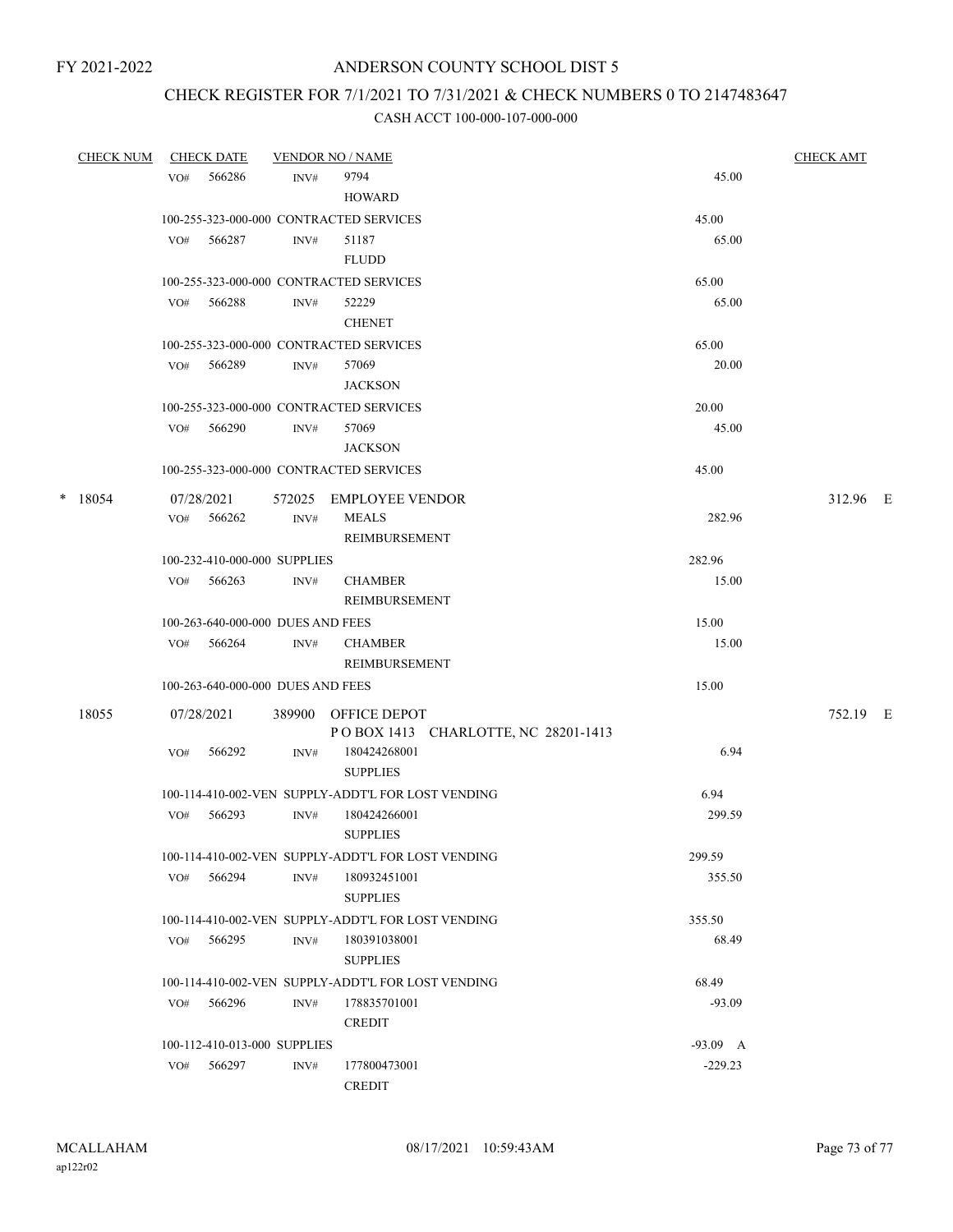FY 2021-2022

# ANDERSON COUNTY SCHOOL DIST 5

## CHECK REGISTER FOR 7/1/2021 TO 7/31/2021 & CHECK NUMBERS 0 TO 2147483647

### CASH ACCT 100-000-107-000-000

| CHECK NUM | CHECK DATE | VENDOR NO / NAME | | CHECK AMT |
|---|---|---|---|---|
| | VO# 566286 | INV# 9794 HOWARD | 45.00 | |
| | 100-255-323-000-000 CONTRACTED SERVICES | | 45.00 | |
| | VO# 566287 | INV# 51187 FLUDD | 65.00 | |
| | 100-255-323-000-000 CONTRACTED SERVICES | | 65.00 | |
| | VO# 566288 | INV# 52229 CHENET | 65.00 | |
| | 100-255-323-000-000 CONTRACTED SERVICES | | 65.00 | |
| | VO# 566289 | INV# 57069 JACKSON | 20.00 | |
| | 100-255-323-000-000 CONTRACTED SERVICES | | 20.00 | |
| | VO# 566290 | INV# 57069 JACKSON | 45.00 | |
| | 100-255-323-000-000 CONTRACTED SERVICES | | 45.00 | |
| * 18054 | 07/28/2021 | 572025 EMPLOYEE VENDOR | | 312.96 E |
| | VO# 566262 | INV# MEALS REIMBURSEMENT | 282.96 | |
| | 100-232-410-000-000 SUPPLIES | | 282.96 | |
| | VO# 566263 | INV# CHAMBER REIMBURSEMENT | 15.00 | |
| | 100-263-640-000-000 DUES AND FEES | | 15.00 | |
| | VO# 566264 | INV# CHAMBER REIMBURSEMENT | 15.00 | |
| | 100-263-640-000-000 DUES AND FEES | | 15.00 | |
| 18055 | 07/28/2021 | 389900 OFFICE DEPOT P O BOX 1413 CHARLOTTE, NC 28201-1413 | | 752.19 E |
| | VO# 566292 | INV# 180424268001 SUPPLIES | 6.94 | |
| | 100-114-410-002-VEN SUPPLY-ADDT'L FOR LOST VENDING | | 6.94 | |
| | VO# 566293 | INV# 180424266001 SUPPLIES | 299.59 | |
| | 100-114-410-002-VEN SUPPLY-ADDT'L FOR LOST VENDING | | 299.59 | |
| | VO# 566294 | INV# 180932451001 SUPPLIES | 355.50 | |
| | 100-114-410-002-VEN SUPPLY-ADDT'L FOR LOST VENDING | | 355.50 | |
| | VO# 566295 | INV# 180391038001 SUPPLIES | 68.49 | |
| | 100-114-410-002-VEN SUPPLY-ADDT'L FOR LOST VENDING | | 68.49 | |
| | VO# 566296 | INV# 178835701001 CREDIT | -93.09 | |
| | 100-112-410-013-000 SUPPLIES | | -93.09 A | |
| | VO# 566297 | INV# 177800473001 CREDIT | -229.23 | |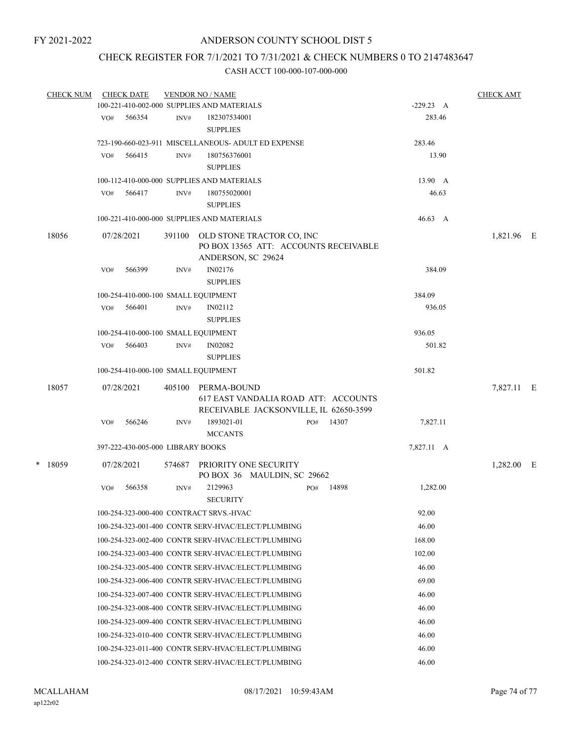FY 2021-2022

# ANDERSON COUNTY SCHOOL DIST 5

## CHECK REGISTER FOR 7/1/2021 TO 7/31/2021 & CHECK NUMBERS 0 TO 2147483647

### CASH ACCT 100-000-107-000-000

| CHECK NUM | CHECK DATE | VENDOR NO / NAME | | CHECK AMT |
|---|---|---|---|---|
| | 100-221-410-002-000 SUPPLIES AND MATERIALS | | -229.23 A | |
| | VO# 566354 | INV# 182307534001 SUPPLIES | 283.46 | |
| | 723-190-660-023-911 MISCELLANEOUS- ADULT ED EXPENSE | | 283.46 | |
| | VO# 566415 | INV# 180756376001 SUPPLIES | 13.90 | |
| | 100-112-410-000-000 SUPPLIES AND MATERIALS | | 13.90 A | |
| | VO# 566417 | INV# 180755020001 SUPPLIES | 46.63 | |
| | 100-221-410-000-000 SUPPLIES AND MATERIALS | | 46.63 A | |
| 18056 | 07/28/2021 | 391100 OLD STONE TRACTOR CO, INC<br>PO BOX 13565 ATT: ACCOUNTS RECEIVABLE<br>ANDERSON, SC 29624 | | 1,821.96 E |
| | VO# 566399 | INV# IN02176 SUPPLIES | 384.09 | |
| | 100-254-410-000-100 SMALL EQUIPMENT | | 384.09 | |
| | VO# 566401 | INV# IN02112 SUPPLIES | 936.05 | |
| | 100-254-410-000-100 SMALL EQUIPMENT | | 936.05 | |
| | VO# 566403 | INV# IN02082 SUPPLIES | 501.82 | |
| | 100-254-410-000-100 SMALL EQUIPMENT | | 501.82 | |
| 18057 | 07/28/2021 | 405100 PERMA-BOUND<br>617 EAST VANDALIA ROAD ATT: ACCOUNTS<br>RECEIVABLE JACKSONVILLE, IL 62650-3599 | | 7,827.11 E |
| | VO# 566246 | INV# 1893021-01 MCCANTS PO# 14307 | 7,827.11 | |
| | 397-222-430-005-000 LIBRARY BOOKS | | 7,827.11 A | |
| * 18059 | 07/28/2021 | 574687 PRIORITY ONE SECURITY<br>PO BOX 36 MAULDIN, SC 29662 | | 1,282.00 E |
| | VO# 566358 | INV# 2129963 SECURITY PO# 14898 | 1,282.00 | |
| | 100-254-323-000-400 CONTRACT SRVS.-HVAC | | 92.00 | |
| | 100-254-323-001-400 CONTR SERV-HVAC/ELECT/PLUMBING | | 46.00 | |
| | 100-254-323-002-400 CONTR SERV-HVAC/ELECT/PLUMBING | | 168.00 | |
| | 100-254-323-003-400 CONTR SERV-HVAC/ELECT/PLUMBING | | 102.00 | |
| | 100-254-323-005-400 CONTR SERV-HVAC/ELECT/PLUMBING | | 46.00 | |
| | 100-254-323-006-400 CONTR SERV-HVAC/ELECT/PLUMBING | | 69.00 | |
| | 100-254-323-007-400 CONTR SERV-HVAC/ELECT/PLUMBING | | 46.00 | |
| | 100-254-323-008-400 CONTR SERV-HVAC/ELECT/PLUMBING | | 46.00 | |
| | 100-254-323-009-400 CONTR SERV-HVAC/ELECT/PLUMBING | | 46.00 | |
| | 100-254-323-010-400 CONTR SERV-HVAC/ELECT/PLUMBING | | 46.00 | |
| | 100-254-323-011-400 CONTR SERV-HVAC/ELECT/PLUMBING | | 46.00 | |
| | 100-254-323-012-400 CONTR SERV-HVAC/ELECT/PLUMBING | | 46.00 | |

MCALLAHAM
ap122r02

08/17/2021 10:59:43AM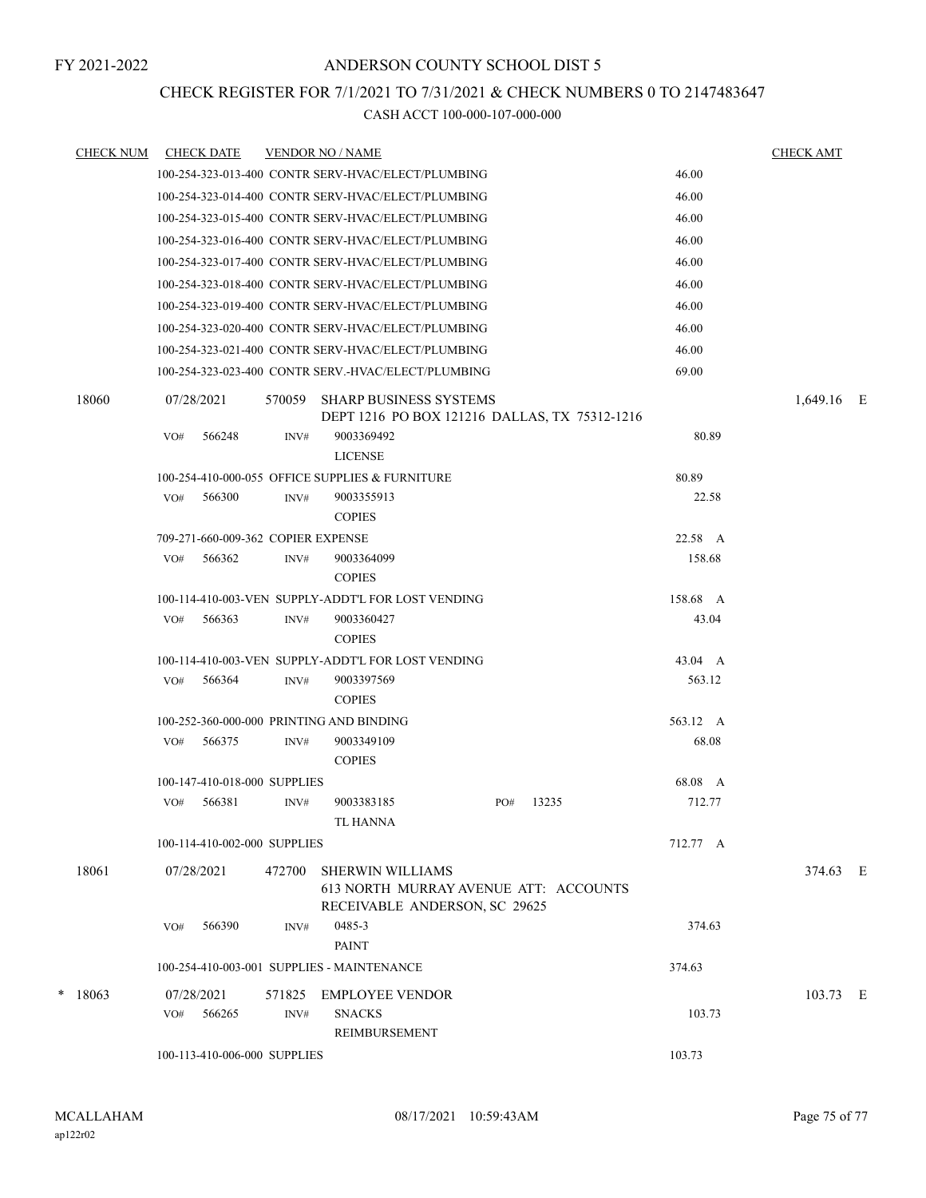FY 2021-2022

# ANDERSON COUNTY SCHOOL DIST 5

## CHECK REGISTER FOR 7/1/2021 TO 7/31/2021 & CHECK NUMBERS 0 TO 2147483647

CASH ACCT 100-000-107-000-000

| CHECK NUM | CHECK DATE | VENDOR NO / NAME | | CHECK AMT |
|---|---|---|---|---|
| | | 100-254-323-013-400 CONTR SERV-HVAC/ELECT/PLUMBING | 46.00 | |
| | | 100-254-323-014-400 CONTR SERV-HVAC/ELECT/PLUMBING | 46.00 | |
| | | 100-254-323-015-400 CONTR SERV-HVAC/ELECT/PLUMBING | 46.00 | |
| | | 100-254-323-016-400 CONTR SERV-HVAC/ELECT/PLUMBING | 46.00 | |
| | | 100-254-323-017-400 CONTR SERV-HVAC/ELECT/PLUMBING | 46.00 | |
| | | 100-254-323-018-400 CONTR SERV-HVAC/ELECT/PLUMBING | 46.00 | |
| | | 100-254-323-019-400 CONTR SERV-HVAC/ELECT/PLUMBING | 46.00 | |
| | | 100-254-323-020-400 CONTR SERV-HVAC/ELECT/PLUMBING | 46.00 | |
| | | 100-254-323-021-400 CONTR SERV-HVAC/ELECT/PLUMBING | 46.00 | |
| | | 100-254-323-023-400 CONTR SERV.-HVAC/ELECT/PLUMBING | 69.00 | |
| 18060 | 07/28/2021 | 570059 SHARP BUSINESS SYSTEMS<br>DEPT 1216 PO BOX 121216 DALLAS, TX 75312-1216 | | 1,649.16 E |
| | VO# 566248 | INV# 9003369492<br>LICENSE | 80.89 | |
| | | 100-254-410-000-055 OFFICE SUPPLIES & FURNITURE | 80.89 | |
| | VO# 566300 | INV# 9003355913<br>COPIES | 22.58 | |
| | | 709-271-660-009-362 COPIER EXPENSE | 22.58 A | |
| | VO# 566362 | INV# 9003364099<br>COPIES | 158.68 | |
| | | 100-114-410-003-VEN SUPPLY-ADDT'L FOR LOST VENDING | 158.68 A | |
| | VO# 566363 | INV# 9003360427<br>COPIES | 43.04 | |
| | | 100-114-410-003-VEN SUPPLY-ADDT'L FOR LOST VENDING | 43.04 A | |
| | VO# 566364 | INV# 9003397569<br>COPIES | 563.12 | |
| | | 100-252-360-000-000 PRINTING AND BINDING | 563.12 A | |
| | VO# 566375 | INV# 9003349109<br>COPIES | 68.08 | |
| | | 100-147-410-018-000 SUPPLIES | 68.08 A | |
| | VO# 566381 | INV# 9003383185 PO# 13235<br>TL HANNA | 712.77 | |
| | | 100-114-410-002-000 SUPPLIES | 712.77 A | |
| 18061 | 07/28/2021 | 472700 SHERWIN WILLIAMS<br>613 NORTH MURRAY AVENUE ATT: ACCOUNTS RECEIVABLE ANDERSON, SC 29625 | | 374.63 E |
| | VO# 566390 | INV# 0485-3<br>PAINT | 374.63 | |
| | | 100-254-410-003-001 SUPPLIES - MAINTENANCE | 374.63 | |
| * 18063 | 07/28/2021 | 571825 EMPLOYEE VENDOR | | 103.73 E |
| | VO# 566265 | INV# SNACKS<br>REIMBURSEMENT | 103.73 | |
| | | 100-113-410-006-000 SUPPLIES | 103.73 | |

MCALLAHAM
ap122r02

08/17/2021 10:59:43AM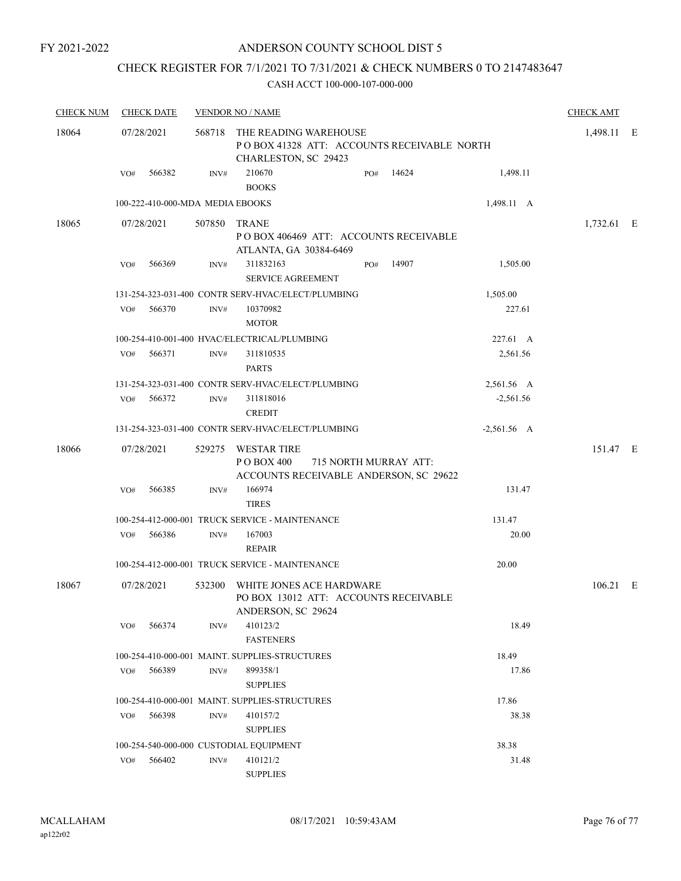FY 2021-2022

# ANDERSON COUNTY SCHOOL DIST 5

## CHECK REGISTER FOR 7/1/2021 TO 7/31/2021 & CHECK NUMBERS 0 TO 2147483647

### CASH ACCT 100-000-107-000-000

| CHECK NUM | CHECK DATE | VENDOR NO / NAME | | | | CHECK AMT | |
|---|---|---|---|---|---|---|---|
| 18064 | 07/28/2021 | 568718 THE READING WAREHOUSE<br>P O BOX 41328 ATT: ACCOUNTS RECEIVABLE NORTH CHARLESTON, SC 29423 | | | | 1,498.11 | E |
| | VO# 566382 | INV# 210670<br>BOOKS | PO# 14624 | | 1,498.11 | | |
| | 100-222-410-000-MDA MEDIA EBOOKS | | | | 1,498.11 A | | |
| 18065 | 07/28/2021 | 507850 TRANE<br>P O BOX 406469 ATT: ACCOUNTS RECEIVABLE ATLANTA, GA 30384-6469 | | | | 1,732.61 | E |
| | VO# 566369 | INV# 311832163<br>SERVICE AGREEMENT | PO# 14907 | | 1,505.00 | | |
| | 131-254-323-031-400 CONTR SERV-HVAC/ELECT/PLUMBING | | | | 1,505.00 | | |
| | VO# 566370 | INV# 10370982<br>MOTOR | | | 227.61 | | |
| | 100-254-410-001-400 HVAC/ELECTRICAL/PLUMBING | | | | 227.61 A | | |
| | VO# 566371 | INV# 311810535<br>PARTS | | | 2,561.56 | | |
| | 131-254-323-031-400 CONTR SERV-HVAC/ELECT/PLUMBING | | | | 2,561.56 A | | |
| | VO# 566372 | INV# 311818016<br>CREDIT | | | -2,561.56 | | |
| | 131-254-323-031-400 CONTR SERV-HVAC/ELECT/PLUMBING | | | | -2,561.56 A | | |
| 18066 | 07/28/2021 | 529275 WESTAR TIRE<br>P O BOX 400 715 NORTH MURRAY ATT: ACCOUNTS RECEIVABLE ANDERSON, SC 29622 | | | | 151.47 | E |
| | VO# 566385 | INV# 166974<br>TIRES | | | 131.47 | | |
| | 100-254-412-000-001 TRUCK SERVICE - MAINTENANCE | | | | 131.47 | | |
| | VO# 566386 | INV# 167003<br>REPAIR | | | 20.00 | | |
| | 100-254-412-000-001 TRUCK SERVICE - MAINTENANCE | | | | 20.00 | | |
| 18067 | 07/28/2021 | 532300 WHITE JONES ACE HARDWARE<br>PO BOX 13012 ATT: ACCOUNTS RECEIVABLE ANDERSON, SC 29624 | | | | 106.21 | E |
| | VO# 566374 | INV# 410123/2<br>FASTENERS | | | 18.49 | | |
| | 100-254-410-000-001 MAINT. SUPPLIES-STRUCTURES | | | | 18.49 | | |
| | VO# 566389 | INV# 899358/1<br>SUPPLIES | | | 17.86 | | |
| | 100-254-410-000-001 MAINT. SUPPLIES-STRUCTURES | | | | 17.86 | | |
| | VO# 566398 | INV# 410157/2<br>SUPPLIES | | | 38.38 | | |
| | 100-254-540-000-000 CUSTODIAL EQUIPMENT | | | | 38.38 | | |
| | VO# 566402 | INV# 410121/2<br>SUPPLIES | | | 31.48 | | |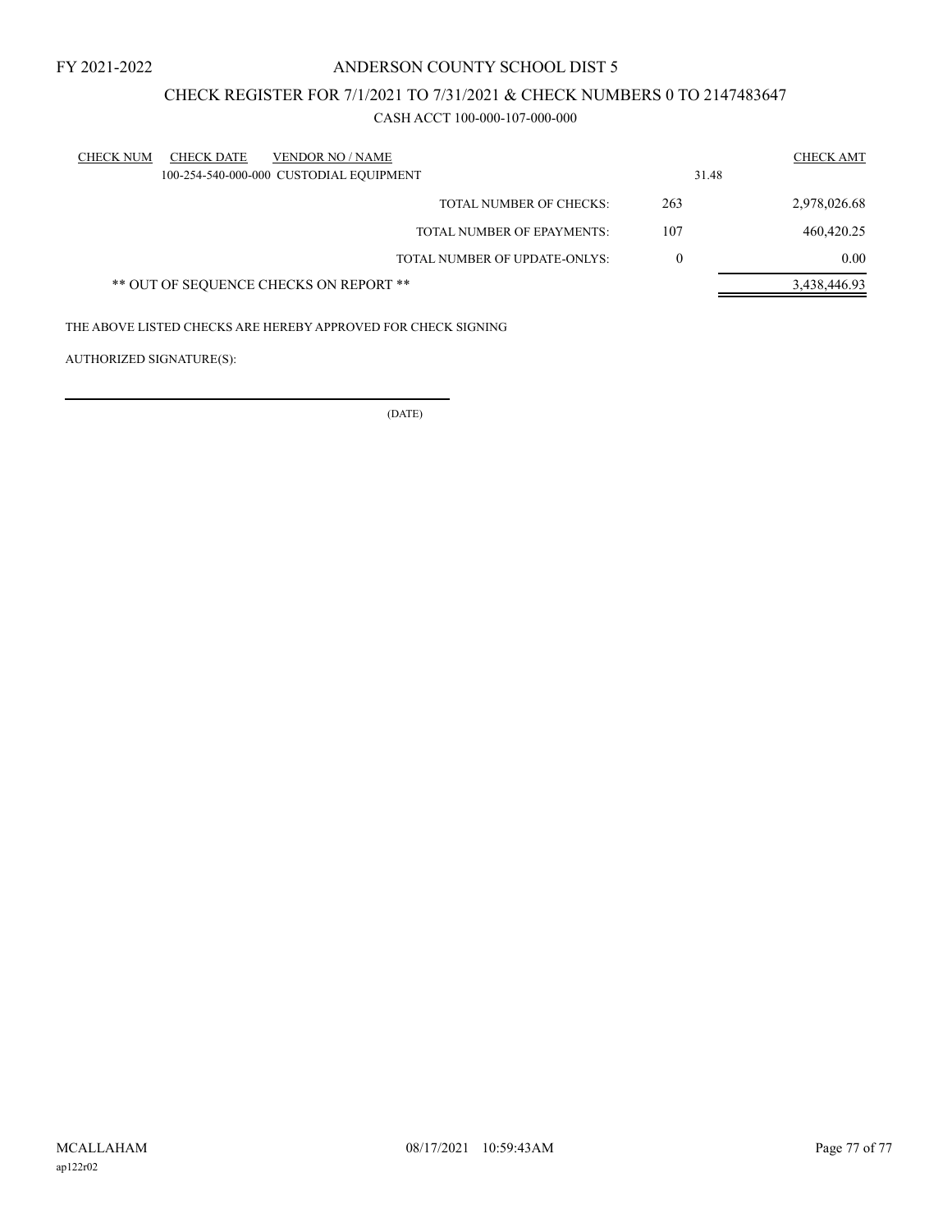FY 2021-2022

ANDERSON COUNTY SCHOOL DIST 5

CHECK REGISTER FOR 7/1/2021 TO 7/31/2021 & CHECK NUMBERS 0 TO 2147483647

CASH ACCT 100-000-107-000-000

| CHECK NUM | CHECK DATE | VENDOR NO / NAME | | | CHECK AMT |
|---|---|---|---|---|---|
| | | 100-254-540-000-000 CUSTODIAL EQUIPMENT | | 31.48 | |
| | | TOTAL NUMBER OF CHECKS: | 263 | | 2,978,026.68 |
| | | TOTAL NUMBER OF EPAYMENTS: | 107 | | 460,420.25 |
| | | TOTAL NUMBER OF UPDATE-ONLYS: | 0 | | 0.00 |
| | | ** OUT OF SEQUENCE CHECKS ON REPORT ** | | | 3,438,446.93 |

THE ABOVE LISTED CHECKS ARE HEREBY APPROVED FOR CHECK SIGNING

AUTHORIZED SIGNATURE(S):

(DATE)

MCALLAHAM 08/17/2021 10:59:43AM

ap122r02